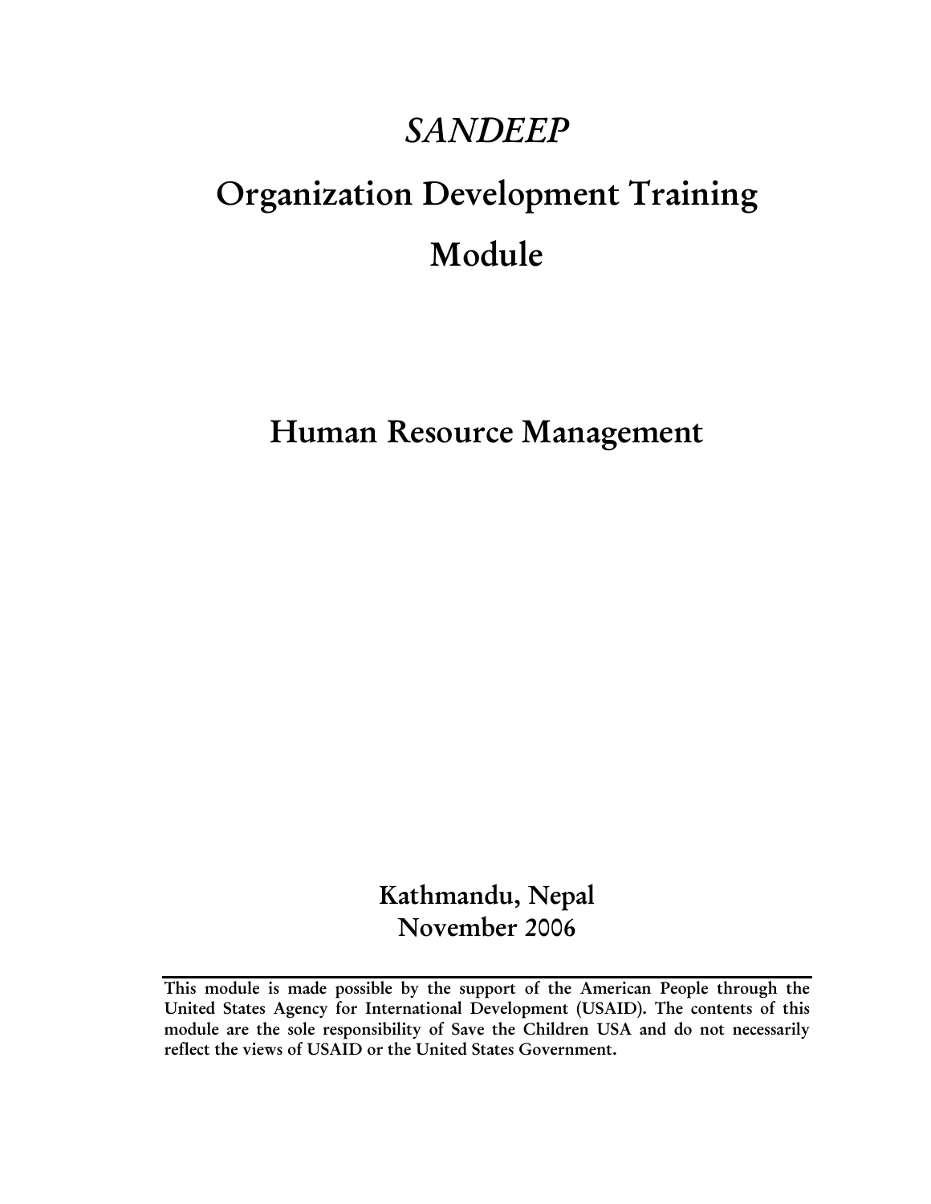# *SANDEEP*

# Organization Development Training Module

## Human Resource Management

**Kathmandu, Nepal**
**November 2006**

**This module is made possible by the support of the American People through the United States Agency for International Development (USAID). The contents of this module are the sole responsibility of Save the Children USA and do not necessarily reflect the views of USAID or the United States Government.**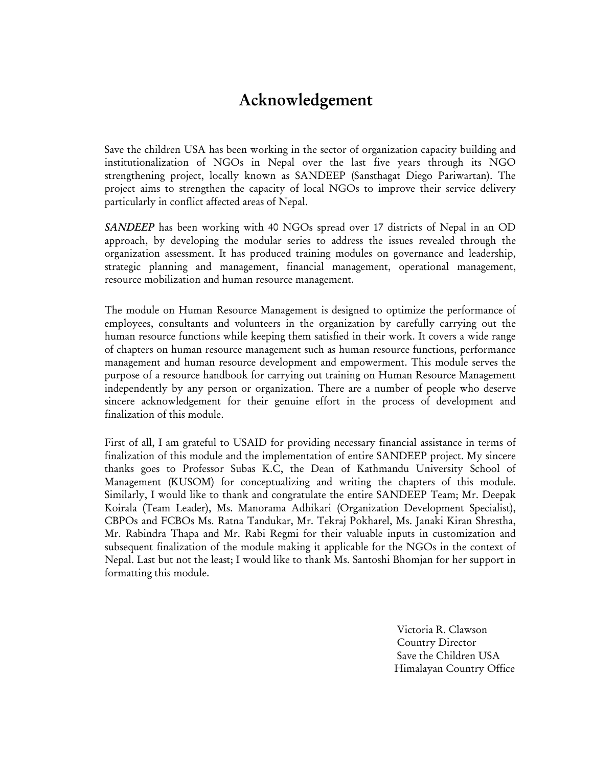# Acknowledgement

Save the children USA has been working in the sector of organization capacity building and institutionalization of NGOs in Nepal over the last five years through its NGO strengthening project, locally known as SANDEEP (Sansthagat Diego Pariwartan). The project aims to strengthen the capacity of local NGOs to improve their service delivery particularly in conflict affected areas of Nepal.

***SANDEEP*** has been working with 40 NGOs spread over 17 districts of Nepal in an OD approach, by developing the modular series to address the issues revealed through the organization assessment. It has produced training modules on governance and leadership, strategic planning and management, financial management, operational management, resource mobilization and human resource management.

The module on Human Resource Management is designed to optimize the performance of employees, consultants and volunteers in the organization by carefully carrying out the human resource functions while keeping them satisfied in their work. It covers a wide range of chapters on human resource management such as human resource functions, performance management and human resource development and empowerment. This module serves the purpose of a resource handbook for carrying out training on Human Resource Management independently by any person or organization. There are a number of people who deserve sincere acknowledgement for their genuine effort in the process of development and finalization of this module.

First of all, I am grateful to USAID for providing necessary financial assistance in terms of finalization of this module and the implementation of entire SANDEEP project. My sincere thanks goes to Professor Subas K.C, the Dean of Kathmandu University School of Management (KUSOM) for conceptualizing and writing the chapters of this module. Similarly, I would like to thank and congratulate the entire SANDEEP Team; Mr. Deepak Koirala (Team Leader), Ms. Manorama Adhikari (Organization Development Specialist), CBPOs and FCBOs Ms. Ratna Tandukar, Mr. Tekraj Pokharel, Ms. Janaki Kiran Shrestha, Mr. Rabindra Thapa and Mr. Rabi Regmi for their valuable inputs in customization and subsequent finalization of the module making it applicable for the NGOs in the context of Nepal. Last but not the least; I would like to thank Ms. Santoshi Bhomjan for her support in formatting this module.

Victoria R. Clawson
Country Director
Save the Children USA
Himalayan Country Office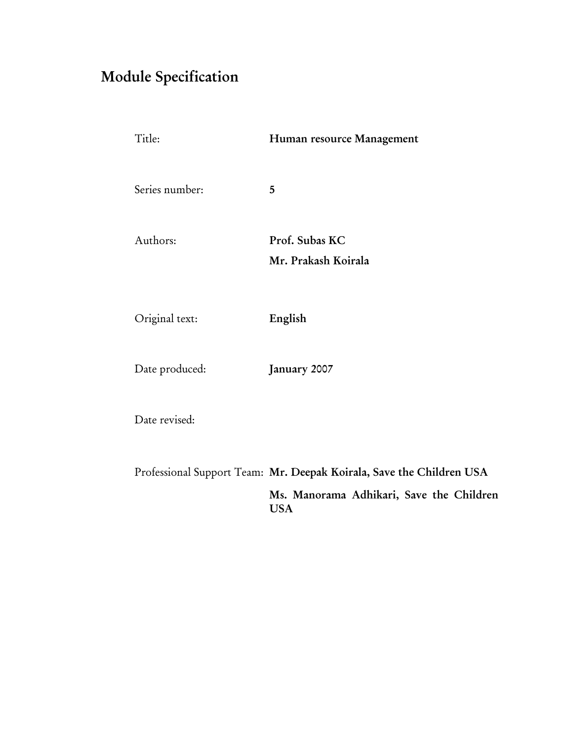# Module Specification

| | |
|---|---|
| Title: | **Human resource Management** |
| Series number: | **5** |
| Authors: | **Prof. Subas KC**<br>**Mr. Prakash Koirala** |
| Original text: | **English** |
| Date produced: | **January 2007** |
| Date revised: | |
| Professional Support Team: | **Mr. Deepak Koirala, Save the Children USA**<br>**Ms. Manorama Adhikari, Save the Children USA** |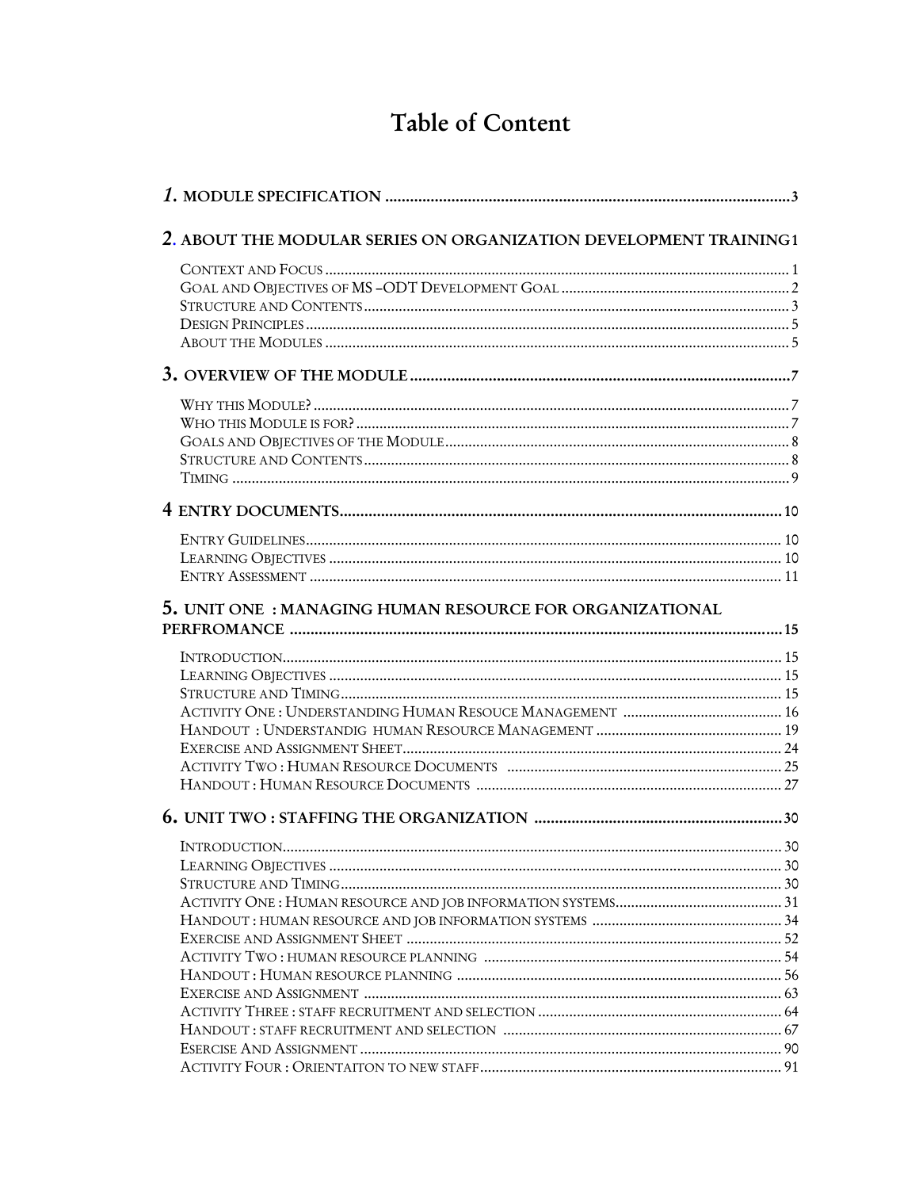# Table of Content

**1. MODULE SPECIFICATION** .................................................................................................3

**2. ABOUT THE MODULAR SERIES ON ORGANIZATION DEVELOPMENT TRAINING** 1

CONTEXT AND FOCUS ........................................................................................................ 1
GOAL AND OBJECTIVES OF MS –ODT DEVELOPMENT GOAL ............................................... 2
STRUCTURE AND CONTENTS ............................................................................................. 3
DESIGN PRINCIPLES .......................................................................................................... 5
ABOUT THE MODULES ....................................................................................................... 5

**3. OVERVIEW OF THE MODULE** ..........................................................................................7

WHY THIS MODULE? ........................................................................................................... 7
WHO THIS MODULE IS FOR? ................................................................................................ 7
GOALS AND OBJECTIVES OF THE MODULE .......................................................................... 8
STRUCTURE AND CONTENTS ............................................................................................. 8
TIMING .............................................................................................................................. 9

**4 ENTRY DOCUMENTS** ........................................................................................................10

ENTRY GUIDELINES ........................................................................................................... 10
LEARNING OBJECTIVES ...................................................................................................... 10
ENTRY ASSESSMENT .......................................................................................................... 11

**5. UNIT ONE : MANAGING HUMAN RESOURCE FOR ORGANIZATIONAL PERFROMANCE** ......................................................................................................................15

INTRODUCTION .................................................................................................................. 15
LEARNING OBJECTIVES ...................................................................................................... 15
STRUCTURE AND TIMING ................................................................................................... 15
ACTIVITY ONE : UNDERSTANDING HUMAN RESOUCE MANAGEMENT .................................... 16
HANDOUT : UNDERSTANDIG HUMAN RESOURCE MANAGEMENT ........................................... 19
EXERCISE AND ASSIGNMENT SHEET .................................................................................... 24
ACTIVITY TWO : HUMAN RESOURCE DOCUMENTS ................................................................. 25
HANDOUT : HUMAN RESOURCE DOCUMENTS ......................................................................... 27

**6. UNIT TWO : STAFFING THE ORGANIZATION** ...............................................................30

INTRODUCTION .................................................................................................................. 30
LEARNING OBJECTIVES ...................................................................................................... 30
STRUCTURE AND TIMING ................................................................................................... 30
ACTIVITY ONE : HUMAN RESOURCE AND JOB INFORMATION SYSTEMS ................................. 31
HANDOUT : HUMAN RESOURCE AND JOB INFORMATION SYSTEMS ......................................... 34
EXERCISE AND ASSIGNMENT SHEET .................................................................................... 52
ACTIVITY TWO : HUMAN RESOURCE PLANNING ................................................................... 54
HANDOUT : HUMAN RESOURCE PLANNING ........................................................................... 56
EXERCISE AND ASSIGNMENT ............................................................................................... 63
ACTIVITY THREE : STAFF RECRUITMENT AND SELECTION ..................................................... 64
HANDOUT : STAFF RECRUITMENT AND SELECTION ............................................................... 67
ESERCISE AND ASSIGNMENT ............................................................................................... 90
ACTIVITY FOUR : ORIENTAITON TO NEW STAFF .................................................................... 91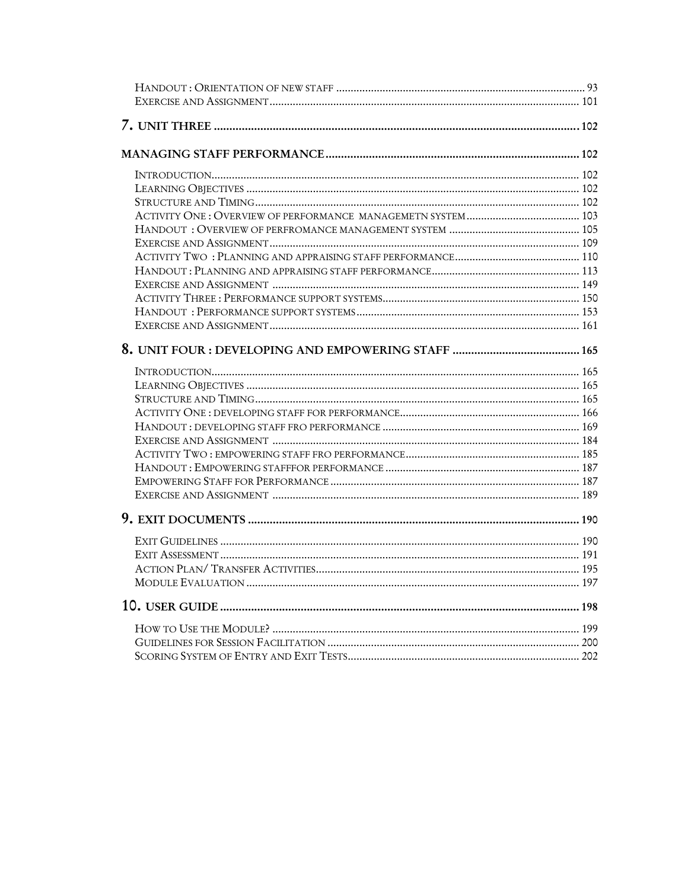Handout : Orientation of new staff ..................................................................................... 93
Exercise and Assignment......................................................................................................... 101

**7. UNIT THREE** ...................................................................................................................... 102

**MANAGING STAFF PERFORMANCE** ..................................................................................... 102

Introduction............................................................................................................................. 102
Learning Objectives ................................................................................................................. 102
Structure and Timing............................................................................................................... 102
Activity One : Overview of performance managemetn system ...................................... 103
Handout : Overview of perfromance management system ............................................ 105
Exercise and Assignment......................................................................................................... 109
Activity Two : Planning and appraising staff performance............................................ 110
Handout : Planning and appraising staff performance.................................................. 113
Exercise and Assignment ........................................................................................................ 149
Activity Three : Performance support systems................................................................... 150
Handout : Performance support systems............................................................................ 153
Exercise and Assignment......................................................................................................... 161

**8. UNIT FOUR : DEVELOPING AND EMPOWERING STAFF** ........................................ 165

Introduction............................................................................................................................. 165
Learning Objectives ................................................................................................................. 165
Structure and Timing............................................................................................................... 165
Activity One : developing staff for performance.............................................................. 166
Handout : developing staff fro performance .................................................................... 169
Exercise and Assignment ........................................................................................................ 184
Activity Two : empowering staff fro performance............................................................ 185
Handout : Empowering stafffor performance .................................................................. 187
Empowering Staff for Performance .................................................................................... 187
Exercise and Assignment ........................................................................................................ 189

**9. EXIT DOCUMENTS** ........................................................................................................... 190

Exit Guidelines .......................................................................................................................... 190
Exit Assessment .......................................................................................................................... 191
Action Plan/ Transfer Activities.......................................................................................... 195
Module Evaluation ................................................................................................................. 197

**10. USER GUIDE** .................................................................................................................... 198

How to Use the Module? ......................................................................................................... 199
Guidelines for Session Facilitation ...................................................................................... 200
Scoring System of Entry and Exit Tests............................................................................... 202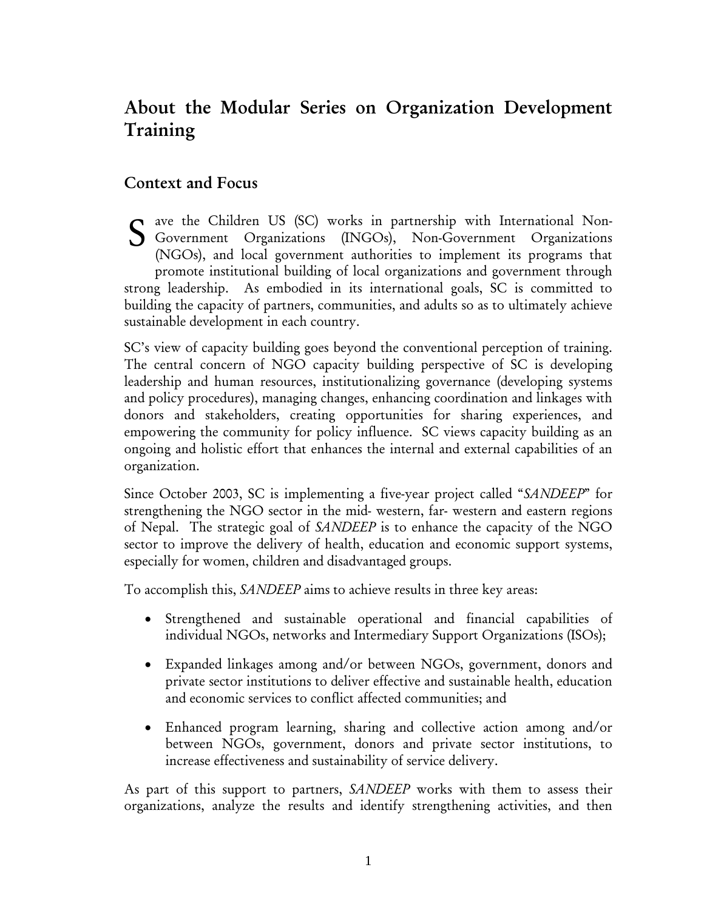# About the Modular Series on Organization Development Training

## Context and Focus

Save the Children US (SC) works in partnership with International Non-Government Organizations (INGOs), Non-Government Organizations (NGOs), and local government authorities to implement its programs that promote institutional building of local organizations and government through strong leadership. As embodied in its international goals, SC is committed to building the capacity of partners, communities, and adults so as to ultimately achieve sustainable development in each country.

SC's view of capacity building goes beyond the conventional perception of training. The central concern of NGO capacity building perspective of SC is developing leadership and human resources, institutionalizing governance (developing systems and policy procedures), managing changes, enhancing coordination and linkages with donors and stakeholders, creating opportunities for sharing experiences, and empowering the community for policy influence. SC views capacity building as an ongoing and holistic effort that enhances the internal and external capabilities of an organization.

Since October 2003, SC is implementing a five-year project called "*SANDEEP*" for strengthening the NGO sector in the mid- western, far- western and eastern regions of Nepal. The strategic goal of *SANDEEP* is to enhance the capacity of the NGO sector to improve the delivery of health, education and economic support systems, especially for women, children and disadvantaged groups.

To accomplish this, *SANDEEP* aims to achieve results in three key areas:

- Strengthened and sustainable operational and financial capabilities of individual NGOs, networks and Intermediary Support Organizations (ISOs);
- Expanded linkages among and/or between NGOs, government, donors and private sector institutions to deliver effective and sustainable health, education and economic services to conflict affected communities; and
- Enhanced program learning, sharing and collective action among and/or between NGOs, government, donors and private sector institutions, to increase effectiveness and sustainability of service delivery.

As part of this support to partners, *SANDEEP* works with them to assess their organizations, analyze the results and identify strengthening activities, and then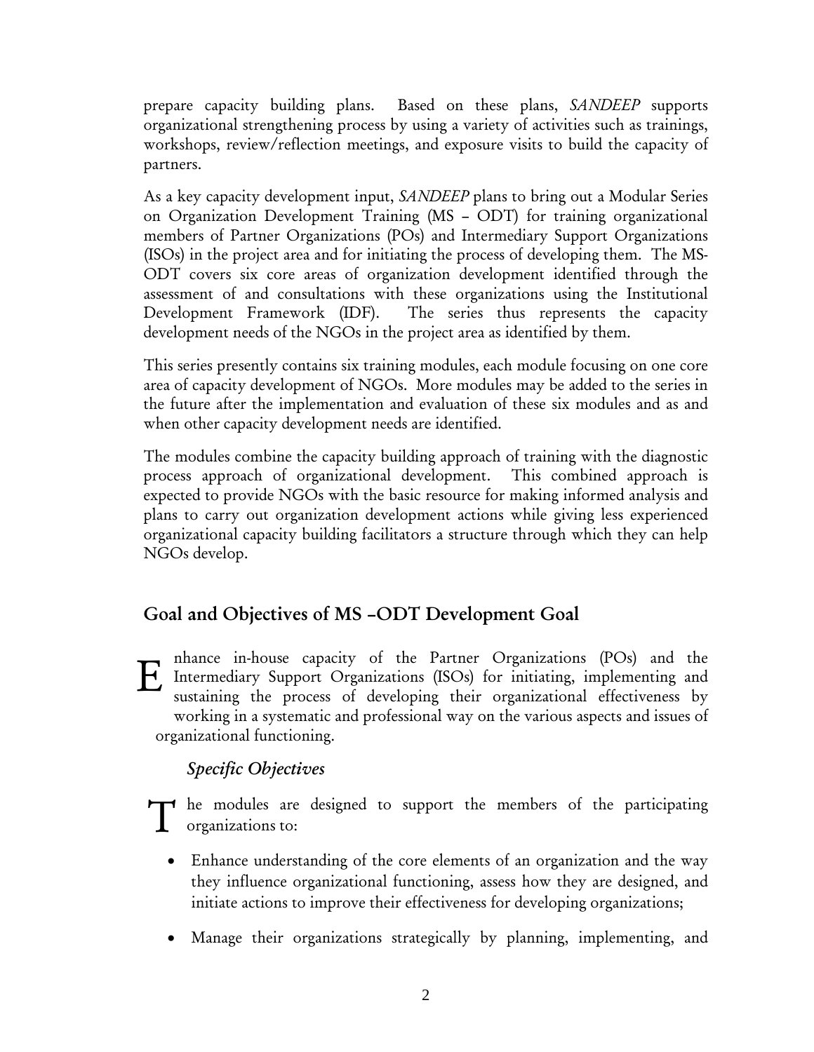prepare capacity building plans. Based on these plans, *SANDEEP* supports organizational strengthening process by using a variety of activities such as trainings, workshops, review/reflection meetings, and exposure visits to build the capacity of partners.

As a key capacity development input, *SANDEEP* plans to bring out a Modular Series on Organization Development Training (MS – ODT) for training organizational members of Partner Organizations (POs) and Intermediary Support Organizations (ISOs) in the project area and for initiating the process of developing them. The MS-ODT covers six core areas of organization development identified through the assessment of and consultations with these organizations using the Institutional Development Framework (IDF). The series thus represents the capacity development needs of the NGOs in the project area as identified by them.

This series presently contains six training modules, each module focusing on one core area of capacity development of NGOs. More modules may be added to the series in the future after the implementation and evaluation of these six modules and as and when other capacity development needs are identified.

The modules combine the capacity building approach of training with the diagnostic process approach of organizational development. This combined approach is expected to provide NGOs with the basic resource for making informed analysis and plans to carry out organization development actions while giving less experienced organizational capacity building facilitators a structure through which they can help NGOs develop.

## Goal and Objectives of MS –ODT Development Goal

Enhance in-house capacity of the Partner Organizations (POs) and the Intermediary Support Organizations (ISOs) for initiating, implementing and sustaining the process of developing their organizational effectiveness by working in a systematic and professional way on the various aspects and issues of organizational functioning.

### *Specific Objectives*

The modules are designed to support the members of the participating organizations to:

- Enhance understanding of the core elements of an organization and the way they influence organizational functioning, assess how they are designed, and initiate actions to improve their effectiveness for developing organizations;
- Manage their organizations strategically by planning, implementing, and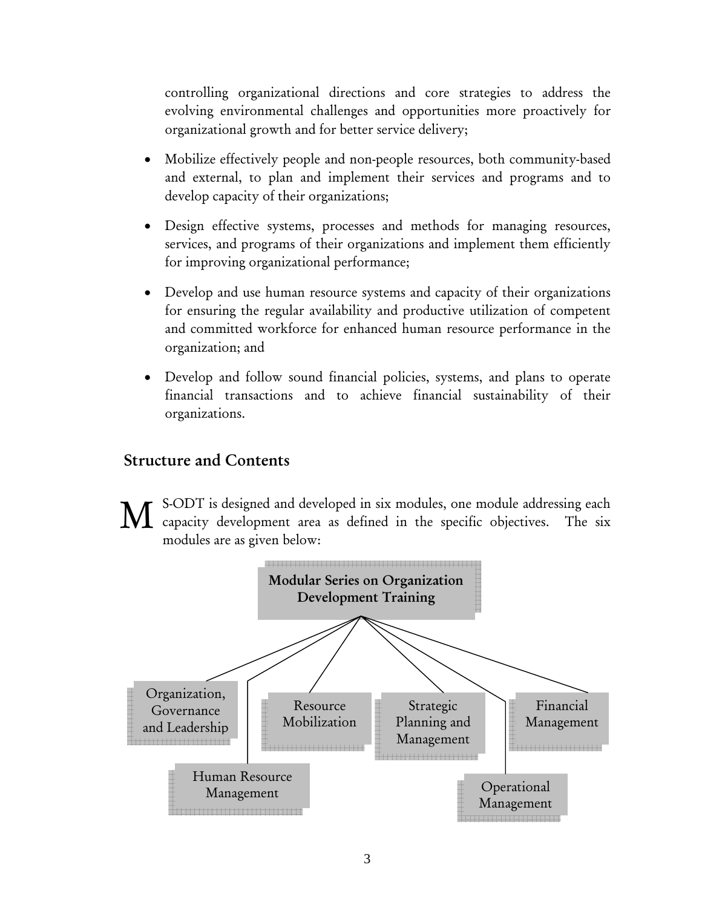controlling organizational directions and core strategies to address the evolving environmental challenges and opportunities more proactively for organizational growth and for better service delivery;

- Mobilize effectively people and non-people resources, both community-based and external, to plan and implement their services and programs and to develop capacity of their organizations;
- Design effective systems, processes and methods for managing resources, services, and programs of their organizations and implement them efficiently for improving organizational performance;
- Develop and use human resource systems and capacity of their organizations for ensuring the regular availability and productive utilization of competent and committed workforce for enhanced human resource performance in the organization; and
- Develop and follow sound financial policies, systems, and plans to operate financial transactions and to achieve financial sustainability of their organizations.

## Structure and Contents

MS-ODT is designed and developed in six modules, one module addressing each capacity development area as defined in the specific objectives. The six modules are as given below:

**Modular Series on Organization Development Training**

- Organization, Governance and Leadership
- Human Resource Management
- Resource Mobilization
- Strategic Planning and Management
- Operational Management
- Financial Management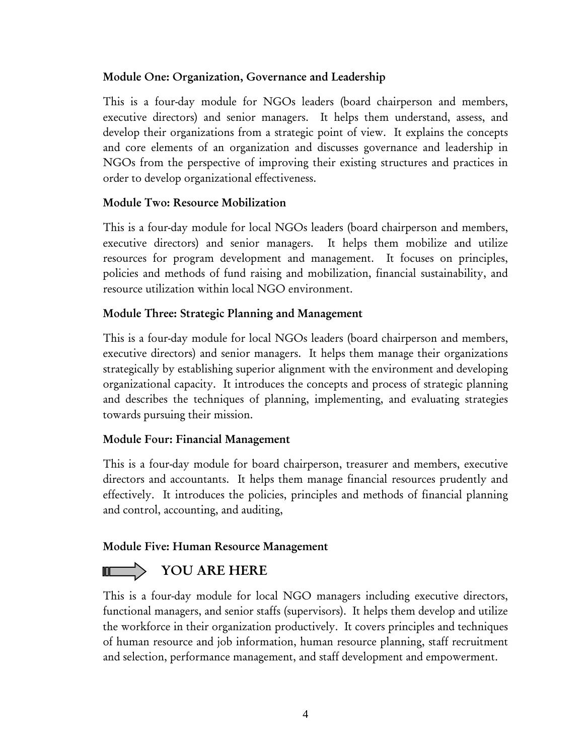**Module One: Organization, Governance and Leadership**

This is a four-day module for NGOs leaders (board chairperson and members, executive directors) and senior managers. It helps them understand, assess, and develop their organizations from a strategic point of view. It explains the concepts and core elements of an organization and discusses governance and leadership in NGOs from the perspective of improving their existing structures and practices in order to develop organizational effectiveness.

**Module Two: Resource Mobilization**

This is a four-day module for local NGOs leaders (board chairperson and members, executive directors) and senior managers. It helps them mobilize and utilize resources for program development and management. It focuses on principles, policies and methods of fund raising and mobilization, financial sustainability, and resource utilization within local NGO environment.

**Module Three: Strategic Planning and Management**

This is a four-day module for local NGOs leaders (board chairperson and members, executive directors) and senior managers. It helps them manage their organizations strategically by establishing superior alignment with the environment and developing organizational capacity. It introduces the concepts and process of strategic planning and describes the techniques of planning, implementing, and evaluating strategies towards pursuing their mission.

**Module Four: Financial Management**

This is a four-day module for board chairperson, treasurer and members, executive directors and accountants. It helps them manage financial resources prudently and effectively. It introduces the policies, principles and methods of financial planning and control, accounting, and auditing,

**Module Five: Human Resource Management**

**YOU ARE HERE**

This is a four-day module for local NGO managers including executive directors, functional managers, and senior staffs (supervisors). It helps them develop and utilize the workforce in their organization productively. It covers principles and techniques of human resource and job information, human resource planning, staff recruitment and selection, performance management, and staff development and empowerment.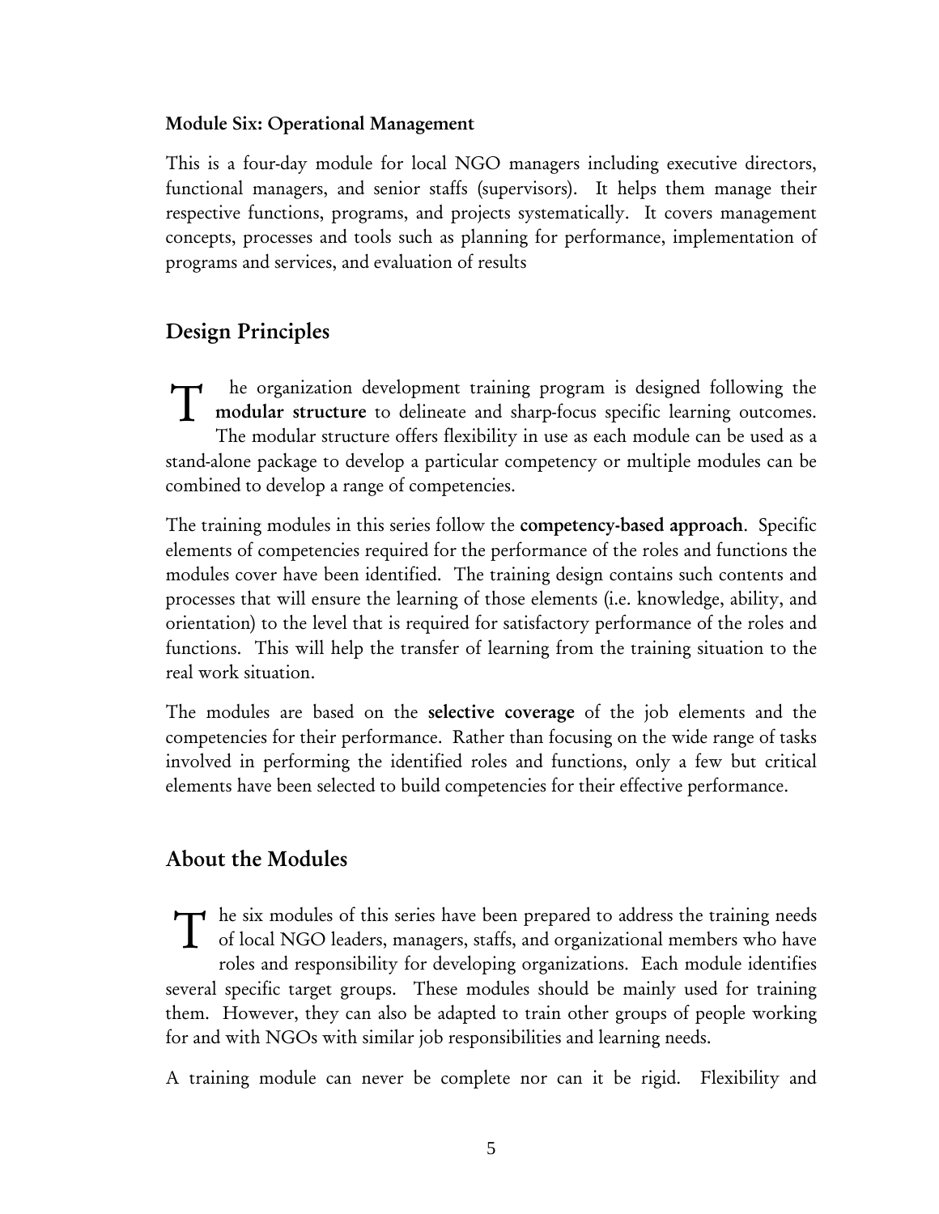**Module Six: Operational Management**

This is a four-day module for local NGO managers including executive directors, functional managers, and senior staffs (supervisors). It helps them manage their respective functions, programs, and projects systematically. It covers management concepts, processes and tools such as planning for performance, implementation of programs and services, and evaluation of results

## Design Principles

The organization development training program is designed following the **modular structure** to delineate and sharp-focus specific learning outcomes. The modular structure offers flexibility in use as each module can be used as a stand-alone package to develop a particular competency or multiple modules can be combined to develop a range of competencies.

The training modules in this series follow the **competency-based approach**. Specific elements of competencies required for the performance of the roles and functions the modules cover have been identified. The training design contains such contents and processes that will ensure the learning of those elements (i.e. knowledge, ability, and orientation) to the level that is required for satisfactory performance of the roles and functions. This will help the transfer of learning from the training situation to the real work situation.

The modules are based on the **selective coverage** of the job elements and the competencies for their performance. Rather than focusing on the wide range of tasks involved in performing the identified roles and functions, only a few but critical elements have been selected to build competencies for their effective performance.

## About the Modules

The six modules of this series have been prepared to address the training needs of local NGO leaders, managers, staffs, and organizational members who have roles and responsibility for developing organizations. Each module identifies several specific target groups. These modules should be mainly used for training them. However, they can also be adapted to train other groups of people working for and with NGOs with similar job responsibilities and learning needs.

A training module can never be complete nor can it be rigid. Flexibility and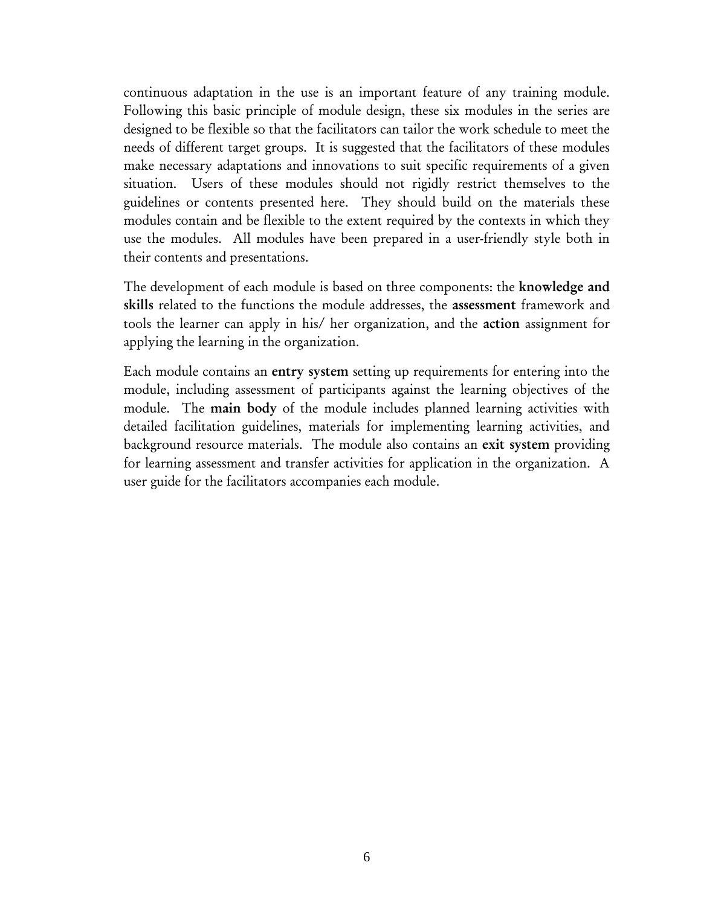continuous adaptation in the use is an important feature of any training module. Following this basic principle of module design, these six modules in the series are designed to be flexible so that the facilitators can tailor the work schedule to meet the needs of different target groups. It is suggested that the facilitators of these modules make necessary adaptations and innovations to suit specific requirements of a given situation. Users of these modules should not rigidly restrict themselves to the guidelines or contents presented here. They should build on the materials these modules contain and be flexible to the extent required by the contexts in which they use the modules. All modules have been prepared in a user-friendly style both in their contents and presentations.

The development of each module is based on three components: the **knowledge and skills** related to the functions the module addresses, the **assessment** framework and tools the learner can apply in his/ her organization, and the **action** assignment for applying the learning in the organization.

Each module contains an **entry system** setting up requirements for entering into the module, including assessment of participants against the learning objectives of the module. The **main body** of the module includes planned learning activities with detailed facilitation guidelines, materials for implementing learning activities, and background resource materials. The module also contains an **exit system** providing for learning assessment and transfer activities for application in the organization. A user guide for the facilitators accompanies each module.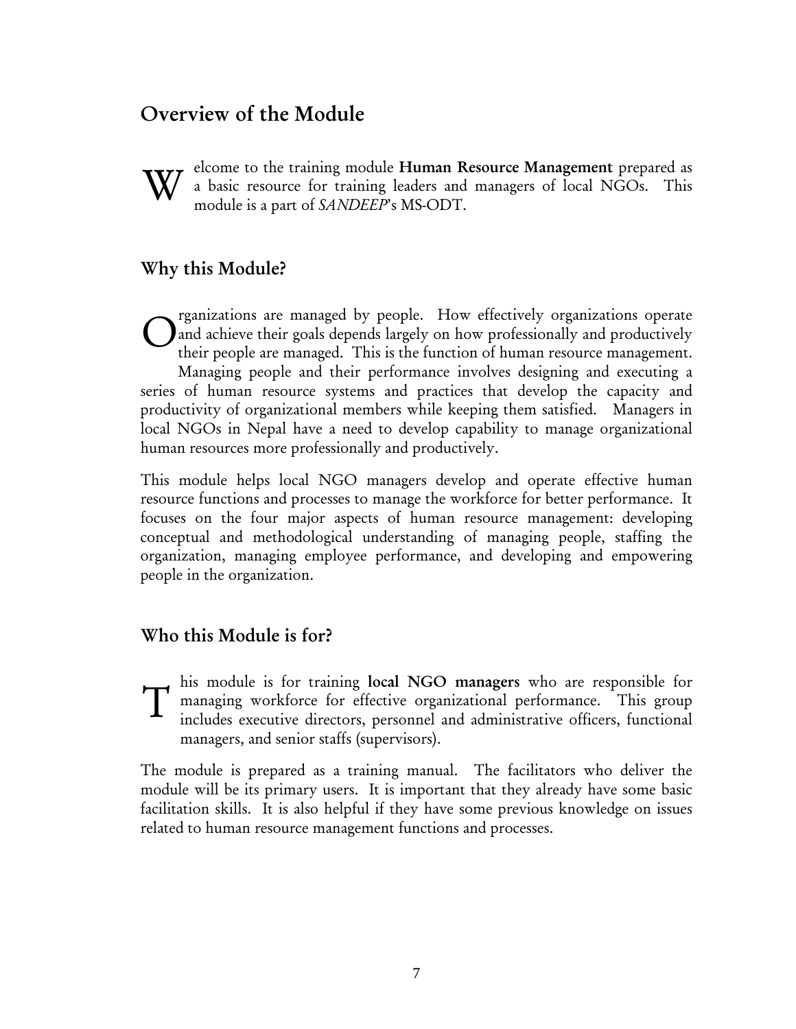## Overview of the Module

Welcome to the training module **Human Resource Management** prepared as a basic resource for training leaders and managers of local NGOs. This module is a part of *SANDEEP*'s MS-ODT.

### Why this Module?

Organizations are managed by people. How effectively organizations operate and achieve their goals depends largely on how professionally and productively their people are managed. This is the function of human resource management. Managing people and their performance involves designing and executing a series of human resource systems and practices that develop the capacity and productivity of organizational members while keeping them satisfied. Managers in local NGOs in Nepal have a need to develop capability to manage organizational human resources more professionally and productively.

This module helps local NGO managers develop and operate effective human resource functions and processes to manage the workforce for better performance. It focuses on the four major aspects of human resource management: developing conceptual and methodological understanding of managing people, staffing the organization, managing employee performance, and developing and empowering people in the organization.

### Who this Module is for?

This module is for training **local NGO managers** who are responsible for managing workforce for effective organizational performance. This group includes executive directors, personnel and administrative officers, functional managers, and senior staffs (supervisors).

The module is prepared as a training manual. The facilitators who deliver the module will be its primary users. It is important that they already have some basic facilitation skills. It is also helpful if they have some previous knowledge on issues related to human resource management functions and processes.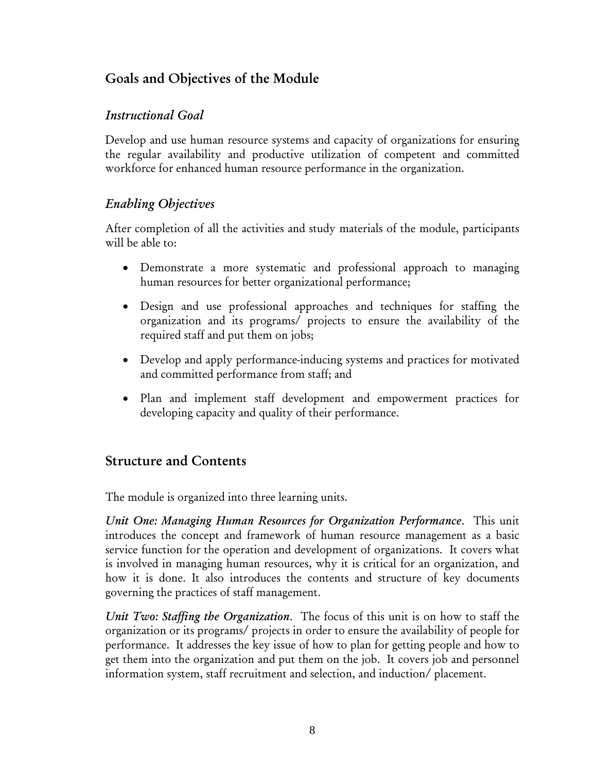## Goals and Objectives of the Module

### *Instructional Goal*

Develop and use human resource systems and capacity of organizations for ensuring the regular availability and productive utilization of competent and committed workforce for enhanced human resource performance in the organization.

### *Enabling Objectives*

After completion of all the activities and study materials of the module, participants will be able to:

- Demonstrate a more systematic and professional approach to managing human resources for better organizational performance;
- Design and use professional approaches and techniques for staffing the organization and its programs/ projects to ensure the availability of the required staff and put them on jobs;
- Develop and apply performance-inducing systems and practices for motivated and committed performance from staff; and
- Plan and implement staff development and empowerment practices for developing capacity and quality of their performance.

## Structure and Contents

The module is organized into three learning units.

*Unit One: Managing Human Resources for Organization Performance*. This unit introduces the concept and framework of human resource management as a basic service function for the operation and development of organizations. It covers what is involved in managing human resources, why it is critical for an organization, and how it is done. It also introduces the contents and structure of key documents governing the practices of staff management.

*Unit Two: Staffing the Organization*. The focus of this unit is on how to staff the organization or its programs/ projects in order to ensure the availability of people for performance. It addresses the key issue of how to plan for getting people and how to get them into the organization and put them on the job. It covers job and personnel information system, staff recruitment and selection, and induction/ placement.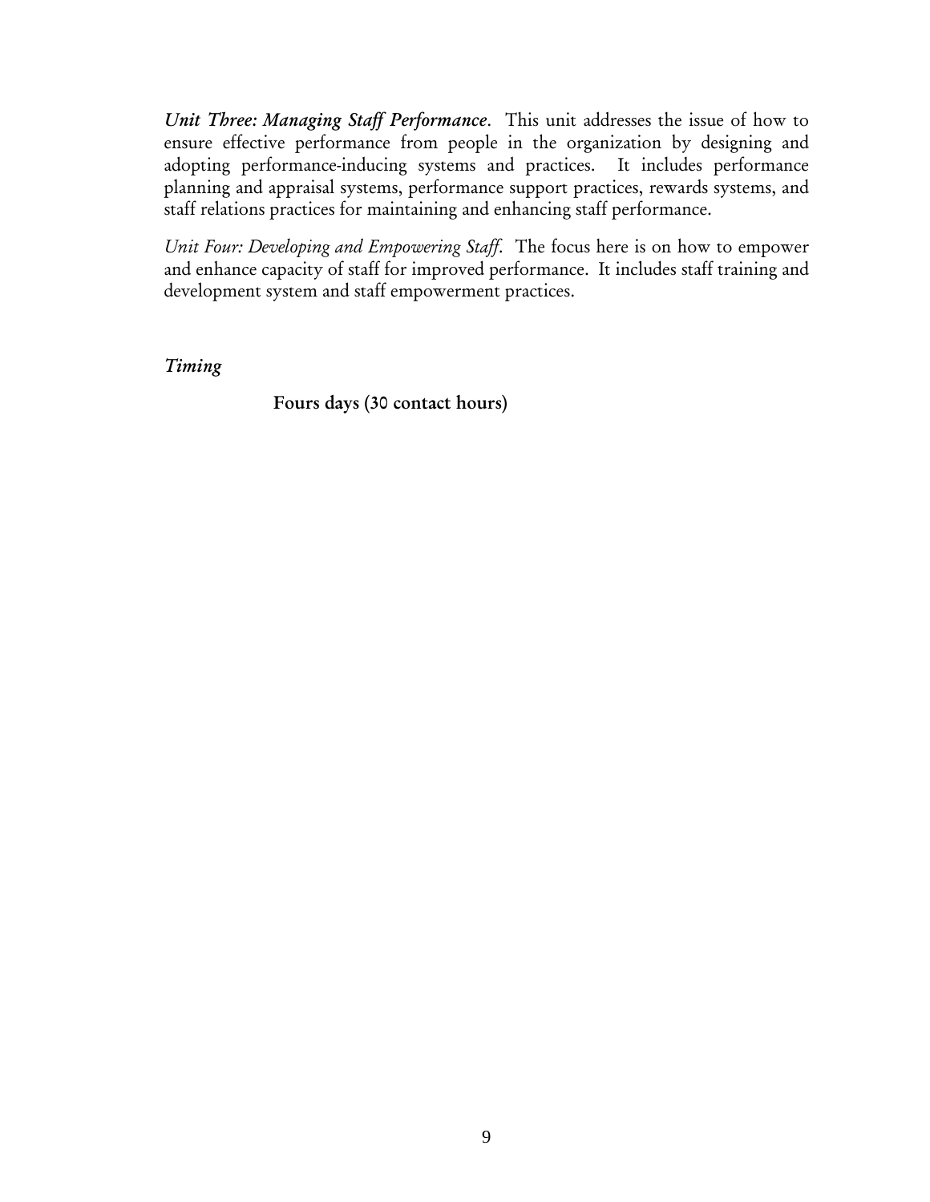***Unit Three: Managing Staff Performance***. This unit addresses the issue of how to ensure effective performance from people in the organization by designing and adopting performance-inducing systems and practices. It includes performance planning and appraisal systems, performance support practices, rewards systems, and staff relations practices for maintaining and enhancing staff performance.

*Unit Four: Developing and Empowering Staff*. The focus here is on how to empower and enhance capacity of staff for improved performance. It includes staff training and development system and staff empowerment practices.

*Timing*

**Fours days (30 contact hours)**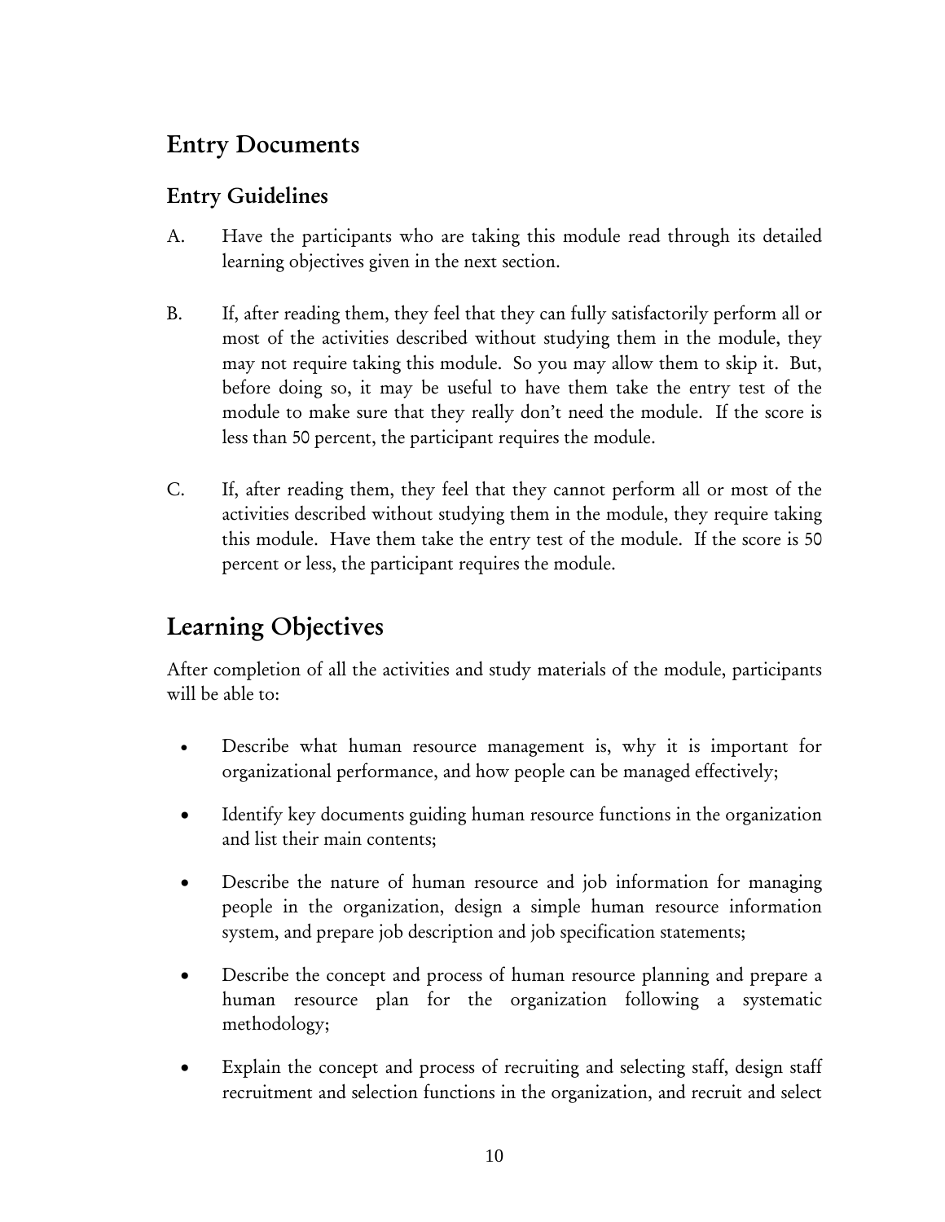## Entry Documents

### Entry Guidelines

A. Have the participants who are taking this module read through its detailed learning objectives given in the next section.

B. If, after reading them, they feel that they can fully satisfactorily perform all or most of the activities described without studying them in the module, they may not require taking this module. So you may allow them to skip it. But, before doing so, it may be useful to have them take the entry test of the module to make sure that they really don't need the module. If the score is less than 50 percent, the participant requires the module.

C. If, after reading them, they feel that they cannot perform all or most of the activities described without studying them in the module, they require taking this module. Have them take the entry test of the module. If the score is 50 percent or less, the participant requires the module.

## Learning Objectives

After completion of all the activities and study materials of the module, participants will be able to:

- Describe what human resource management is, why it is important for organizational performance, and how people can be managed effectively;
- Identify key documents guiding human resource functions in the organization and list their main contents;
- Describe the nature of human resource and job information for managing people in the organization, design a simple human resource information system, and prepare job description and job specification statements;
- Describe the concept and process of human resource planning and prepare a human resource plan for the organization following a systematic methodology;
- Explain the concept and process of recruiting and selecting staff, design staff recruitment and selection functions in the organization, and recruit and select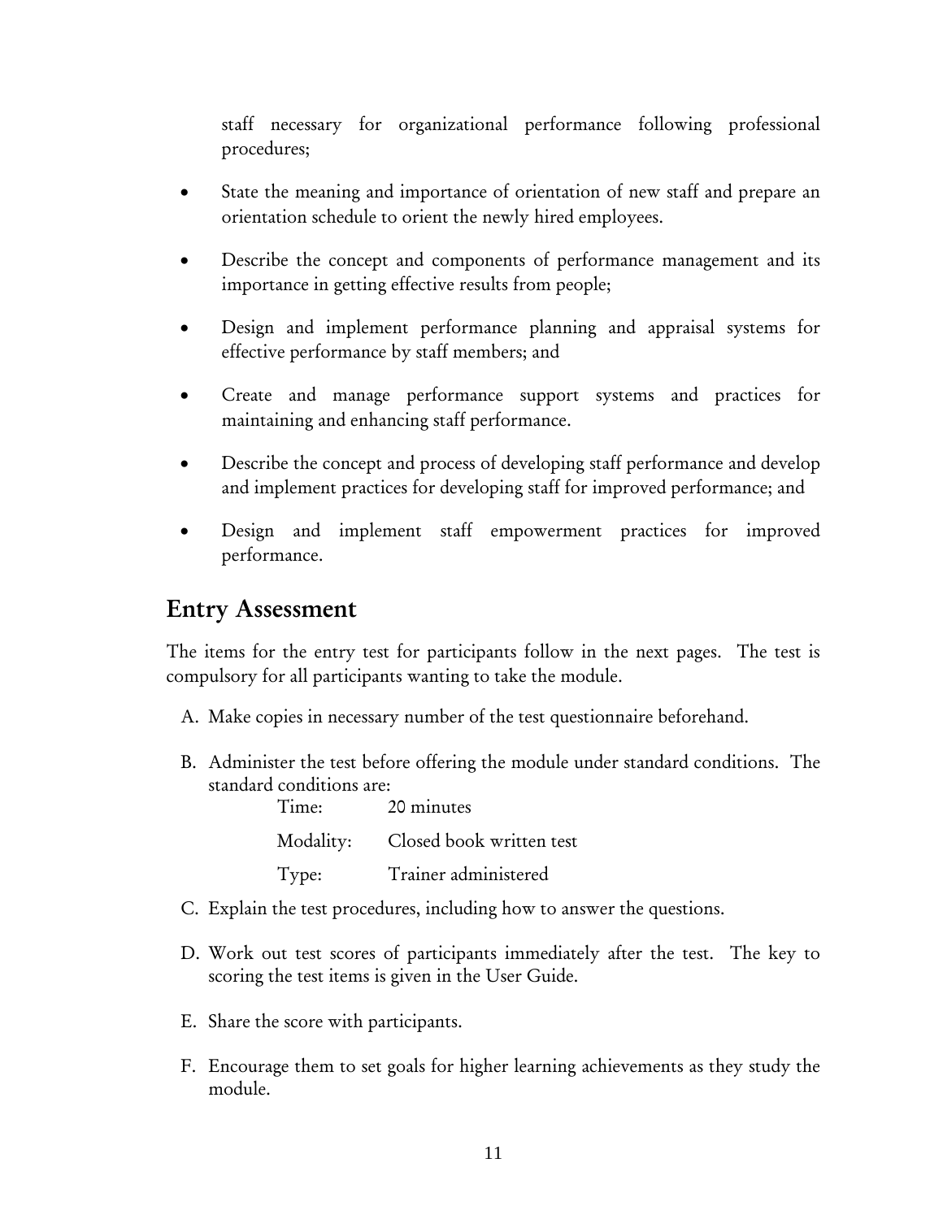staff necessary for organizational performance following professional procedures;

- State the meaning and importance of orientation of new staff and prepare an orientation schedule to orient the newly hired employees.

- Describe the concept and components of performance management and its importance in getting effective results from people;

- Design and implement performance planning and appraisal systems for effective performance by staff members; and

- Create and manage performance support systems and practices for maintaining and enhancing staff performance.

- Describe the concept and process of developing staff performance and develop and implement practices for developing staff for improved performance; and

- Design and implement staff empowerment practices for improved performance.

## Entry Assessment

The items for the entry test for participants follow in the next pages. The test is compulsory for all participants wanting to take the module.

A. Make copies in necessary number of the test questionnaire beforehand.

B. Administer the test before offering the module under standard conditions. The standard conditions are:

   Time: 20 minutes

   Modality: Closed book written test

   Type: Trainer administered

C. Explain the test procedures, including how to answer the questions.

D. Work out test scores of participants immediately after the test. The key to scoring the test items is given in the User Guide.

E. Share the score with participants.

F. Encourage them to set goals for higher learning achievements as they study the module.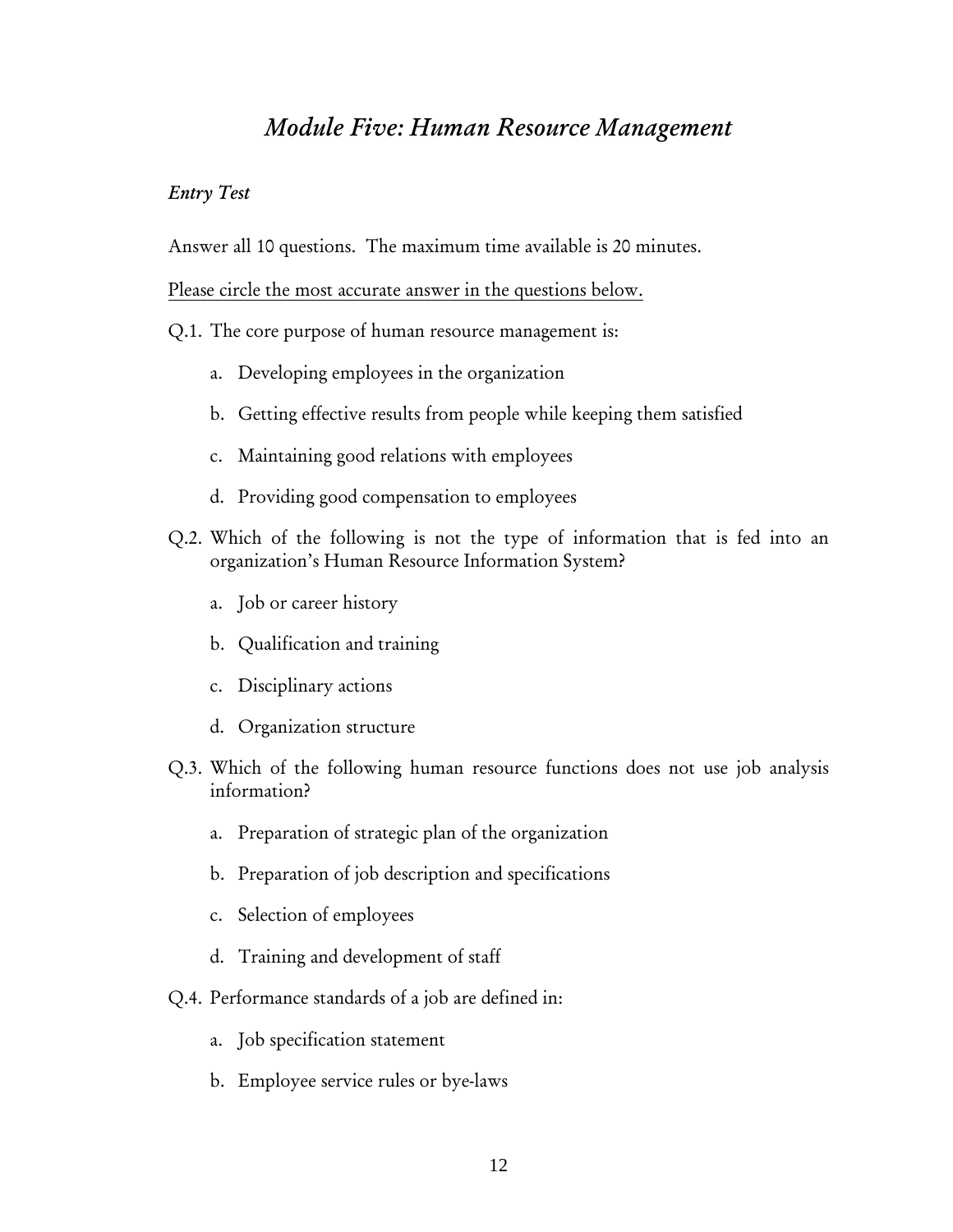# *Module Five: Human Resource Management*

## *Entry Test*

Answer all 10 questions. The maximum time available is 20 minutes.

<u>Please circle the most accurate answer in the questions below.</u>

Q.1. The core purpose of human resource management is:

a. Developing employees in the organization

b. Getting effective results from people while keeping them satisfied

c. Maintaining good relations with employees

d. Providing good compensation to employees

Q.2. Which of the following is not the type of information that is fed into an organization's Human Resource Information System?

a. Job or career history

b. Qualification and training

c. Disciplinary actions

d. Organization structure

Q.3. Which of the following human resource functions does not use job analysis information?

a. Preparation of strategic plan of the organization

b. Preparation of job description and specifications

c. Selection of employees

d. Training and development of staff

Q.4. Performance standards of a job are defined in:

a. Job specification statement

b. Employee service rules or bye-laws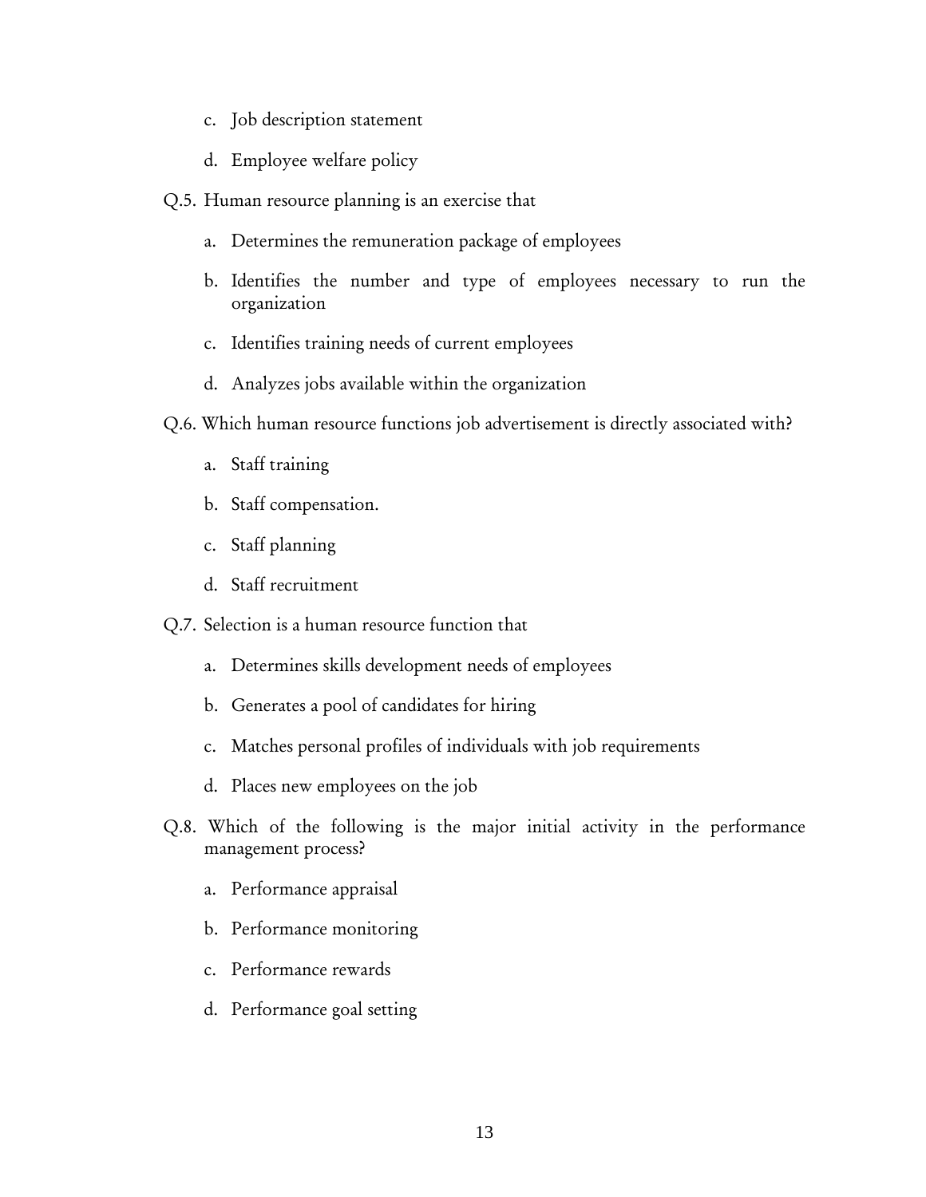c. Job description statement

d. Employee welfare policy

Q.5. Human resource planning is an exercise that

a. Determines the remuneration package of employees

b. Identifies the number and type of employees necessary to run the organization

c. Identifies training needs of current employees

d. Analyzes jobs available within the organization

Q.6. Which human resource functions job advertisement is directly associated with?

a. Staff training

b. Staff compensation.

c. Staff planning

d. Staff recruitment

Q.7. Selection is a human resource function that

a. Determines skills development needs of employees

b. Generates a pool of candidates for hiring

c. Matches personal profiles of individuals with job requirements

d. Places new employees on the job

Q.8. Which of the following is the major initial activity in the performance management process?

a. Performance appraisal

b. Performance monitoring

c. Performance rewards

d. Performance goal setting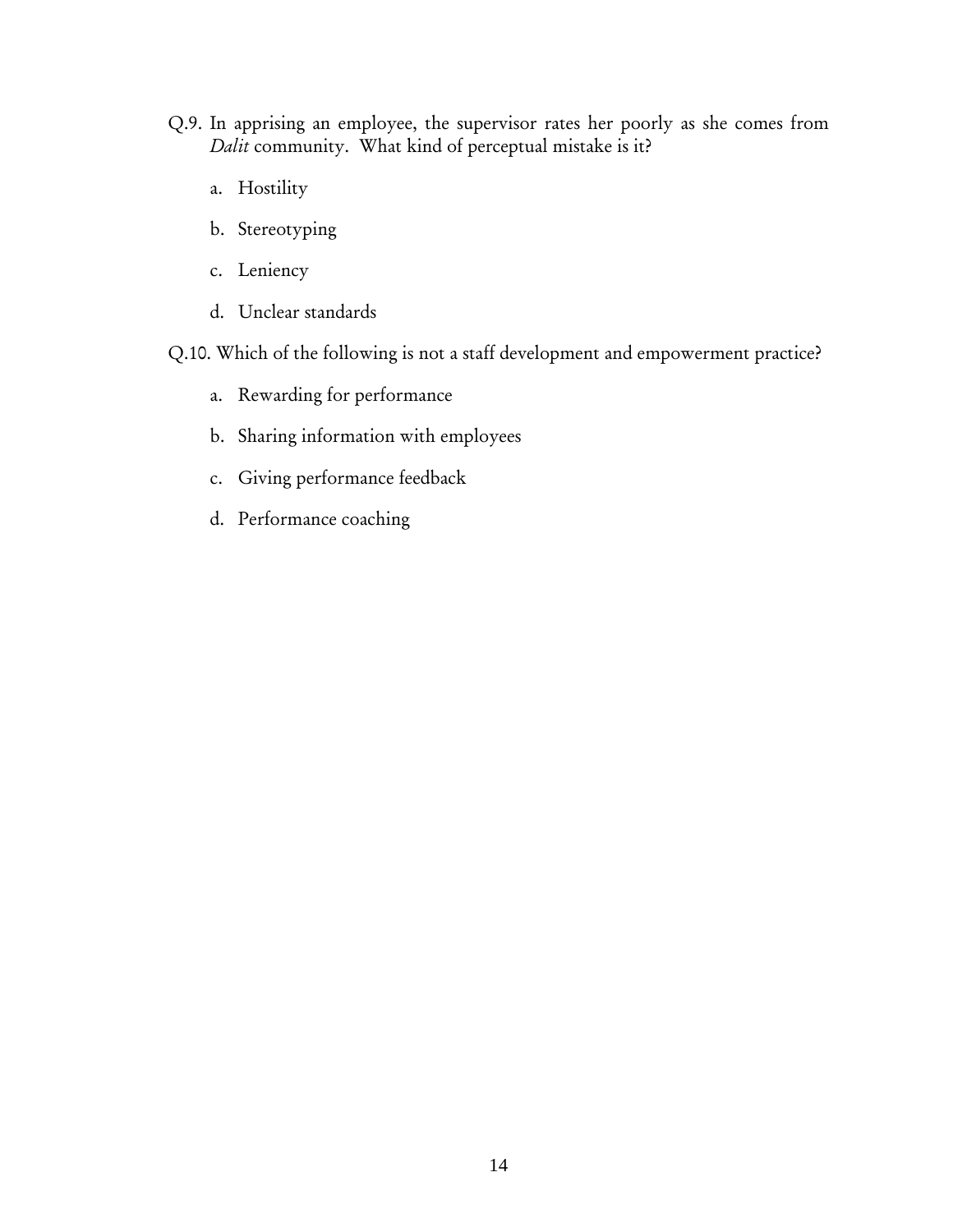Q.9. In apprising an employee, the supervisor rates her poorly as she comes from *Dalit* community. What kind of perceptual mistake is it?

a. Hostility

b. Stereotyping

c. Leniency

d. Unclear standards

Q.10. Which of the following is not a staff development and empowerment practice?

a. Rewarding for performance

b. Sharing information with employees

c. Giving performance feedback

d. Performance coaching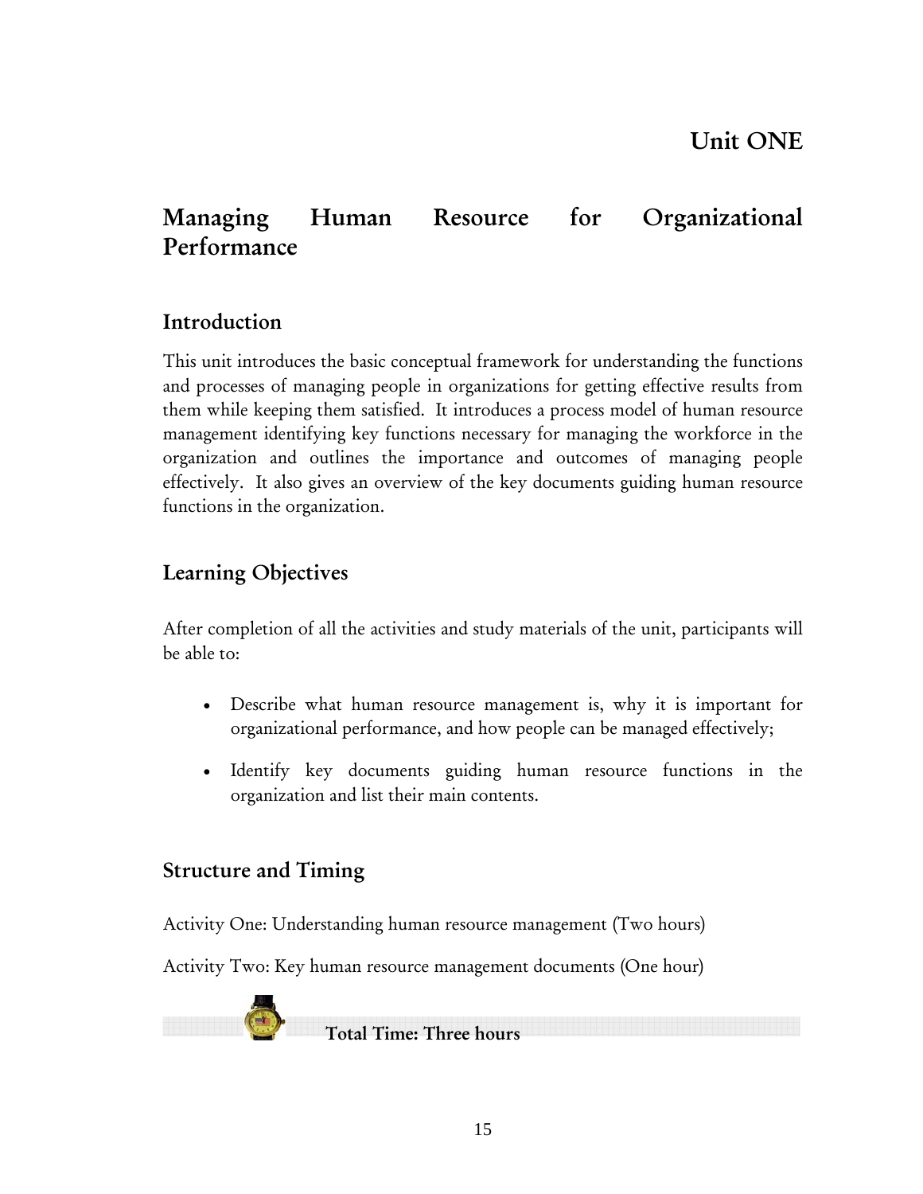# Unit ONE

## Managing Human Resource for Organizational Performance

### Introduction

This unit introduces the basic conceptual framework for understanding the functions and processes of managing people in organizations for getting effective results from them while keeping them satisfied. It introduces a process model of human resource management identifying key functions necessary for managing the workforce in the organization and outlines the importance and outcomes of managing people effectively. It also gives an overview of the key documents guiding human resource functions in the organization.

### Learning Objectives

After completion of all the activities and study materials of the unit, participants will be able to:

- Describe what human resource management is, why it is important for organizational performance, and how people can be managed effectively;
- Identify key documents guiding human resource functions in the organization and list their main contents.

### Structure and Timing

Activity One: Understanding human resource management (Two hours)

Activity Two: Key human resource management documents (One hour)

**Total Time: Three hours**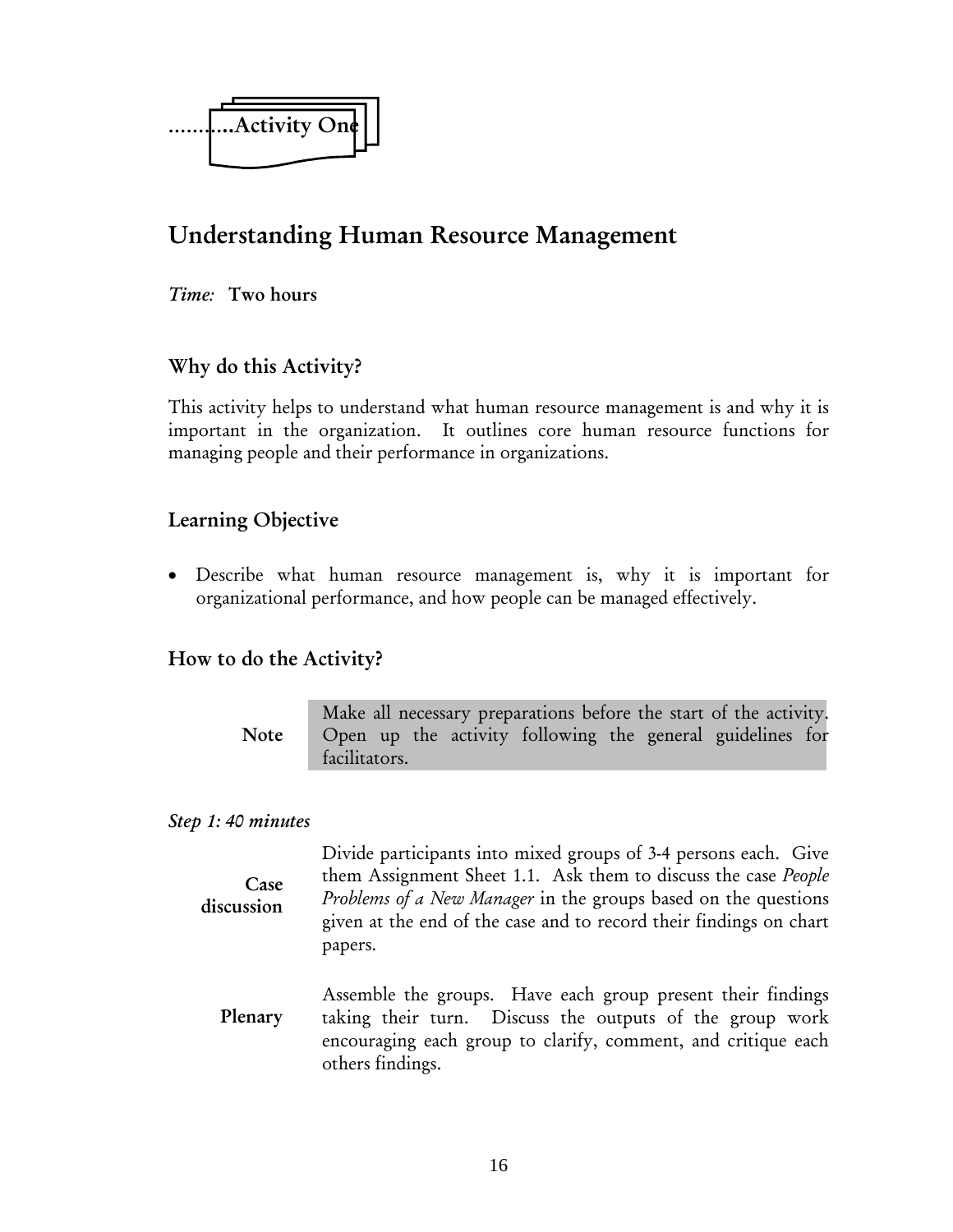……….Activity One

## Understanding Human Resource Management

*Time:* **Two hours**

### Why do this Activity?

This activity helps to understand what human resource management is and why it is important in the organization. It outlines core human resource functions for managing people and their performance in organizations.

### Learning Objective

- Describe what human resource management is, why it is important for organizational performance, and how people can be managed effectively.

### How to do the Activity?

**Note** Make all necessary preparations before the start of the activity. Open up the activity following the general guidelines for facilitators.

*Step 1: 40 minutes*

**Case discussion** Divide participants into mixed groups of 3-4 persons each. Give them Assignment Sheet 1.1. Ask them to discuss the case *People Problems of a New Manager* in the groups based on the questions given at the end of the case and to record their findings on chart papers.

**Plenary** Assemble the groups. Have each group present their findings taking their turn. Discuss the outputs of the group work encouraging each group to clarify, comment, and critique each others findings.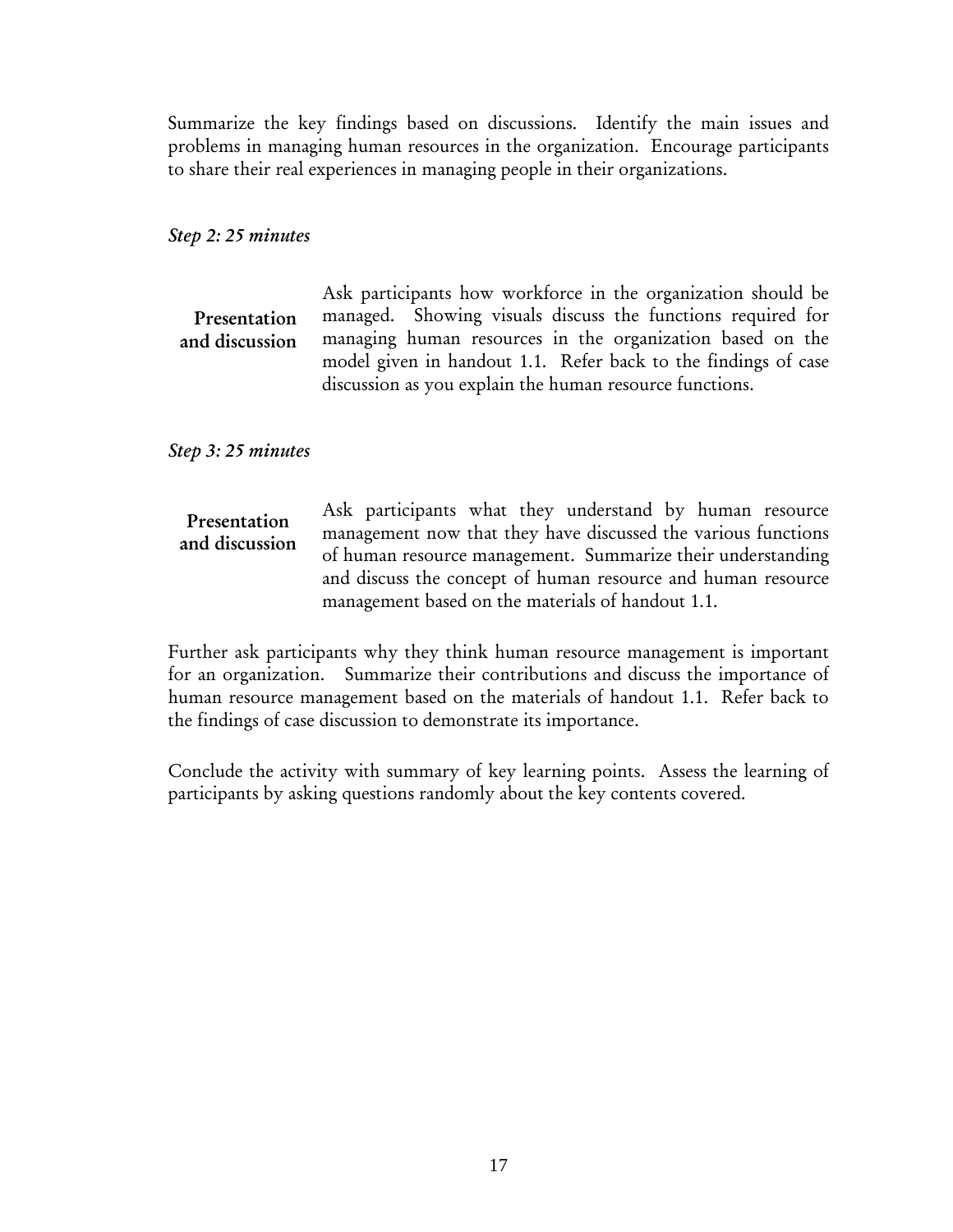Summarize the key findings based on discussions. Identify the main issues and problems in managing human resources in the organization. Encourage participants to share their real experiences in managing people in their organizations.

*Step 2: 25 minutes*

**Presentation and discussion**

Ask participants how workforce in the organization should be managed. Showing visuals discuss the functions required for managing human resources in the organization based on the model given in handout 1.1. Refer back to the findings of case discussion as you explain the human resource functions.

*Step 3: 25 minutes*

**Presentation and discussion**

Ask participants what they understand by human resource management now that they have discussed the various functions of human resource management. Summarize their understanding and discuss the concept of human resource and human resource management based on the materials of handout 1.1.

Further ask participants why they think human resource management is important for an organization. Summarize their contributions and discuss the importance of human resource management based on the materials of handout 1.1. Refer back to the findings of case discussion to demonstrate its importance.

Conclude the activity with summary of key learning points. Assess the learning of participants by asking questions randomly about the key contents covered.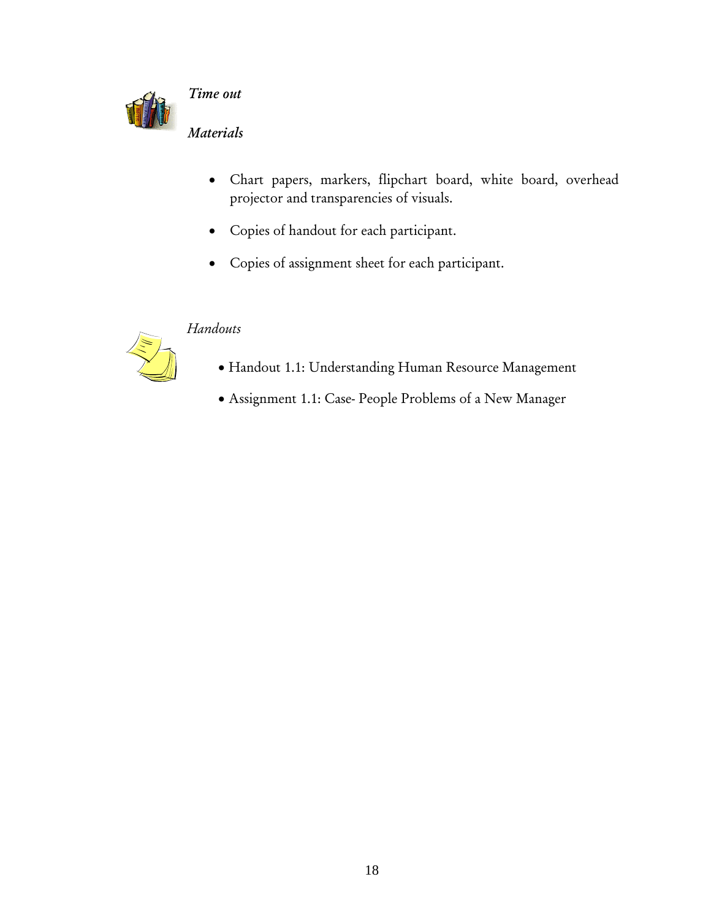*Time out*

*Materials*

- Chart papers, markers, flipchart board, white board, overhead projector and transparencies of visuals.
- Copies of handout for each participant.
- Copies of assignment sheet for each participant.

*Handouts*

- Handout 1.1: Understanding Human Resource Management
- Assignment 1.1: Case- People Problems of a New Manager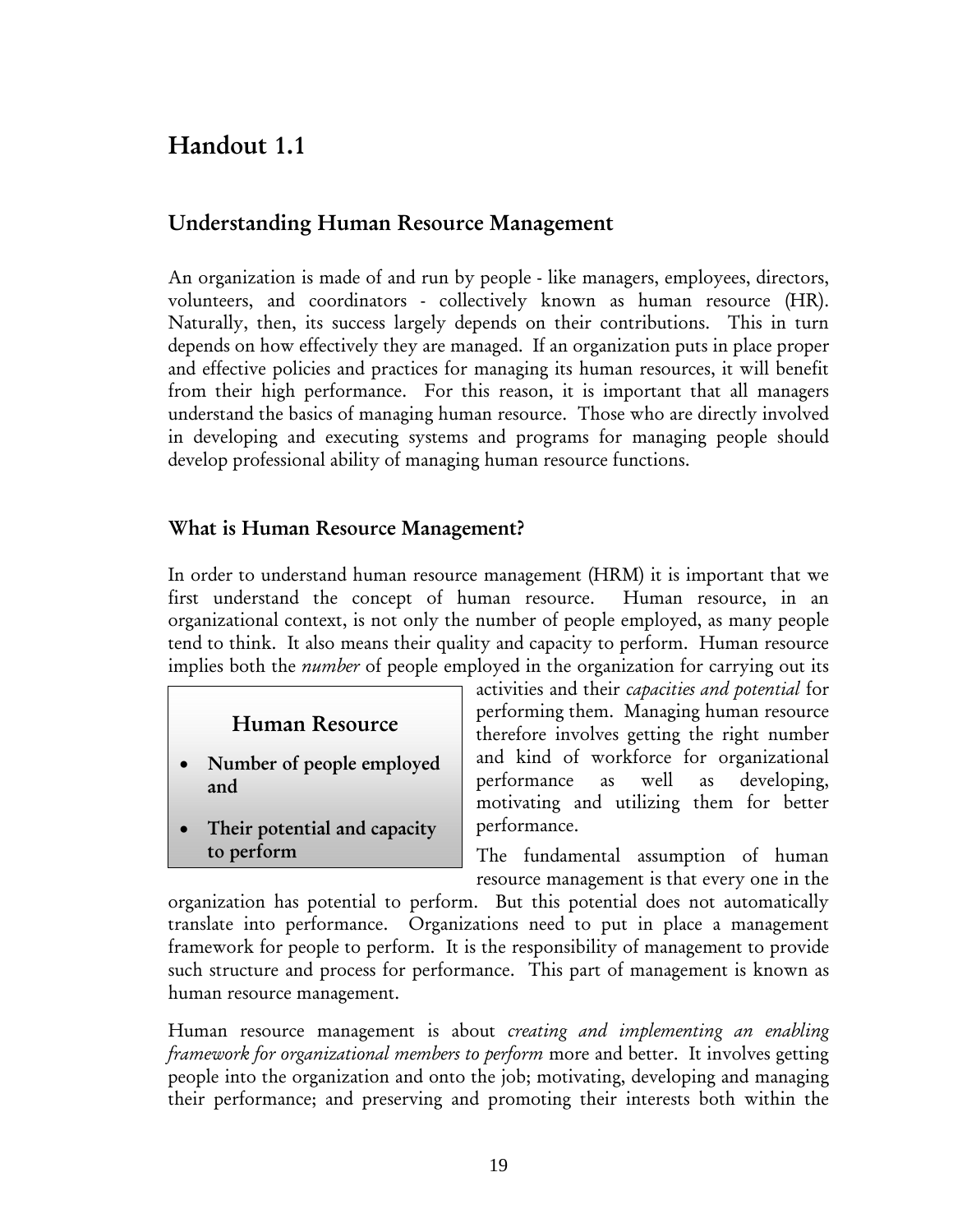# Handout 1.1

## Understanding Human Resource Management

An organization is made of and run by people - like managers, employees, directors, volunteers, and coordinators - collectively known as human resource (HR). Naturally, then, its success largely depends on their contributions. This in turn depends on how effectively they are managed. If an organization puts in place proper and effective policies and practices for managing its human resources, it will benefit from their high performance. For this reason, it is important that all managers understand the basics of managing human resource. Those who are directly involved in developing and executing systems and programs for managing people should develop professional ability of managing human resource functions.

### What is Human Resource Management?

In order to understand human resource management (HRM) it is important that we first understand the concept of human resource. Human resource, in an organizational context, is not only the number of people employed, as many people tend to think. It also means their quality and capacity to perform. Human resource implies both the *number* of people employed in the organization for carrying out its activities and their *capacities and potential* for performing them. Managing human resource therefore involves getting the right number and kind of workforce for organizational performance as well as developing, motivating and utilizing them for better performance.

> **Human Resource**
>
> - **Number of people employed and**
> - **Their potential and capacity to perform**

The fundamental assumption of human resource management is that every one in the organization has potential to perform. But this potential does not automatically translate into performance. Organizations need to put in place a management framework for people to perform. It is the responsibility of management to provide such structure and process for performance. This part of management is known as human resource management.

Human resource management is about *creating and implementing an enabling framework for organizational members to perform* more and better. It involves getting people into the organization and onto the job; motivating, developing and managing their performance; and preserving and promoting their interests both within the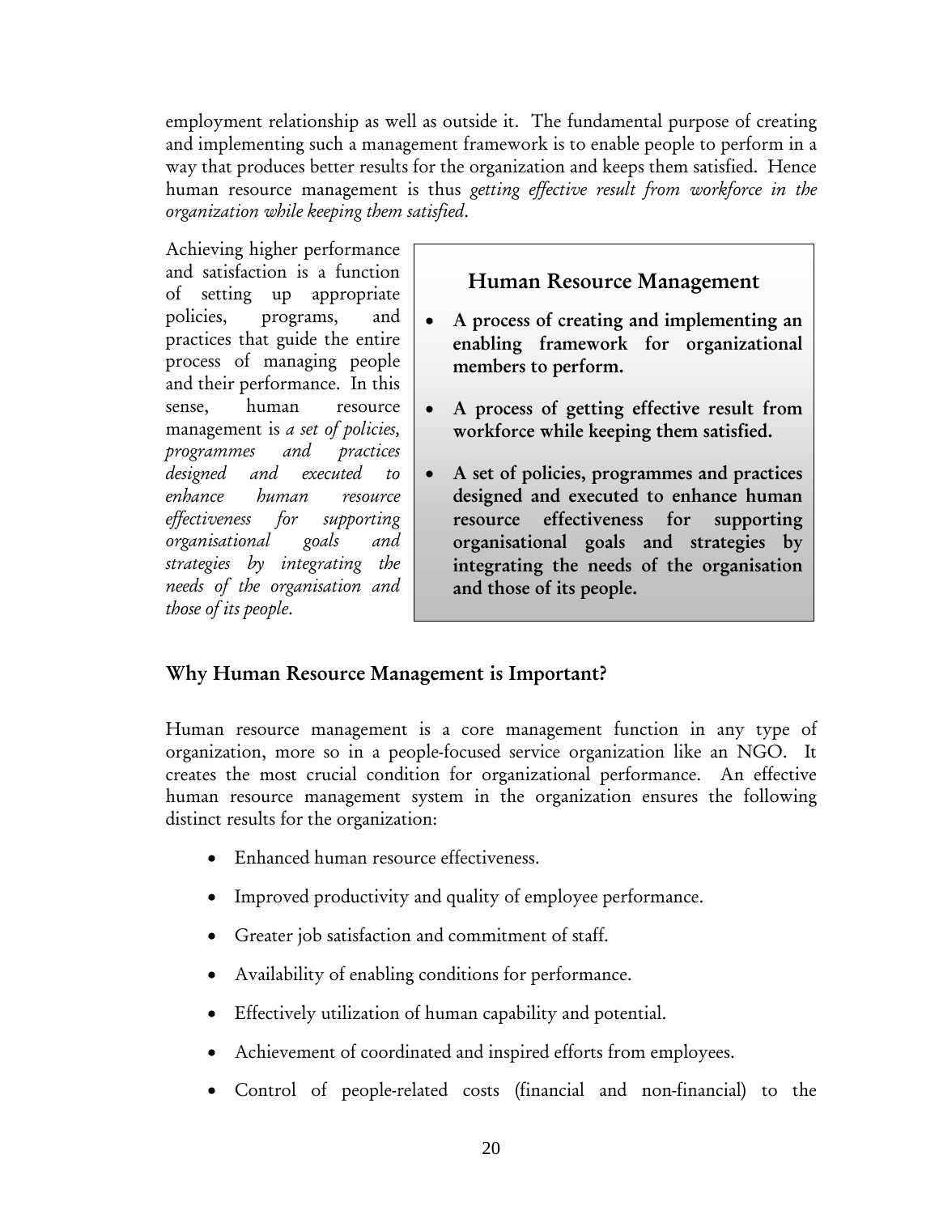employment relationship as well as outside it. The fundamental purpose of creating and implementing such a management framework is to enable people to perform in a way that produces better results for the organization and keeps them satisfied. Hence human resource management is thus *getting effective result from workforce in the organization while keeping them satisfied*.

Achieving higher performance and satisfaction is a function of setting up appropriate policies, programs, and practices that guide the entire process of managing people and their performance. In this sense, human resource management is *a set of policies, programmes and practices designed and executed to enhance human resource effectiveness for supporting organisational goals and strategies by integrating the needs of the organisation and those of its people*.

> **Human Resource Management**
>
> - **A process of creating and implementing an enabling framework for organizational members to perform.**
> - **A process of getting effective result from workforce while keeping them satisfied.**
> - **A set of policies, programmes and practices designed and executed to enhance human resource effectiveness for supporting organisational goals and strategies by integrating the needs of the organisation and those of its people.**

## Why Human Resource Management is Important?

Human resource management is a core management function in any type of organization, more so in a people-focused service organization like an NGO. It creates the most crucial condition for organizational performance. An effective human resource management system in the organization ensures the following distinct results for the organization:

- Enhanced human resource effectiveness.
- Improved productivity and quality of employee performance.
- Greater job satisfaction and commitment of staff.
- Availability of enabling conditions for performance.
- Effectively utilization of human capability and potential.
- Achievement of coordinated and inspired efforts from employees.
- Control of people-related costs (financial and non-financial) to the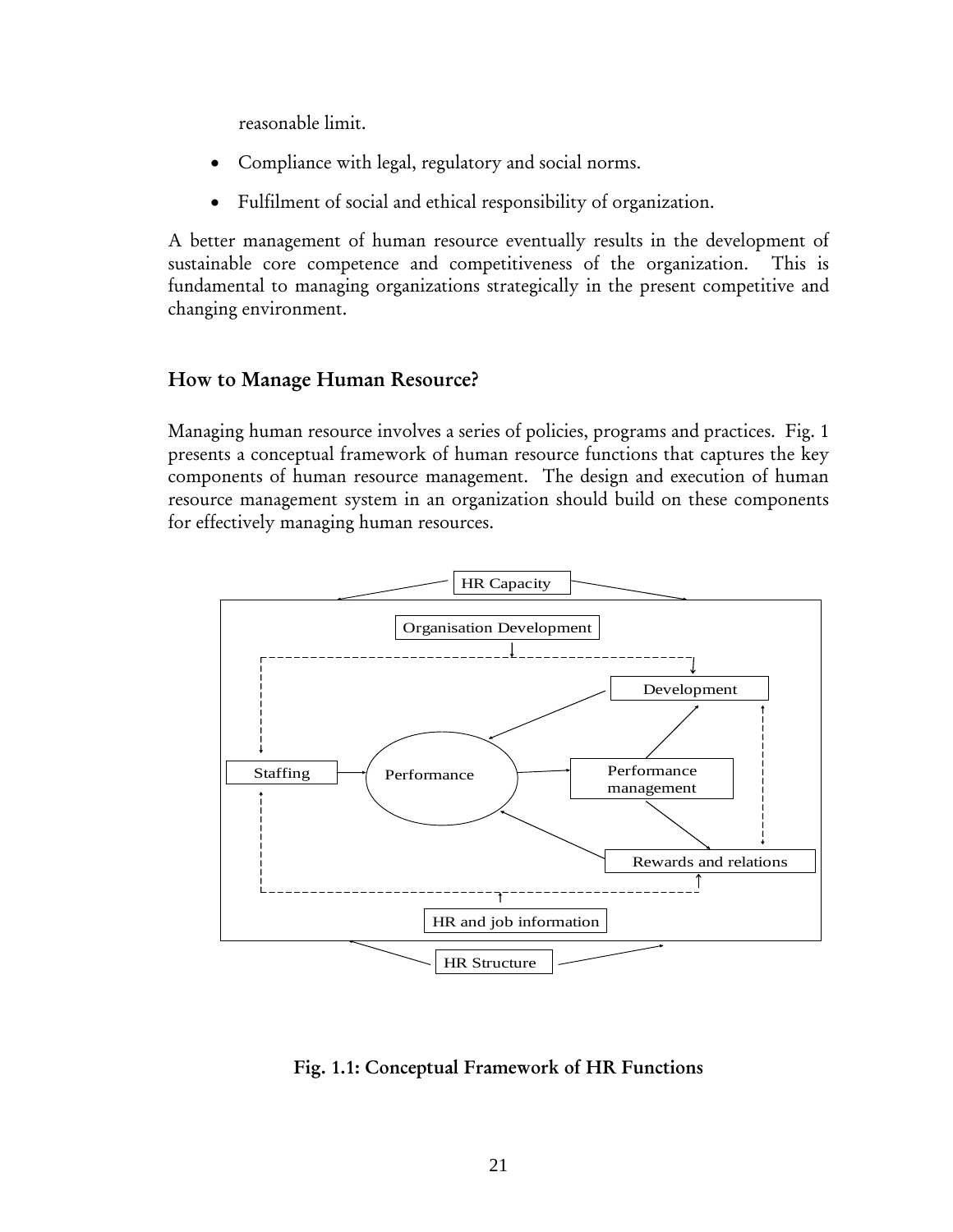reasonable limit.

- Compliance with legal, regulatory and social norms.
- Fulfilment of social and ethical responsibility of organization.

A better management of human resource eventually results in the development of sustainable core competence and competitiveness of the organization. This is fundamental to managing organizations strategically in the present competitive and changing environment.

## How to Manage Human Resource?

Managing human resource involves a series of policies, programs and practices. Fig. 1 presents a conceptual framework of human resource functions that captures the key components of human resource management. The design and execution of human resource management system in an organization should build on these components for effectively managing human resources.

HR Capacity

Organisation Development

Development

Staffing

Performance

Performance management

Rewards and relations

HR and job information

HR Structure

**Fig. 1.1: Conceptual Framework of HR Functions**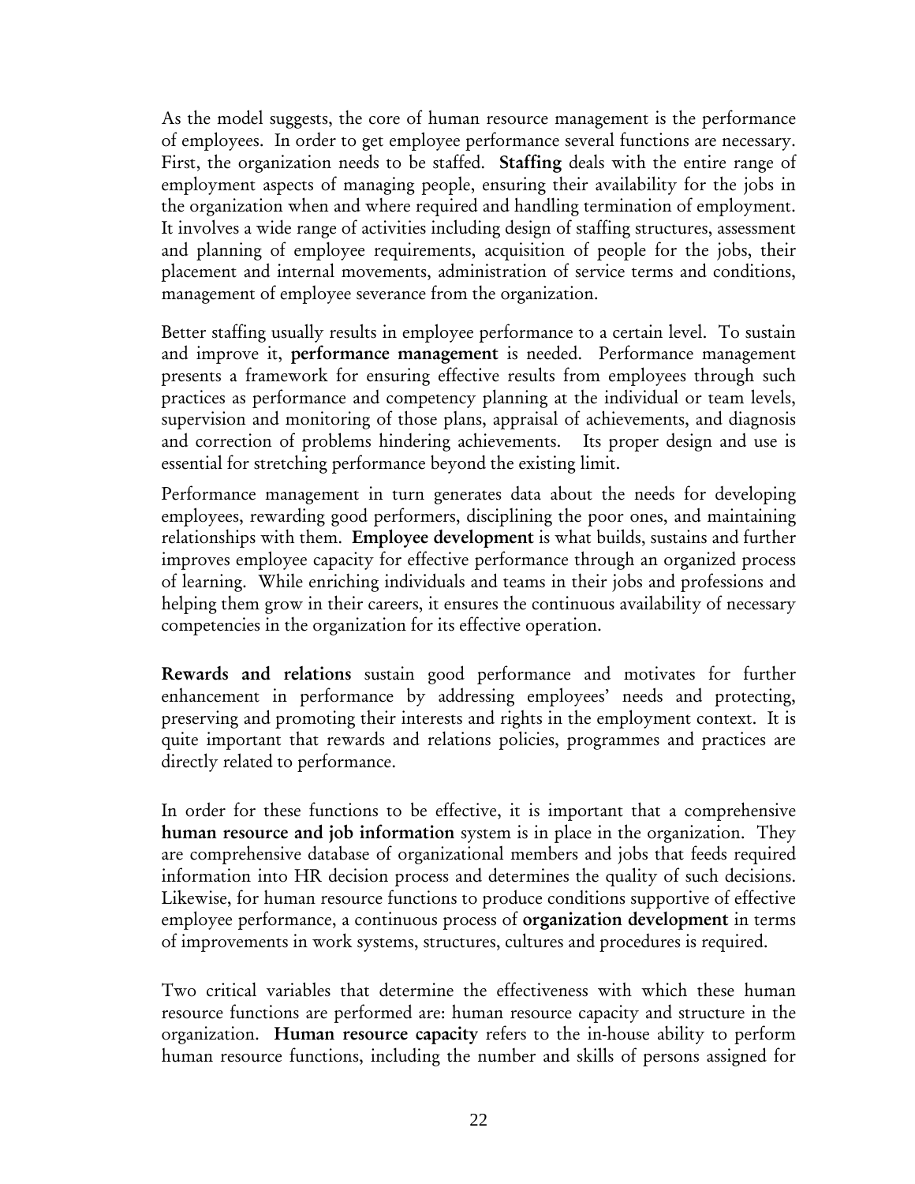As the model suggests, the core of human resource management is the performance of employees. In order to get employee performance several functions are necessary. First, the organization needs to be staffed. **Staffing** deals with the entire range of employment aspects of managing people, ensuring their availability for the jobs in the organization when and where required and handling termination of employment. It involves a wide range of activities including design of staffing structures, assessment and planning of employee requirements, acquisition of people for the jobs, their placement and internal movements, administration of service terms and conditions, management of employee severance from the organization.

Better staffing usually results in employee performance to a certain level. To sustain and improve it, **performance management** is needed. Performance management presents a framework for ensuring effective results from employees through such practices as performance and competency planning at the individual or team levels, supervision and monitoring of those plans, appraisal of achievements, and diagnosis and correction of problems hindering achievements. Its proper design and use is essential for stretching performance beyond the existing limit.

Performance management in turn generates data about the needs for developing employees, rewarding good performers, disciplining the poor ones, and maintaining relationships with them. **Employee development** is what builds, sustains and further improves employee capacity for effective performance through an organized process of learning. While enriching individuals and teams in their jobs and professions and helping them grow in their careers, it ensures the continuous availability of necessary competencies in the organization for its effective operation.

**Rewards and relations** sustain good performance and motivates for further enhancement in performance by addressing employees' needs and protecting, preserving and promoting their interests and rights in the employment context. It is quite important that rewards and relations policies, programmes and practices are directly related to performance.

In order for these functions to be effective, it is important that a comprehensive **human resource and job information** system is in place in the organization. They are comprehensive database of organizational members and jobs that feeds required information into HR decision process and determines the quality of such decisions. Likewise, for human resource functions to produce conditions supportive of effective employee performance, a continuous process of **organization development** in terms of improvements in work systems, structures, cultures and procedures is required.

Two critical variables that determine the effectiveness with which these human resource functions are performed are: human resource capacity and structure in the organization. **Human resource capacity** refers to the in-house ability to perform human resource functions, including the number and skills of persons assigned for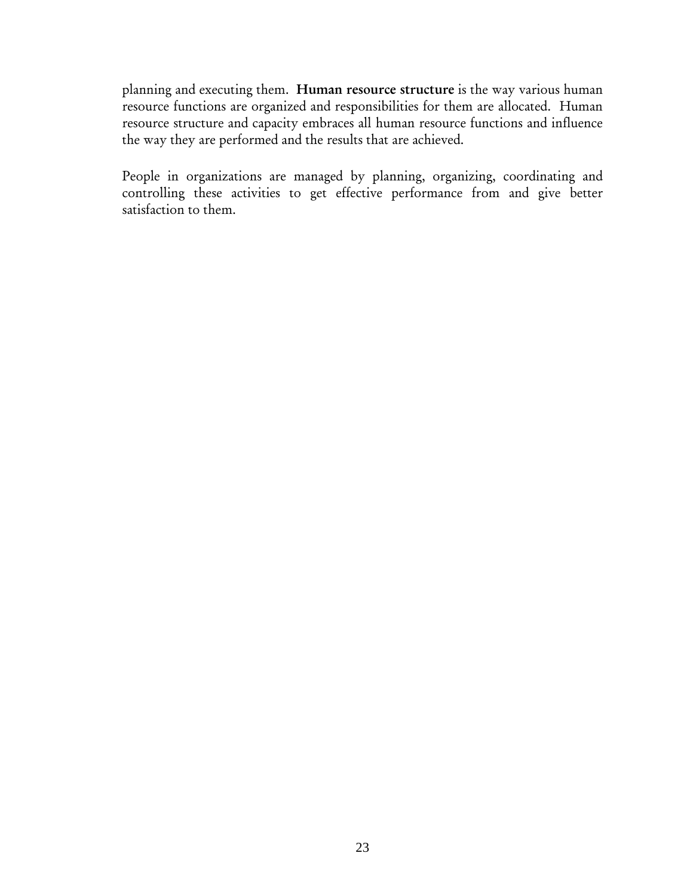planning and executing them. **Human resource structure** is the way various human resource functions are organized and responsibilities for them are allocated. Human resource structure and capacity embraces all human resource functions and influence the way they are performed and the results that are achieved.

People in organizations are managed by planning, organizing, coordinating and controlling these activities to get effective performance from and give better satisfaction to them.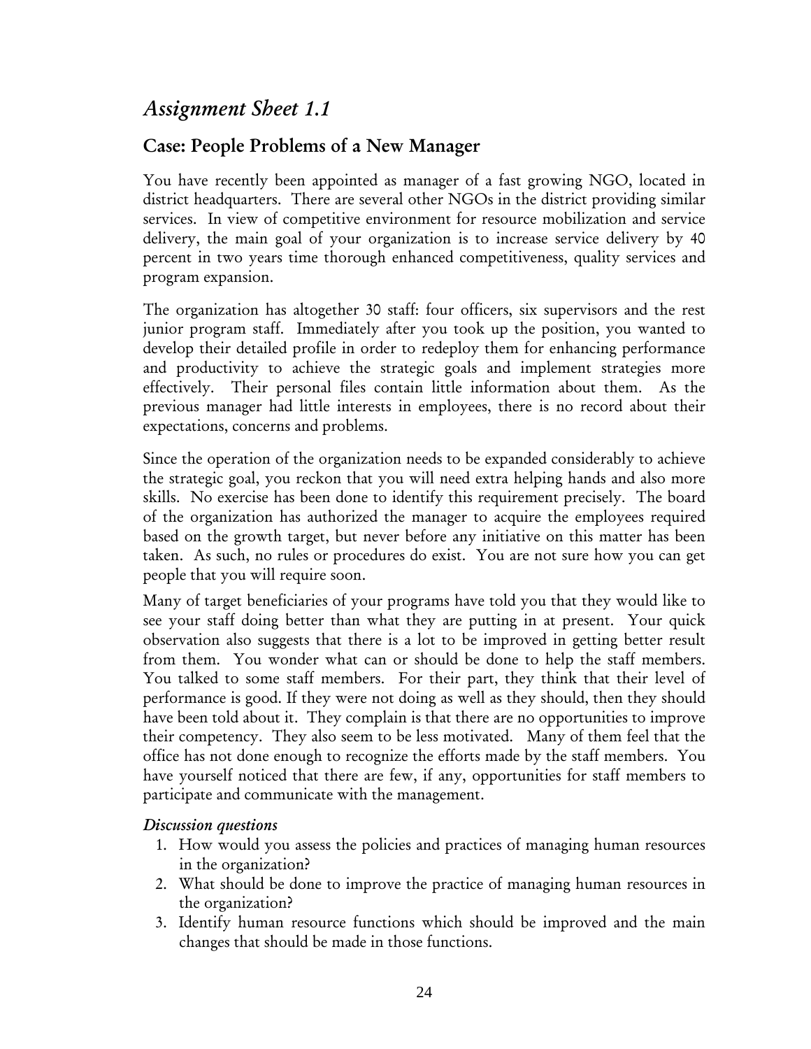## *Assignment Sheet 1.1*

### Case: People Problems of a New Manager

You have recently been appointed as manager of a fast growing NGO, located in district headquarters. There are several other NGOs in the district providing similar services. In view of competitive environment for resource mobilization and service delivery, the main goal of your organization is to increase service delivery by 40 percent in two years time thorough enhanced competitiveness, quality services and program expansion.

The organization has altogether 30 staff: four officers, six supervisors and the rest junior program staff. Immediately after you took up the position, you wanted to develop their detailed profile in order to redeploy them for enhancing performance and productivity to achieve the strategic goals and implement strategies more effectively. Their personal files contain little information about them. As the previous manager had little interests in employees, there is no record about their expectations, concerns and problems.

Since the operation of the organization needs to be expanded considerably to achieve the strategic goal, you reckon that you will need extra helping hands and also more skills. No exercise has been done to identify this requirement precisely. The board of the organization has authorized the manager to acquire the employees required based on the growth target, but never before any initiative on this matter has been taken. As such, no rules or procedures do exist. You are not sure how you can get people that you will require soon.

Many of target beneficiaries of your programs have told you that they would like to see your staff doing better than what they are putting in at present. Your quick observation also suggests that there is a lot to be improved in getting better result from them. You wonder what can or should be done to help the staff members. You talked to some staff members. For their part, they think that their level of performance is good. If they were not doing as well as they should, then they should have been told about it. They complain is that there are no opportunities to improve their competency. They also seem to be less motivated. Many of them feel that the office has not done enough to recognize the efforts made by the staff members. You have yourself noticed that there are few, if any, opportunities for staff members to participate and communicate with the management.

*Discussion questions*

1. How would you assess the policies and practices of managing human resources in the organization?
2. What should be done to improve the practice of managing human resources in the organization?
3. Identify human resource functions which should be improved and the main changes that should be made in those functions.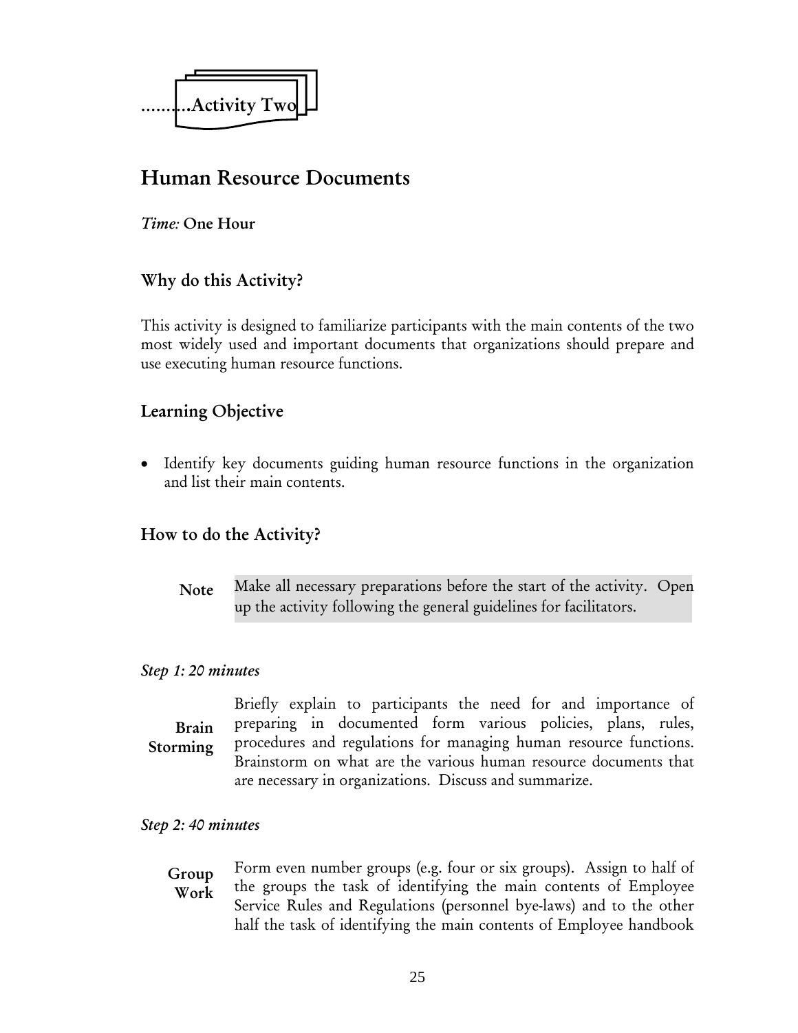..........Activity Two

## Human Resource Documents

*Time:* **One Hour**

### Why do this Activity?

This activity is designed to familiarize participants with the main contents of the two most widely used and important documents that organizations should prepare and use executing human resource functions.

### Learning Objective

- Identify key documents guiding human resource functions in the organization and list their main contents.

### How to do the Activity?

**Note** Make all necessary preparations before the start of the activity. Open up the activity following the general guidelines for facilitators.

*Step 1: 20 minutes*

**Brain Storming**

Briefly explain to participants the need for and importance of preparing in documented form various policies, plans, rules, procedures and regulations for managing human resource functions. Brainstorm on what are the various human resource documents that are necessary in organizations. Discuss and summarize.

*Step 2: 40 minutes*

**Group Work**

Form even number groups (e.g. four or six groups). Assign to half of the groups the task of identifying the main contents of Employee Service Rules and Regulations (personnel bye-laws) and to the other half the task of identifying the main contents of Employee handbook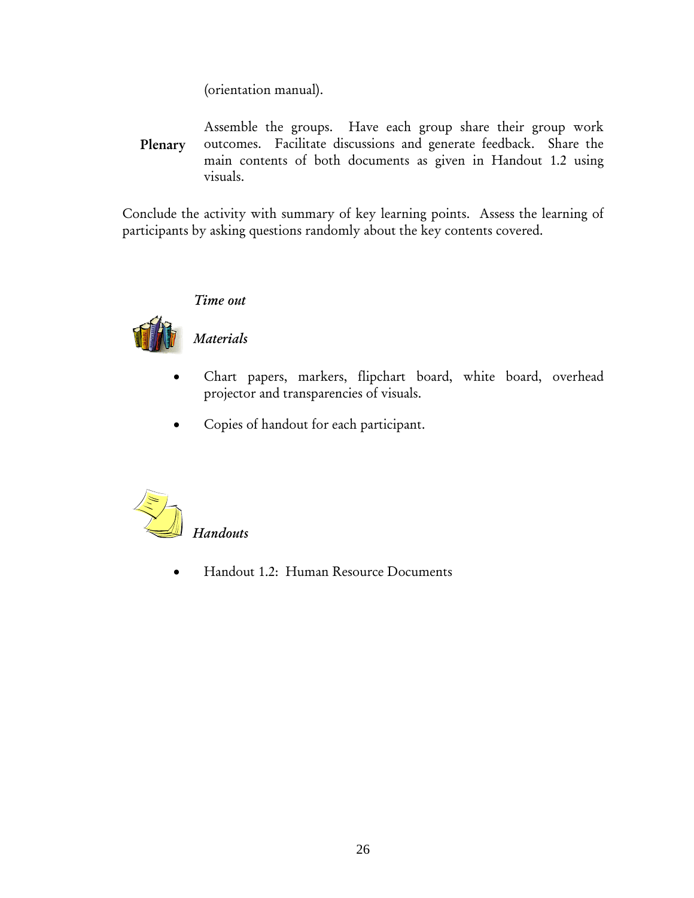(orientation manual).

**Plenary** Assemble the groups. Have each group share their group work outcomes. Facilitate discussions and generate feedback. Share the main contents of both documents as given in Handout 1.2 using visuals.

Conclude the activity with summary of key learning points. Assess the learning of participants by asking questions randomly about the key contents covered.

*Time out*

*Materials*

- Chart papers, markers, flipchart board, white board, overhead projector and transparencies of visuals.
- Copies of handout for each participant.

*Handouts*

- Handout 1.2: Human Resource Documents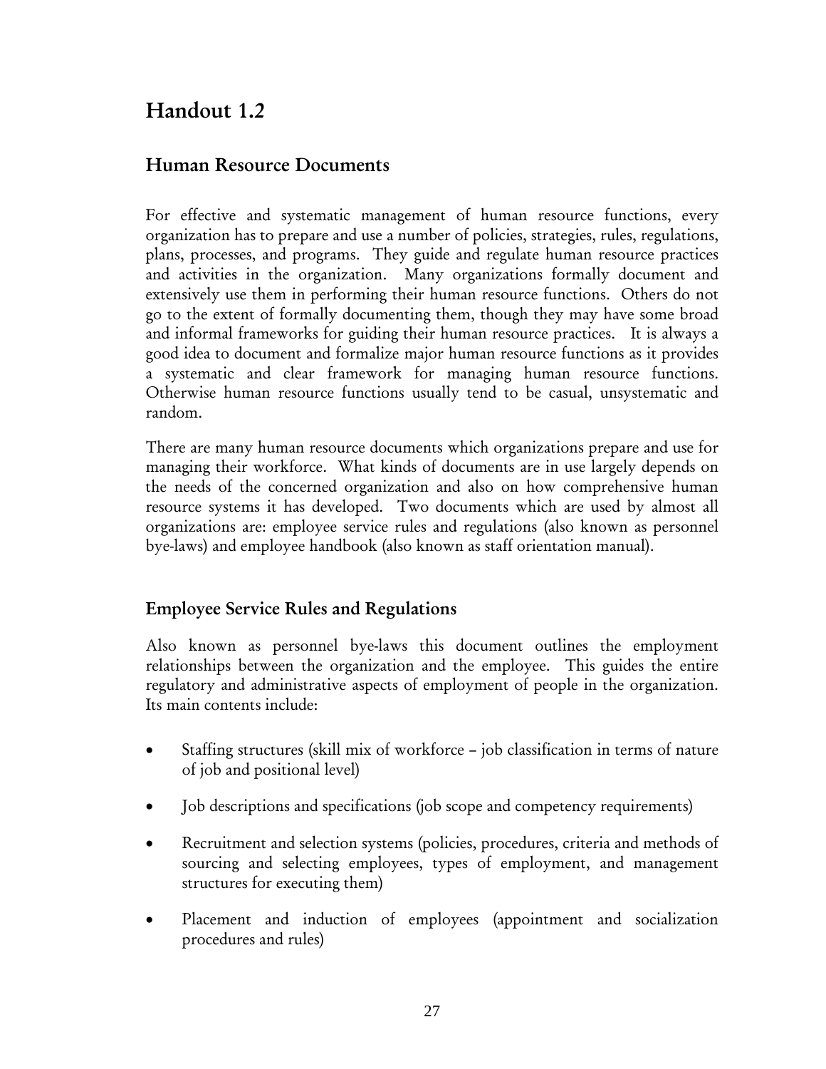# Handout 1.2

## Human Resource Documents

For effective and systematic management of human resource functions, every organization has to prepare and use a number of policies, strategies, rules, regulations, plans, processes, and programs. They guide and regulate human resource practices and activities in the organization. Many organizations formally document and extensively use them in performing their human resource functions. Others do not go to the extent of formally documenting them, though they may have some broad and informal frameworks for guiding their human resource practices. It is always a good idea to document and formalize major human resource functions as it provides a systematic and clear framework for managing human resource functions. Otherwise human resource functions usually tend to be casual, unsystematic and random.

There are many human resource documents which organizations prepare and use for managing their workforce. What kinds of documents are in use largely depends on the needs of the concerned organization and also on how comprehensive human resource systems it has developed. Two documents which are used by almost all organizations are: employee service rules and regulations (also known as personnel bye-laws) and employee handbook (also known as staff orientation manual).

## Employee Service Rules and Regulations

Also known as personnel bye-laws this document outlines the employment relationships between the organization and the employee. This guides the entire regulatory and administrative aspects of employment of people in the organization. Its main contents include:

- Staffing structures (skill mix of workforce – job classification in terms of nature of job and positional level)
- Job descriptions and specifications (job scope and competency requirements)
- Recruitment and selection systems (policies, procedures, criteria and methods of sourcing and selecting employees, types of employment, and management structures for executing them)
- Placement and induction of employees (appointment and socialization procedures and rules)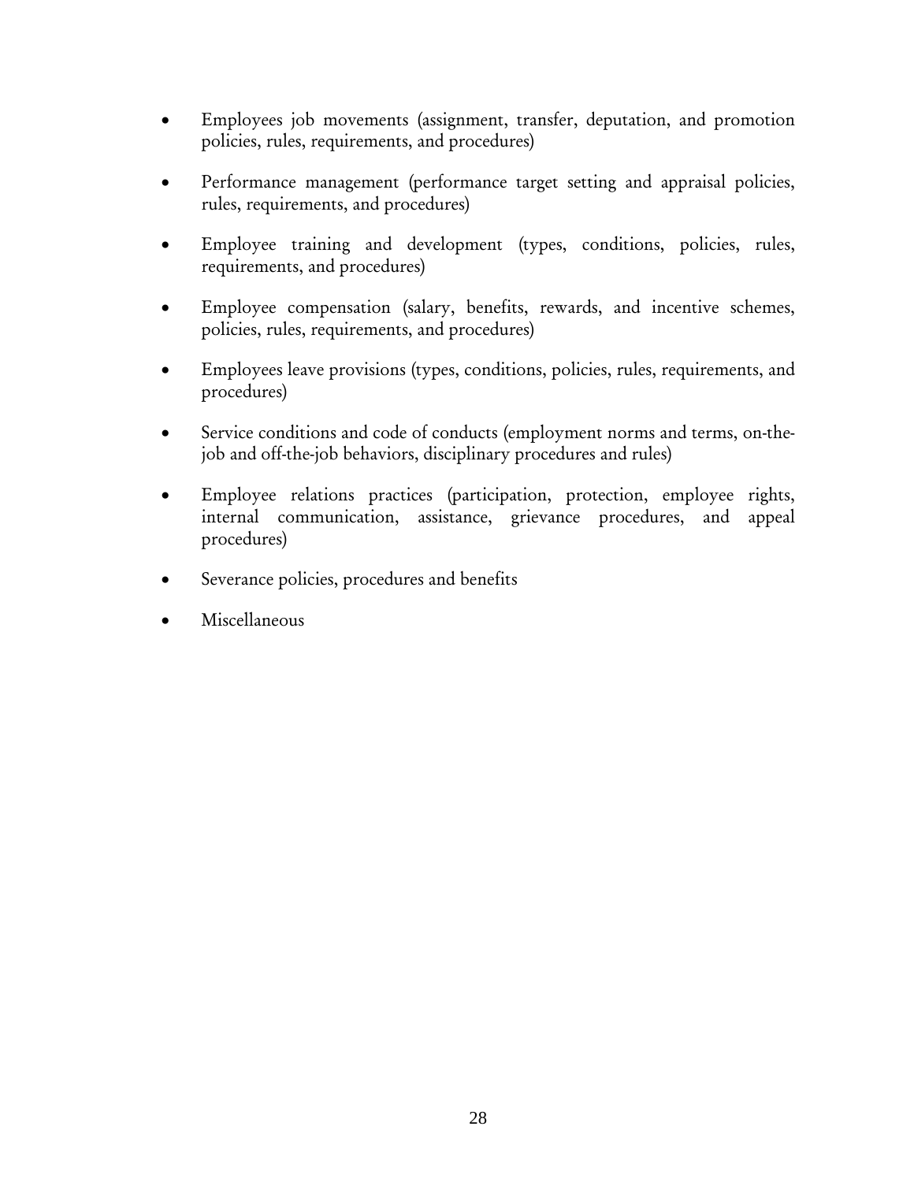- Employees job movements (assignment, transfer, deputation, and promotion policies, rules, requirements, and procedures)
- Performance management (performance target setting and appraisal policies, rules, requirements, and procedures)
- Employee training and development (types, conditions, policies, rules, requirements, and procedures)
- Employee compensation (salary, benefits, rewards, and incentive schemes, policies, rules, requirements, and procedures)
- Employees leave provisions (types, conditions, policies, rules, requirements, and procedures)
- Service conditions and code of conducts (employment norms and terms, on-the-job and off-the-job behaviors, disciplinary procedures and rules)
- Employee relations practices (participation, protection, employee rights, internal communication, assistance, grievance procedures, and appeal procedures)
- Severance policies, procedures and benefits
- Miscellaneous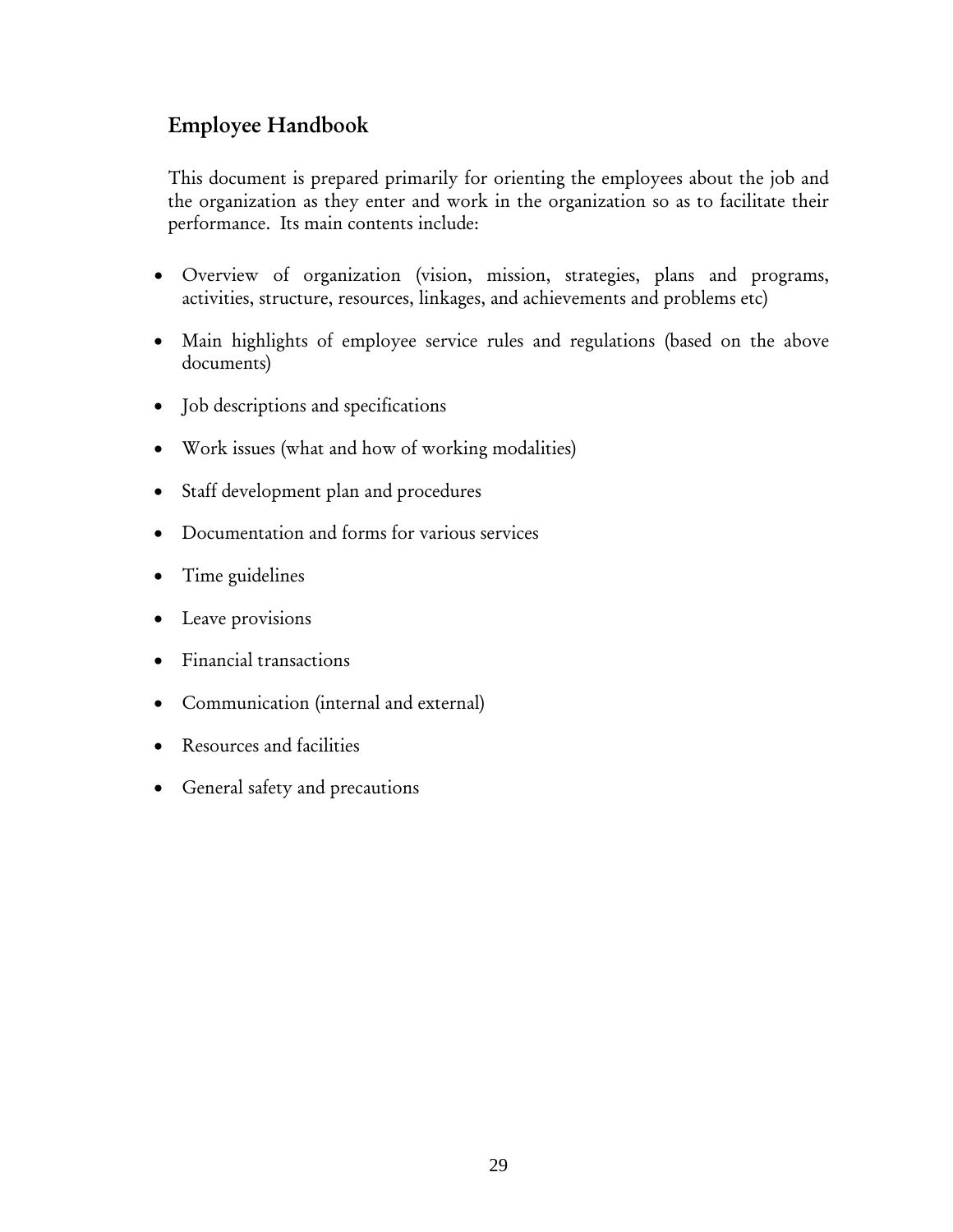## Employee Handbook

This document is prepared primarily for orienting the employees about the job and the organization as they enter and work in the organization so as to facilitate their performance. Its main contents include:

- Overview of organization (vision, mission, strategies, plans and programs, activities, structure, resources, linkages, and achievements and problems etc)
- Main highlights of employee service rules and regulations (based on the above documents)
- Job descriptions and specifications
- Work issues (what and how of working modalities)
- Staff development plan and procedures
- Documentation and forms for various services
- Time guidelines
- Leave provisions
- Financial transactions
- Communication (internal and external)
- Resources and facilities
- General safety and precautions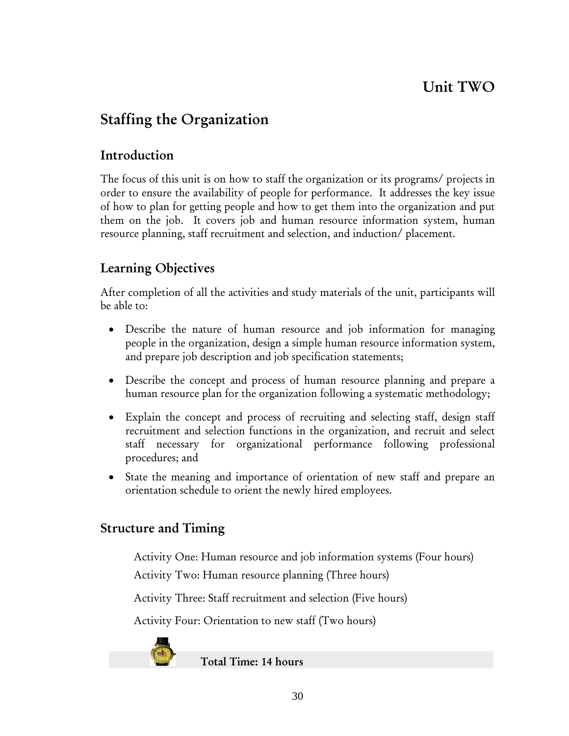# Unit TWO

## Staffing the Organization

### Introduction

The focus of this unit is on how to staff the organization or its programs/ projects in order to ensure the availability of people for performance. It addresses the key issue of how to plan for getting people and how to get them into the organization and put them on the job. It covers job and human resource information system, human resource planning, staff recruitment and selection, and induction/ placement.

### Learning Objectives

After completion of all the activities and study materials of the unit, participants will be able to:

- Describe the nature of human resource and job information for managing people in the organization, design a simple human resource information system, and prepare job description and job specification statements;
- Describe the concept and process of human resource planning and prepare a human resource plan for the organization following a systematic methodology;
- Explain the concept and process of recruiting and selecting staff, design staff recruitment and selection functions in the organization, and recruit and select staff necessary for organizational performance following professional procedures; and
- State the meaning and importance of orientation of new staff and prepare an orientation schedule to orient the newly hired employees.

### Structure and Timing

Activity One: Human resource and job information systems (Four hours)

Activity Two: Human resource planning (Three hours)

Activity Three: Staff recruitment and selection (Five hours)

Activity Four: Orientation to new staff (Two hours)

**Total Time: 14 hours**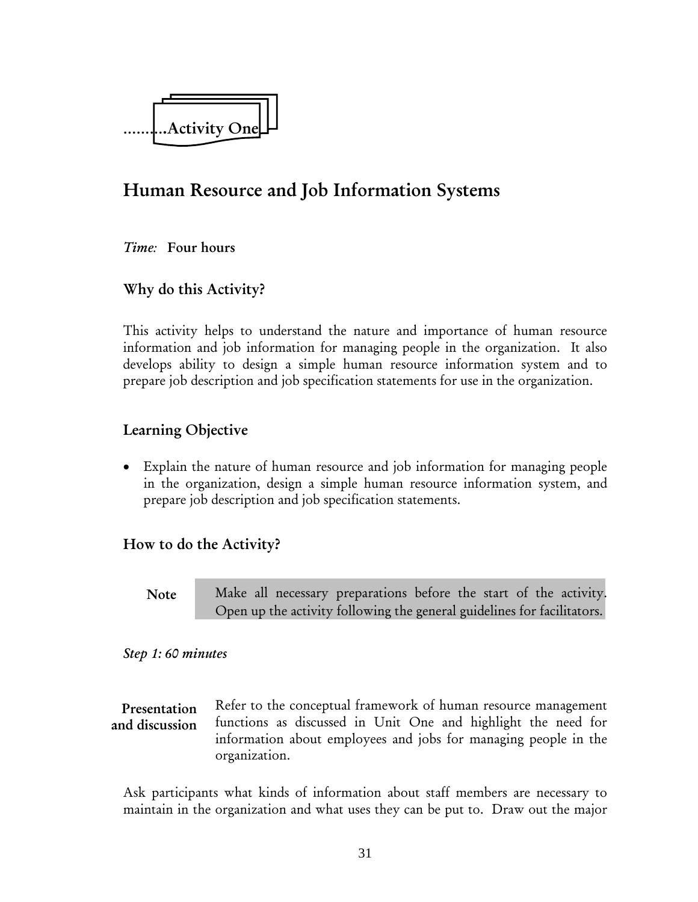..........Activity One

## Human Resource and Job Information Systems

*Time:* **Four hours**

### Why do this Activity?

This activity helps to understand the nature and importance of human resource information and job information for managing people in the organization. It also develops ability to design a simple human resource information system and to prepare job description and job specification statements for use in the organization.

### Learning Objective

- Explain the nature of human resource and job information for managing people in the organization, design a simple human resource information system, and prepare job description and job specification statements.

### How to do the Activity?

**Note** Make all necessary preparations before the start of the activity. Open up the activity following the general guidelines for facilitators.

*Step 1: 60 minutes*

**Presentation and discussion** Refer to the conceptual framework of human resource management functions as discussed in Unit One and highlight the need for information about employees and jobs for managing people in the organization.

Ask participants what kinds of information about staff members are necessary to maintain in the organization and what uses they can be put to. Draw out the major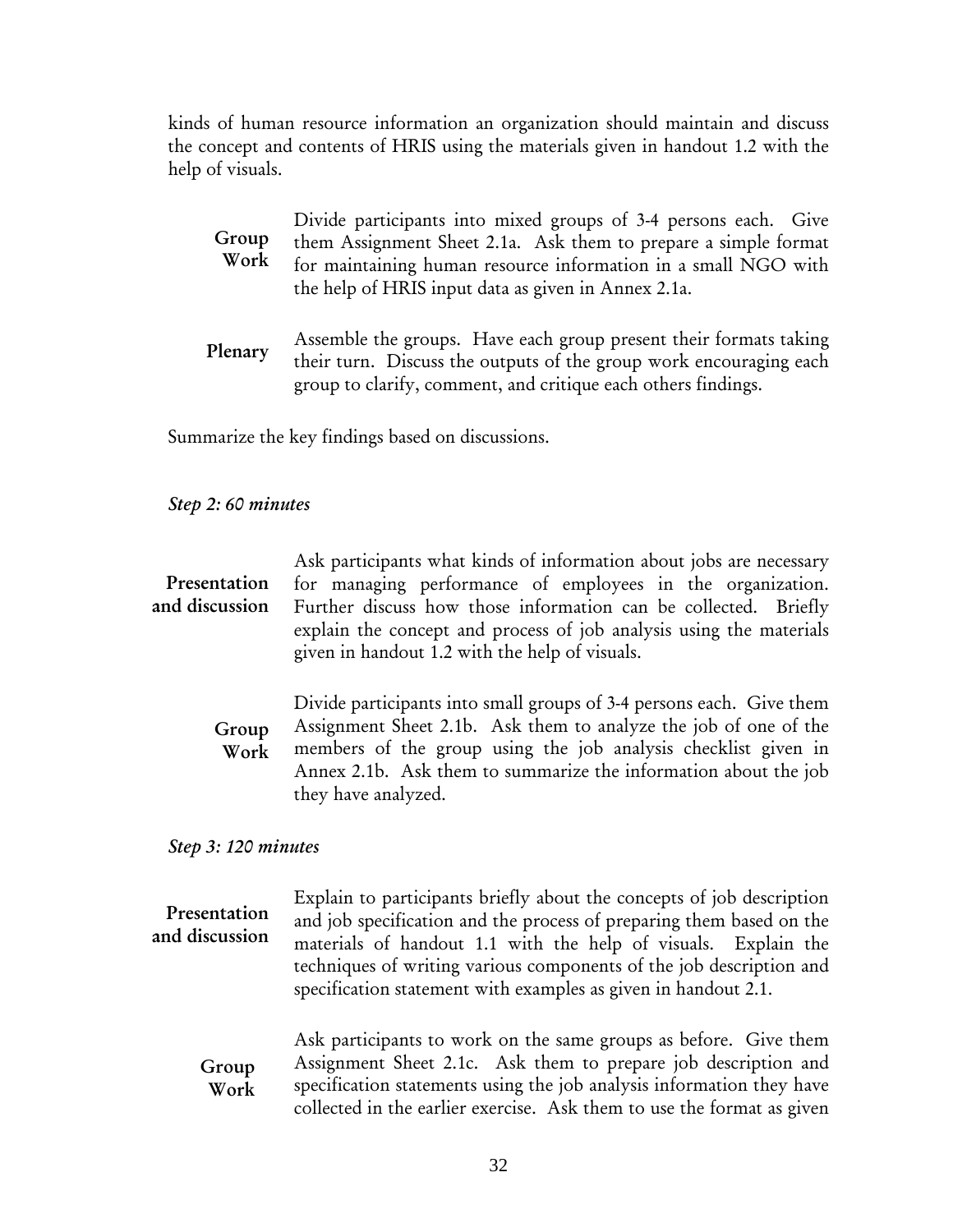kinds of human resource information an organization should maintain and discuss the concept and contents of HRIS using the materials given in handout 1.2 with the help of visuals.

**Group Work** Divide participants into mixed groups of 3-4 persons each. Give them Assignment Sheet 2.1a. Ask them to prepare a simple format for maintaining human resource information in a small NGO with the help of HRIS input data as given in Annex 2.1a.

**Plenary** Assemble the groups. Have each group present their formats taking their turn. Discuss the outputs of the group work encouraging each group to clarify, comment, and critique each others findings.

Summarize the key findings based on discussions.

*Step 2: 60 minutes*

**Presentation and discussion** Ask participants what kinds of information about jobs are necessary for managing performance of employees in the organization. Further discuss how those information can be collected. Briefly explain the concept and process of job analysis using the materials given in handout 1.2 with the help of visuals.

**Group Work** Divide participants into small groups of 3-4 persons each. Give them Assignment Sheet 2.1b. Ask them to analyze the job of one of the members of the group using the job analysis checklist given in Annex 2.1b. Ask them to summarize the information about the job they have analyzed.

*Step 3: 120 minutes*

**Presentation and discussion** Explain to participants briefly about the concepts of job description and job specification and the process of preparing them based on the materials of handout 1.1 with the help of visuals. Explain the techniques of writing various components of the job description and specification statement with examples as given in handout 2.1.

**Group Work** Ask participants to work on the same groups as before. Give them Assignment Sheet 2.1c. Ask them to prepare job description and specification statements using the job analysis information they have collected in the earlier exercise. Ask them to use the format as given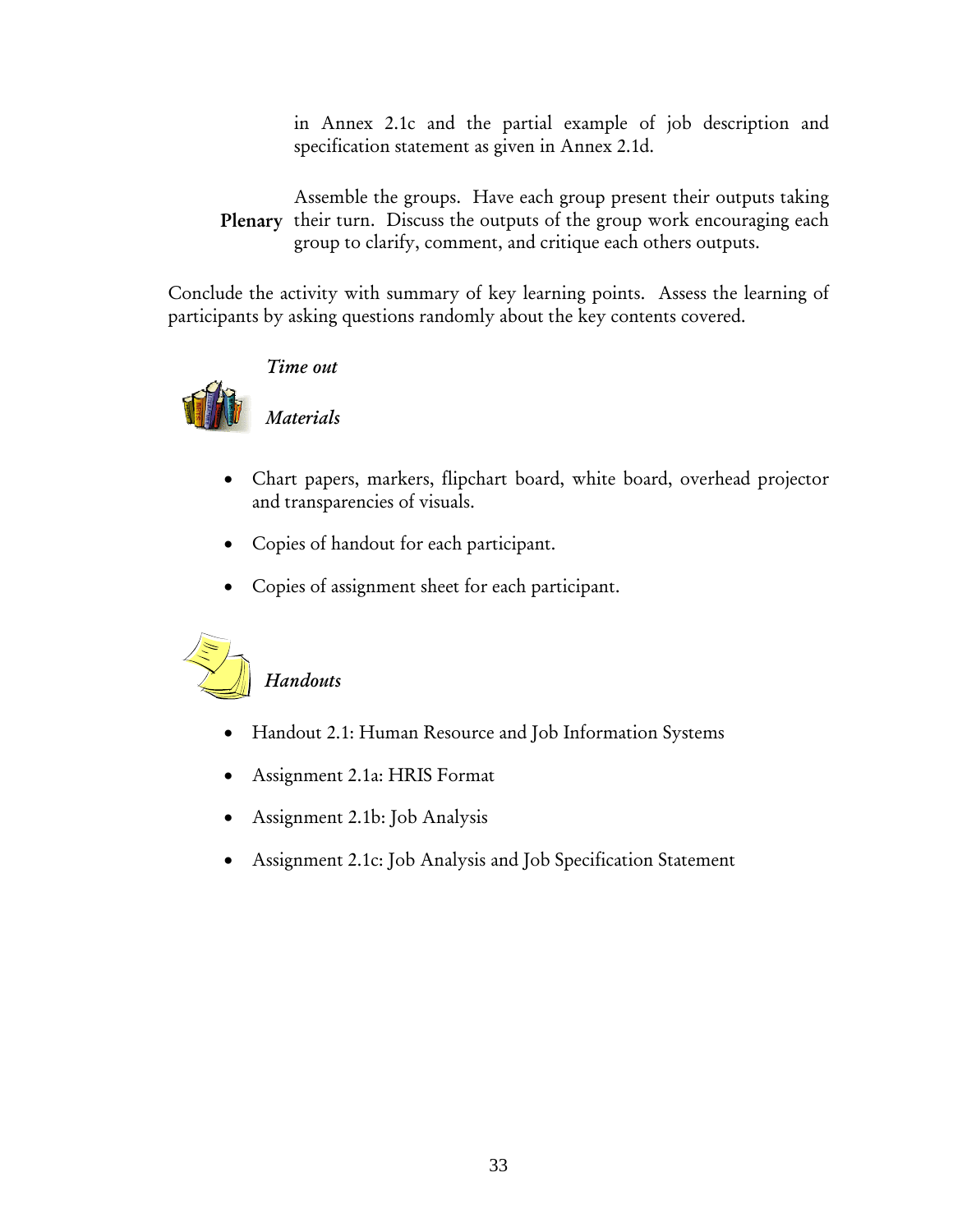in Annex 2.1c and the partial example of job description and specification statement as given in Annex 2.1d.

**Plenary** Assemble the groups. Have each group present their outputs taking their turn. Discuss the outputs of the group work encouraging each group to clarify, comment, and critique each others outputs.

Conclude the activity with summary of key learning points. Assess the learning of participants by asking questions randomly about the key contents covered.

*Time out*

*Materials*

- Chart papers, markers, flipchart board, white board, overhead projector and transparencies of visuals.
- Copies of handout for each participant.
- Copies of assignment sheet for each participant.

*Handouts*

- Handout 2.1: Human Resource and Job Information Systems
- Assignment 2.1a: HRIS Format
- Assignment 2.1b: Job Analysis
- Assignment 2.1c: Job Analysis and Job Specification Statement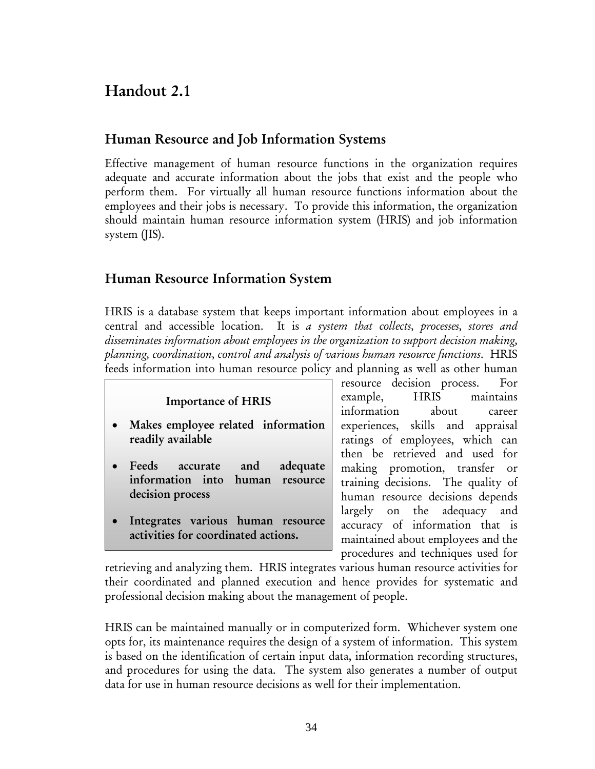# Handout 2.1

## Human Resource and Job Information Systems

Effective management of human resource functions in the organization requires adequate and accurate information about the jobs that exist and the people who perform them. For virtually all human resource functions information about the employees and their jobs is necessary. To provide this information, the organization should maintain human resource information system (HRIS) and job information system (JIS).

## Human Resource Information System

HRIS is a database system that keeps important information about employees in a central and accessible location. It is *a system that collects, processes, stores and disseminates information about employees in the organization to support decision making, planning, coordination, control and analysis of various human resource functions*. HRIS feeds information into human resource policy and planning as well as other human resource decision process. For example, HRIS maintains information about career experiences, skills and appraisal ratings of employees, which can then be retrieved and used for making promotion, transfer or training decisions. The quality of human resource decisions depends largely on the adequacy and accuracy of information that is maintained about employees and the procedures and techniques used for retrieving and analyzing them. HRIS integrates various human resource activities for their coordinated and planned execution and hence provides for systematic and professional decision making about the management of people.

**Importance of HRIS**

- **Makes employee related information readily available**
- **Feeds accurate and adequate information into human resource decision process**
- **Integrates various human resource activities for coordinated actions.**

HRIS can be maintained manually or in computerized form. Whichever system one opts for, its maintenance requires the design of a system of information. This system is based on the identification of certain input data, information recording structures, and procedures for using the data. The system also generates a number of output data for use in human resource decisions as well for their implementation.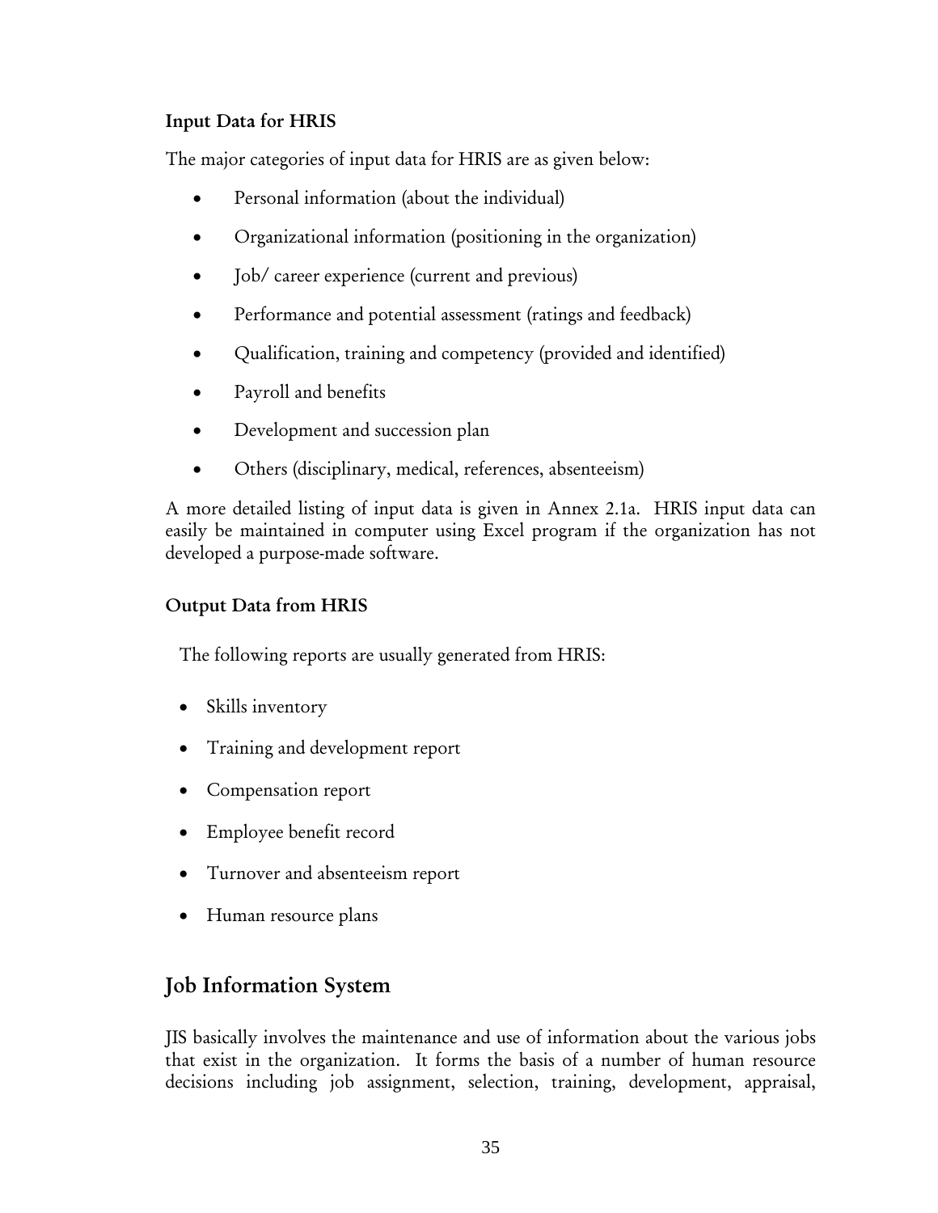### Input Data for HRIS

The major categories of input data for HRIS are as given below:

- Personal information (about the individual)
- Organizational information (positioning in the organization)
- Job/ career experience (current and previous)
- Performance and potential assessment (ratings and feedback)
- Qualification, training and competency (provided and identified)
- Payroll and benefits
- Development and succession plan
- Others (disciplinary, medical, references, absenteeism)

A more detailed listing of input data is given in Annex 2.1a. HRIS input data can easily be maintained in computer using Excel program if the organization has not developed a purpose-made software.

### Output Data from HRIS

The following reports are usually generated from HRIS:

- Skills inventory
- Training and development report
- Compensation report
- Employee benefit record
- Turnover and absenteeism report
- Human resource plans

## Job Information System

JIS basically involves the maintenance and use of information about the various jobs that exist in the organization. It forms the basis of a number of human resource decisions including job assignment, selection, training, development, appraisal,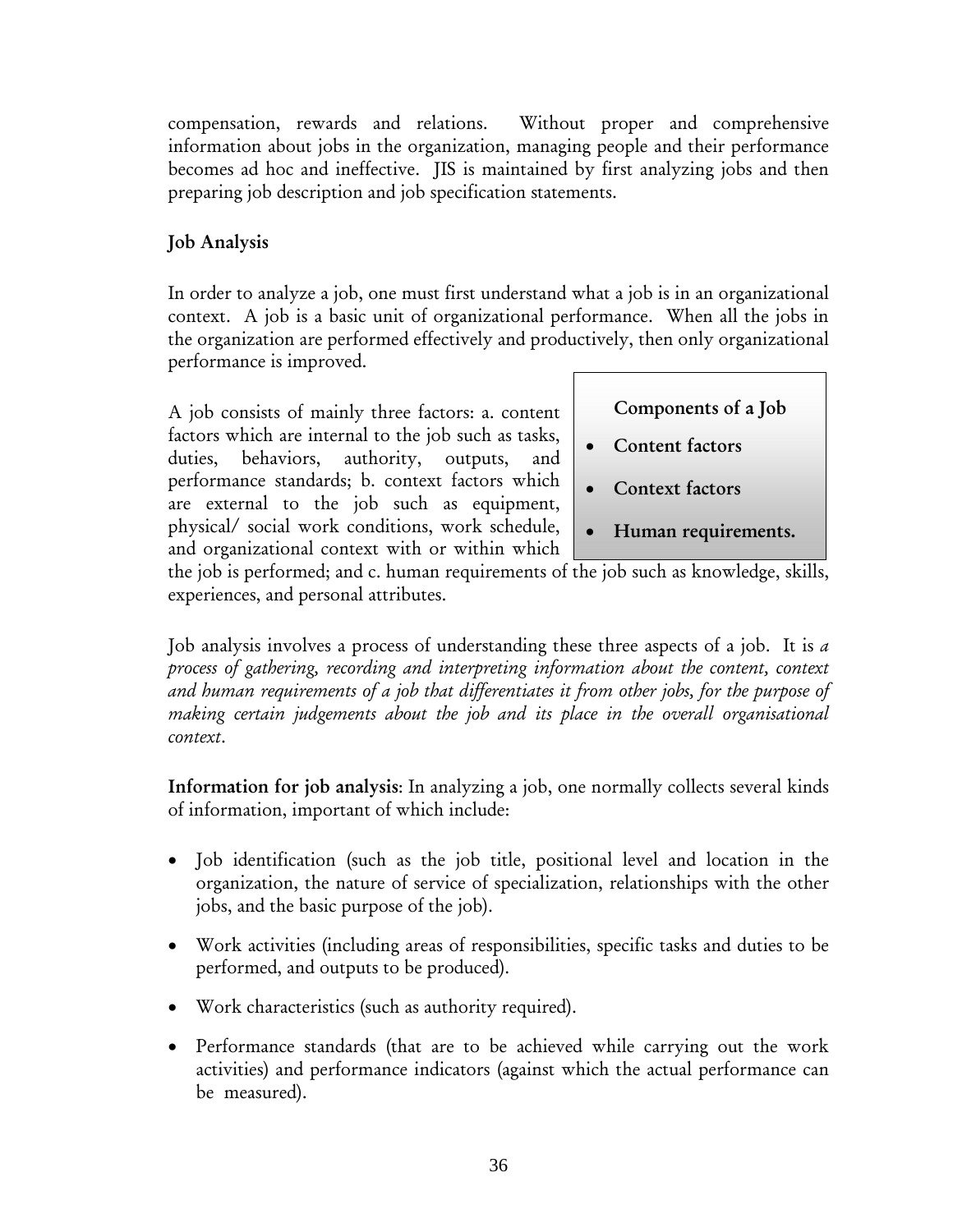compensation, rewards and relations. Without proper and comprehensive information about jobs in the organization, managing people and their performance becomes ad hoc and ineffective. JIS is maintained by first analyzing jobs and then preparing job description and job specification statements.

## Job Analysis

In order to analyze a job, one must first understand what a job is in an organizational context. A job is a basic unit of organizational performance. When all the jobs in the organization are performed effectively and productively, then only organizational performance is improved.

**Components of a Job**

- **Content factors**
- **Context factors**
- **Human requirements.**

A job consists of mainly three factors: a. content factors which are internal to the job such as tasks, duties, behaviors, authority, outputs, and performance standards; b. context factors which are external to the job such as equipment, physical/ social work conditions, work schedule, and organizational context with or within which the job is performed; and c. human requirements of the job such as knowledge, skills, experiences, and personal attributes.

Job analysis involves a process of understanding these three aspects of a job. It is *a process of gathering, recording and interpreting information about the content, context and human requirements of a job that differentiates it from other jobs, for the purpose of making certain judgements about the job and its place in the overall organisational context*.

**Information for job analysis**: In analyzing a job, one normally collects several kinds of information, important of which include:

- Job identification (such as the job title, positional level and location in the organization, the nature of service of specialization, relationships with the other jobs, and the basic purpose of the job).
- Work activities (including areas of responsibilities, specific tasks and duties to be performed, and outputs to be produced).
- Work characteristics (such as authority required).
- Performance standards (that are to be achieved while carrying out the work activities) and performance indicators (against which the actual performance can be measured).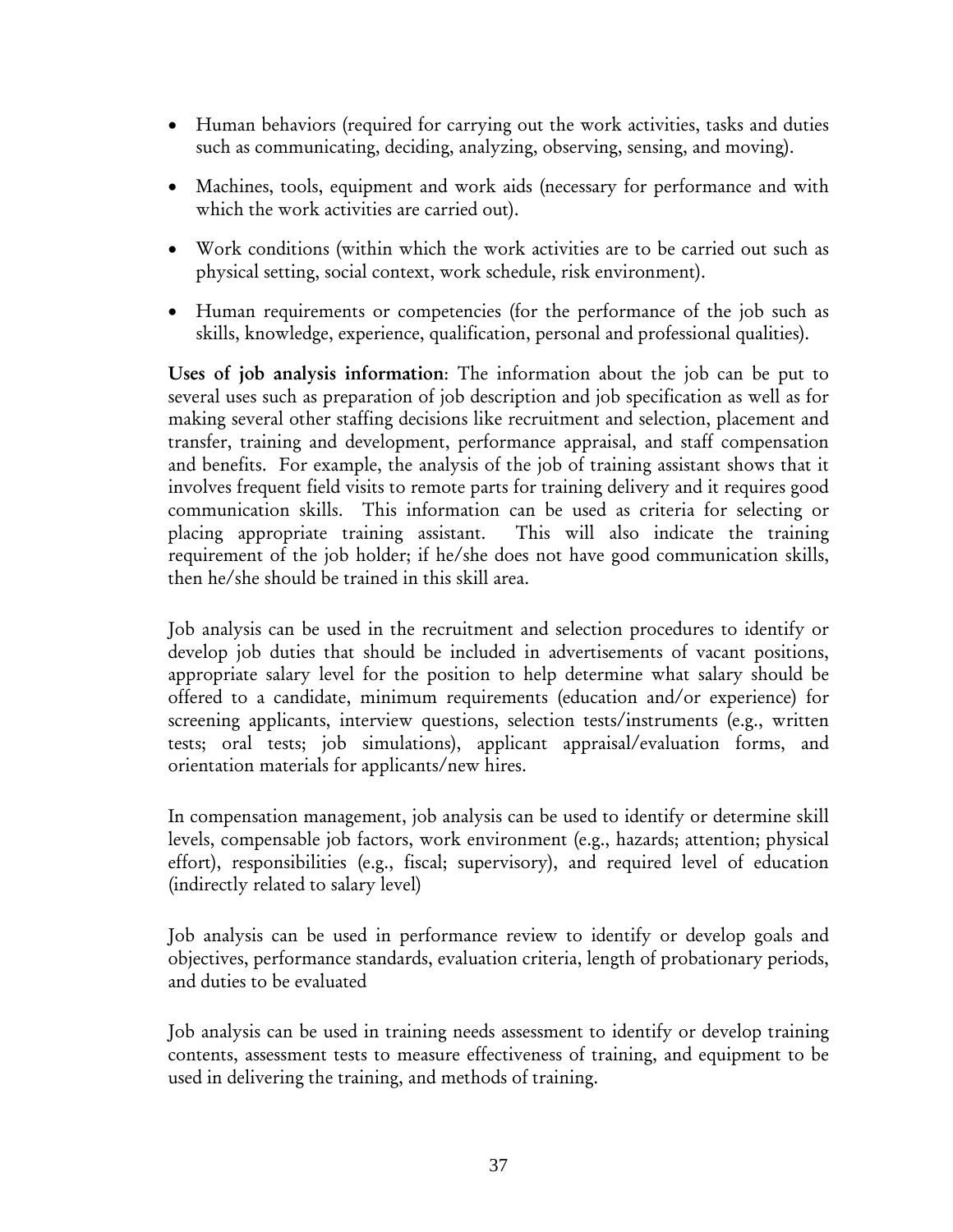- Human behaviors (required for carrying out the work activities, tasks and duties such as communicating, deciding, analyzing, observing, sensing, and moving).
- Machines, tools, equipment and work aids (necessary for performance and with which the work activities are carried out).
- Work conditions (within which the work activities are to be carried out such as physical setting, social context, work schedule, risk environment).
- Human requirements or competencies (for the performance of the job such as skills, knowledge, experience, qualification, personal and professional qualities).

**Uses of job analysis information**: The information about the job can be put to several uses such as preparation of job description and job specification as well as for making several other staffing decisions like recruitment and selection, placement and transfer, training and development, performance appraisal, and staff compensation and benefits. For example, the analysis of the job of training assistant shows that it involves frequent field visits to remote parts for training delivery and it requires good communication skills. This information can be used as criteria for selecting or placing appropriate training assistant. This will also indicate the training requirement of the job holder; if he/she does not have good communication skills, then he/she should be trained in this skill area.

Job analysis can be used in the recruitment and selection procedures to identify or develop job duties that should be included in advertisements of vacant positions, appropriate salary level for the position to help determine what salary should be offered to a candidate, minimum requirements (education and/or experience) for screening applicants, interview questions, selection tests/instruments (e.g., written tests; oral tests; job simulations), applicant appraisal/evaluation forms, and orientation materials for applicants/new hires.

In compensation management, job analysis can be used to identify or determine skill levels, compensable job factors, work environment (e.g., hazards; attention; physical effort), responsibilities (e.g., fiscal; supervisory), and required level of education (indirectly related to salary level)

Job analysis can be used in performance review to identify or develop goals and objectives, performance standards, evaluation criteria, length of probationary periods, and duties to be evaluated

Job analysis can be used in training needs assessment to identify or develop training contents, assessment tests to measure effectiveness of training, and equipment to be used in delivering the training, and methods of training.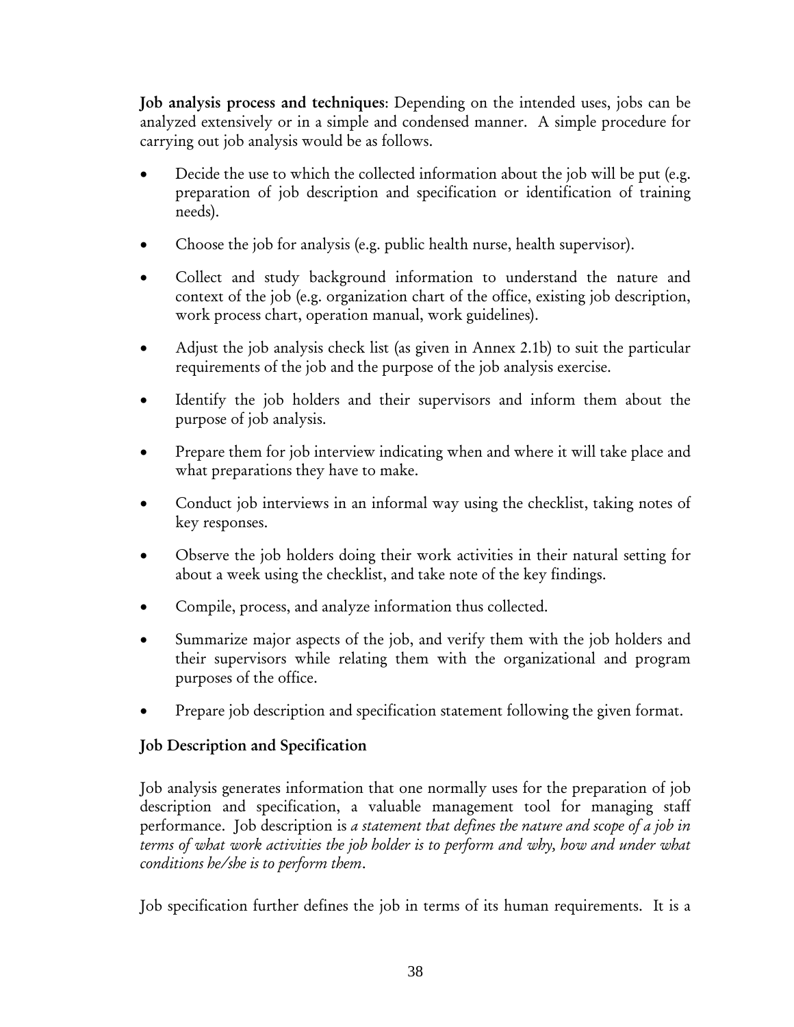**Job analysis process and techniques**: Depending on the intended uses, jobs can be analyzed extensively or in a simple and condensed manner. A simple procedure for carrying out job analysis would be as follows.

- Decide the use to which the collected information about the job will be put (e.g. preparation of job description and specification or identification of training needs).
- Choose the job for analysis (e.g. public health nurse, health supervisor).
- Collect and study background information to understand the nature and context of the job (e.g. organization chart of the office, existing job description, work process chart, operation manual, work guidelines).
- Adjust the job analysis check list (as given in Annex 2.1b) to suit the particular requirements of the job and the purpose of the job analysis exercise.
- Identify the job holders and their supervisors and inform them about the purpose of job analysis.
- Prepare them for job interview indicating when and where it will take place and what preparations they have to make.
- Conduct job interviews in an informal way using the checklist, taking notes of key responses.
- Observe the job holders doing their work activities in their natural setting for about a week using the checklist, and take note of the key findings.
- Compile, process, and analyze information thus collected.
- Summarize major aspects of the job, and verify them with the job holders and their supervisors while relating them with the organizational and program purposes of the office.
- Prepare job description and specification statement following the given format.

### Job Description and Specification

Job analysis generates information that one normally uses for the preparation of job description and specification, a valuable management tool for managing staff performance. Job description is *a statement that defines the nature and scope of a job in terms of what work activities the job holder is to perform and why, how and under what conditions he/she is to perform them*.

Job specification further defines the job in terms of its human requirements. It is a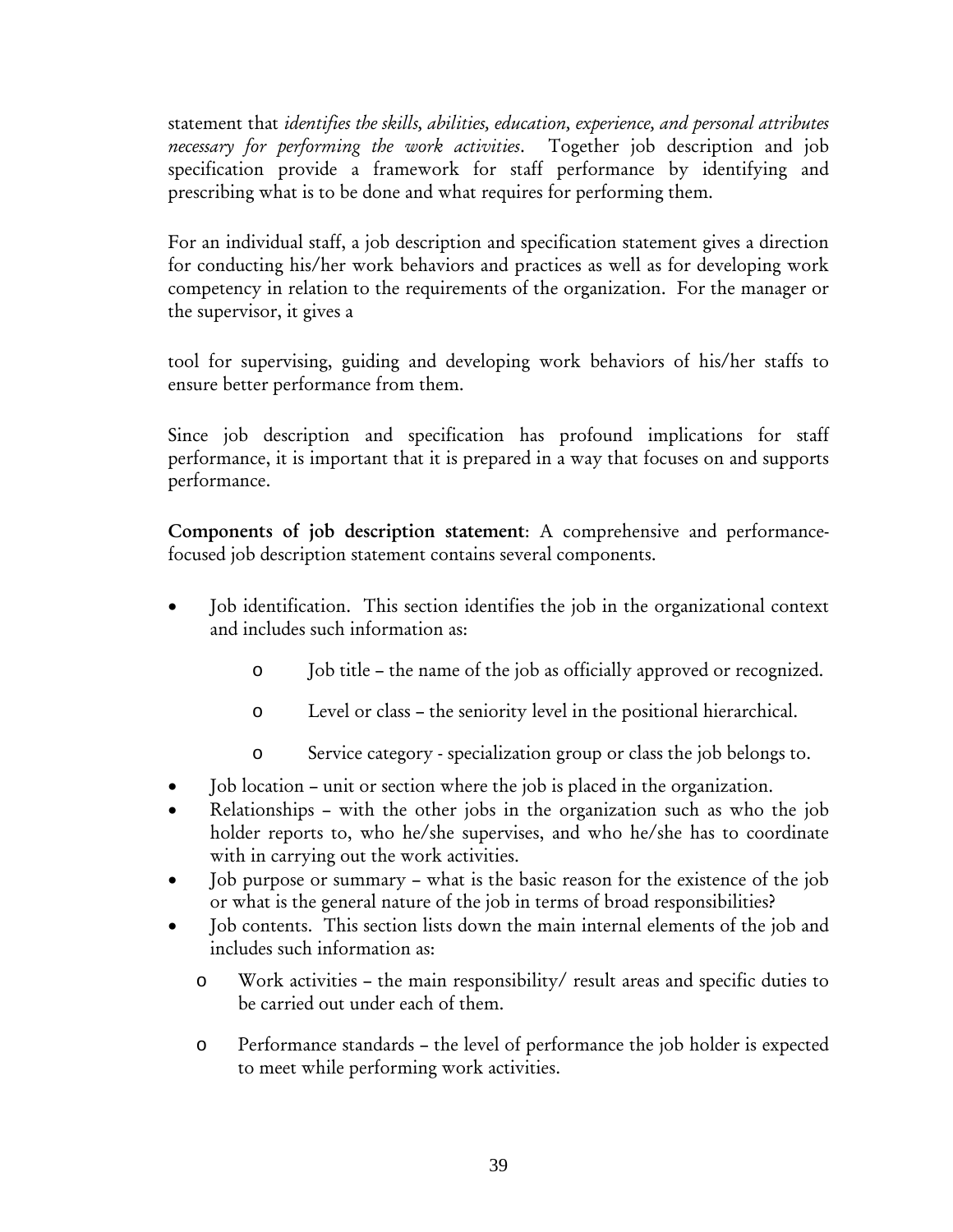statement that *identifies the skills, abilities, education, experience, and personal attributes necessary for performing the work activities*. Together job description and job specification provide a framework for staff performance by identifying and prescribing what is to be done and what requires for performing them.

For an individual staff, a job description and specification statement gives a direction for conducting his/her work behaviors and practices as well as for developing work competency in relation to the requirements of the organization. For the manager or the supervisor, it gives a

tool for supervising, guiding and developing work behaviors of his/her staffs to ensure better performance from them.

Since job description and specification has profound implications for staff performance, it is important that it is prepared in a way that focuses on and supports performance.

**Components of job description statement**: A comprehensive and performance-focused job description statement contains several components.

- Job identification. This section identifies the job in the organizational context and includes such information as:
  - Job title – the name of the job as officially approved or recognized.
  - Level or class – the seniority level in the positional hierarchical.
  - Service category - specialization group or class the job belongs to.
- Job location – unit or section where the job is placed in the organization.
- Relationships – with the other jobs in the organization such as who the job holder reports to, who he/she supervises, and who he/she has to coordinate with in carrying out the work activities.
- Job purpose or summary – what is the basic reason for the existence of the job or what is the general nature of the job in terms of broad responsibilities?
- Job contents. This section lists down the main internal elements of the job and includes such information as:
  - Work activities – the main responsibility/ result areas and specific duties to be carried out under each of them.
  - Performance standards – the level of performance the job holder is expected to meet while performing work activities.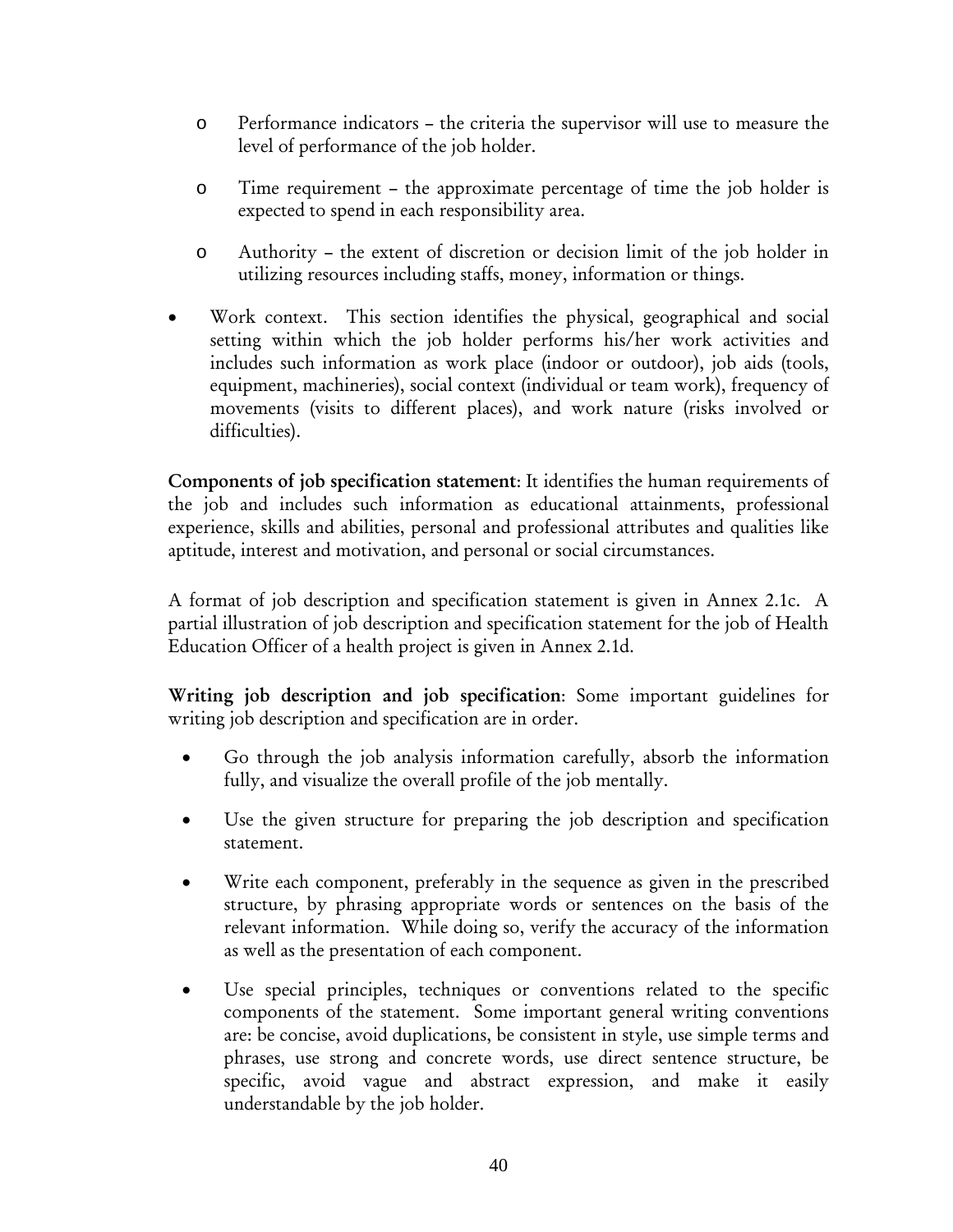- Performance indicators – the criteria the supervisor will use to measure the level of performance of the job holder.

- Time requirement – the approximate percentage of time the job holder is expected to spend in each responsibility area.

- Authority – the extent of discretion or decision limit of the job holder in utilizing resources including staffs, money, information or things.

- Work context. This section identifies the physical, geographical and social setting within which the job holder performs his/her work activities and includes such information as work place (indoor or outdoor), job aids (tools, equipment, machineries), social context (individual or team work), frequency of movements (visits to different places), and work nature (risks involved or difficulties).

**Components of job specification statement**: It identifies the human requirements of the job and includes such information as educational attainments, professional experience, skills and abilities, personal and professional attributes and qualities like aptitude, interest and motivation, and personal or social circumstances.

A format of job description and specification statement is given in Annex 2.1c. A partial illustration of job description and specification statement for the job of Health Education Officer of a health project is given in Annex 2.1d.

**Writing job description and job specification**: Some important guidelines for writing job description and specification are in order.

- Go through the job analysis information carefully, absorb the information fully, and visualize the overall profile of the job mentally.

- Use the given structure for preparing the job description and specification statement.

- Write each component, preferably in the sequence as given in the prescribed structure, by phrasing appropriate words or sentences on the basis of the relevant information. While doing so, verify the accuracy of the information as well as the presentation of each component.

- Use special principles, techniques or conventions related to the specific components of the statement. Some important general writing conventions are: be concise, avoid duplications, be consistent in style, use simple terms and phrases, use strong and concrete words, use direct sentence structure, be specific, avoid vague and abstract expression, and make it easily understandable by the job holder.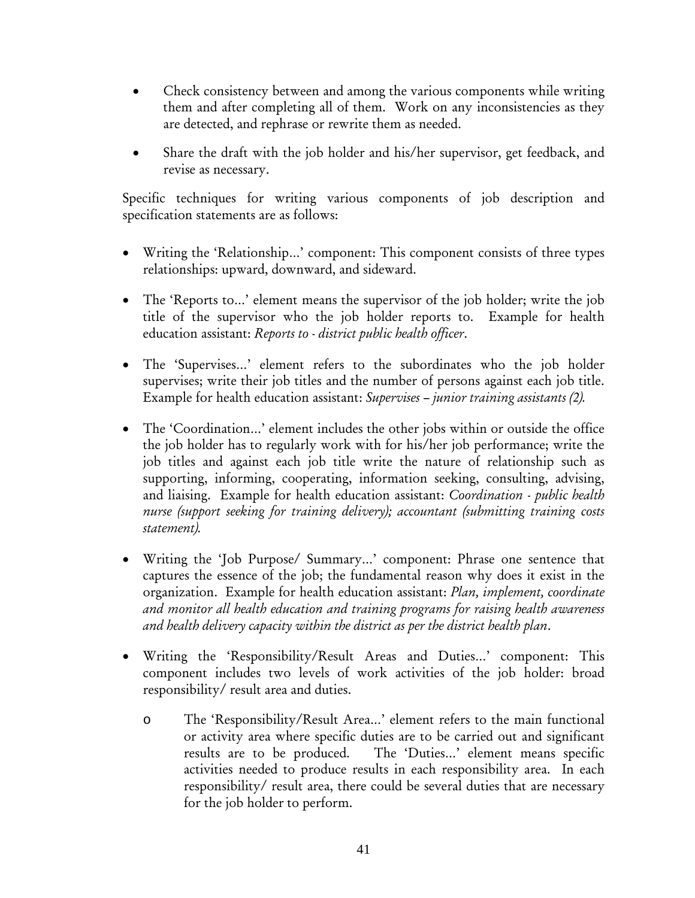- Check consistency between and among the various components while writing them and after completing all of them. Work on any inconsistencies as they are detected, and rephrase or rewrite them as needed.

- Share the draft with the job holder and his/her supervisor, get feedback, and revise as necessary.

Specific techniques for writing various components of job description and specification statements are as follows:

- Writing the 'Relationship…' component: This component consists of three types relationships: upward, downward, and sideward.

- The 'Reports to…' element means the supervisor of the job holder; write the job title of the supervisor who the job holder reports to. Example for health education assistant: *Reports to - district public health officer*.

- The 'Supervises…' element refers to the subordinates who the job holder supervises; write their job titles and the number of persons against each job title. Example for health education assistant: *Supervises – junior training assistants (2).*

- The 'Coordination…' element includes the other jobs within or outside the office the job holder has to regularly work with for his/her job performance; write the job titles and against each job title write the nature of relationship such as supporting, informing, cooperating, information seeking, consulting, advising, and liaising. Example for health education assistant: *Coordination - public health nurse (support seeking for training delivery); accountant (submitting training costs statement).*

- Writing the 'Job Purpose/ Summary…' component: Phrase one sentence that captures the essence of the job; the fundamental reason why does it exist in the organization. Example for health education assistant: *Plan, implement, coordinate and monitor all health education and training programs for raising health awareness and health delivery capacity within the district as per the district health plan*.

- Writing the 'Responsibility/Result Areas and Duties…' component: This component includes two levels of work activities of the job holder: broad responsibility/ result area and duties.

  - The 'Responsibility/Result Area…' element refers to the main functional or activity area where specific duties are to be carried out and significant results are to be produced. The 'Duties…' element means specific activities needed to produce results in each responsibility area. In each responsibility/ result area, there could be several duties that are necessary for the job holder to perform.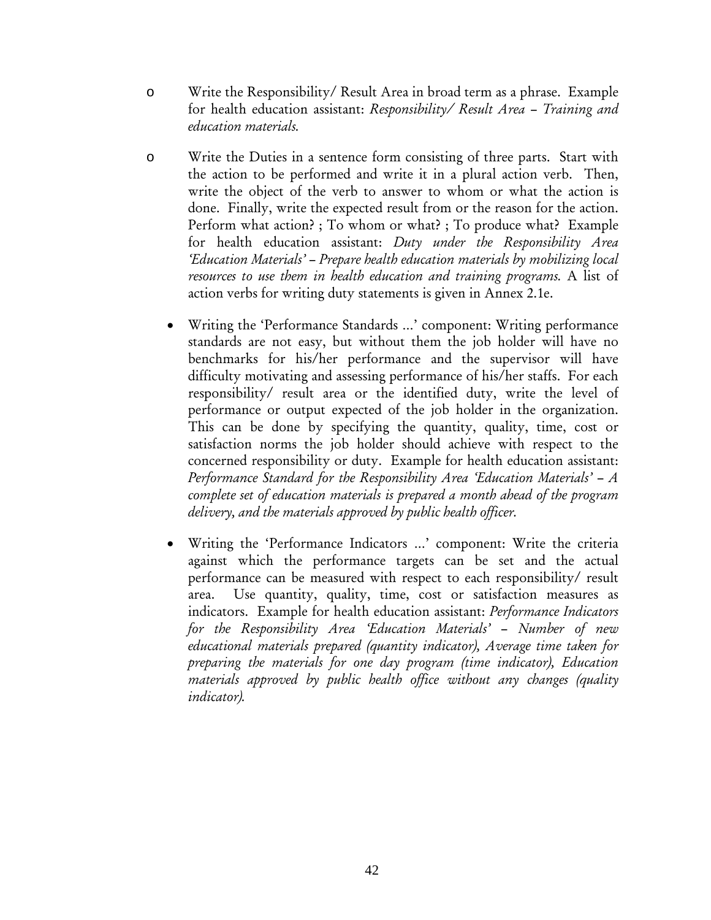- Write the Responsibility/ Result Area in broad term as a phrase. Example for health education assistant: *Responsibility/ Result Area – Training and education materials.*

- Write the Duties in a sentence form consisting of three parts. Start with the action to be performed and write it in a plural action verb. Then, write the object of the verb to answer to whom or what the action is done. Finally, write the expected result from or the reason for the action. Perform what action? ; To whom or what? ; To produce what? Example for health education assistant: *Duty under the Responsibility Area 'Education Materials' – Prepare health education materials by mobilizing local resources to use them in health education and training programs.* A list of action verbs for writing duty statements is given in Annex 2.1e.

  - Writing the 'Performance Standards ...' component: Writing performance standards are not easy, but without them the job holder will have no benchmarks for his/her performance and the supervisor will have difficulty motivating and assessing performance of his/her staffs. For each responsibility/ result area or the identified duty, write the level of performance or output expected of the job holder in the organization. This can be done by specifying the quantity, quality, time, cost or satisfaction norms the job holder should achieve with respect to the concerned responsibility or duty. Example for health education assistant: *Performance Standard for the Responsibility Area 'Education Materials' – A complete set of education materials is prepared a month ahead of the program delivery, and the materials approved by public health officer.*

  - Writing the 'Performance Indicators ...' component: Write the criteria against which the performance targets can be set and the actual performance can be measured with respect to each responsibility/ result area. Use quantity, quality, time, cost or satisfaction measures as indicators. Example for health education assistant: *Performance Indicators for the Responsibility Area 'Education Materials' – Number of new educational materials prepared (quantity indicator), Average time taken for preparing the materials for one day program (time indicator), Education materials approved by public health office without any changes (quality indicator).*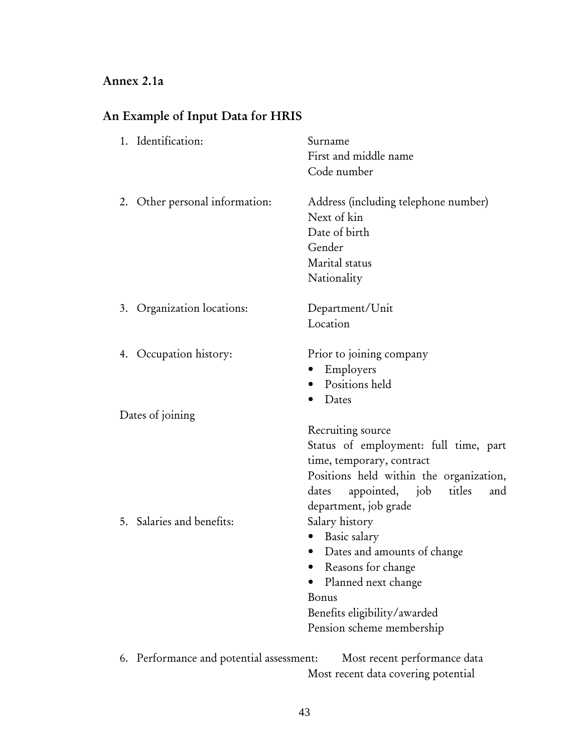## Annex 2.1a

## An Example of Input Data for HRIS

| | |
|---|---|
| 1. Identification: | Surname<br>First and middle name<br>Code number |
| 2. Other personal information: | Address (including telephone number)<br>Next of kin<br>Date of birth<br>Gender<br>Marital status<br>Nationality |
| 3. Organization locations: | Department/Unit<br>Location |
| 4. Occupation history: | Prior to joining company<br>• Employers<br>• Positions held<br>• Dates |
| Dates of joining | Recruiting source<br>Status of employment: full time, part time, temporary, contract<br>Positions held within the organization, dates appointed, job titles and department, job grade |
| 5. Salaries and benefits: | Salary history<br>• Basic salary<br>• Dates and amounts of change<br>• Reasons for change<br>• Planned next change<br>Bonus<br>Benefits eligibility/awarded<br>Pension scheme membership |
| 6. Performance and potential assessment: | Most recent performance data<br>Most recent data covering potential |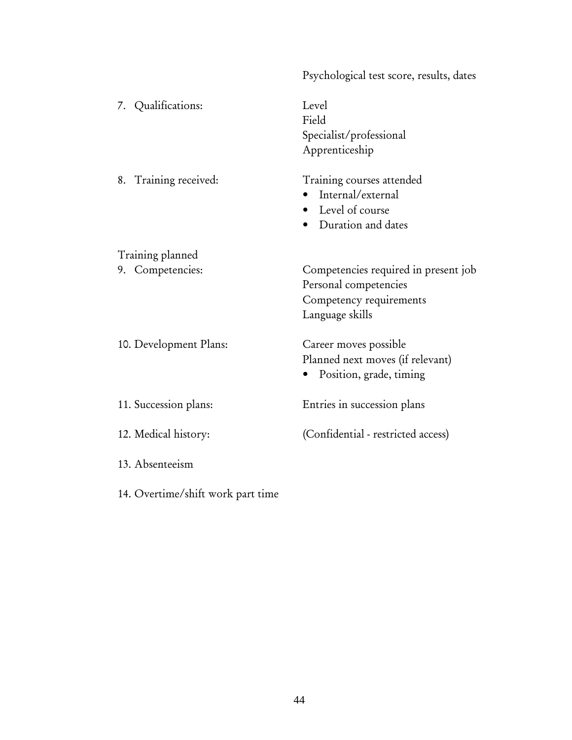Psychological test score, results, dates

| | |
|---|---|
| 7. Qualifications: | Level<br>Field<br>Specialist/professional<br>Apprenticeship |
| 8. Training received: | Training courses attended<br>• Internal/external<br>• Level of course<br>• Duration and dates |
| Training planned | |
| 9. Competencies: | Competencies required in present job<br>Personal competencies<br>Competency requirements<br>Language skills |
| 10. Development Plans: | Career moves possible<br>Planned next moves (if relevant)<br>• Position, grade, timing |
| 11. Succession plans: | Entries in succession plans |
| 12. Medical history: | (Confidential - restricted access) |
| 13. Absenteeism | |
| 14. Overtime/shift work part time | |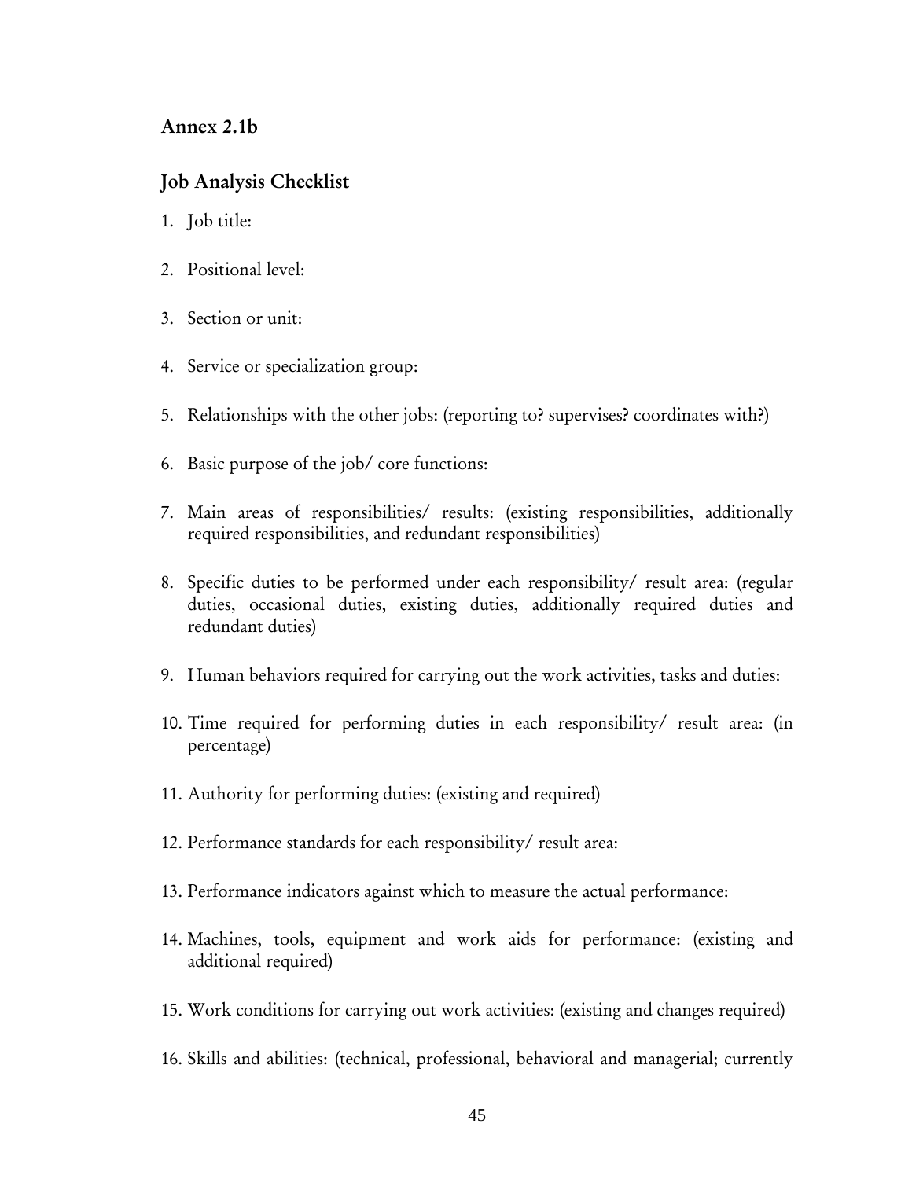## Annex 2.1b

## Job Analysis Checklist

1. Job title:

2. Positional level:

3. Section or unit:

4. Service or specialization group:

5. Relationships with the other jobs: (reporting to? supervises? coordinates with?)

6. Basic purpose of the job/ core functions:

7. Main areas of responsibilities/ results: (existing responsibilities, additionally required responsibilities, and redundant responsibilities)

8. Specific duties to be performed under each responsibility/ result area: (regular duties, occasional duties, existing duties, additionally required duties and redundant duties)

9. Human behaviors required for carrying out the work activities, tasks and duties:

10. Time required for performing duties in each responsibility/ result area: (in percentage)

11. Authority for performing duties: (existing and required)

12. Performance standards for each responsibility/ result area:

13. Performance indicators against which to measure the actual performance:

14. Machines, tools, equipment and work aids for performance: (existing and additional required)

15. Work conditions for carrying out work activities: (existing and changes required)

16. Skills and abilities: (technical, professional, behavioral and managerial; currently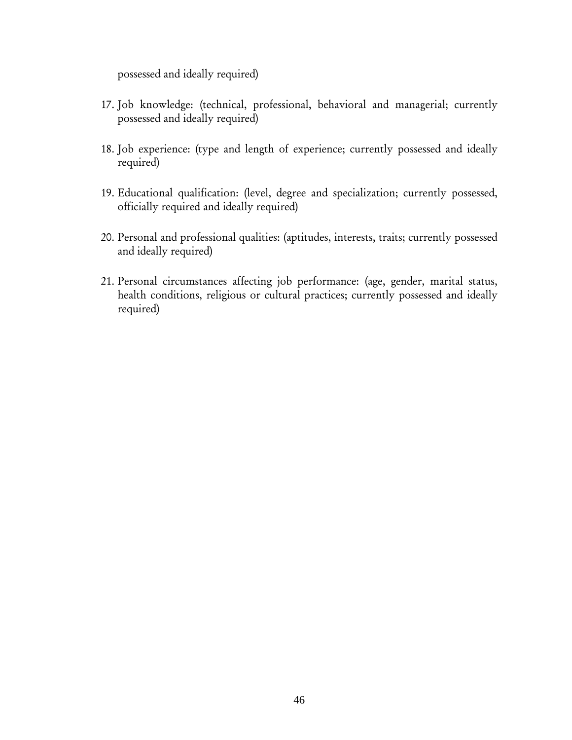possessed and ideally required)

17. Job knowledge: (technical, professional, behavioral and managerial; currently possessed and ideally required)

18. Job experience: (type and length of experience; currently possessed and ideally required)

19. Educational qualification: (level, degree and specialization; currently possessed, officially required and ideally required)

20. Personal and professional qualities: (aptitudes, interests, traits; currently possessed and ideally required)

21. Personal circumstances affecting job performance: (age, gender, marital status, health conditions, religious or cultural practices; currently possessed and ideally required)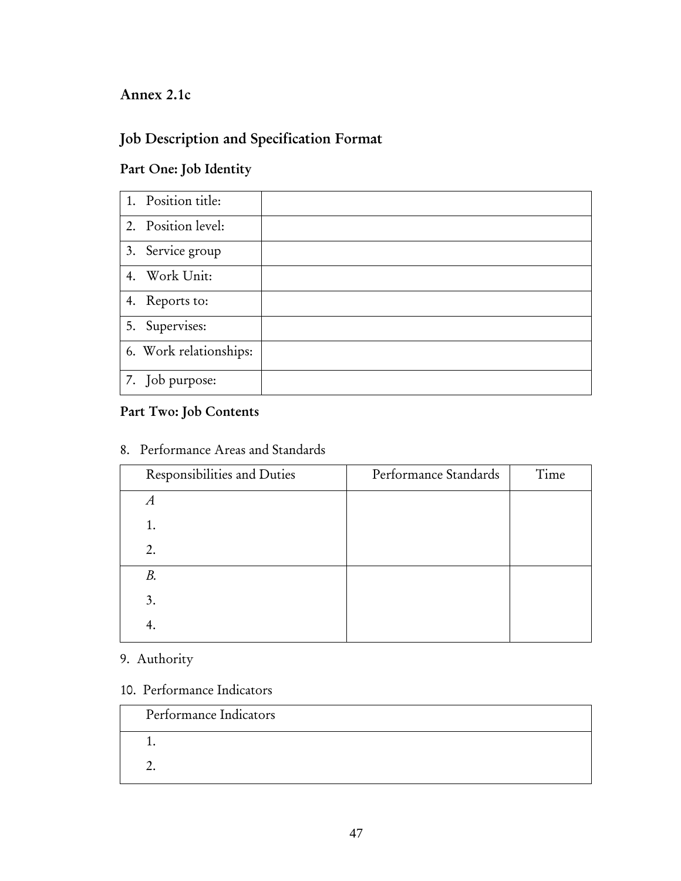## Annex 2.1c

## Job Description and Specification Format

### Part One: Job Identity

| | |
|---|---|
| 1. Position title: | |
| 2. Position level: | |
| 3. Service group | |
| 4. Work Unit: | |
| 4. Reports to: | |
| 5. Supervises: | |
| 6. Work relationships: | |
| 7. Job purpose: | |

### Part Two: Job Contents

8. Performance Areas and Standards

| Responsibilities and Duties | Performance Standards | Time |
|---|---|---|
| *A*<br>1.<br>2. | | |
| *B.*<br>3.<br>4. | | |

9. Authority

10. Performance Indicators

| Performance Indicators |
|---|
| 1.<br>2. |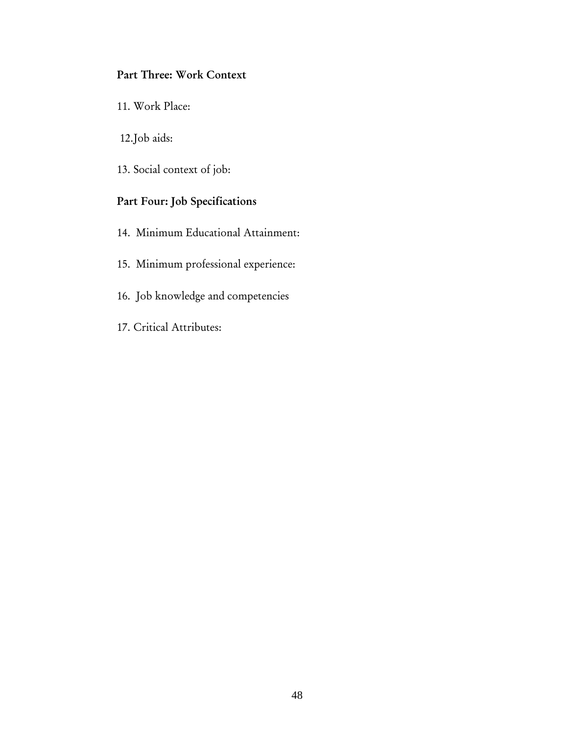**Part Three: Work Context**

11. Work Place:

12. Job aids:

13. Social context of job:

**Part Four: Job Specifications**

14. Minimum Educational Attainment:

15. Minimum professional experience:

16. Job knowledge and competencies

17. Critical Attributes: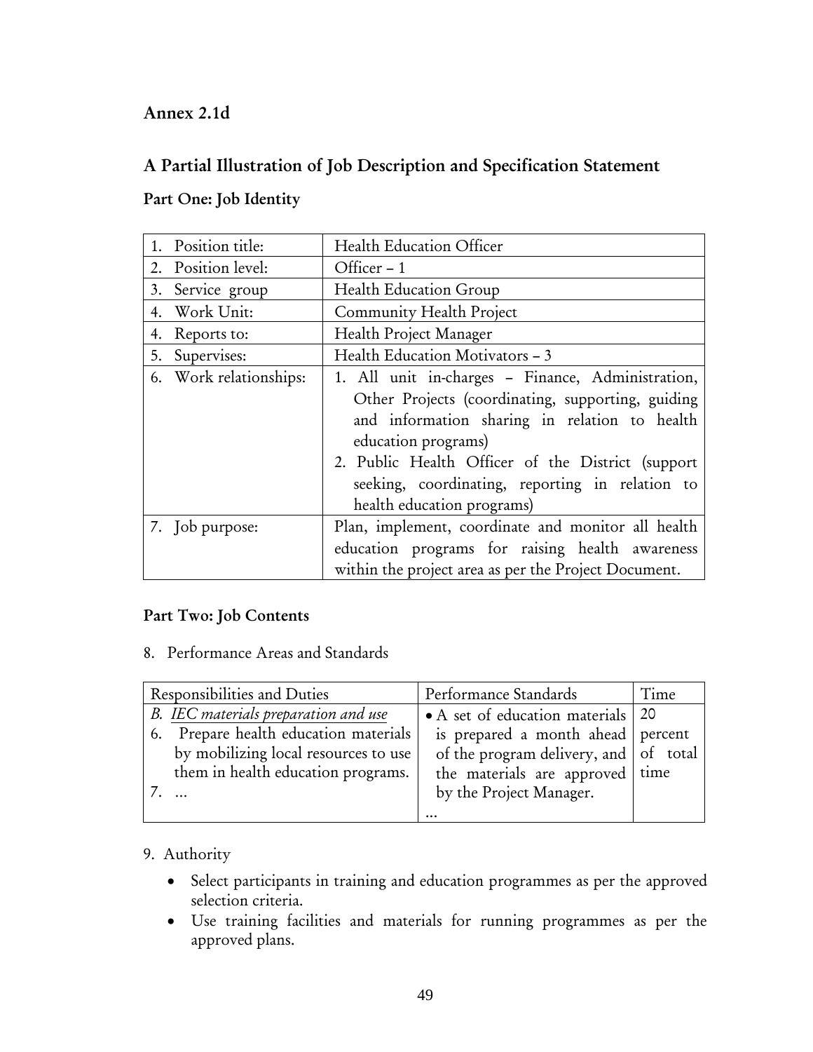## Annex 2.1d

## A Partial Illustration of Job Description and Specification Statement

### Part One: Job Identity

| | |
|---|---|
| 1. Position title: | Health Education Officer |
| 2. Position level: | Officer – 1 |
| 3. Service group | Health Education Group |
| 4. Work Unit: | Community Health Project |
| 4. Reports to: | Health Project Manager |
| 5. Supervises: | Health Education Motivators – 3 |
| 6. Work relationships: | 1. All unit in-charges – Finance, Administration, Other Projects (coordinating, supporting, guiding and information sharing in relation to health education programs)<br>2. Public Health Officer of the District (support seeking, coordinating, reporting in relation to health education programs) |
| 7. Job purpose: | Plan, implement, coordinate and monitor all health education programs for raising health awareness within the project area as per the Project Document. |

### Part Two: Job Contents

8. Performance Areas and Standards

| Responsibilities and Duties | Performance Standards | Time |
|---|---|---|
| *B. <u>IEC materials preparation and use</u>*<br>6. Prepare health education materials by mobilizing local resources to use them in health education programs.<br>7. … | • A set of education materials is prepared a month ahead of the program delivery, and the materials are approved by the Project Manager.<br>… | 20 percent of total time |

9. Authority

- Select participants in training and education programmes as per the approved selection criteria.
- Use training facilities and materials for running programmes as per the approved plans.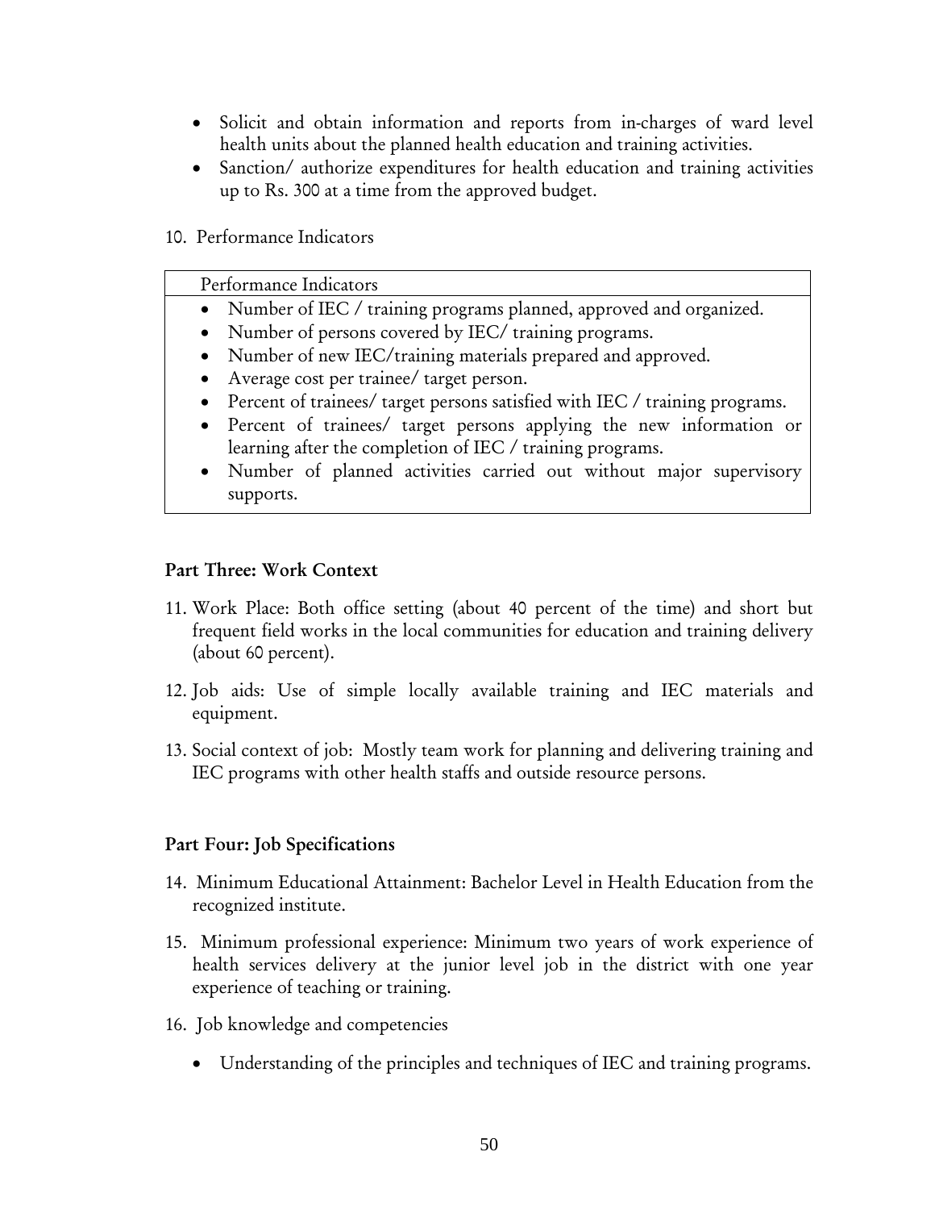- Solicit and obtain information and reports from in-charges of ward level health units about the planned health education and training activities.
- Sanction/ authorize expenditures for health education and training activities up to Rs. 300 at a time from the approved budget.

10. Performance Indicators

| Performance Indicators |
|---|
| • Number of IEC / training programs planned, approved and organized.<br>• Number of persons covered by IEC/ training programs.<br>• Number of new IEC/training materials prepared and approved.<br>• Average cost per trainee/ target person.<br>• Percent of trainees/ target persons satisfied with IEC / training programs.<br>• Percent of trainees/ target persons applying the new information or learning after the completion of IEC / training programs.<br>• Number of planned activities carried out without major supervisory supports. |

## Part Three: Work Context

11. Work Place: Both office setting (about 40 percent of the time) and short but frequent field works in the local communities for education and training delivery (about 60 percent).

12. Job aids: Use of simple locally available training and IEC materials and equipment.

13. Social context of job: Mostly team work for planning and delivering training and IEC programs with other health staffs and outside resource persons.

## Part Four: Job Specifications

14. Minimum Educational Attainment: Bachelor Level in Health Education from the recognized institute.

15. Minimum professional experience: Minimum two years of work experience of health services delivery at the junior level job in the district with one year experience of teaching or training.

16. Job knowledge and competencies

    - Understanding of the principles and techniques of IEC and training programs.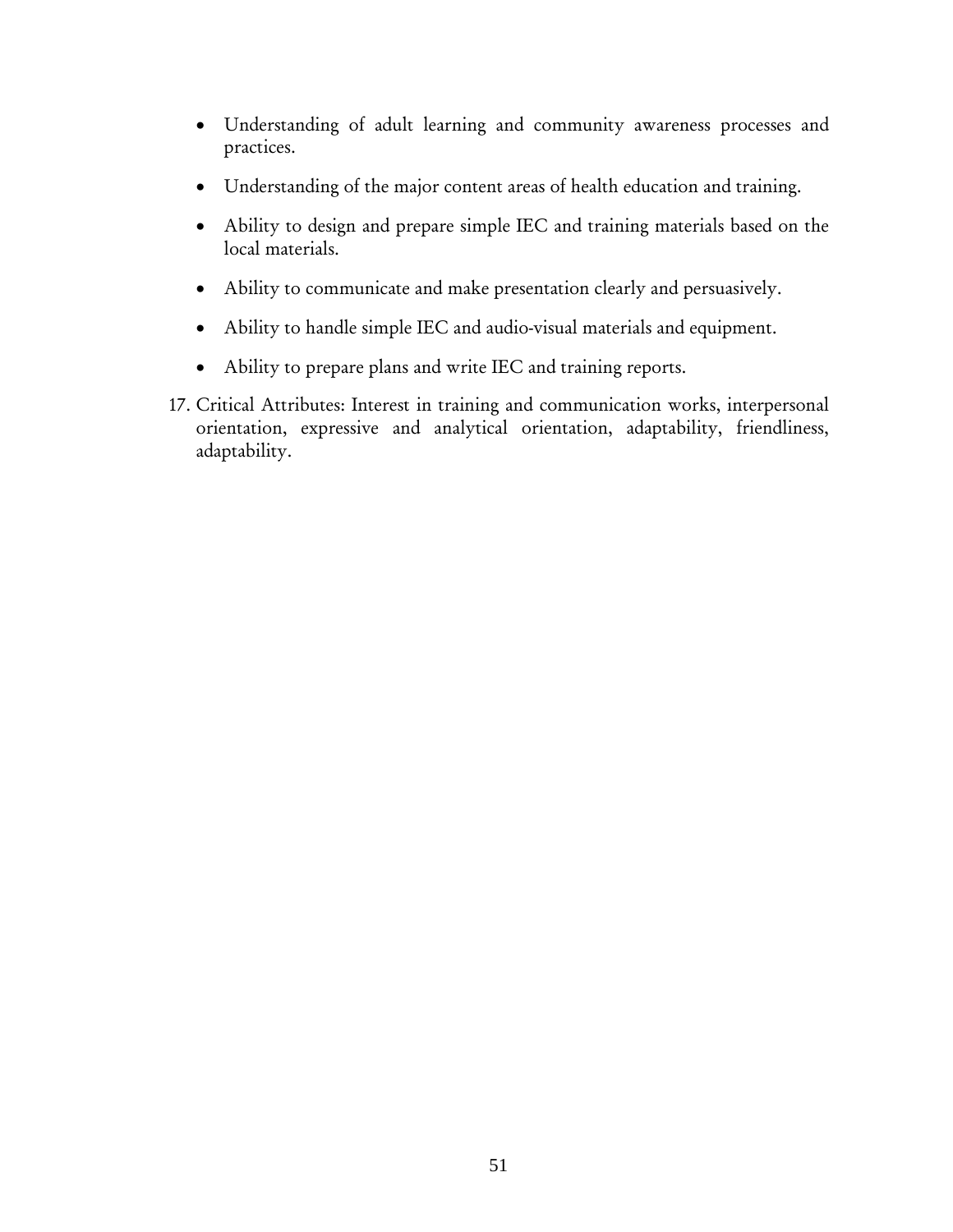- Understanding of adult learning and community awareness processes and practices.
- Understanding of the major content areas of health education and training.
- Ability to design and prepare simple IEC and training materials based on the local materials.
- Ability to communicate and make presentation clearly and persuasively.
- Ability to handle simple IEC and audio-visual materials and equipment.
- Ability to prepare plans and write IEC and training reports.

17. Critical Attributes: Interest in training and communication works, interpersonal orientation, expressive and analytical orientation, adaptability, friendliness, adaptability.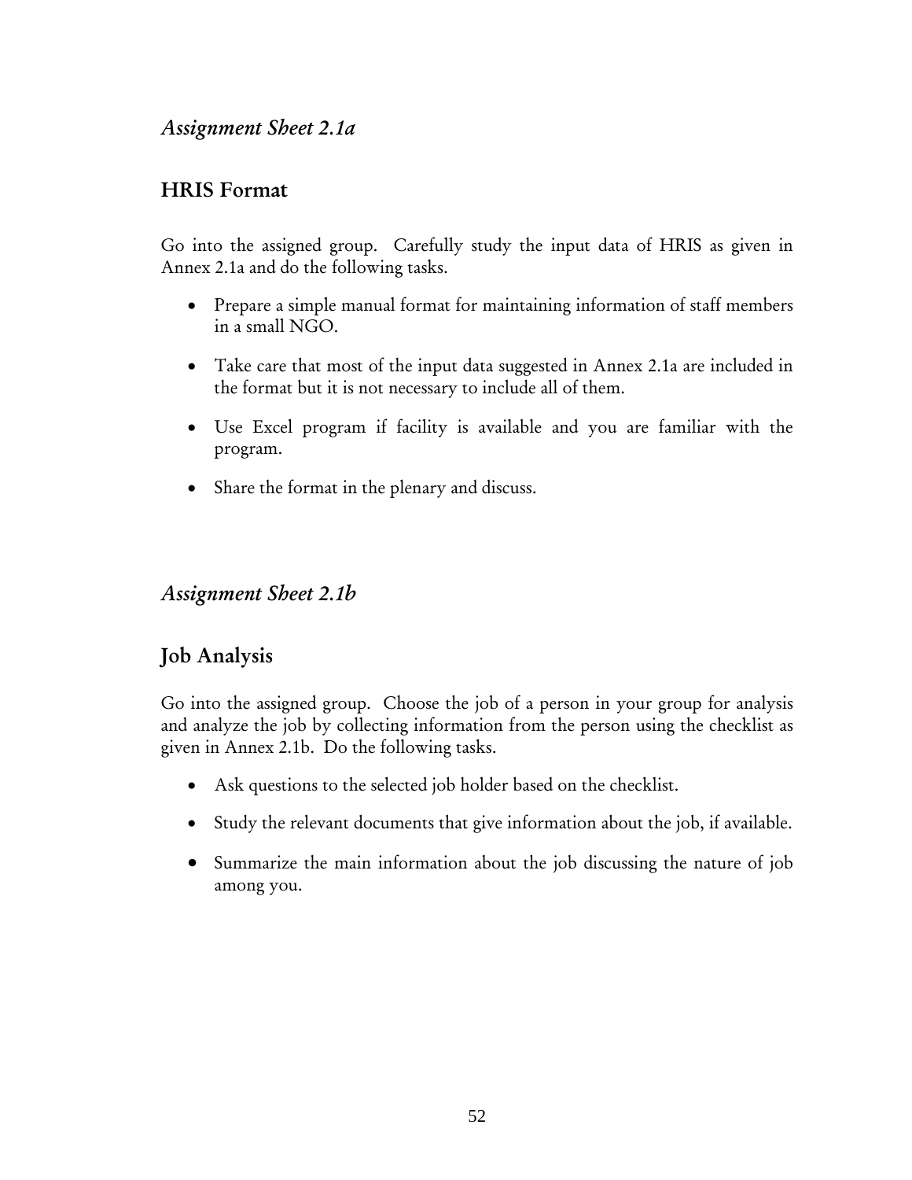## *Assignment Sheet 2.1a*

## HRIS Format

Go into the assigned group. Carefully study the input data of HRIS as given in Annex 2.1a and do the following tasks.

- Prepare a simple manual format for maintaining information of staff members in a small NGO.
- Take care that most of the input data suggested in Annex 2.1a are included in the format but it is not necessary to include all of them.
- Use Excel program if facility is available and you are familiar with the program.
- Share the format in the plenary and discuss.

## *Assignment Sheet 2.1b*

## Job Analysis

Go into the assigned group. Choose the job of a person in your group for analysis and analyze the job by collecting information from the person using the checklist as given in Annex 2.1b. Do the following tasks.

- Ask questions to the selected job holder based on the checklist.
- Study the relevant documents that give information about the job, if available.
- Summarize the main information about the job discussing the nature of job among you.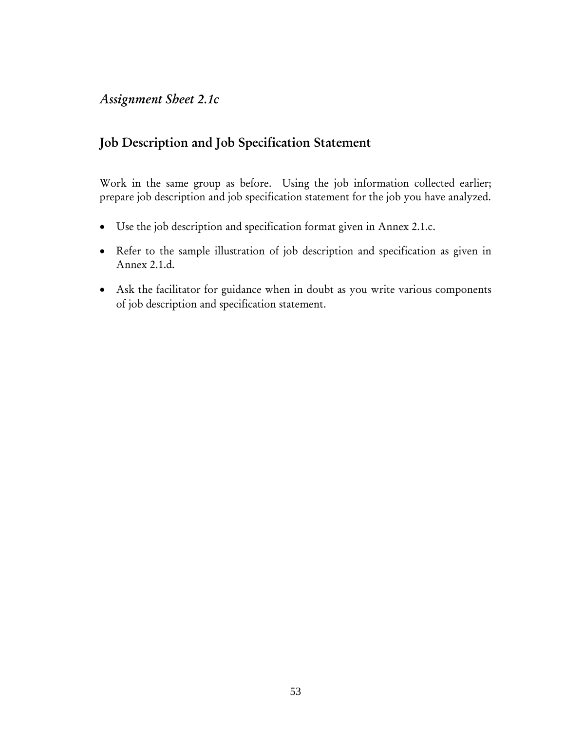*Assignment Sheet 2.1c*

## Job Description and Job Specification Statement

Work in the same group as before. Using the job information collected earlier; prepare job description and job specification statement for the job you have analyzed.

- Use the job description and specification format given in Annex 2.1.c.
- Refer to the sample illustration of job description and specification as given in Annex 2.1.d.
- Ask the facilitator for guidance when in doubt as you write various components of job description and specification statement.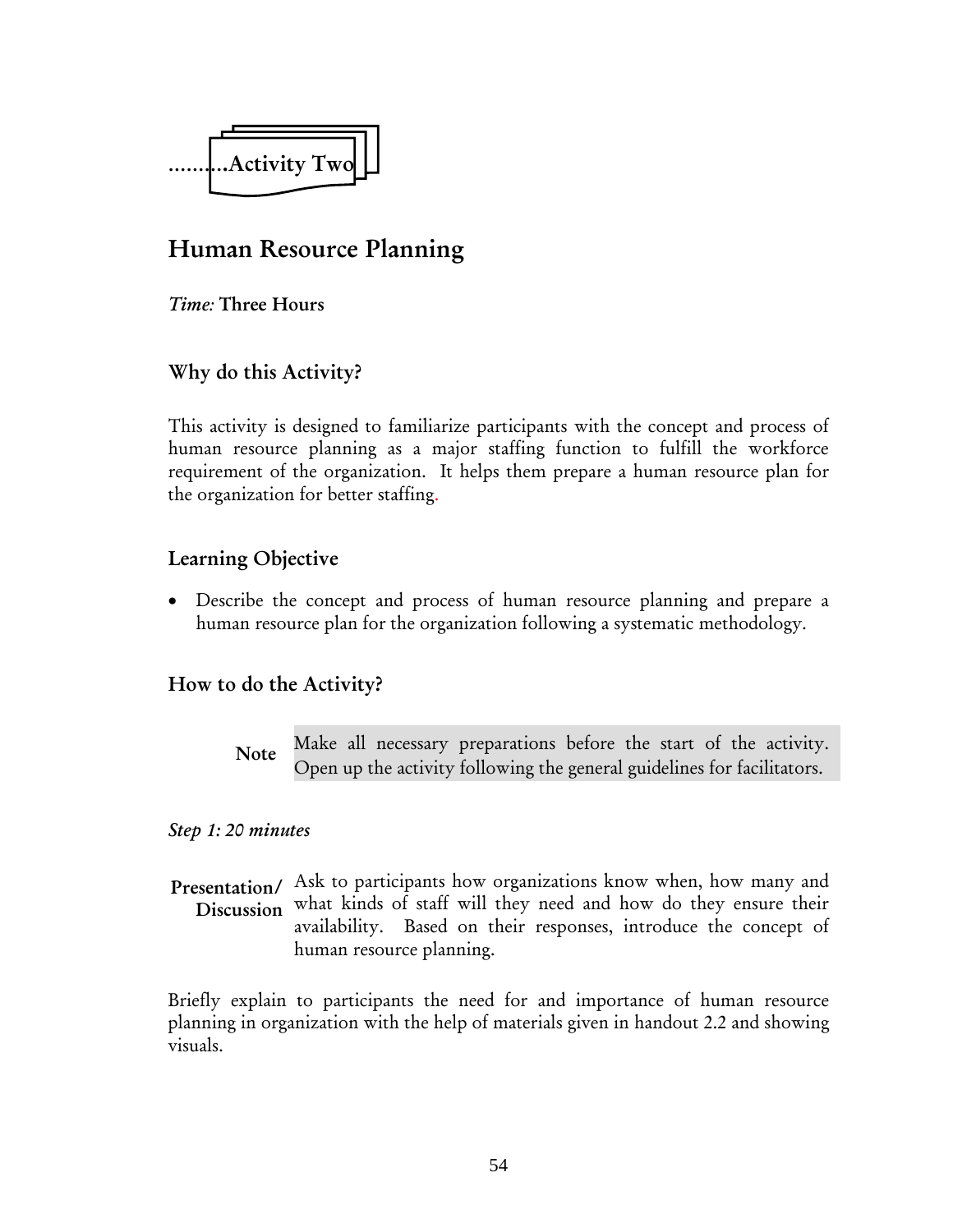..........Activity Two

# Human Resource Planning

*Time:* **Three Hours**

## Why do this Activity?

This activity is designed to familiarize participants with the concept and process of human resource planning as a major staffing function to fulfill the workforce requirement of the organization. It helps them prepare a human resource plan for the organization for better staffing.

## Learning Objective

- Describe the concept and process of human resource planning and prepare a human resource plan for the organization following a systematic methodology.

## How to do the Activity?

**Note** Make all necessary preparations before the start of the activity. Open up the activity following the general guidelines for facilitators.

*Step 1: 20 minutes*

**Presentation/ Discussion** Ask to participants how organizations know when, how many and what kinds of staff will they need and how do they ensure their availability. Based on their responses, introduce the concept of human resource planning.

Briefly explain to participants the need for and importance of human resource planning in organization with the help of materials given in handout 2.2 and showing visuals.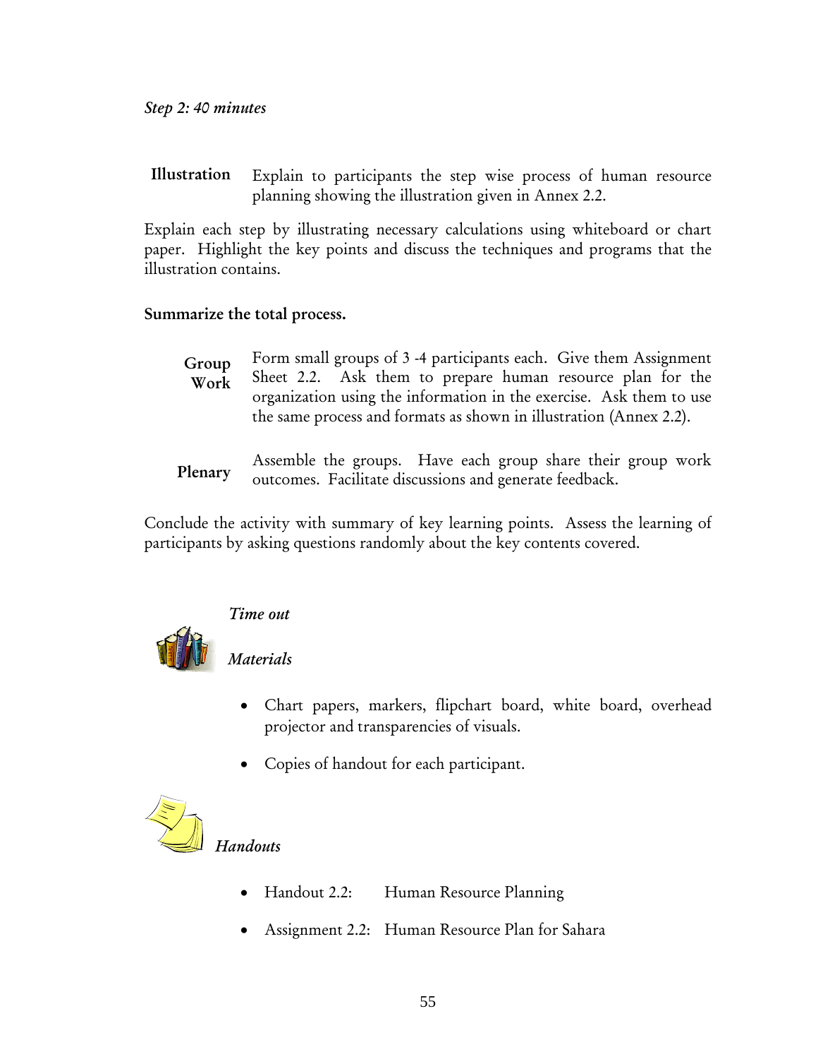*Step 2: 40 minutes*

**Illustration** Explain to participants the step wise process of human resource planning showing the illustration given in Annex 2.2.

Explain each step by illustrating necessary calculations using whiteboard or chart paper. Highlight the key points and discuss the techniques and programs that the illustration contains.

**Summarize the total process.**

**Group Work** Form small groups of 3 -4 participants each. Give them Assignment Sheet 2.2. Ask them to prepare human resource plan for the organization using the information in the exercise. Ask them to use the same process and formats as shown in illustration (Annex 2.2).

**Plenary** Assemble the groups. Have each group share their group work outcomes. Facilitate discussions and generate feedback.

Conclude the activity with summary of key learning points. Assess the learning of participants by asking questions randomly about the key contents covered.

*Time out*

*Materials*

- Chart papers, markers, flipchart board, white board, overhead projector and transparencies of visuals.
- Copies of handout for each participant.

*Handouts*

- Handout 2.2: Human Resource Planning
- Assignment 2.2: Human Resource Plan for Sahara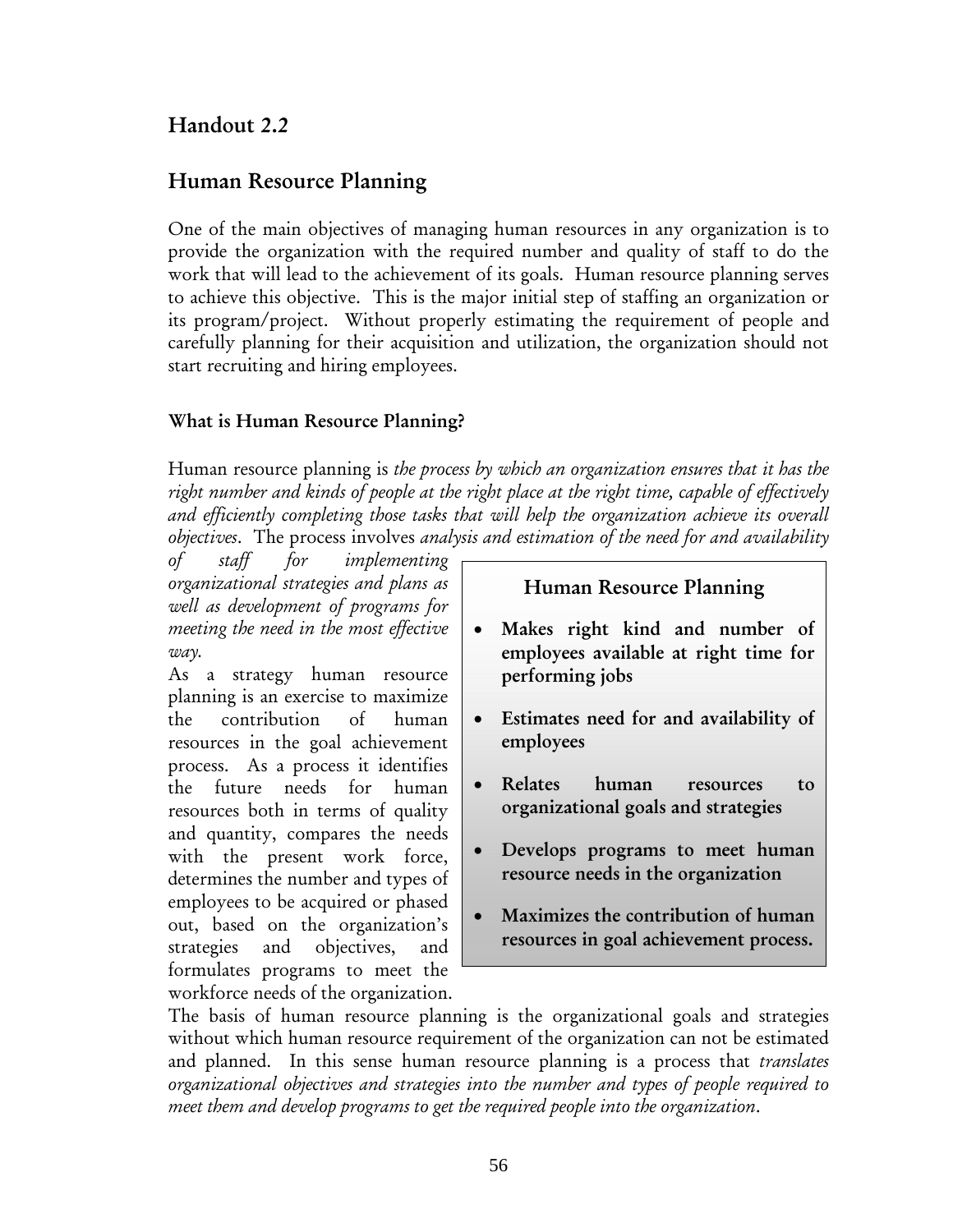## Handout 2.2

## Human Resource Planning

One of the main objectives of managing human resources in any organization is to provide the organization with the required number and quality of staff to do the work that will lead to the achievement of its goals. Human resource planning serves to achieve this objective. This is the major initial step of staffing an organization or its program/project. Without properly estimating the requirement of people and carefully planning for their acquisition and utilization, the organization should not start recruiting and hiring employees.

### What is Human Resource Planning?

Human resource planning is *the process by which an organization ensures that it has the right number and kinds of people at the right place at the right time, capable of effectively and efficiently completing those tasks that will help the organization achieve its overall objectives*. The process involves *analysis and estimation of the need for and availability of staff for implementing organizational strategies and plans as well as development of programs for meeting the need in the most effective way.*

As a strategy human resource planning is an exercise to maximize the contribution of human resources in the goal achievement process. As a process it identifies the future needs for human resources both in terms of quality and quantity, compares the needs with the present work force, determines the number and types of employees to be acquired or phased out, based on the organization's strategies and objectives, and formulates programs to meet the workforce needs of the organization.

> **Human Resource Planning**
>
> - **Makes right kind and number of employees available at right time for performing jobs**
> - **Estimates need for and availability of employees**
> - **Relates human resources to organizational goals and strategies**
> - **Develops programs to meet human resource needs in the organization**
> - **Maximizes the contribution of human resources in goal achievement process.**

The basis of human resource planning is the organizational goals and strategies without which human resource requirement of the organization can not be estimated and planned. In this sense human resource planning is a process that *translates organizational objectives and strategies into the number and types of people required to meet them and develop programs to get the required people into the organization*.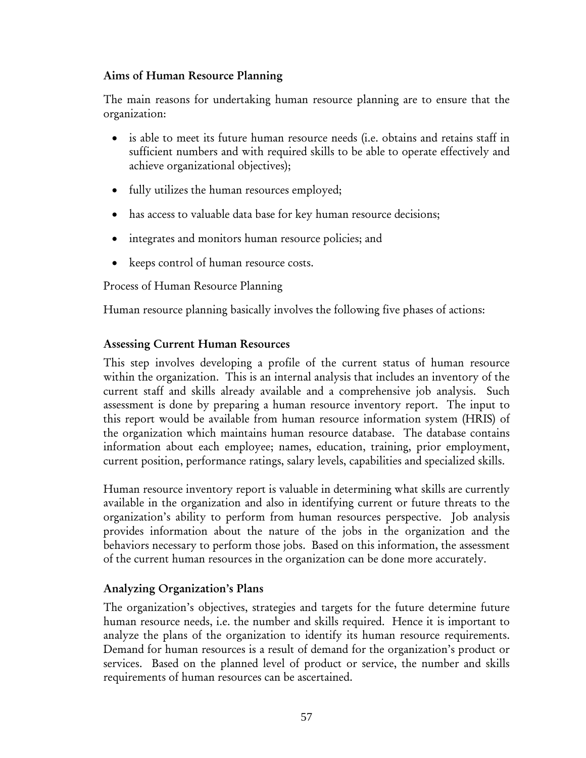### Aims of Human Resource Planning

The main reasons for undertaking human resource planning are to ensure that the organization:

- is able to meet its future human resource needs (i.e. obtains and retains staff in sufficient numbers and with required skills to be able to operate effectively and achieve organizational objectives);
- fully utilizes the human resources employed;
- has access to valuable data base for key human resource decisions;
- integrates and monitors human resource policies; and
- keeps control of human resource costs.

Process of Human Resource Planning

Human resource planning basically involves the following five phases of actions:

### Assessing Current Human Resources

This step involves developing a profile of the current status of human resource within the organization. This is an internal analysis that includes an inventory of the current staff and skills already available and a comprehensive job analysis. Such assessment is done by preparing a human resource inventory report. The input to this report would be available from human resource information system (HRIS) of the organization which maintains human resource database. The database contains information about each employee; names, education, training, prior employment, current position, performance ratings, salary levels, capabilities and specialized skills.

Human resource inventory report is valuable in determining what skills are currently available in the organization and also in identifying current or future threats to the organization's ability to perform from human resources perspective. Job analysis provides information about the nature of the jobs in the organization and the behaviors necessary to perform those jobs. Based on this information, the assessment of the current human resources in the organization can be done more accurately.

### Analyzing Organization's Plans

The organization's objectives, strategies and targets for the future determine future human resource needs, i.e. the number and skills required. Hence it is important to analyze the plans of the organization to identify its human resource requirements. Demand for human resources is a result of demand for the organization's product or services. Based on the planned level of product or service, the number and skills requirements of human resources can be ascertained.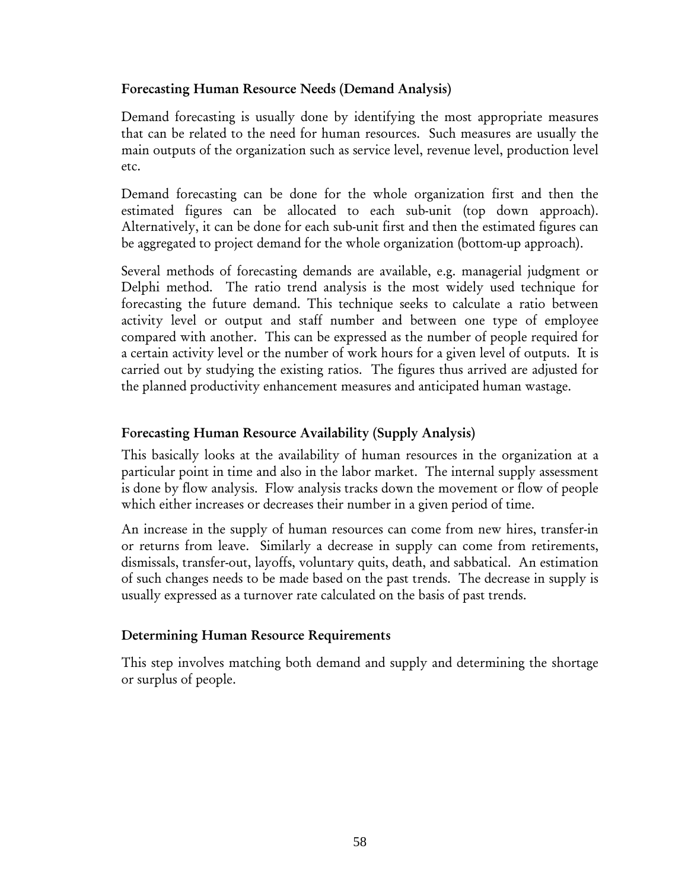### Forecasting Human Resource Needs (Demand Analysis)

Demand forecasting is usually done by identifying the most appropriate measures that can be related to the need for human resources. Such measures are usually the main outputs of the organization such as service level, revenue level, production level etc.

Demand forecasting can be done for the whole organization first and then the estimated figures can be allocated to each sub-unit (top down approach). Alternatively, it can be done for each sub-unit first and then the estimated figures can be aggregated to project demand for the whole organization (bottom-up approach).

Several methods of forecasting demands are available, e.g. managerial judgment or Delphi method. The ratio trend analysis is the most widely used technique for forecasting the future demand. This technique seeks to calculate a ratio between activity level or output and staff number and between one type of employee compared with another. This can be expressed as the number of people required for a certain activity level or the number of work hours for a given level of outputs. It is carried out by studying the existing ratios. The figures thus arrived are adjusted for the planned productivity enhancement measures and anticipated human wastage.

### Forecasting Human Resource Availability (Supply Analysis)

This basically looks at the availability of human resources in the organization at a particular point in time and also in the labor market. The internal supply assessment is done by flow analysis. Flow analysis tracks down the movement or flow of people which either increases or decreases their number in a given period of time.

An increase in the supply of human resources can come from new hires, transfer-in or returns from leave. Similarly a decrease in supply can come from retirements, dismissals, transfer-out, layoffs, voluntary quits, death, and sabbatical. An estimation of such changes needs to be made based on the past trends. The decrease in supply is usually expressed as a turnover rate calculated on the basis of past trends.

### Determining Human Resource Requirements

This step involves matching both demand and supply and determining the shortage or surplus of people.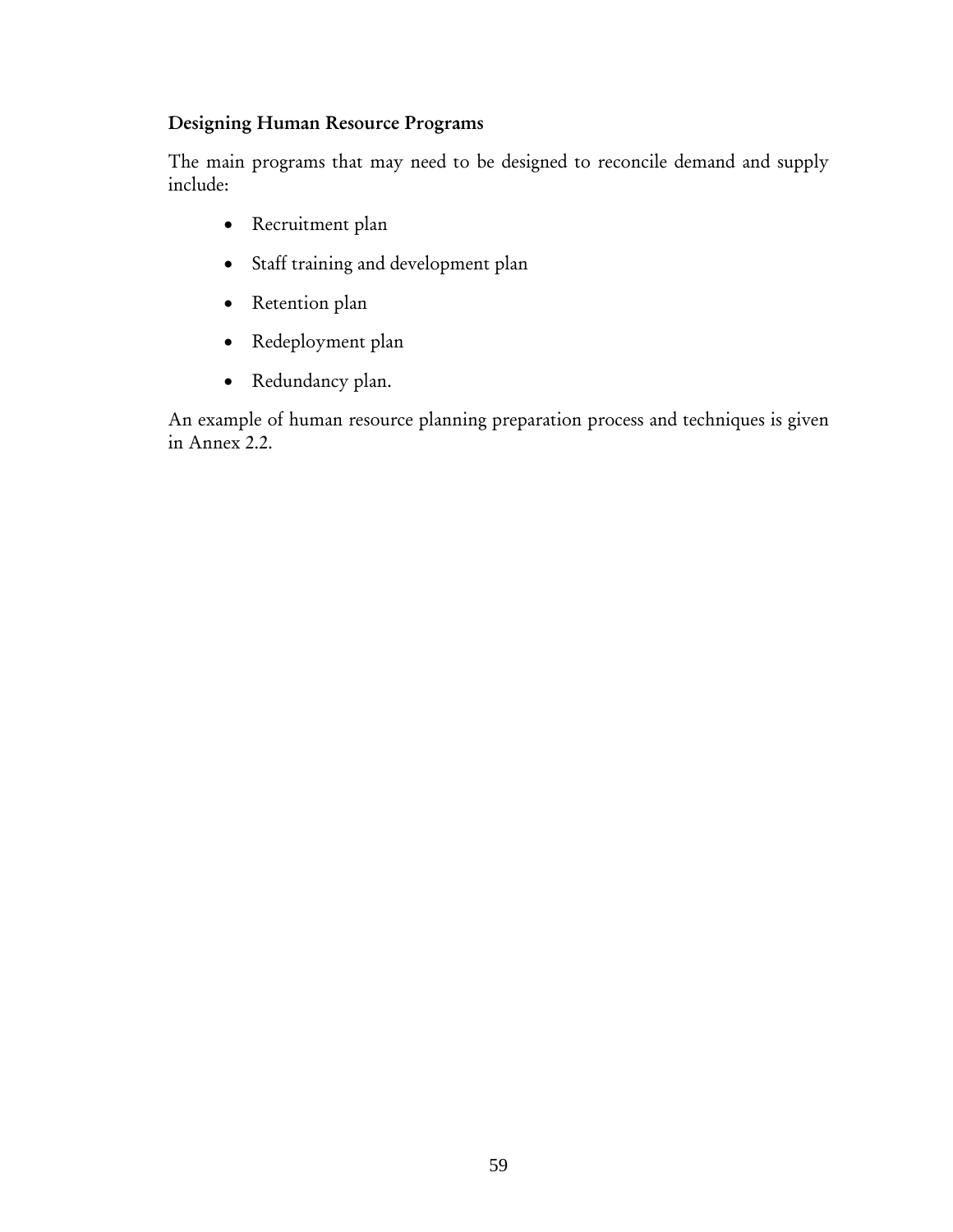### Designing Human Resource Programs

The main programs that may need to be designed to reconcile demand and supply include:

- Recruitment plan
- Staff training and development plan
- Retention plan
- Redeployment plan
- Redundancy plan.

An example of human resource planning preparation process and techniques is given in Annex 2.2.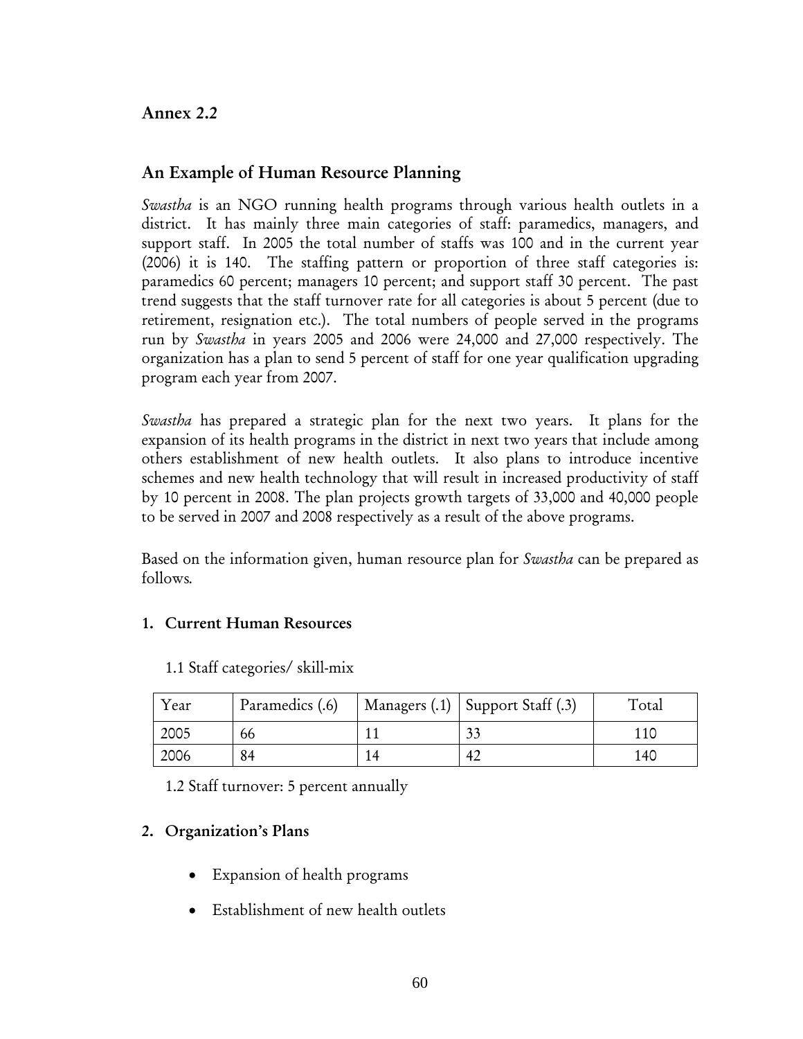## Annex 2.2

## An Example of Human Resource Planning

*Swastha* is an NGO running health programs through various health outlets in a district. It has mainly three main categories of staff: paramedics, managers, and support staff. In 2005 the total number of staffs was 100 and in the current year (2006) it is 140. The staffing pattern or proportion of three staff categories is: paramedics 60 percent; managers 10 percent; and support staff 30 percent. The past trend suggests that the staff turnover rate for all categories is about 5 percent (due to retirement, resignation etc.). The total numbers of people served in the programs run by *Swastha* in years 2005 and 2006 were 24,000 and 27,000 respectively. The organization has a plan to send 5 percent of staff for one year qualification upgrading program each year from 2007.

*Swastha* has prepared a strategic plan for the next two years. It plans for the expansion of its health programs in the district in next two years that include among others establishment of new health outlets. It also plans to introduce incentive schemes and new health technology that will result in increased productivity of staff by 10 percent in 2008. The plan projects growth targets of 33,000 and 40,000 people to be served in 2007 and 2008 respectively as a result of the above programs.

Based on the information given, human resource plan for *Swastha* can be prepared as follows.

### 1. Current Human Resources

1.1 Staff categories/ skill-mix

| Year | Paramedics (.6) | Managers (.1) | Support Staff (.3) | Total |
|---|---|---|---|---|
| 2005 | 66 | 11 | 33 | 110 |
| 2006 | 84 | 14 | 42 | 140 |

1.2 Staff turnover: 5 percent annually

### 2. Organization's Plans

- Expansion of health programs
- Establishment of new health outlets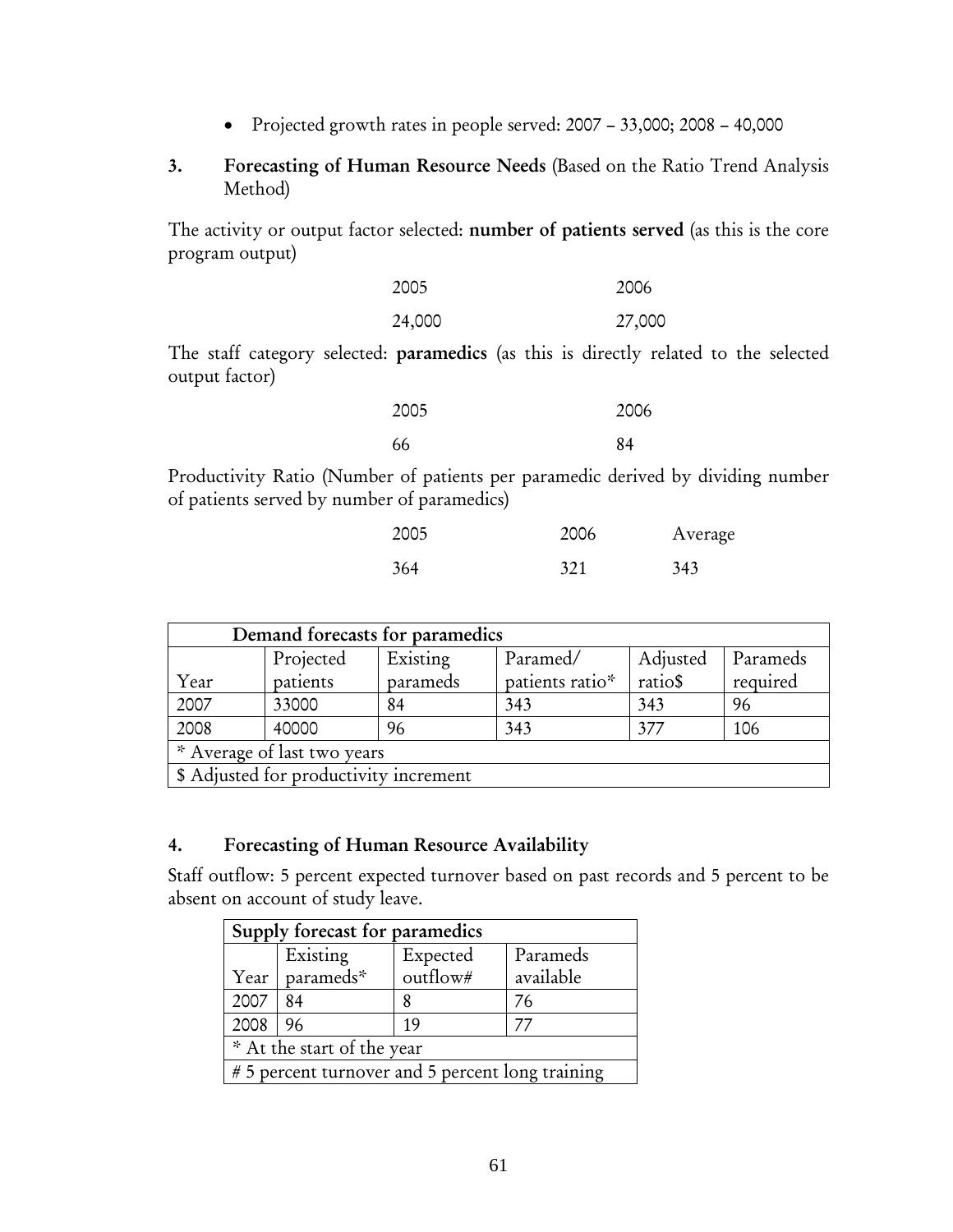- Projected growth rates in people served: 2007 – 33,000; 2008 – 40,000

## 3. Forecasting of Human Resource Needs (Based on the Ratio Trend Analysis Method)

The activity or output factor selected: **number of patients served** (as this is the core program output)

| 2005 | 2006 |
|---|---|
| 24,000 | 27,000 |

The staff category selected: **paramedics** (as this is directly related to the selected output factor)

| 2005 | 2006 |
|---|---|
| 66 | 84 |

Productivity Ratio (Number of patients per paramedic derived by dividing number of patients served by number of paramedics)

| 2005 | 2006 | Average |
|---|---|---|
| 364 | 321 | 343 |

| Demand forecasts for paramedics | | | | | |
|---|---|---|---|---|---|
| Year | Projected patients | Existing parameds | Paramed/ patients ratio* | Adjusted ratio$ | Parameds required |
| 2007 | 33000 | 84 | 343 | 343 | 96 |
| 2008 | 40000 | 96 | 343 | 377 | 106 |
| * Average of last two years | | | | | |
| $ Adjusted for productivity increment | | | | | |

## 4. Forecasting of Human Resource Availability

Staff outflow: 5 percent expected turnover based on past records and 5 percent to be absent on account of study leave.

| Supply forecast for paramedics | | | |
|---|---|---|---|
| Year | Existing parameds* | Expected outflow# | Parameds available |
| 2007 | 84 | 8 | 76 |
| 2008 | 96 | 19 | 77 |
| * At the start of the year | | | |
| # 5 percent turnover and 5 percent long training | | | |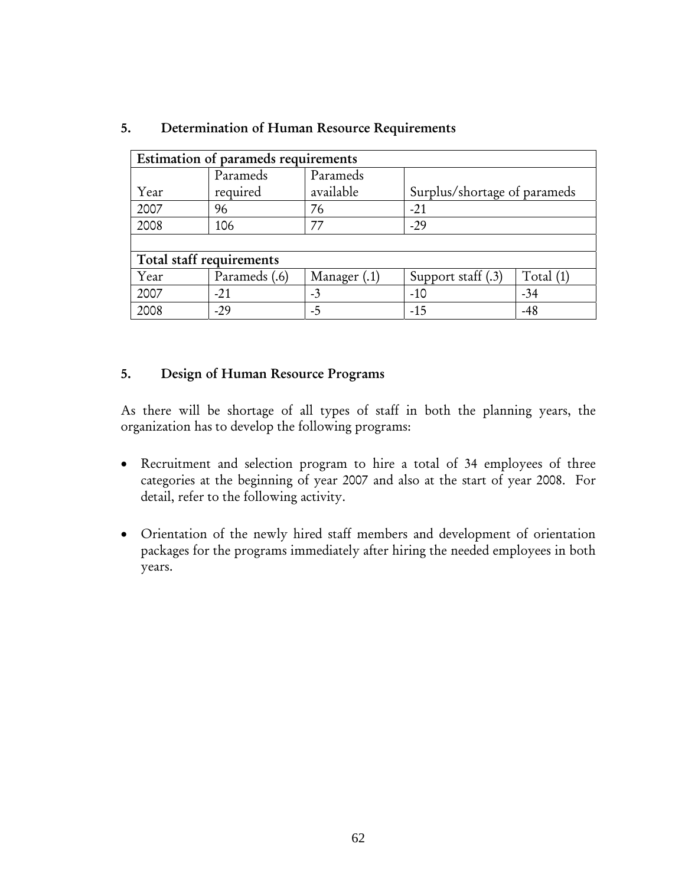## 5. Determination of Human Resource Requirements

| Estimation of parameds requirements | | | | |
|---|---|---|---|---|
| Year | Parameds required | Parameds available | Surplus/shortage of parameds | |
| 2007 | 96 | 76 | -21 | |
| 2008 | 106 | 77 | -29 | |
| | | | | |
| **Total staff requirements** | | | | |
| Year | Parameds (.6) | Manager (.1) | Support staff (.3) | Total (1) |
| 2007 | -21 | -3 | -10 | -34 |
| 2008 | -29 | -5 | -15 | -48 |

## 5. Design of Human Resource Programs

As there will be shortage of all types of staff in both the planning years, the organization has to develop the following programs:

- Recruitment and selection program to hire a total of 34 employees of three categories at the beginning of year 2007 and also at the start of year 2008. For detail, refer to the following activity.

- Orientation of the newly hired staff members and development of orientation packages for the programs immediately after hiring the needed employees in both years.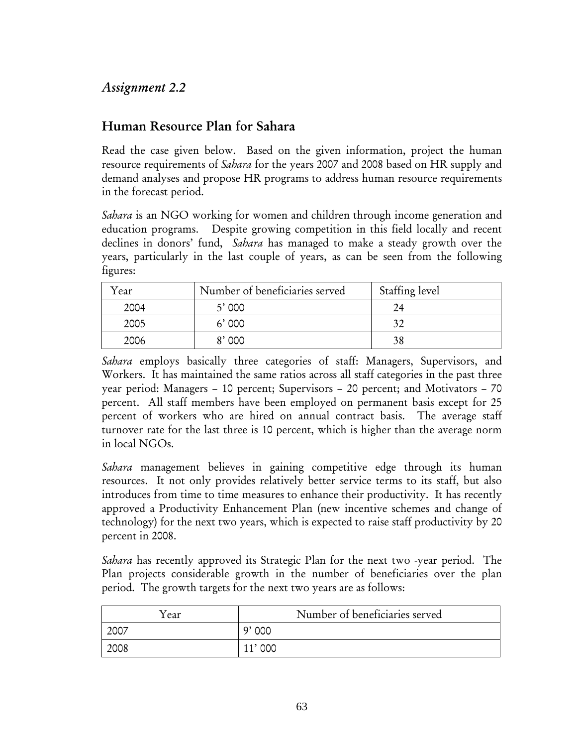## *Assignment 2.2*

## Human Resource Plan for Sahara

Read the case given below. Based on the given information, project the human resource requirements of *Sahara* for the years 2007 and 2008 based on HR supply and demand analyses and propose HR programs to address human resource requirements in the forecast period.

*Sahara* is an NGO working for women and children through income generation and education programs. Despite growing competition in this field locally and recent declines in donors' fund, *Sahara* has managed to make a steady growth over the years, particularly in the last couple of years, as can be seen from the following figures:

| Year | Number of beneficiaries served | Staffing level |
|---|---|---|
| 2004 | 5' 000 | 24 |
| 2005 | 6' 000 | 32 |
| 2006 | 8' 000 | 38 |

*Sahara* employs basically three categories of staff: Managers, Supervisors, and Workers. It has maintained the same ratios across all staff categories in the past three year period: Managers – 10 percent; Supervisors – 20 percent; and Motivators – 70 percent. All staff members have been employed on permanent basis except for 25 percent of workers who are hired on annual contract basis. The average staff turnover rate for the last three is 10 percent, which is higher than the average norm in local NGOs.

*Sahara* management believes in gaining competitive edge through its human resources. It not only provides relatively better service terms to its staff, but also introduces from time to time measures to enhance their productivity. It has recently approved a Productivity Enhancement Plan (new incentive schemes and change of technology) for the next two years, which is expected to raise staff productivity by 20 percent in 2008.

*Sahara* has recently approved its Strategic Plan for the next two -year period. The Plan projects considerable growth in the number of beneficiaries over the plan period. The growth targets for the next two years are as follows:

| Year | Number of beneficiaries served |
|---|---|
| 2007 | 9' 000 |
| 2008 | 11' 000 |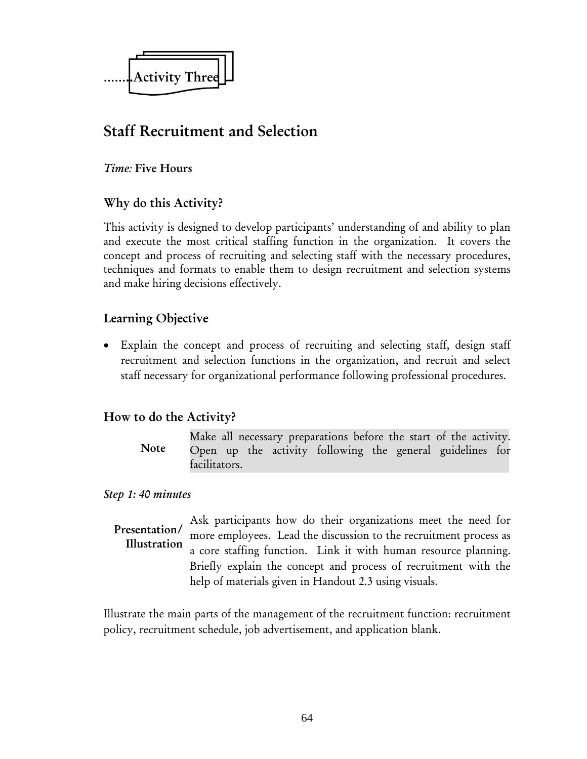........Activity Three

## Staff Recruitment and Selection

*Time:* **Five Hours**

### Why do this Activity?

This activity is designed to develop participants' understanding of and ability to plan and execute the most critical staffing function in the organization. It covers the concept and process of recruiting and selecting staff with the necessary procedures, techniques and formats to enable them to design recruitment and selection systems and make hiring decisions effectively.

### Learning Objective

- Explain the concept and process of recruiting and selecting staff, design staff recruitment and selection functions in the organization, and recruit and select staff necessary for organizational performance following professional procedures.

### How to do the Activity?

**Note**

Make all necessary preparations before the start of the activity. Open up the activity following the general guidelines for facilitators.

*Step 1: 40 minutes*

**Presentation/ Illustration**

Ask participants how do their organizations meet the need for more employees. Lead the discussion to the recruitment process as a core staffing function. Link it with human resource planning. Briefly explain the concept and process of recruitment with the help of materials given in Handout 2.3 using visuals.

Illustrate the main parts of the management of the recruitment function: recruitment policy, recruitment schedule, job advertisement, and application blank.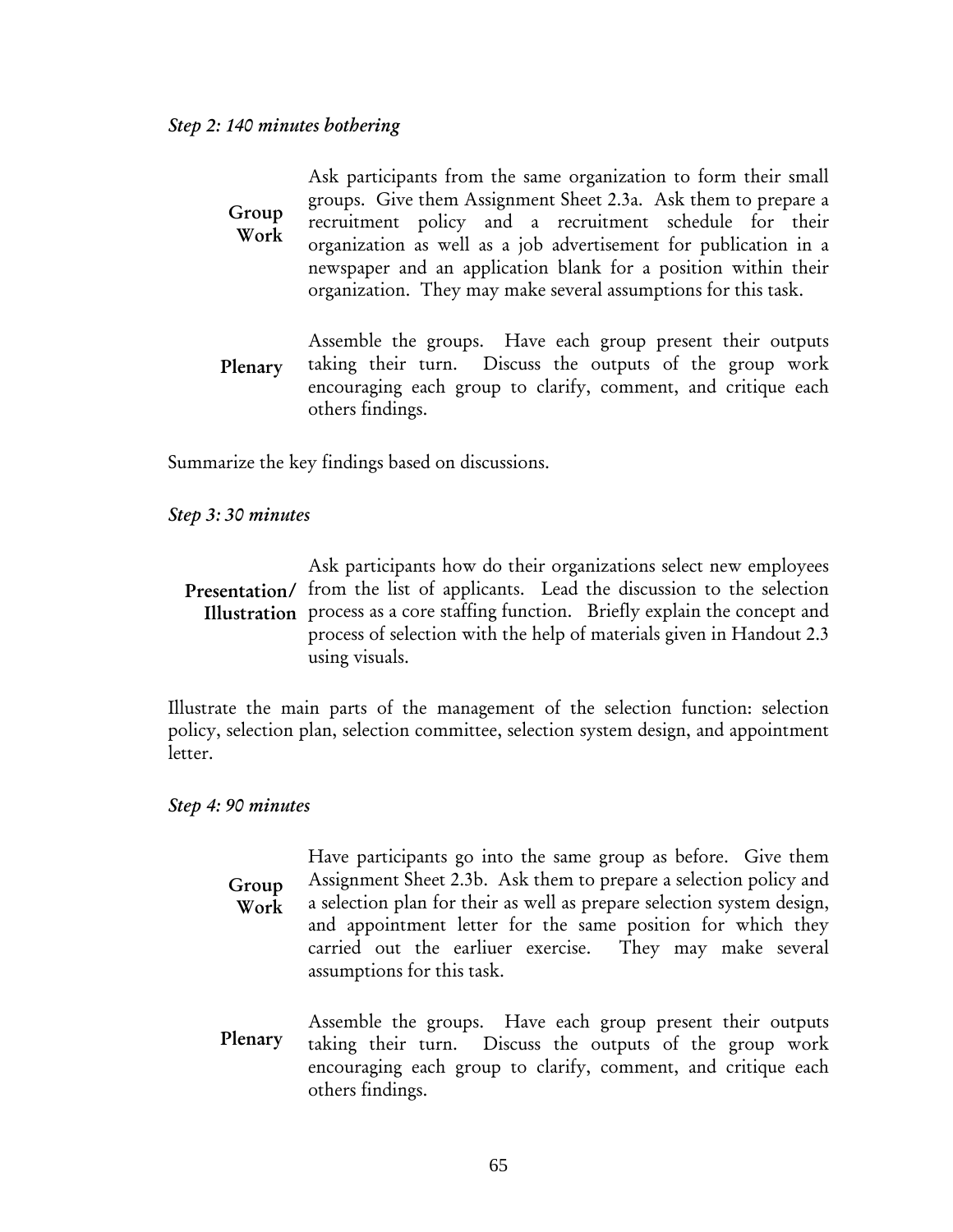*Step 2: 140 minutes bothering*

**Group Work**

Ask participants from the same organization to form their small groups. Give them Assignment Sheet 2.3a. Ask them to prepare a recruitment policy and a recruitment schedule for their organization as well as a job advertisement for publication in a newspaper and an application blank for a position within their organization. They may make several assumptions for this task.

**Plenary**

Assemble the groups. Have each group present their outputs taking their turn. Discuss the outputs of the group work encouraging each group to clarify, comment, and critique each others findings.

Summarize the key findings based on discussions.

*Step 3: 30 minutes*

**Presentation/ Illustration**

Ask participants how do their organizations select new employees from the list of applicants. Lead the discussion to the selection process as a core staffing function. Briefly explain the concept and process of selection with the help of materials given in Handout 2.3 using visuals.

Illustrate the main parts of the management of the selection function: selection policy, selection plan, selection committee, selection system design, and appointment letter.

*Step 4: 90 minutes*

**Group Work**

Have participants go into the same group as before. Give them Assignment Sheet 2.3b. Ask them to prepare a selection policy and a selection plan for their as well as prepare selection system design, and appointment letter for the same position for which they carried out the earliuer exercise. They may make several assumptions for this task.

**Plenary**

Assemble the groups. Have each group present their outputs taking their turn. Discuss the outputs of the group work encouraging each group to clarify, comment, and critique each others findings.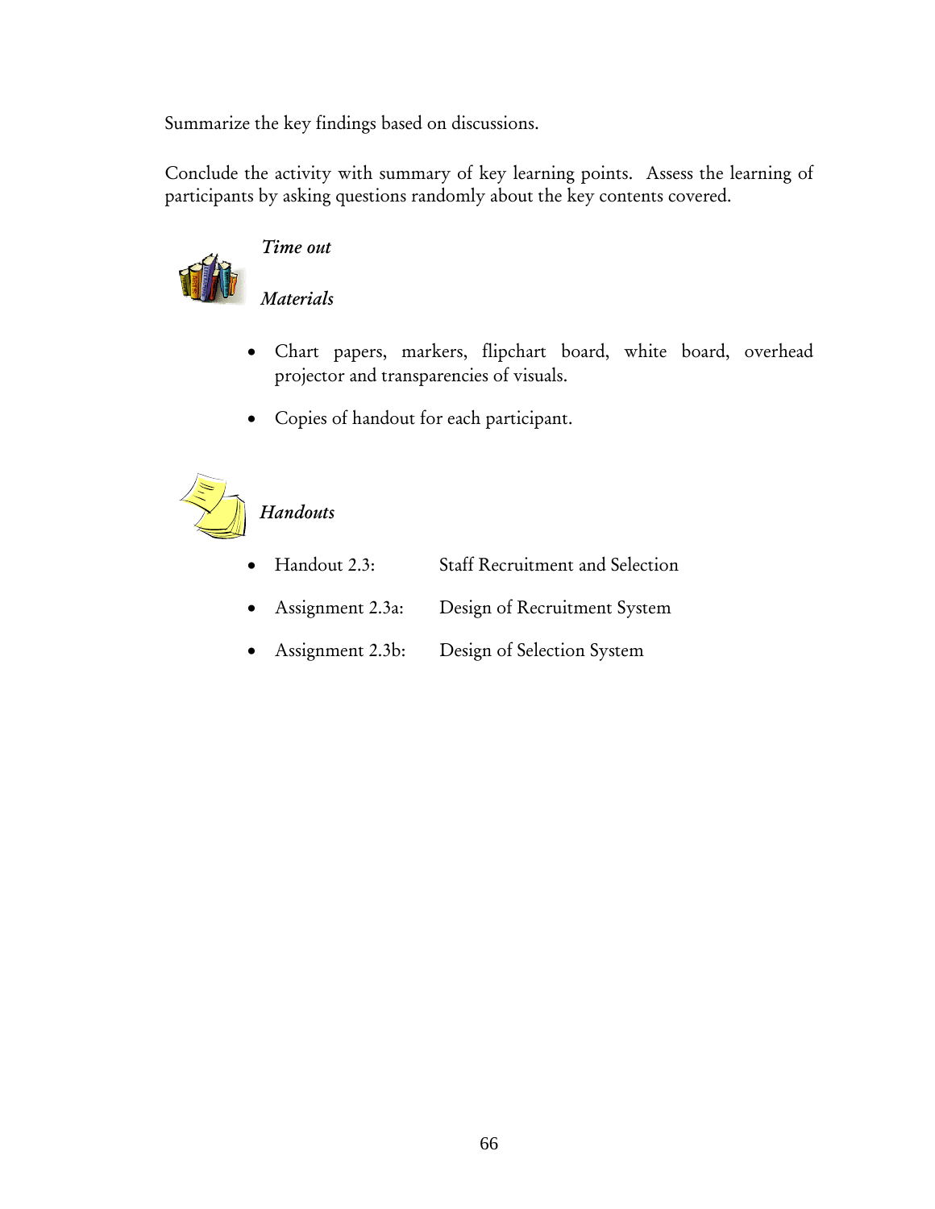Summarize the key findings based on discussions.

Conclude the activity with summary of key learning points. Assess the learning of participants by asking questions randomly about the key contents covered.

*Time out*

*Materials*

- Chart papers, markers, flipchart board, white board, overhead projector and transparencies of visuals.
- Copies of handout for each participant.

*Handouts*

- Handout 2.3: Staff Recruitment and Selection
- Assignment 2.3a: Design of Recruitment System
- Assignment 2.3b: Design of Selection System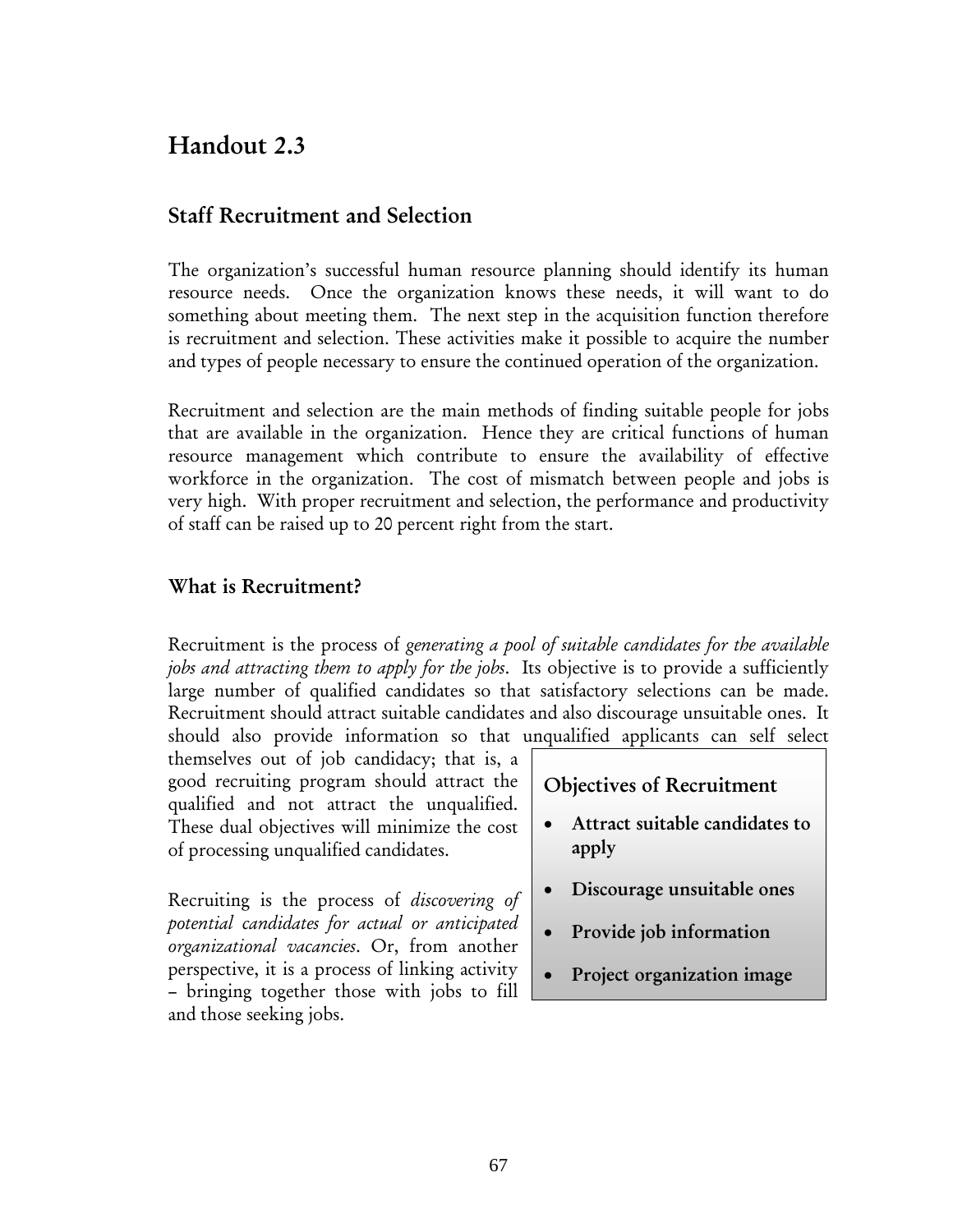# Handout 2.3

## Staff Recruitment and Selection

The organization's successful human resource planning should identify its human resource needs. Once the organization knows these needs, it will want to do something about meeting them. The next step in the acquisition function therefore is recruitment and selection. These activities make it possible to acquire the number and types of people necessary to ensure the continued operation of the organization.

Recruitment and selection are the main methods of finding suitable people for jobs that are available in the organization. Hence they are critical functions of human resource management which contribute to ensure the availability of effective workforce in the organization. The cost of mismatch between people and jobs is very high. With proper recruitment and selection, the performance and productivity of staff can be raised up to 20 percent right from the start.

### What is Recruitment?

Recruitment is the process of *generating a pool of suitable candidates for the available jobs and attracting them to apply for the jobs*. Its objective is to provide a sufficiently large number of qualified candidates so that satisfactory selections can be made. Recruitment should attract suitable candidates and also discourage unsuitable ones. It should also provide information so that unqualified applicants can self select themselves out of job candidacy; that is, a good recruiting program should attract the qualified and not attract the unqualified. These dual objectives will minimize the cost of processing unqualified candidates.

Recruiting is the process of *discovering of potential candidates for actual or anticipated organizational vacancies*. Or, from another perspective, it is a process of linking activity – bringing together those with jobs to fill and those seeking jobs.

**Objectives of Recruitment**

- **Attract suitable candidates to apply**
- **Discourage unsuitable ones**
- **Provide job information**
- **Project organization image**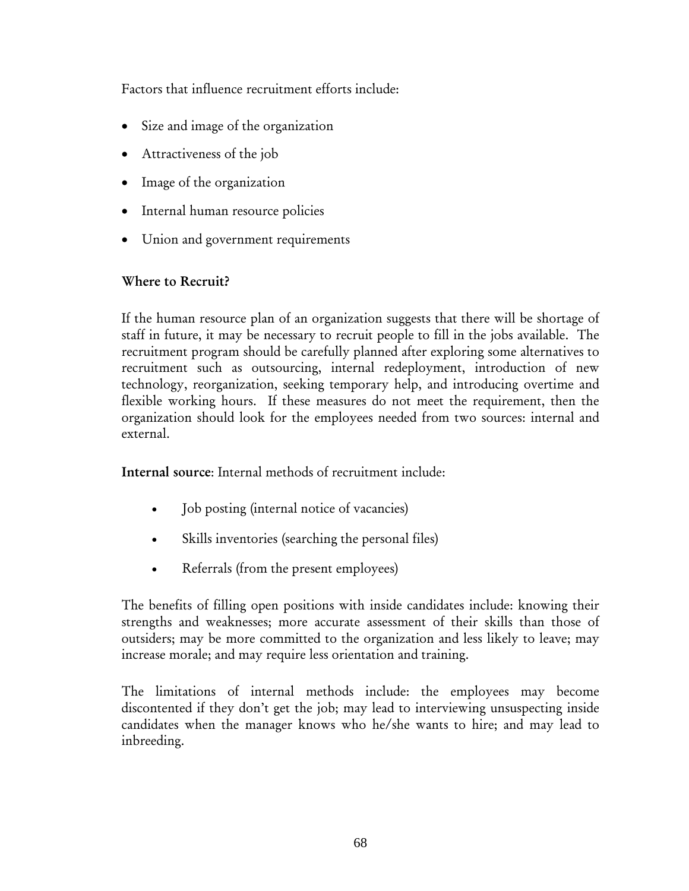Factors that influence recruitment efforts include:

- Size and image of the organization
- Attractiveness of the job
- Image of the organization
- Internal human resource policies
- Union and government requirements

**Where to Recruit?**

If the human resource plan of an organization suggests that there will be shortage of staff in future, it may be necessary to recruit people to fill in the jobs available. The recruitment program should be carefully planned after exploring some alternatives to recruitment such as outsourcing, internal redeployment, introduction of new technology, reorganization, seeking temporary help, and introducing overtime and flexible working hours. If these measures do not meet the requirement, then the organization should look for the employees needed from two sources: internal and external.

**Internal source**: Internal methods of recruitment include:

- Job posting (internal notice of vacancies)
- Skills inventories (searching the personal files)
- Referrals (from the present employees)

The benefits of filling open positions with inside candidates include: knowing their strengths and weaknesses; more accurate assessment of their skills than those of outsiders; may be more committed to the organization and less likely to leave; may increase morale; and may require less orientation and training.

The limitations of internal methods include: the employees may become discontented if they don't get the job; may lead to interviewing unsuspecting inside candidates when the manager knows who he/she wants to hire; and may lead to inbreeding.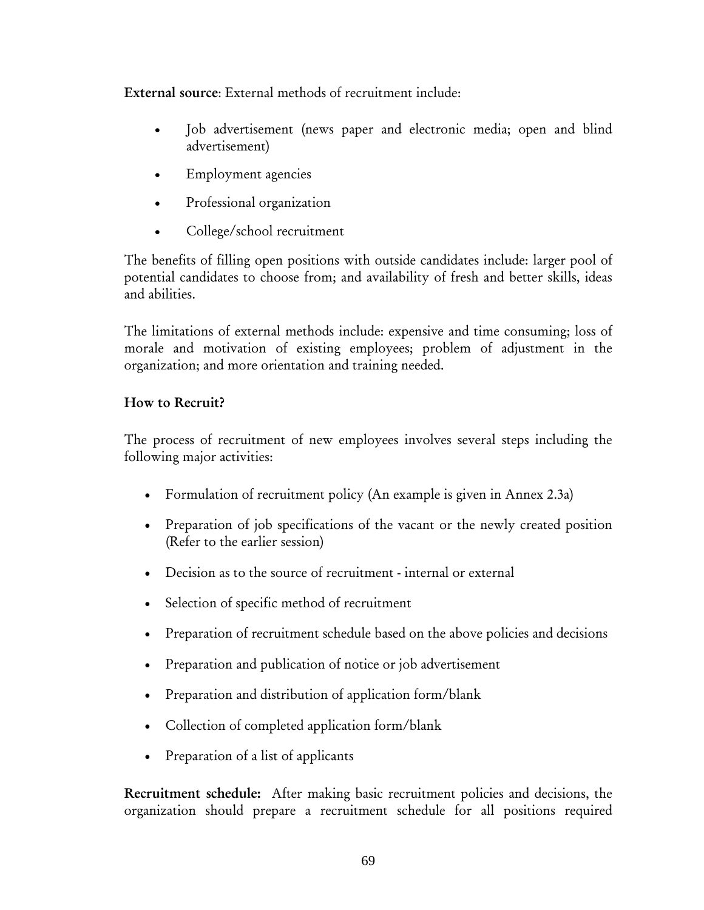**External source**: External methods of recruitment include:

- Job advertisement (news paper and electronic media; open and blind advertisement)
- Employment agencies
- Professional organization
- College/school recruitment

The benefits of filling open positions with outside candidates include: larger pool of potential candidates to choose from; and availability of fresh and better skills, ideas and abilities.

The limitations of external methods include: expensive and time consuming; loss of morale and motivation of existing employees; problem of adjustment in the organization; and more orientation and training needed.

### How to Recruit?

The process of recruitment of new employees involves several steps including the following major activities:

- Formulation of recruitment policy (An example is given in Annex 2.3a)
- Preparation of job specifications of the vacant or the newly created position (Refer to the earlier session)
- Decision as to the source of recruitment - internal or external
- Selection of specific method of recruitment
- Preparation of recruitment schedule based on the above policies and decisions
- Preparation and publication of notice or job advertisement
- Preparation and distribution of application form/blank
- Collection of completed application form/blank
- Preparation of a list of applicants

**Recruitment schedule:** After making basic recruitment policies and decisions, the organization should prepare a recruitment schedule for all positions required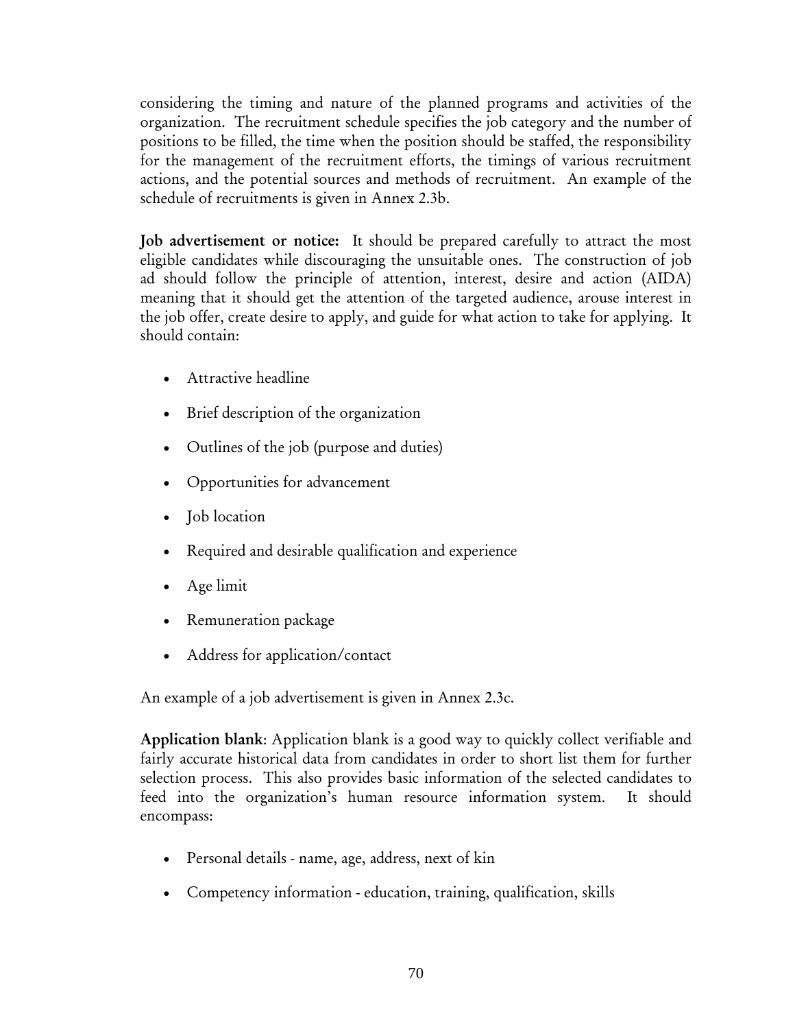considering the timing and nature of the planned programs and activities of the organization. The recruitment schedule specifies the job category and the number of positions to be filled, the time when the position should be staffed, the responsibility for the management of the recruitment efforts, the timings of various recruitment actions, and the potential sources and methods of recruitment. An example of the schedule of recruitments is given in Annex 2.3b.

**Job advertisement or notice:** It should be prepared carefully to attract the most eligible candidates while discouraging the unsuitable ones. The construction of job ad should follow the principle of attention, interest, desire and action (AIDA) meaning that it should get the attention of the targeted audience, arouse interest in the job offer, create desire to apply, and guide for what action to take for applying. It should contain:

- Attractive headline
- Brief description of the organization
- Outlines of the job (purpose and duties)
- Opportunities for advancement
- Job location
- Required and desirable qualification and experience
- Age limit
- Remuneration package
- Address for application/contact

An example of a job advertisement is given in Annex 2.3c.

**Application blank**: Application blank is a good way to quickly collect verifiable and fairly accurate historical data from candidates in order to short list them for further selection process. This also provides basic information of the selected candidates to feed into the organization's human resource information system. It should encompass:

- Personal details - name, age, address, next of kin
- Competency information - education, training, qualification, skills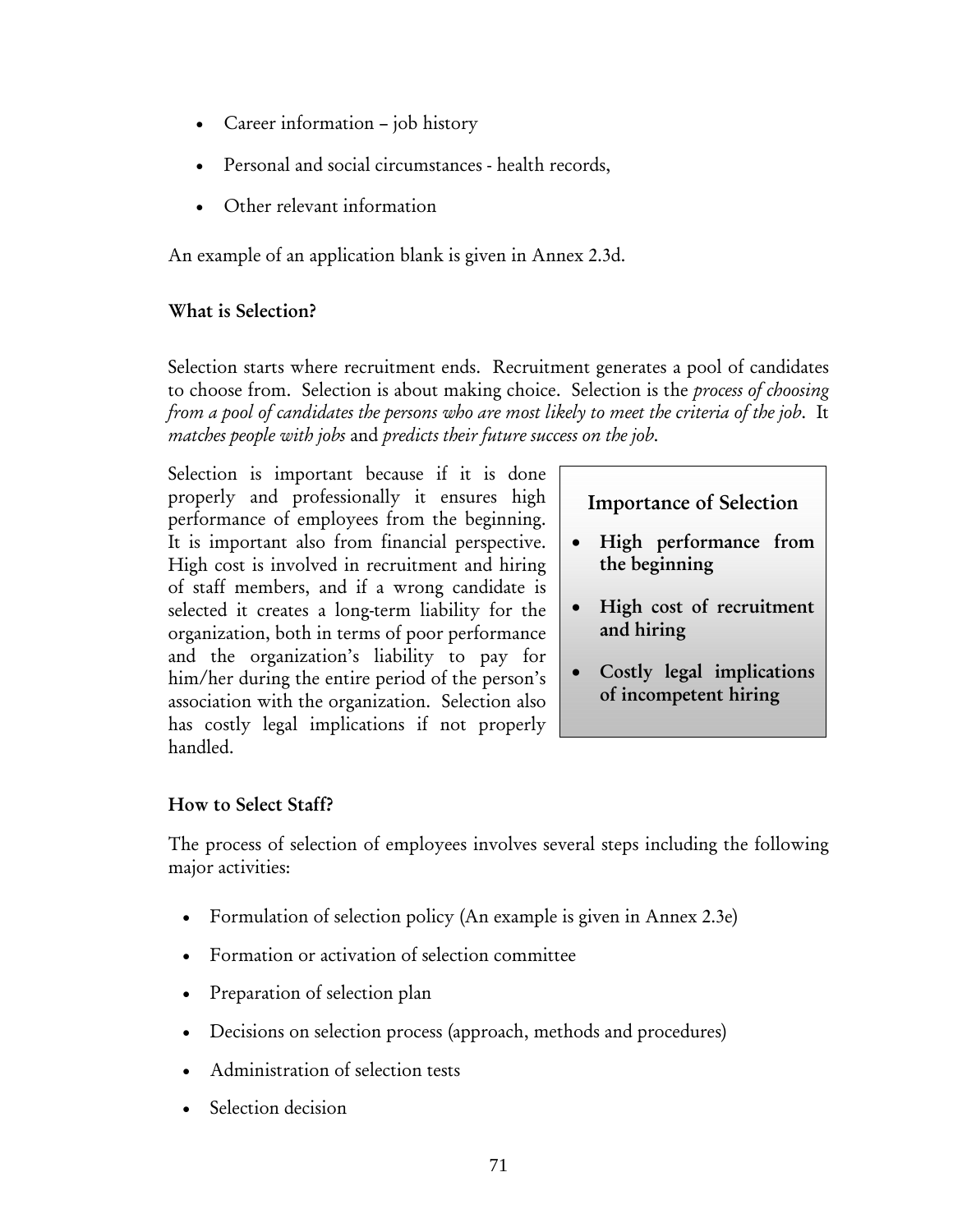- Career information – job history
- Personal and social circumstances - health records,
- Other relevant information

An example of an application blank is given in Annex 2.3d.

### What is Selection?

Selection starts where recruitment ends. Recruitment generates a pool of candidates to choose from. Selection is about making choice. Selection is the *process of choosing from a pool of candidates the persons who are most likely to meet the criteria of the job*. It *matches people with jobs* and *predicts their future success on the job*.

Selection is important because if it is done properly and professionally it ensures high performance of employees from the beginning. It is important also from financial perspective. High cost is involved in recruitment and hiring of staff members, and if a wrong candidate is selected it creates a long-term liability for the organization, both in terms of poor performance and the organization's liability to pay for him/her during the entire period of the person's association with the organization. Selection also has costly legal implications if not properly handled.

**Importance of Selection**

- **High performance from the beginning**
- **High cost of recruitment and hiring**
- **Costly legal implications of incompetent hiring**

### How to Select Staff?

The process of selection of employees involves several steps including the following major activities:

- Formulation of selection policy (An example is given in Annex 2.3e)
- Formation or activation of selection committee
- Preparation of selection plan
- Decisions on selection process (approach, methods and procedures)
- Administration of selection tests
- Selection decision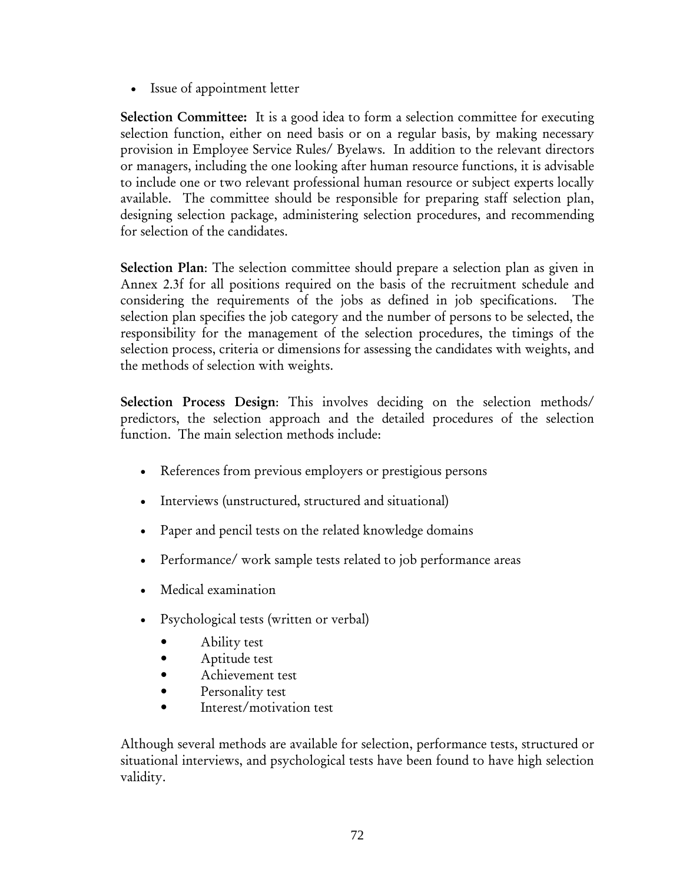- Issue of appointment letter

**Selection Committee:** It is a good idea to form a selection committee for executing selection function, either on need basis or on a regular basis, by making necessary provision in Employee Service Rules/ Byelaws. In addition to the relevant directors or managers, including the one looking after human resource functions, it is advisable to include one or two relevant professional human resource or subject experts locally available. The committee should be responsible for preparing staff selection plan, designing selection package, administering selection procedures, and recommending for selection of the candidates.

**Selection Plan**: The selection committee should prepare a selection plan as given in Annex 2.3f for all positions required on the basis of the recruitment schedule and considering the requirements of the jobs as defined in job specifications. The selection plan specifies the job category and the number of persons to be selected, the responsibility for the management of the selection procedures, the timings of the selection process, criteria or dimensions for assessing the candidates with weights, and the methods of selection with weights.

**Selection Process Design**: This involves deciding on the selection methods/ predictors, the selection approach and the detailed procedures of the selection function. The main selection methods include:

- References from previous employers or prestigious persons
- Interviews (unstructured, structured and situational)
- Paper and pencil tests on the related knowledge domains
- Performance/ work sample tests related to job performance areas
- Medical examination
- Psychological tests (written or verbal)
  - Ability test
  - Aptitude test
  - Achievement test
  - Personality test
  - Interest/motivation test

Although several methods are available for selection, performance tests, structured or situational interviews, and psychological tests have been found to have high selection validity.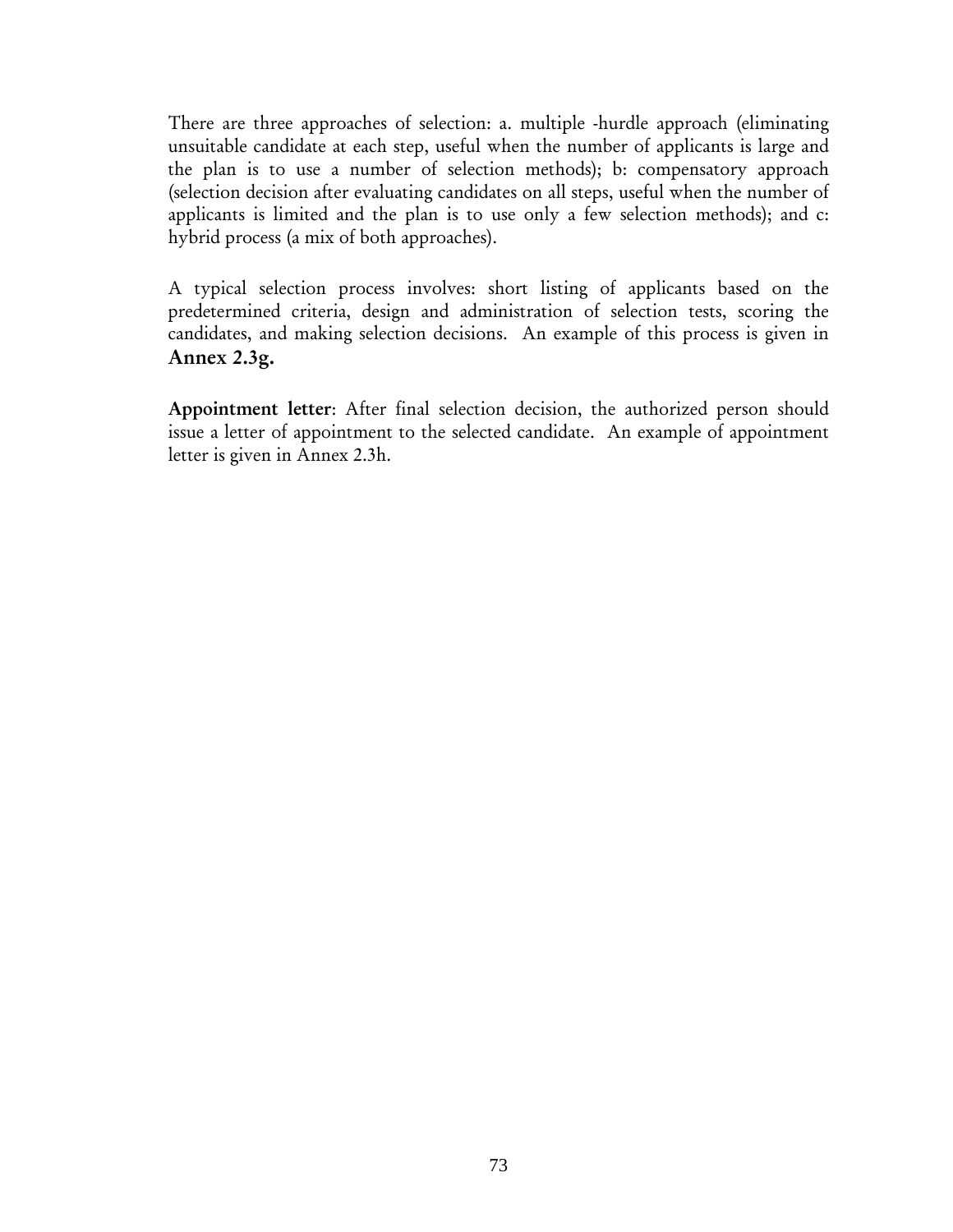There are three approaches of selection: a. multiple -hurdle approach (eliminating unsuitable candidate at each step, useful when the number of applicants is large and the plan is to use a number of selection methods); b: compensatory approach (selection decision after evaluating candidates on all steps, useful when the number of applicants is limited and the plan is to use only a few selection methods); and c: hybrid process (a mix of both approaches).

A typical selection process involves: short listing of applicants based on the predetermined criteria, design and administration of selection tests, scoring the candidates, and making selection decisions. An example of this process is given in **Annex 2.3g.**

**Appointment letter**: After final selection decision, the authorized person should issue a letter of appointment to the selected candidate. An example of appointment letter is given in Annex 2.3h.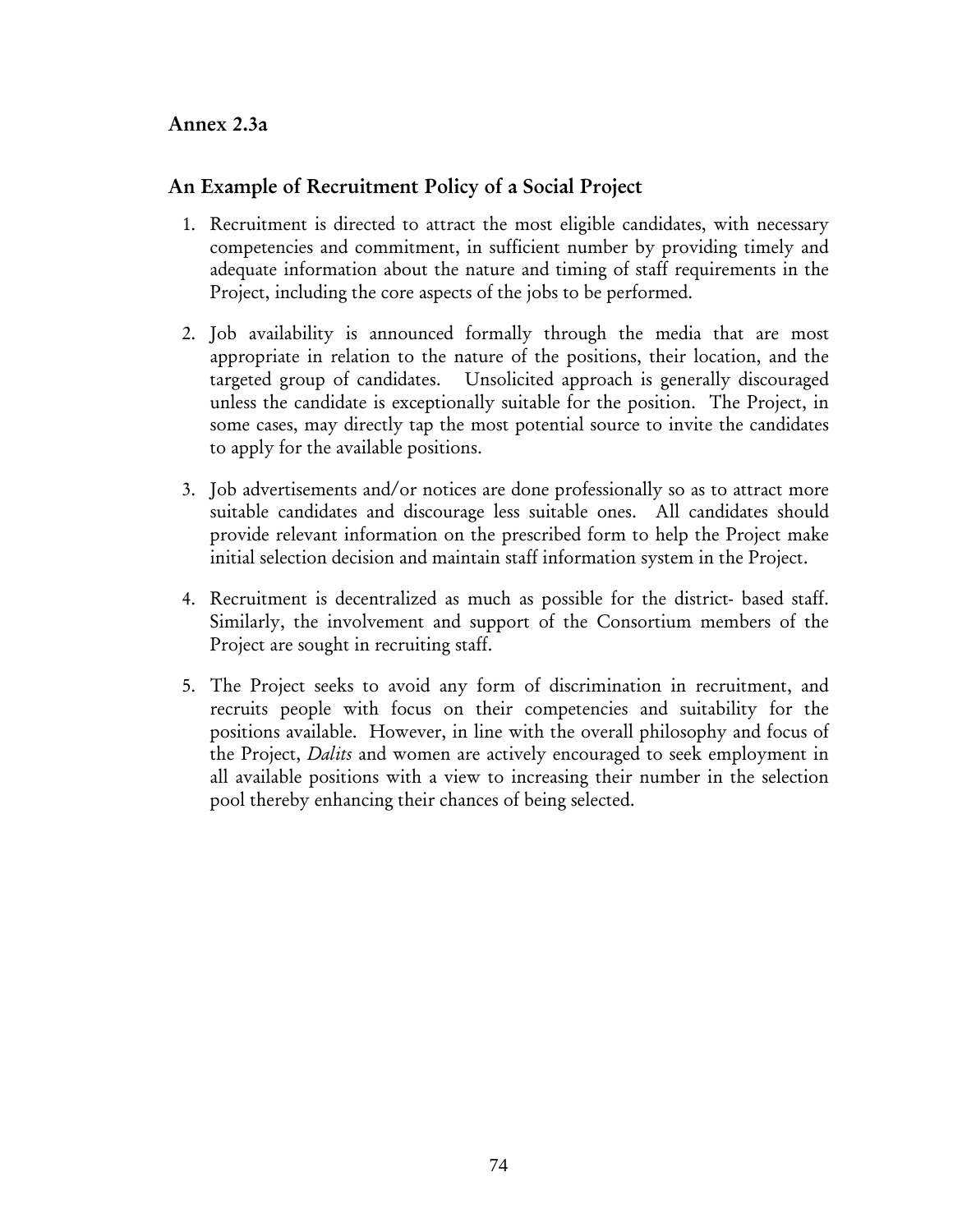## Annex 2.3a

## An Example of Recruitment Policy of a Social Project

1. Recruitment is directed to attract the most eligible candidates, with necessary competencies and commitment, in sufficient number by providing timely and adequate information about the nature and timing of staff requirements in the Project, including the core aspects of the jobs to be performed.

2. Job availability is announced formally through the media that are most appropriate in relation to the nature of the positions, their location, and the targeted group of candidates. Unsolicited approach is generally discouraged unless the candidate is exceptionally suitable for the position. The Project, in some cases, may directly tap the most potential source to invite the candidates to apply for the available positions.

3. Job advertisements and/or notices are done professionally so as to attract more suitable candidates and discourage less suitable ones. All candidates should provide relevant information on the prescribed form to help the Project make initial selection decision and maintain staff information system in the Project.

4. Recruitment is decentralized as much as possible for the district- based staff. Similarly, the involvement and support of the Consortium members of the Project are sought in recruiting staff.

5. The Project seeks to avoid any form of discrimination in recruitment, and recruits people with focus on their competencies and suitability for the positions available. However, in line with the overall philosophy and focus of the Project, *Dalits* and women are actively encouraged to seek employment in all available positions with a view to increasing their number in the selection pool thereby enhancing their chances of being selected.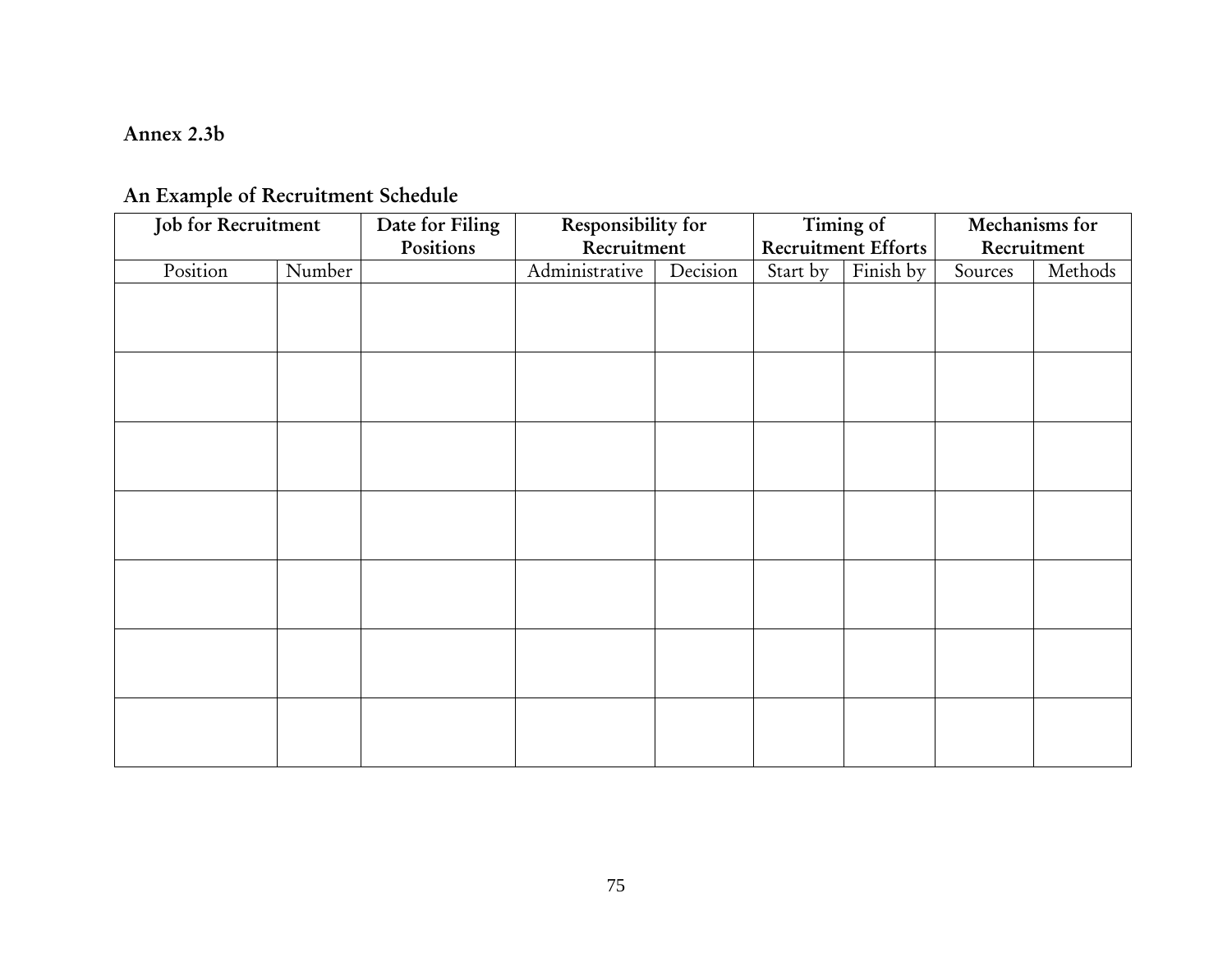**Annex 2.3b**

**An Example of Recruitment Schedule**

| **Job for Recruitment** | | **Date for Filing Positions** | **Responsibility for Recruitment** | | **Timing of Recruitment Efforts** | | **Mechanisms for Recruitment** | |
|---|---|---|---|---|---|---|---|---|
| Position | Number | | Administrative | Decision | Start by | Finish by | Sources | Methods |
| | | | | | | | | |
| | | | | | | | | |
| | | | | | | | | |
| | | | | | | | | |
| | | | | | | | | |
| | | | | | | | | |
| | | | | | | | | |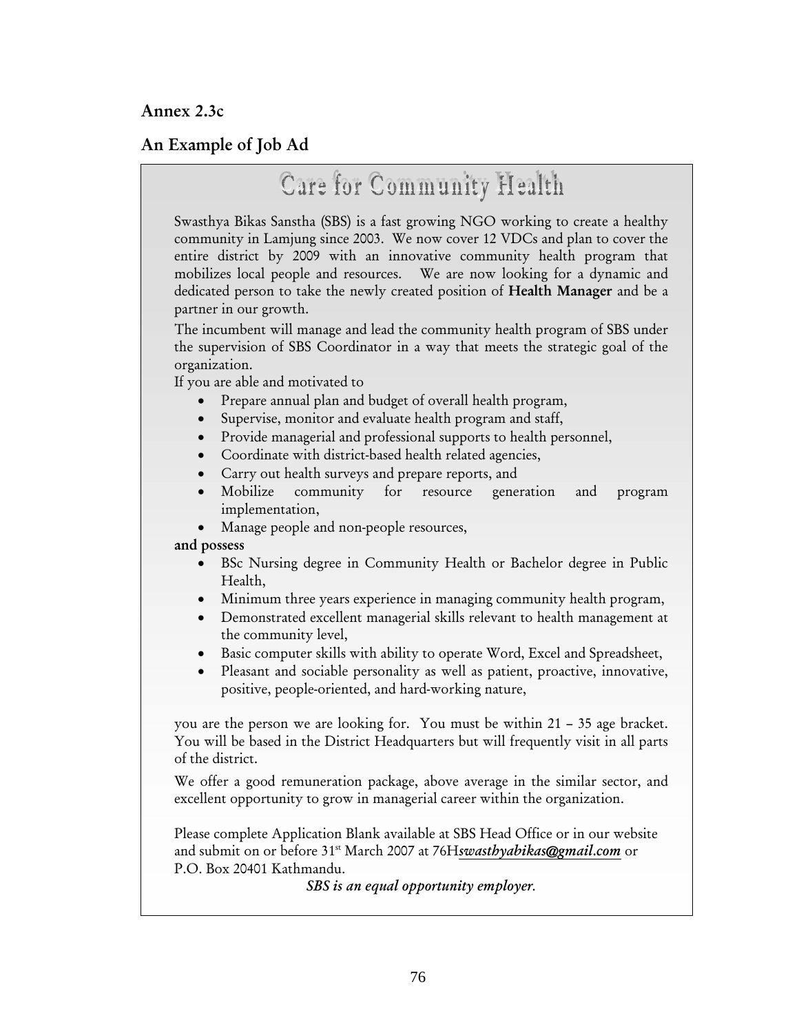## Annex 2.3c

## An Example of Job Ad

# Care for Community Health

Swasthya Bikas Sanstha (SBS) is a fast growing NGO working to create a healthy community in Lamjung since 2003. We now cover 12 VDCs and plan to cover the entire district by 2009 with an innovative community health program that mobilizes local people and resources. We are now looking for a dynamic and dedicated person to take the newly created position of **Health Manager** and be a partner in our growth.

The incumbent will manage and lead the community health program of SBS under the supervision of SBS Coordinator in a way that meets the strategic goal of the organization.

If you are able and motivated to

- Prepare annual plan and budget of overall health program,
- Supervise, monitor and evaluate health program and staff,
- Provide managerial and professional supports to health personnel,
- Coordinate with district-based health related agencies,
- Carry out health surveys and prepare reports, and
- Mobilize community for resource generation and program implementation,
- Manage people and non-people resources,

**and possess**

- BSc Nursing degree in Community Health or Bachelor degree in Public Health,
- Minimum three years experience in managing community health program,
- Demonstrated excellent managerial skills relevant to health management at the community level,
- Basic computer skills with ability to operate Word, Excel and Spreadsheet,
- Pleasant and sociable personality as well as patient, proactive, innovative, positive, people-oriented, and hard-working nature,

you are the person we are looking for. You must be within 21 – 35 age bracket. You will be based in the District Headquarters but will frequently visit in all parts of the district.

We offer a good remuneration package, above average in the similar sector, and excellent opportunity to grow in managerial career within the organization.

Please complete Application Blank available at SBS Head Office or in our website and submit on or before 31st March 2007 at 76H*swasthyabikas@gmail.com* or P.O. Box 20401 Kathmandu.

*SBS is an equal opportunity employer.*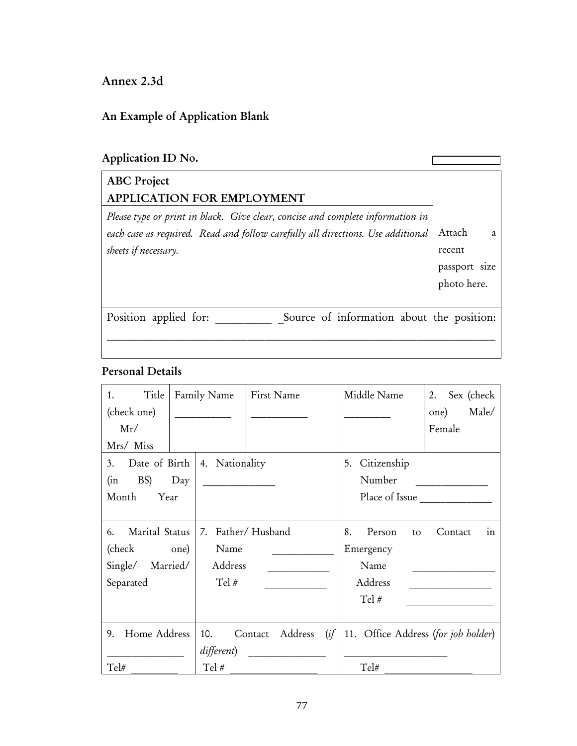## Annex 2.3d

### An Example of Application Blank

**Application ID No.** [ ]

| **ABC Project**<br>**APPLICATION FOR EMPLOYMENT** | Attach a recent passport size photo here. |
|---|---|
| *Please type or print in black. Give clear, concise and complete information in each case as required. Read and follow carefully all directions. Use additional sheets if necessary.* | |
| Position applied for: _________ _Source of information about the position: ______________________________ | |

### Personal Details

| 1. Title (check one) Mr/ Mrs/ Miss | Family Name __________ | First Name __________ | Middle Name ________ | 2. Sex (check one) Male/ Female |
|---|---|---|---|---|
| 3. Date of Birth (in BS) Day Month Year | 4. Nationality ____________ | | 5. Citizenship Number ____________ Place of Issue ____________ | |
| 6. Marital Status (check one) Single/ Married/ Separated | 7. Father/ Husband Name __________ Address __________ Tel # __________ | | 8. Person to Contact in Emergency Name ______________ Address ______________ Tel # ______________ | |
| 9. Home Address ______________ Tel# ________ | 10. Contact Address (*if different*) ______________ Tel # ________________ | | 11. Office Address (*for job holder*) ___________________ Tel# ________________ | |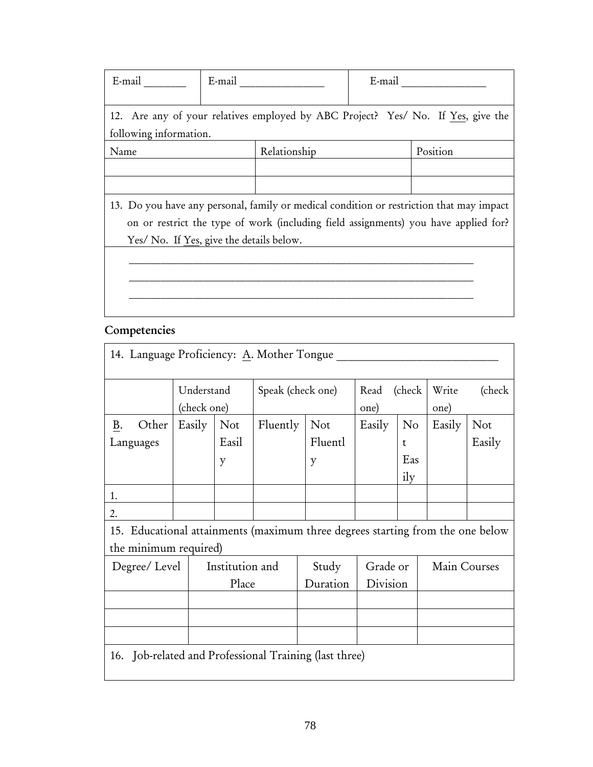| E-mail _______ | E-mail _______________ | E-mail _______________ |
|---|---|---|

12. Are any of your relatives employed by ABC Project? Yes/ No. If Yes, give the following information.

| Name | Relationship | Position |
|---|---|---|
| | | |
| | | |

13. Do you have any personal, family or medical condition or restriction that may impact on or restrict the type of work (including field assignments) you have applied for? Yes/ No. If Yes, give the details below.

_______________________________________________________________

_______________________________________________________________

_______________________________________________________________

## Competencies

14. Language Proficiency: A. Mother Tongue ___________________________

| | Understand (check one) | | Speak (check one) | | Read (check one) | | Write (check one) | |
|---|---|---|---|---|---|---|---|---|
| B. Other Languages | Easily | Not Easily | Fluently | Not Fluently | Easily | Not Easily | Easily | Not Easily |
| 1. | | | | | | | | |
| 2. | | | | | | | | |

15. Educational attainments (maximum three degrees starting from the one below the minimum required)

| Degree/ Level | Institution and Place | Study Duration | Grade or Division | Main Courses |
|---|---|---|---|---|
| | | | | |
| | | | | |
| | | | | |

16. Job-related and Professional Training (last three)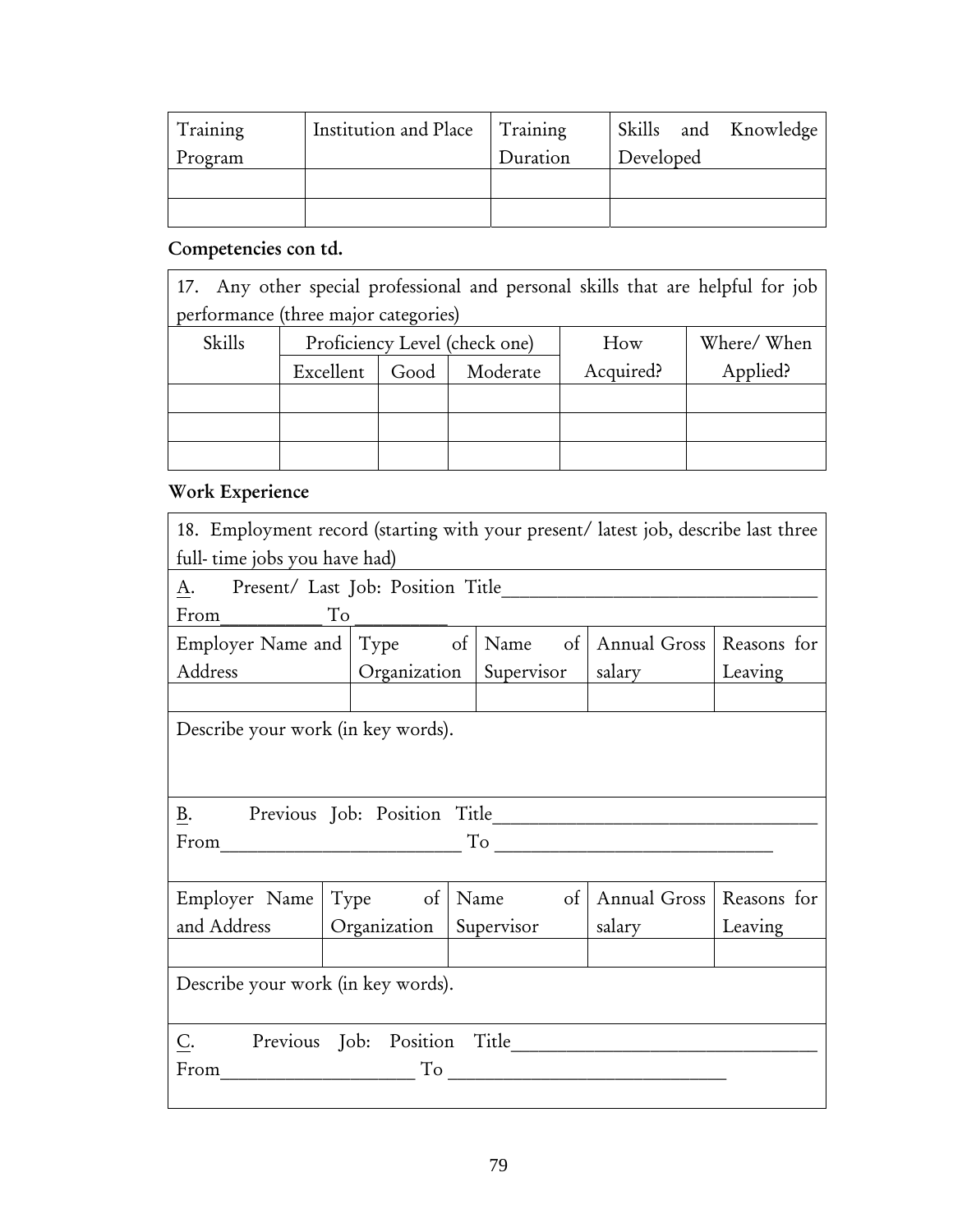| Training Program | Institution and Place | Training Duration | Skills and Knowledge Developed |
|---|---|---|---|
| | | | |
| | | | |

**Competencies con td.**

17. Any other special professional and personal skills that are helpful for job performance (three major categories)

| Skills | Proficiency Level (check one) | | | How Acquired? | Where/ When Applied? |
|---|---|---|---|---|---|
| | Excellent | Good | Moderate | | |
| | | | | | |
| | | | | | |
| | | | | | |

**Work Experience**

18. Employment record (starting with your present/ latest job, describe last three full- time jobs you have had)

A. Present/ Last Job: Position Title________________________________
From__________ To _________

| Employer Name and Address | Type of Organization | Name of Supervisor | Annual Gross salary | Reasons for Leaving |
|---|---|---|---|---|
| | | | | |

Describe your work (in key words).

B. Previous Job: Position Title________________________________
From________________________ To ____________________________

| Employer Name and Address | Type of Organization | Name of Supervisor | Annual Gross salary | Reasons for Leaving |
|---|---|---|---|---|
| | | | | |

Describe your work (in key words).

C. Previous Job: Position Title______________________________
From___________________ To ____________________________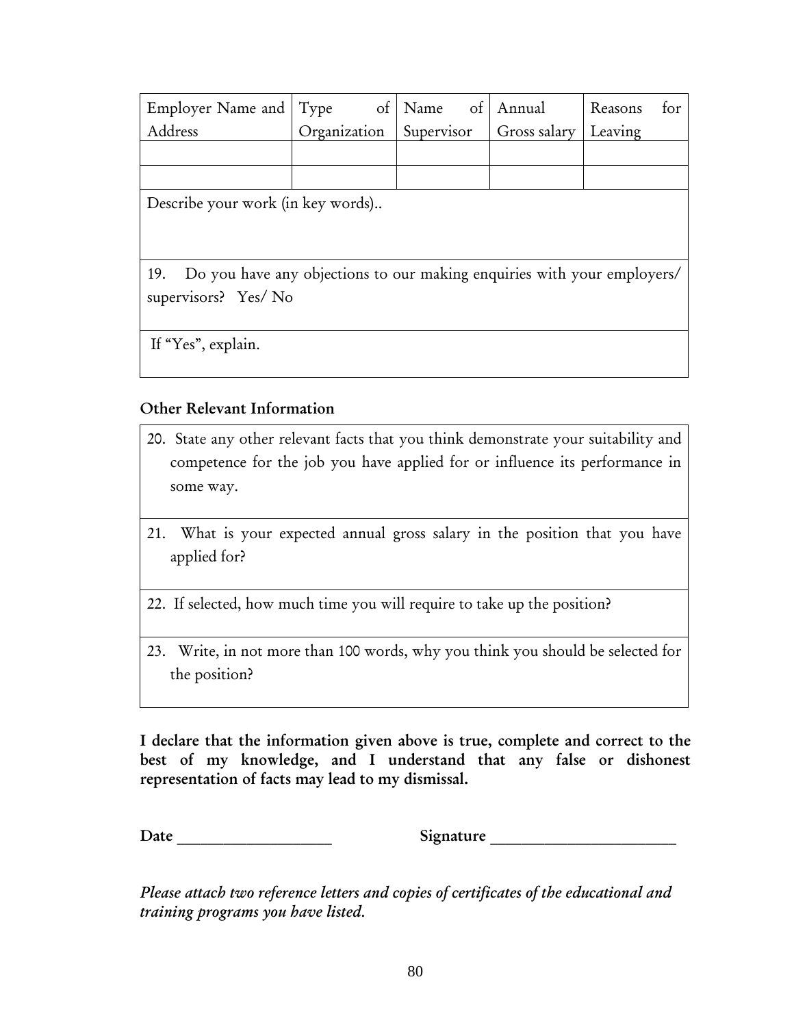| Employer Name and Address | Type of Organization | Name of Supervisor | Annual Gross salary | Reasons for Leaving |
|---|---|---|---|---|
| | | | | |
| | | | | |
| Describe your work (in key words).. | | | | |
| 19. Do you have any objections to our making enquiries with your employers/ supervisors? Yes/ No | | | | |
| If "Yes", explain. | | | | |

**Other Relevant Information**

| |
|---|
| 20. State any other relevant facts that you think demonstrate your suitability and competence for the job you have applied for or influence its performance in some way. |
| 21. What is your expected annual gross salary in the position that you have applied for? |
| 22. If selected, how much time you will require to take up the position? |
| 23. Write, in not more than 100 words, why you think you should be selected for the position? |

**I declare that the information given above is true, complete and correct to the best of my knowledge, and I understand that any false or dishonest representation of facts may lead to my dismissal.**

**Date** ___________________ **Signature** _______________________

*Please attach two reference letters and copies of certificates of the educational and training programs you have listed.*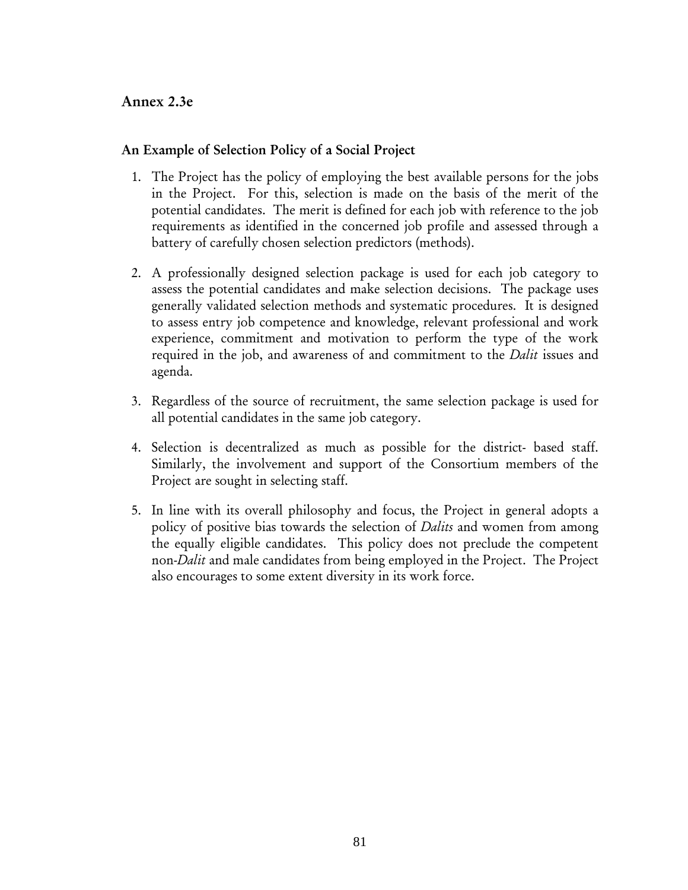## Annex 2.3e

### An Example of Selection Policy of a Social Project

1. The Project has the policy of employing the best available persons for the jobs in the Project. For this, selection is made on the basis of the merit of the potential candidates. The merit is defined for each job with reference to the job requirements as identified in the concerned job profile and assessed through a battery of carefully chosen selection predictors (methods).

2. A professionally designed selection package is used for each job category to assess the potential candidates and make selection decisions. The package uses generally validated selection methods and systematic procedures. It is designed to assess entry job competence and knowledge, relevant professional and work experience, commitment and motivation to perform the type of the work required in the job, and awareness of and commitment to the *Dalit* issues and agenda.

3. Regardless of the source of recruitment, the same selection package is used for all potential candidates in the same job category.

4. Selection is decentralized as much as possible for the district- based staff. Similarly, the involvement and support of the Consortium members of the Project are sought in selecting staff.

5. In line with its overall philosophy and focus, the Project in general adopts a policy of positive bias towards the selection of *Dalits* and women from among the equally eligible candidates. This policy does not preclude the competent non-*Dalit* and male candidates from being employed in the Project. The Project also encourages to some extent diversity in its work force.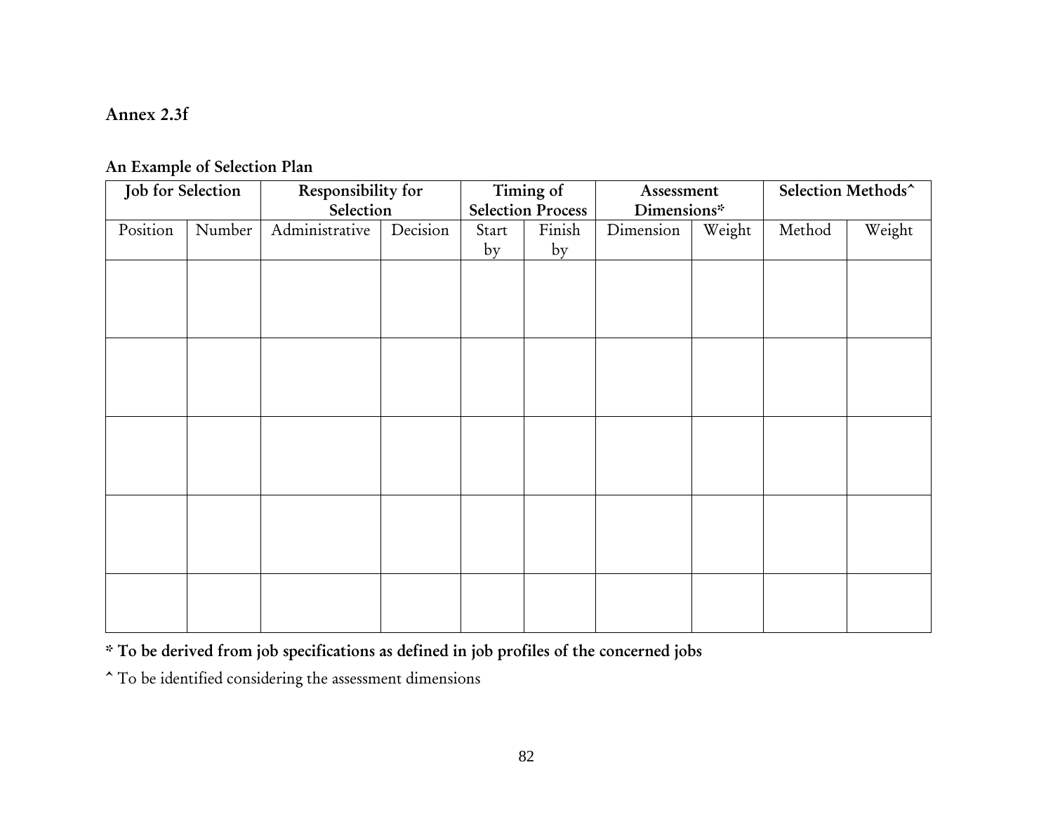## Annex 2.3f

**An Example of Selection Plan**

| Job for Selection | | Responsibility for Selection | | Timing of Selection Process | | Assessment Dimensions* | | Selection Methods^ | |
|---|---|---|---|---|---|---|---|---|---|
| Position | Number | Administrative | Decision | Start by | Finish by | Dimension | Weight | Method | Weight |
| | | | | | | | | | |
| | | | | | | | | | |
| | | | | | | | | | |
| | | | | | | | | | |
| | | | | | | | | | |

**\* To be derived from job specifications as defined in job profiles of the concerned jobs**

^ To be identified considering the assessment dimensions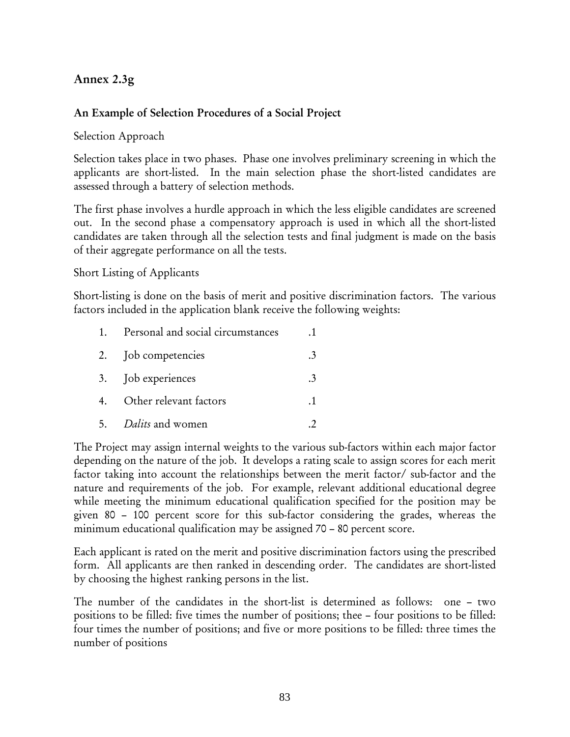## Annex 2.3g

### An Example of Selection Procedures of a Social Project

Selection Approach

Selection takes place in two phases. Phase one involves preliminary screening in which the applicants are short-listed. In the main selection phase the short-listed candidates are assessed through a battery of selection methods.

The first phase involves a hurdle approach in which the less eligible candidates are screened out. In the second phase a compensatory approach is used in which all the short-listed candidates are taken through all the selection tests and final judgment is made on the basis of their aggregate performance on all the tests.

Short Listing of Applicants

Short-listing is done on the basis of merit and positive discrimination factors. The various factors included in the application blank receive the following weights:

1. Personal and social circumstances .1
2. Job competencies .3
3. Job experiences .3
4. Other relevant factors .1
5. *Dalits* and women .2

The Project may assign internal weights to the various sub-factors within each major factor depending on the nature of the job. It develops a rating scale to assign scores for each merit factor taking into account the relationships between the merit factor/ sub-factor and the nature and requirements of the job. For example, relevant additional educational degree while meeting the minimum educational qualification specified for the position may be given 80 – 100 percent score for this sub-factor considering the grades, whereas the minimum educational qualification may be assigned 70 – 80 percent score.

Each applicant is rated on the merit and positive discrimination factors using the prescribed form. All applicants are then ranked in descending order. The candidates are short-listed by choosing the highest ranking persons in the list.

The number of the candidates in the short-list is determined as follows: one – two positions to be filled: five times the number of positions; thee – four positions to be filled: four times the number of positions; and five or more positions to be filled: three times the number of positions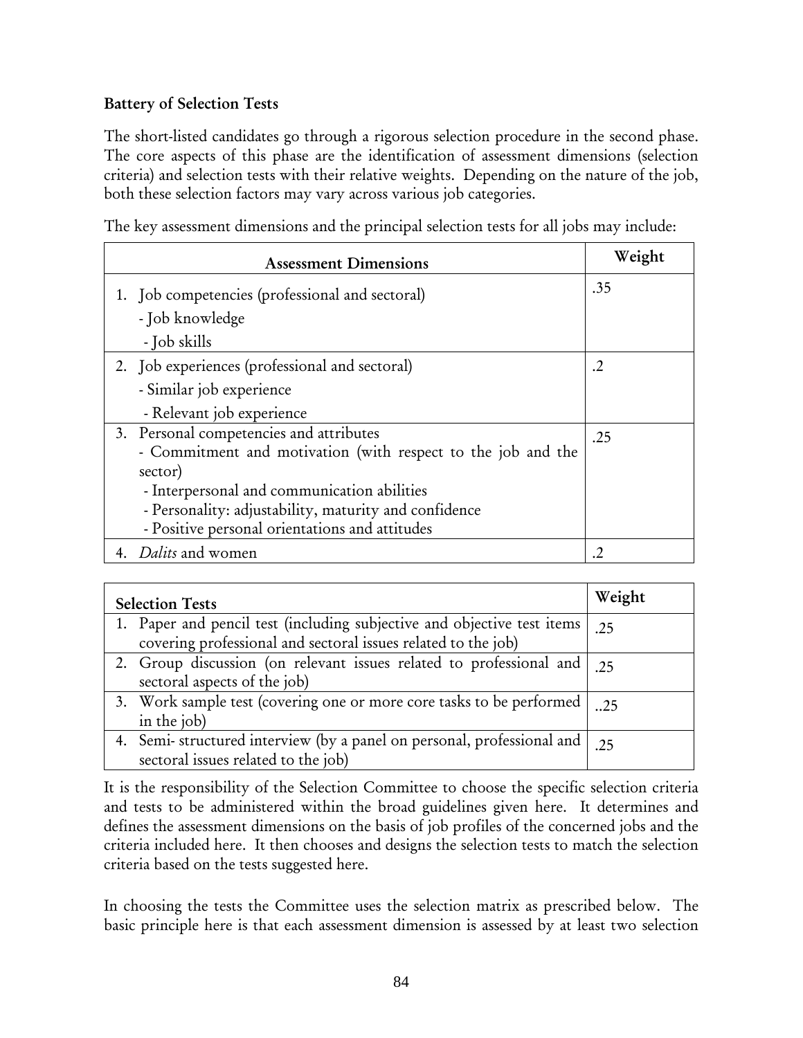**Battery of Selection Tests**

The short-listed candidates go through a rigorous selection procedure in the second phase. The core aspects of this phase are the identification of assessment dimensions (selection criteria) and selection tests with their relative weights. Depending on the nature of the job, both these selection factors may vary across various job categories.

The key assessment dimensions and the principal selection tests for all jobs may include:

| Assessment Dimensions | Weight |
|---|---|
| 1. Job competencies (professional and sectoral)<br>- Job knowledge<br>- Job skills | .35 |
| 2. Job experiences (professional and sectoral)<br>- Similar job experience<br>- Relevant job experience | .2 |
| 3. Personal competencies and attributes<br>- Commitment and motivation (with respect to the job and the sector)<br>- Interpersonal and communication abilities<br>- Personality: adjustability, maturity and confidence<br>- Positive personal orientations and attitudes | .25 |
| 4. *Dalits* and women | .2 |

| Selection Tests | Weight |
|---|---|
| 1. Paper and pencil test (including subjective and objective test items covering professional and sectoral issues related to the job) | .25 |
| 2. Group discussion (on relevant issues related to professional and sectoral aspects of the job) | .25 |
| 3. Work sample test (covering one or more core tasks to be performed in the job) | ..25 |
| 4. Semi- structured interview (by a panel on personal, professional and sectoral issues related to the job) | .25 |

It is the responsibility of the Selection Committee to choose the specific selection criteria and tests to be administered within the broad guidelines given here. It determines and defines the assessment dimensions on the basis of job profiles of the concerned jobs and the criteria included here. It then chooses and designs the selection tests to match the selection criteria based on the tests suggested here.

In choosing the tests the Committee uses the selection matrix as prescribed below. The basic principle here is that each assessment dimension is assessed by at least two selection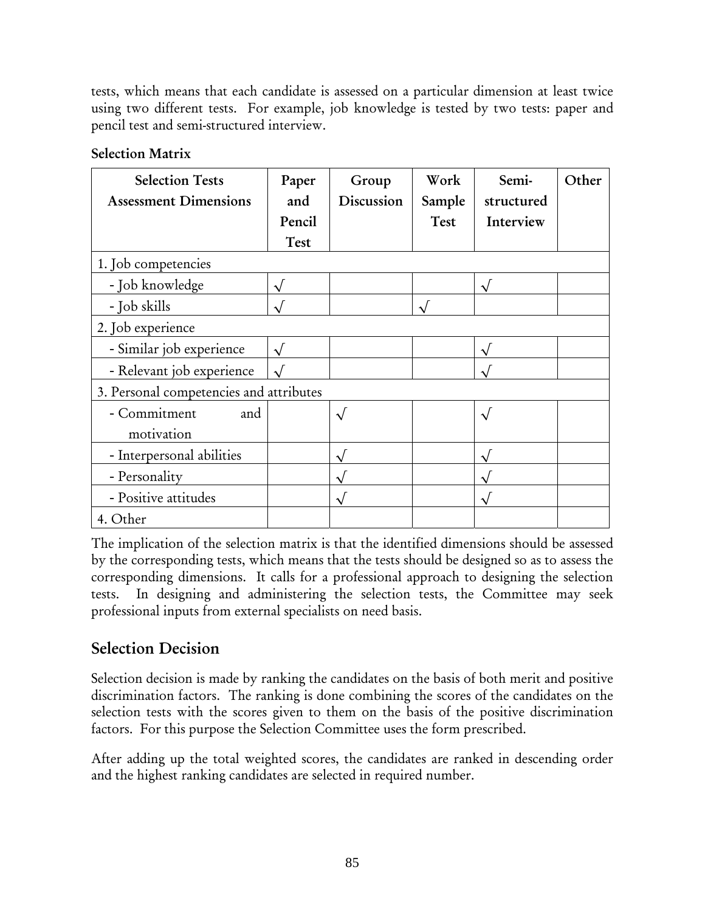tests, which means that each candidate is assessed on a particular dimension at least twice using two different tests. For example, job knowledge is tested by two tests: paper and pencil test and semi-structured interview.

**Selection Matrix**

| Selection Tests Assessment Dimensions | Paper and Pencil Test | Group Discussion | Work Sample Test | Semi-structured Interview | Other |
|---|---|---|---|---|---|
| 1. Job competencies | | | | | |
| - Job knowledge | √ | | | √ | |
| - Job skills | √ | | √ | | |
| 2. Job experience | | | | | |
| - Similar job experience | √ | | | √ | |
| - Relevant job experience | √ | | | √ | |
| 3. Personal competencies and attributes | | | | | |
| - Commitment and motivation | | √ | | √ | |
| - Interpersonal abilities | | √ | | √ | |
| - Personality | | √ | | √ | |
| - Positive attitudes | | √ | | √ | |
| 4. Other | | | | | |

The implication of the selection matrix is that the identified dimensions should be assessed by the corresponding tests, which means that the tests should be designed so as to assess the corresponding dimensions. It calls for a professional approach to designing the selection tests. In designing and administering the selection tests, the Committee may seek professional inputs from external specialists on need basis.

## Selection Decision

Selection decision is made by ranking the candidates on the basis of both merit and positive discrimination factors. The ranking is done combining the scores of the candidates on the selection tests with the scores given to them on the basis of the positive discrimination factors. For this purpose the Selection Committee uses the form prescribed.

After adding up the total weighted scores, the candidates are ranked in descending order and the highest ranking candidates are selected in required number.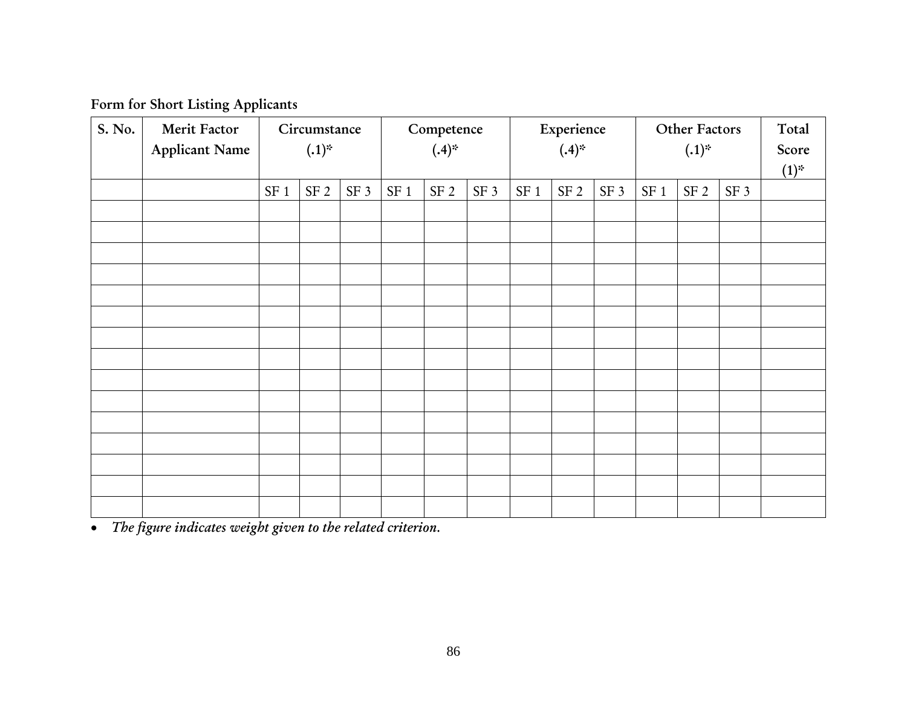**Form for Short Listing Applicants**

| S. No. | Merit Factor Applicant Name | Circumstance (.1)* | | | Competence (.4)* | | | Experience (.4)* | | | Other Factors (.1)* | | | Total Score (1)* |
|---|---|---|---|---|---|---|---|---|---|---|---|---|---|---|
| | | SF 1 | SF 2 | SF 3 | SF 1 | SF 2 | SF 3 | SF 1 | SF 2 | SF 3 | SF 1 | SF 2 | SF 3 | |
| | | | | | | | | | | | | | | |
| | | | | | | | | | | | | | | |
| | | | | | | | | | | | | | | |
| | | | | | | | | | | | | | | |
| | | | | | | | | | | | | | | |
| | | | | | | | | | | | | | | |
| | | | | | | | | | | | | | | |
| | | | | | | | | | | | | | | |
| | | | | | | | | | | | | | | |
| | | | | | | | | | | | | | | |
| | | | | | | | | | | | | | | |
| | | | | | | | | | | | | | | |
| | | | | | | | | | | | | | | |
| | | | | | | | | | | | | | | |
| | | | | | | | | | | | | | | |

- *The figure indicates weight given to the related criterion.*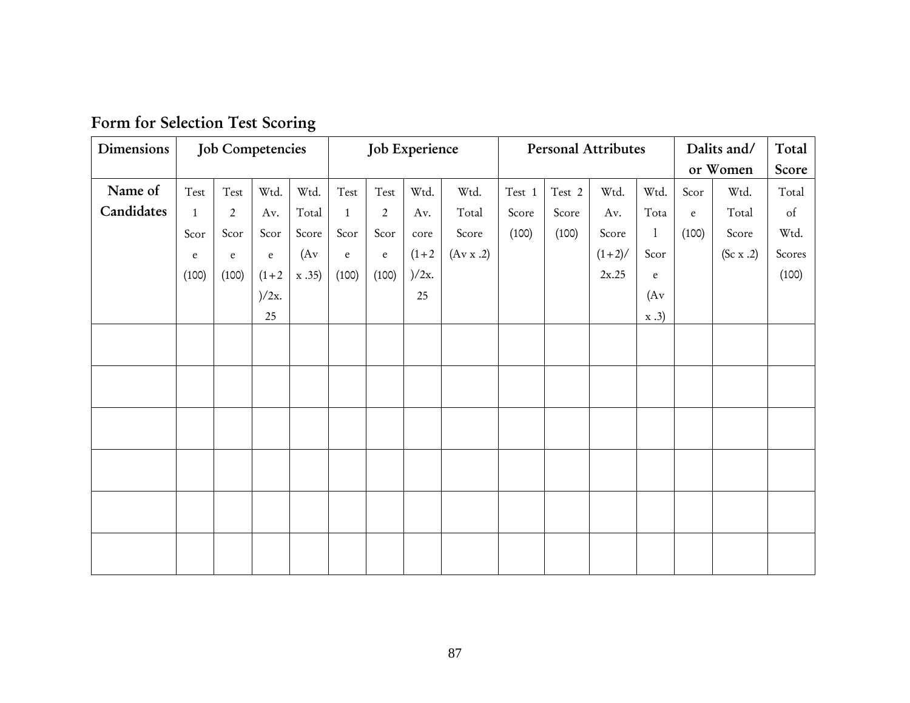## Form for Selection Test Scoring

| Dimensions | Job Competencies | | | | Job Experience | | | | Personal Attributes | | | | Dalits and/ or Women | | Total Score |
|---|---|---|---|---|---|---|---|---|---|---|---|---|---|---|---|
| **Name of Candidates** | Test 1 Score (100) | Test 2 Score (100) | Wtd. Av. Score (1+2)/2x.25 | Wtd. Total Score (Av x .35) | Test 1 Score (100) | Test 2 Score (100) | Wtd. Av. core (1+2)/2x.25 | Wtd. Total Score (Av x .2) | Test 1 Score (100) | Test 2 Score (100) | Wtd. Av. Score (1+2)/2x.25 | Wtd. Total Score (Av x .3) | Score (100) | Wtd. Total Score (Sc x .2) | Total of Wtd. Scores (100) |
| | | | | | | | | | | | | | | | |
| | | | | | | | | | | | | | | | |
| | | | | | | | | | | | | | | | |
| | | | | | | | | | | | | | | | |
| | | | | | | | | | | | | | | | |
| | | | | | | | | | | | | | | | |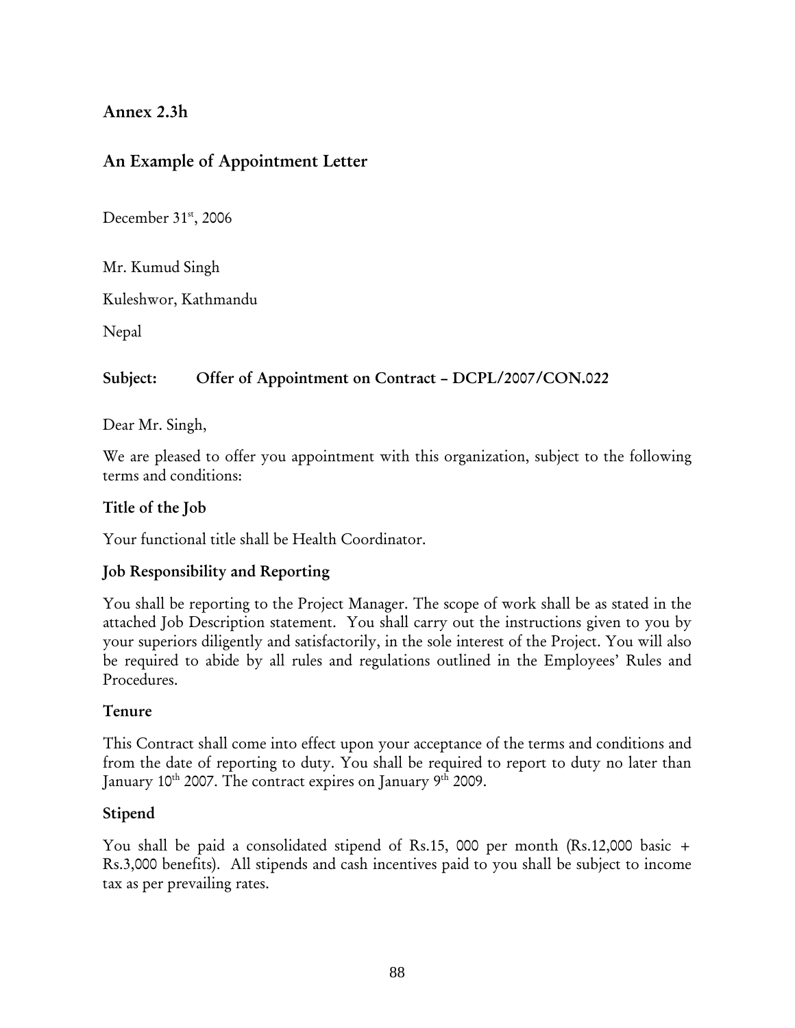## Annex 2.3h

## An Example of Appointment Letter

December 31st, 2006

Mr. Kumud Singh

Kuleshwor, Kathmandu

Nepal

**Subject: Offer of Appointment on Contract – DCPL/2007/CON.022**

Dear Mr. Singh,

We are pleased to offer you appointment with this organization, subject to the following terms and conditions:

### Title of the Job

Your functional title shall be Health Coordinator.

### Job Responsibility and Reporting

You shall be reporting to the Project Manager. The scope of work shall be as stated in the attached Job Description statement. You shall carry out the instructions given to you by your superiors diligently and satisfactorily, in the sole interest of the Project. You will also be required to abide by all rules and regulations outlined in the Employees' Rules and Procedures.

### Tenure

This Contract shall come into effect upon your acceptance of the terms and conditions and from the date of reporting to duty. You shall be required to report to duty no later than January 10th 2007. The contract expires on January 9th 2009.

### Stipend

You shall be paid a consolidated stipend of Rs.15, 000 per month (Rs.12,000 basic + Rs.3,000 benefits). All stipends and cash incentives paid to you shall be subject to income tax as per prevailing rates.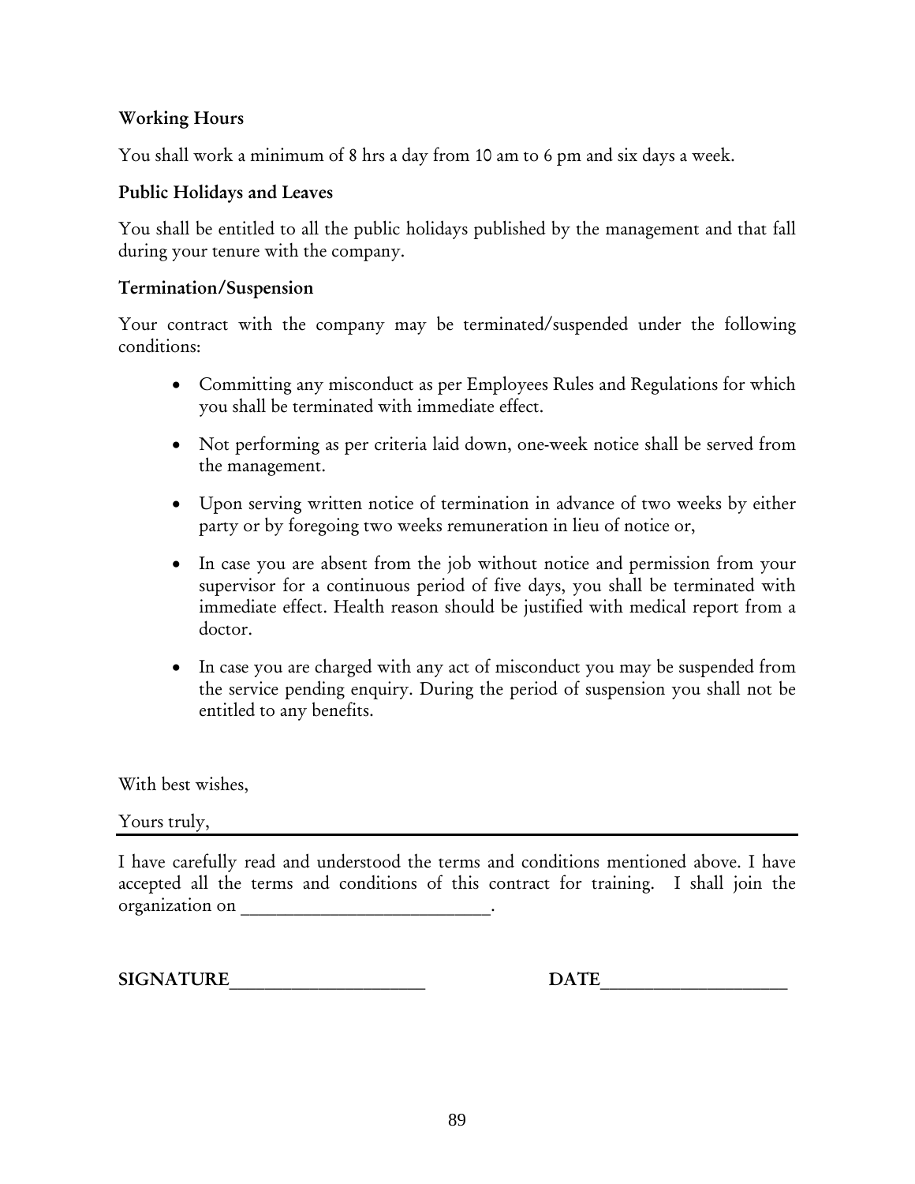**Working Hours**

You shall work a minimum of 8 hrs a day from 10 am to 6 pm and six days a week.

**Public Holidays and Leaves**

You shall be entitled to all the public holidays published by the management and that fall during your tenure with the company.

**Termination/Suspension**

Your contract with the company may be terminated/suspended under the following conditions:

- Committing any misconduct as per Employees Rules and Regulations for which you shall be terminated with immediate effect.
- Not performing as per criteria laid down, one-week notice shall be served from the management.
- Upon serving written notice of termination in advance of two weeks by either party or by foregoing two weeks remuneration in lieu of notice or,
- In case you are absent from the job without notice and permission from your supervisor for a continuous period of five days, you shall be terminated with immediate effect. Health reason should be justified with medical report from a doctor.
- In case you are charged with any act of misconduct you may be suspended from the service pending enquiry. During the period of suspension you shall not be entitled to any benefits.

With best wishes,

Yours truly,

---

I have carefully read and understood the terms and conditions mentioned above. I have accepted all the terms and conditions of this contract for training. I shall join the organization on ___________________________.

**SIGNATURE**_____________________ **DATE**____________________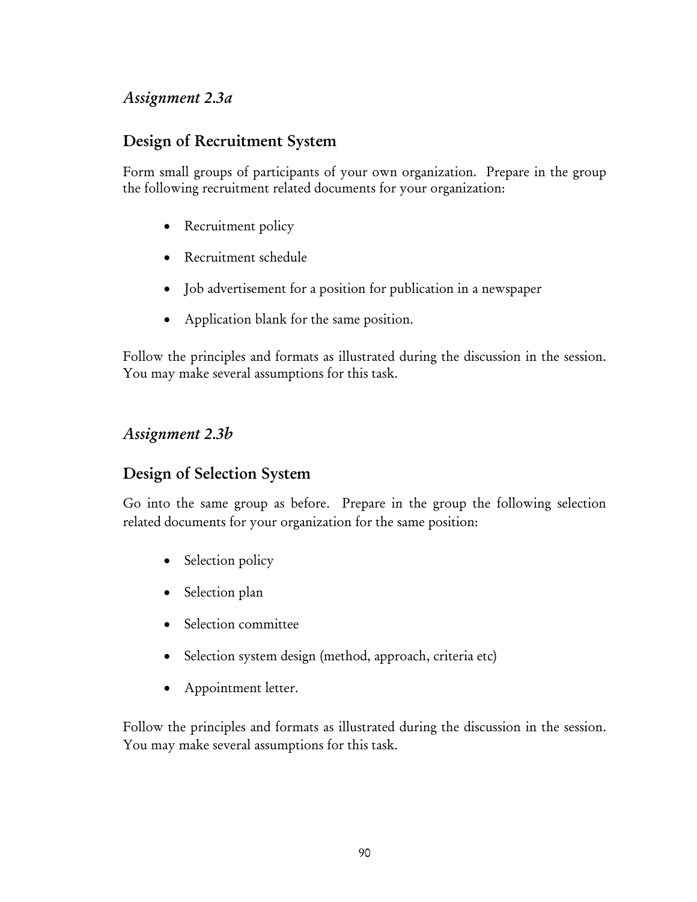### *Assignment 2.3a*

## Design of Recruitment System

Form small groups of participants of your own organization. Prepare in the group the following recruitment related documents for your organization:

- Recruitment policy
- Recruitment schedule
- Job advertisement for a position for publication in a newspaper
- Application blank for the same position.

Follow the principles and formats as illustrated during the discussion in the session. You may make several assumptions for this task.

### *Assignment 2.3b*

## Design of Selection System

Go into the same group as before. Prepare in the group the following selection related documents for your organization for the same position:

- Selection policy
- Selection plan
- Selection committee
- Selection system design (method, approach, criteria etc)
- Appointment letter.

Follow the principles and formats as illustrated during the discussion in the session. You may make several assumptions for this task.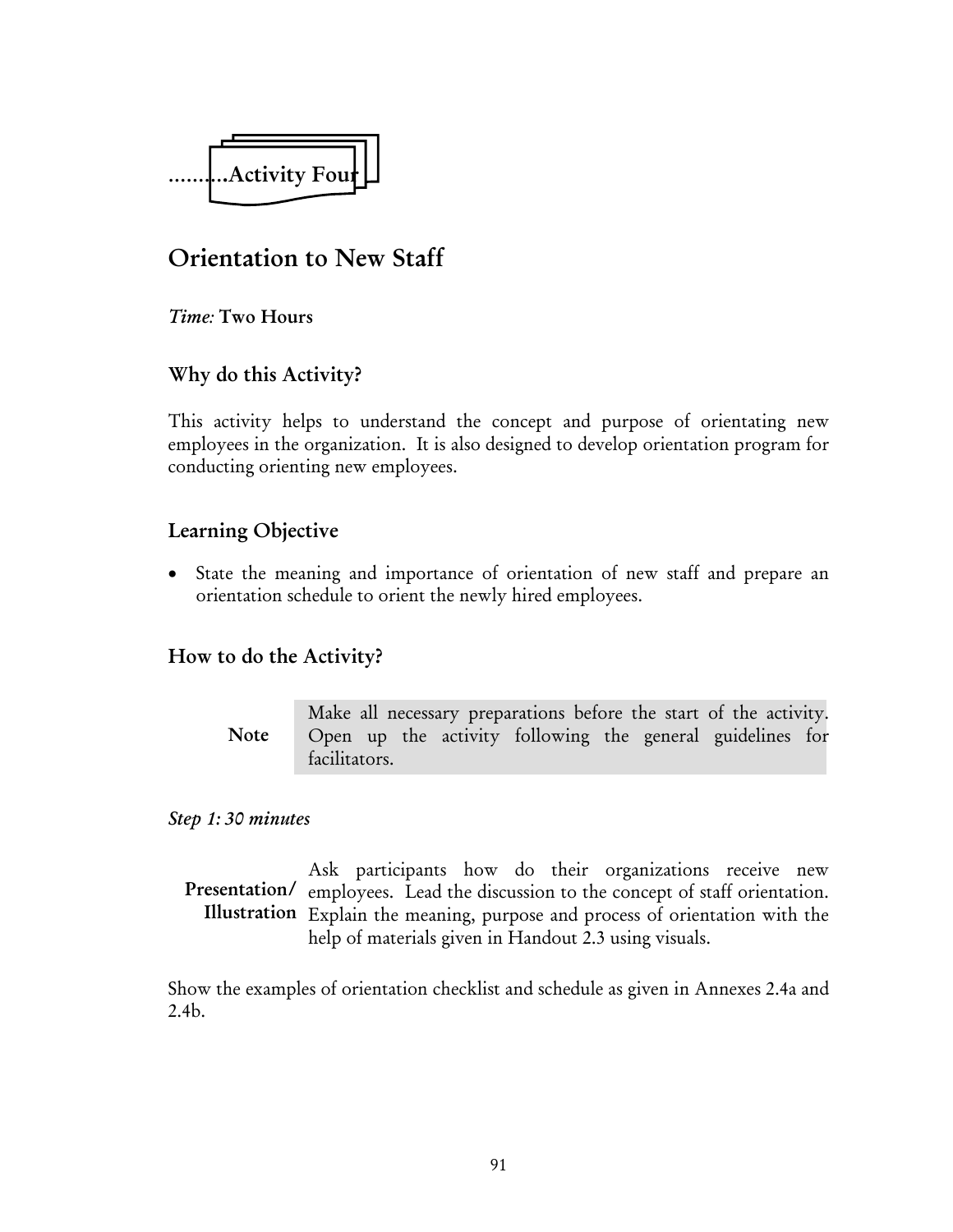..........Activity Four

# Orientation to New Staff

*Time:* **Two Hours**

## Why do this Activity?

This activity helps to understand the concept and purpose of orientating new employees in the organization. It is also designed to develop orientation program for conducting orienting new employees.

## Learning Objective

- State the meaning and importance of orientation of new staff and prepare an orientation schedule to orient the newly hired employees.

## How to do the Activity?

| **Note** | Make all necessary preparations before the start of the activity. Open up the activity following the general guidelines for facilitators. |
|---|---|

*Step 1: 30 minutes*

**Presentation/ Illustration** Ask participants how do their organizations receive new employees. Lead the discussion to the concept of staff orientation. Explain the meaning, purpose and process of orientation with the help of materials given in Handout 2.3 using visuals.

Show the examples of orientation checklist and schedule as given in Annexes 2.4a and 2.4b.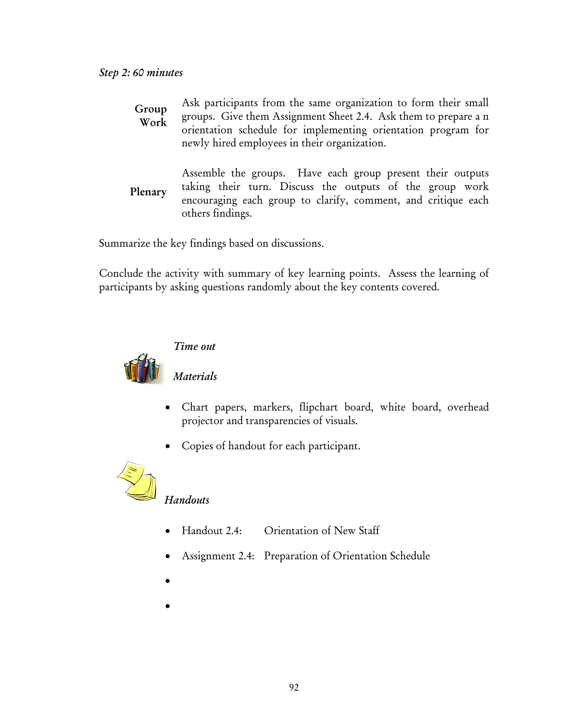*Step 2: 60 minutes*

**Group Work** — Ask participants from the same organization to form their small groups. Give them Assignment Sheet 2.4. Ask them to prepare a n orientation schedule for implementing orientation program for newly hired employees in their organization.

**Plenary** — Assemble the groups. Have each group present their outputs taking their turn. Discuss the outputs of the group work encouraging each group to clarify, comment, and critique each others findings.

Summarize the key findings based on discussions.

Conclude the activity with summary of key learning points. Assess the learning of participants by asking questions randomly about the key contents covered.

*Time out*

*Materials*

- Chart papers, markers, flipchart board, white board, overhead projector and transparencies of visuals.
- Copies of handout for each participant.

*Handouts*

- Handout 2.4: Orientation of New Staff
- Assignment 2.4: Preparation of Orientation Schedule
- 
-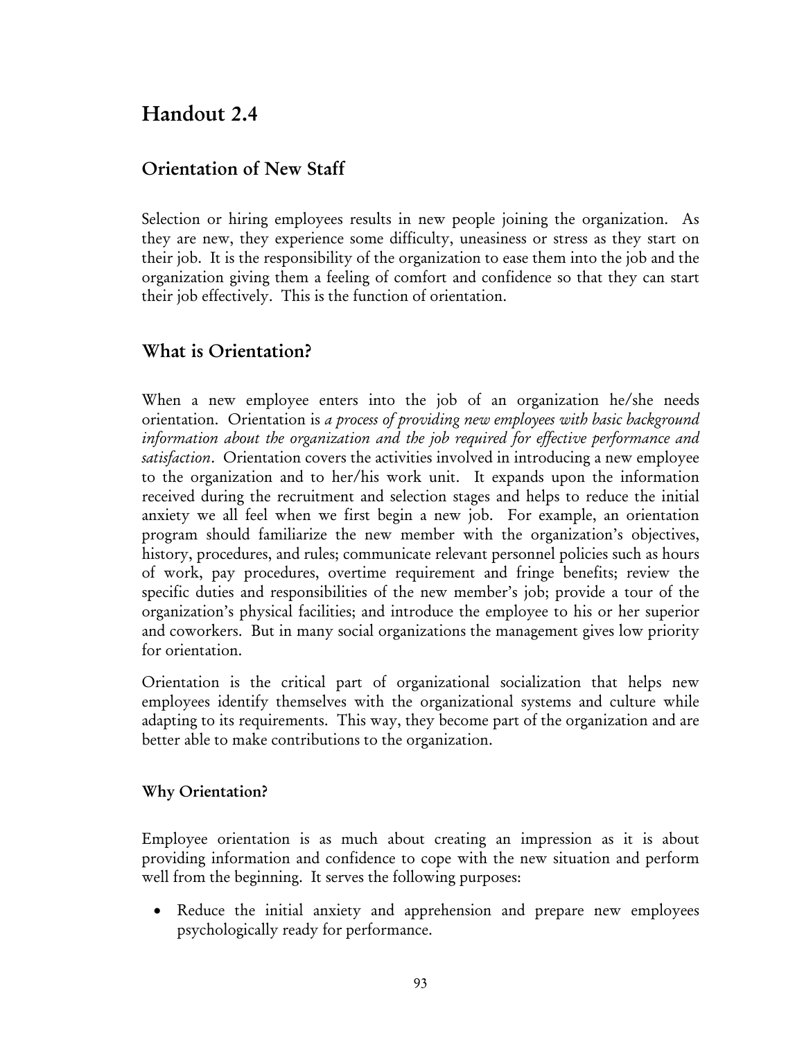# Handout 2.4

## Orientation of New Staff

Selection or hiring employees results in new people joining the organization. As they are new, they experience some difficulty, uneasiness or stress as they start on their job. It is the responsibility of the organization to ease them into the job and the organization giving them a feeling of comfort and confidence so that they can start their job effectively. This is the function of orientation.

## What is Orientation?

When a new employee enters into the job of an organization he/she needs orientation. Orientation is *a process of providing new employees with basic background information about the organization and the job required for effective performance and satisfaction*. Orientation covers the activities involved in introducing a new employee to the organization and to her/his work unit. It expands upon the information received during the recruitment and selection stages and helps to reduce the initial anxiety we all feel when we first begin a new job. For example, an orientation program should familiarize the new member with the organization's objectives, history, procedures, and rules; communicate relevant personnel policies such as hours of work, pay procedures, overtime requirement and fringe benefits; review the specific duties and responsibilities of the new member's job; provide a tour of the organization's physical facilities; and introduce the employee to his or her superior and coworkers. But in many social organizations the management gives low priority for orientation.

Orientation is the critical part of organizational socialization that helps new employees identify themselves with the organizational systems and culture while adapting to its requirements. This way, they become part of the organization and are better able to make contributions to the organization.

### Why Orientation?

Employee orientation is as much about creating an impression as it is about providing information and confidence to cope with the new situation and perform well from the beginning. It serves the following purposes:

- Reduce the initial anxiety and apprehension and prepare new employees psychologically ready for performance.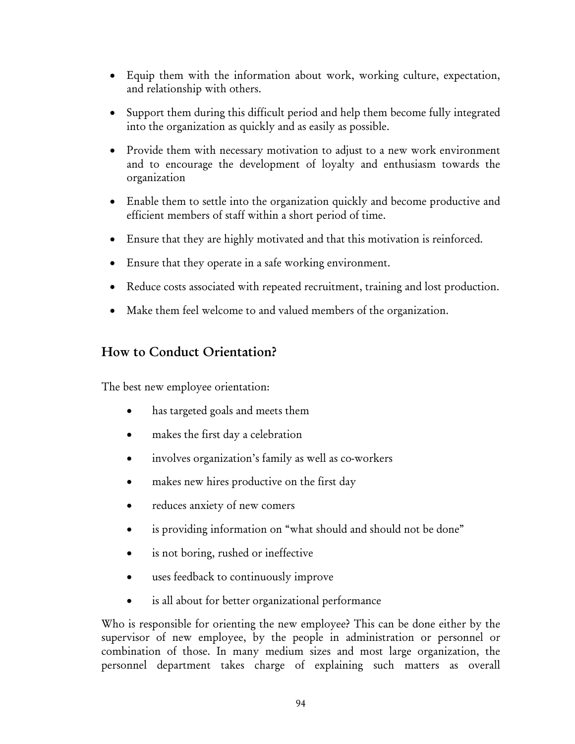- Equip them with the information about work, working culture, expectation, and relationship with others.
- Support them during this difficult period and help them become fully integrated into the organization as quickly and as easily as possible.
- Provide them with necessary motivation to adjust to a new work environment and to encourage the development of loyalty and enthusiasm towards the organization
- Enable them to settle into the organization quickly and become productive and efficient members of staff within a short period of time.
- Ensure that they are highly motivated and that this motivation is reinforced.
- Ensure that they operate in a safe working environment.
- Reduce costs associated with repeated recruitment, training and lost production.
- Make them feel welcome to and valued members of the organization.

## How to Conduct Orientation?

The best new employee orientation:

- has targeted goals and meets them
- makes the first day a celebration
- involves organization's family as well as co-workers
- makes new hires productive on the first day
- reduces anxiety of new comers
- is providing information on "what should and should not be done"
- is not boring, rushed or ineffective
- uses feedback to continuously improve
- is all about for better organizational performance

Who is responsible for orienting the new employee? This can be done either by the supervisor of new employee, by the people in administration or personnel or combination of those. In many medium sizes and most large organization, the personnel department takes charge of explaining such matters as overall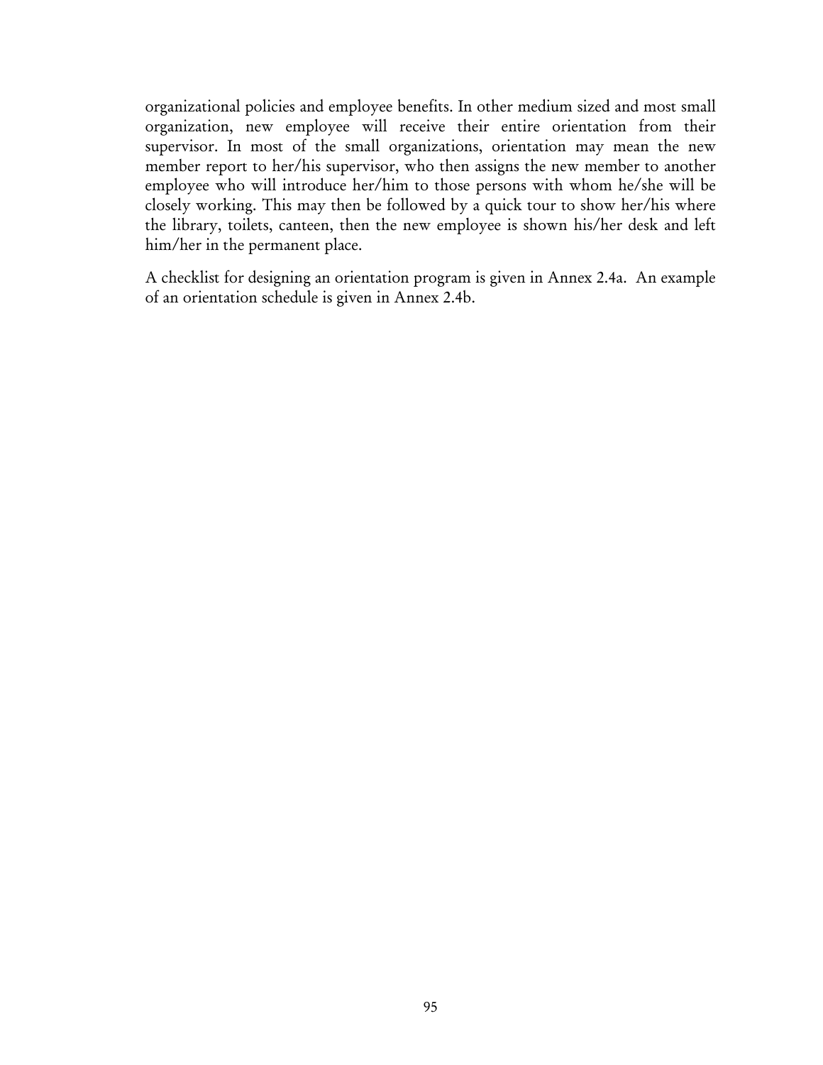organizational policies and employee benefits. In other medium sized and most small organization, new employee will receive their entire orientation from their supervisor. In most of the small organizations, orientation may mean the new member report to her/his supervisor, who then assigns the new member to another employee who will introduce her/him to those persons with whom he/she will be closely working. This may then be followed by a quick tour to show her/his where the library, toilets, canteen, then the new employee is shown his/her desk and left him/her in the permanent place.

A checklist for designing an orientation program is given in Annex 2.4a. An example of an orientation schedule is given in Annex 2.4b.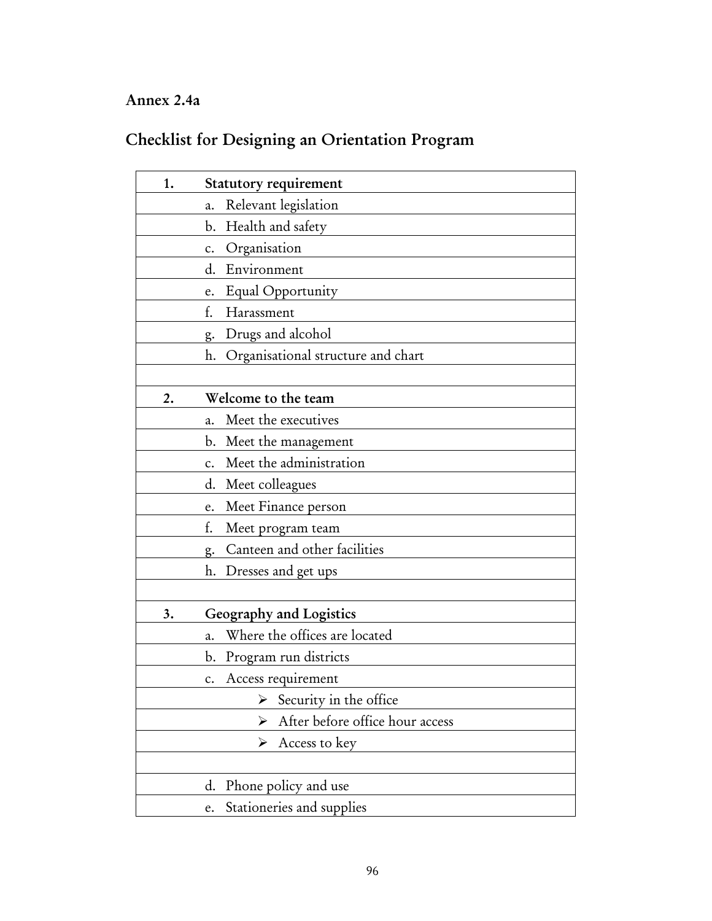## Annex 2.4a

## Checklist for Designing an Orientation Program

| | |
|---|---|
| **1.** | **Statutory requirement** |
| | a. Relevant legislation |
| | b. Health and safety |
| | c. Organisation |
| | d. Environment |
| | e. Equal Opportunity |
| | f. Harassment |
| | g. Drugs and alcohol |
| | h. Organisational structure and chart |
| | |
| **2.** | **Welcome to the team** |
| | a. Meet the executives |
| | b. Meet the management |
| | c. Meet the administration |
| | d. Meet colleagues |
| | e. Meet Finance person |
| | f. Meet program team |
| | g. Canteen and other facilities |
| | h. Dresses and get ups |
| | |
| **3.** | **Geography and Logistics** |
| | a. Where the offices are located |
| | b. Program run districts |
| | c. Access requirement |
| | ➢ Security in the office |
| | ➢ After before office hour access |
| | ➢ Access to key |
| | |
| | d. Phone policy and use |
| | e. Stationeries and supplies |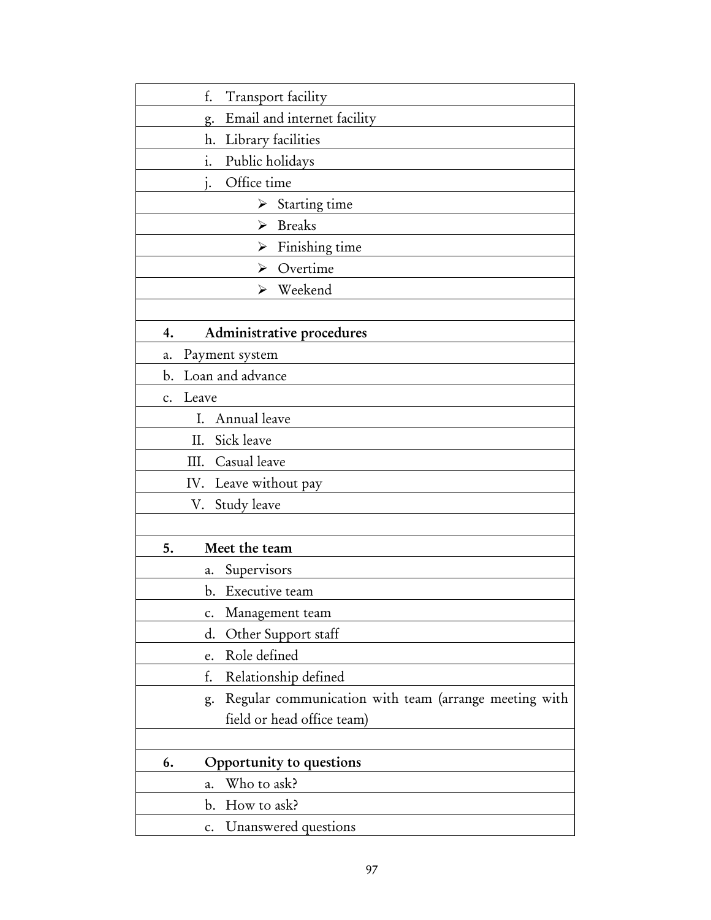| |
|---|
| f. Transport facility |
| g. Email and internet facility |
| h. Library facilities |
| i. Public holidays |
| j. Office time |
| ➢ Starting time |
| ➢ Breaks |
| ➢ Finishing time |
| ➢ Overtime |
| ➢ Weekend |
| |
| **4. Administrative procedures** |
| a. Payment system |
| b. Loan and advance |
| c. Leave |
| I. Annual leave |
| II. Sick leave |
| III. Casual leave |
| IV. Leave without pay |
| V. Study leave |
| |
| **5. Meet the team** |
| a. Supervisors |
| b. Executive team |
| c. Management team |
| d. Other Support staff |
| e. Role defined |
| f. Relationship defined |
| g. Regular communication with team (arrange meeting with field or head office team) |
| |
| **6. Opportunity to questions** |
| a. Who to ask? |
| b. How to ask? |
| c. Unanswered questions |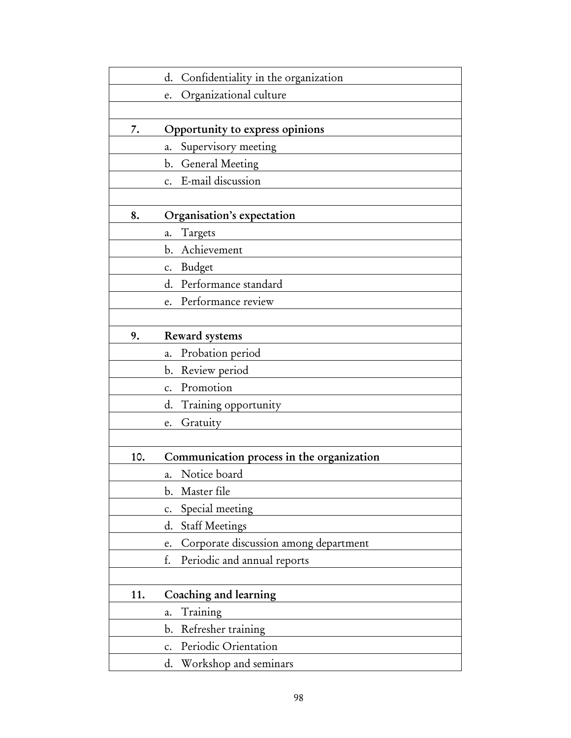| | |
|---|---|
| | d. Confidentiality in the organization |
| | e. Organizational culture |
| | |
| **7.** | **Opportunity to express opinions** |
| | a. Supervisory meeting |
| | b. General Meeting |
| | c. E-mail discussion |
| | |
| **8.** | **Organisation's expectation** |
| | a. Targets |
| | b. Achievement |
| | c. Budget |
| | d. Performance standard |
| | e. Performance review |
| | |
| **9.** | **Reward systems** |
| | a. Probation period |
| | b. Review period |
| | c. Promotion |
| | d. Training opportunity |
| | e. Gratuity |
| | |
| **10.** | **Communication process in the organization** |
| | a. Notice board |
| | b. Master file |
| | c. Special meeting |
| | d. Staff Meetings |
| | e. Corporate discussion among department |
| | f. Periodic and annual reports |
| | |
| **11.** | **Coaching and learning** |
| | a. Training |
| | b. Refresher training |
| | c. Periodic Orientation |
| | d. Workshop and seminars |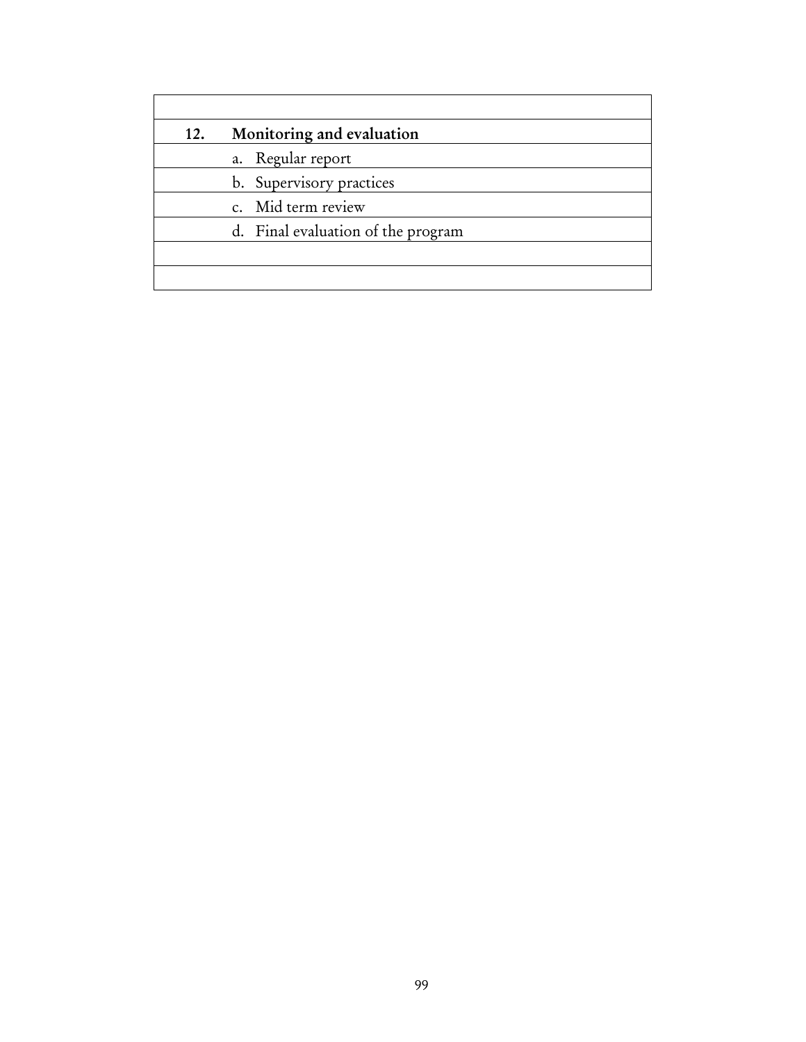| | |
|---|---|
| | |
| **12.** | **Monitoring and evaluation** |
| | a. Regular report |
| | b. Supervisory practices |
| | c. Mid term review |
| | d. Final evaluation of the program |
| | |
| | |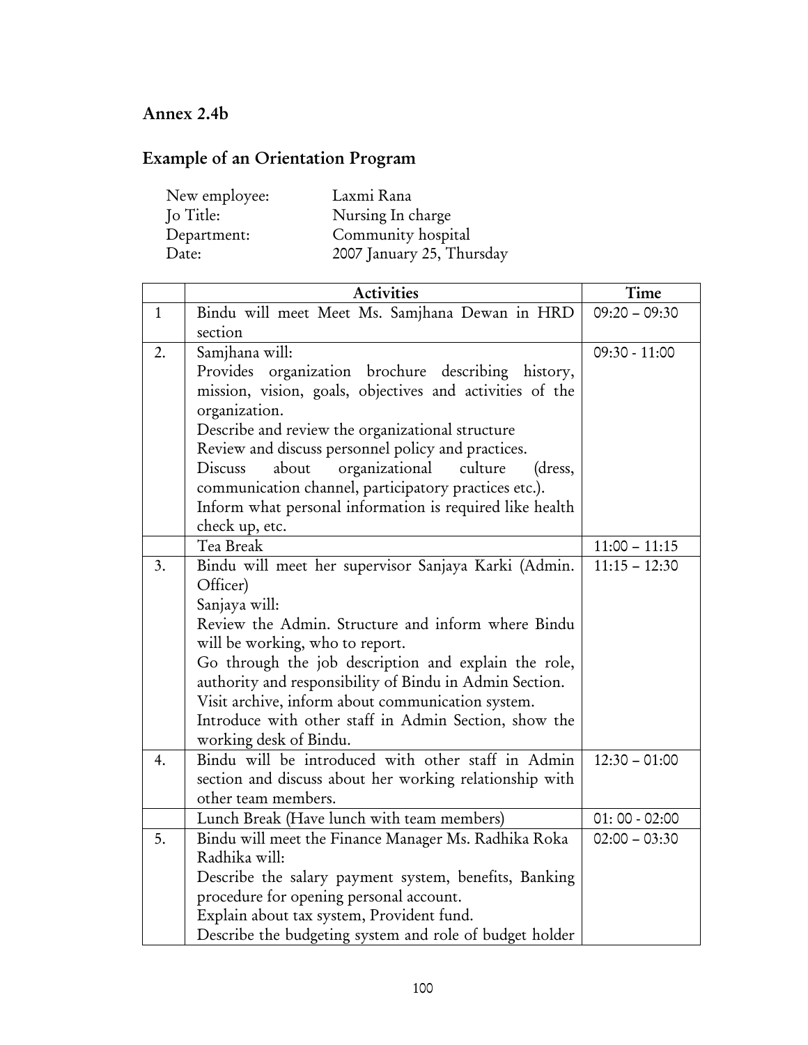## Annex 2.4b

## Example of an Orientation Program

New employee: Laxmi Rana
Jo Title: Nursing In charge
Department: Community hospital
Date: 2007 January 25, Thursday

| | Activities | Time |
|---|---|---|
| 1 | Bindu will meet Meet Ms. Samjhana Dewan in HRD section | 09:20 – 09:30 |
| 2. | Samjhana will:<br>Provides organization brochure describing history, mission, vision, goals, objectives and activities of the organization.<br>Describe and review the organizational structure<br>Review and discuss personnel policy and practices.<br>Discuss about organizational culture (dress, communication channel, participatory practices etc.).<br>Inform what personal information is required like health check up, etc. | 09:30 - 11:00 |
| | Tea Break | 11:00 – 11:15 |
| 3. | Bindu will meet her supervisor Sanjaya Karki (Admin. Officer)<br>Sanjaya will:<br>Review the Admin. Structure and inform where Bindu will be working, who to report.<br>Go through the job description and explain the role, authority and responsibility of Bindu in Admin Section.<br>Visit archive, inform about communication system.<br>Introduce with other staff in Admin Section, show the working desk of Bindu. | 11:15 – 12:30 |
| 4. | Bindu will be introduced with other staff in Admin section and discuss about her working relationship with other team members. | 12:30 – 01:00 |
| | Lunch Break (Have lunch with team members) | 01: 00 - 02:00 |
| 5. | Bindu will meet the Finance Manager Ms. Radhika Roka<br>Radhika will:<br>Describe the salary payment system, benefits, Banking procedure for opening personal account.<br>Explain about tax system, Provident fund.<br>Describe the budgeting system and role of budget holder | 02:00 – 03:30 |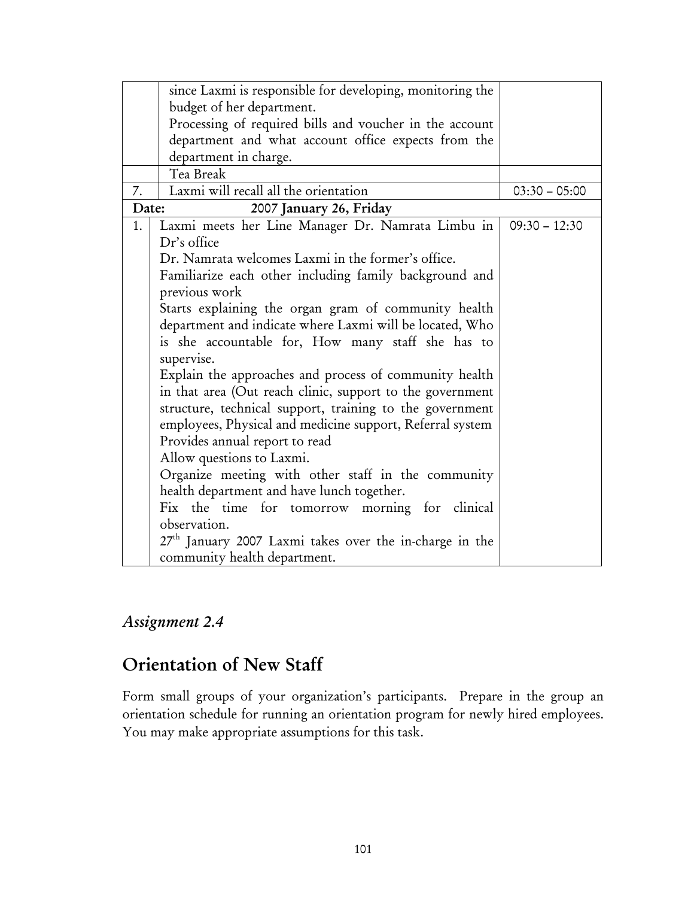| | | |
|---|---|---|
| | since Laxmi is responsible for developing, monitoring the budget of her department.<br>Processing of required bills and voucher in the account department and what account office expects from the department in charge. | |
| | Tea Break | |
| 7. | Laxmi will recall all the orientation | 03:30 – 05:00 |
| **Date:** | **2007 January 26, Friday** | |
| 1. | Laxmi meets her Line Manager Dr. Namrata Limbu in Dr's office<br>Dr. Namrata welcomes Laxmi in the former's office.<br>Familiarize each other including family background and previous work<br>Starts explaining the organ gram of community health department and indicate where Laxmi will be located, Who is she accountable for, How many staff she has to supervise.<br>Explain the approaches and process of community health in that area (Out reach clinic, support to the government structure, technical support, training to the government employees, Physical and medicine support, Referral system<br>Provides annual report to read<br>Allow questions to Laxmi.<br>Organize meeting with other staff in the community health department and have lunch together.<br>Fix the time for tomorrow morning for clinical observation.<br>27th January 2007 Laxmi takes over the in-charge in the community health department. | 09:30 – 12:30 |

*Assignment 2.4*

## Orientation of New Staff

Form small groups of your organization's participants. Prepare in the group an orientation schedule for running an orientation program for newly hired employees. You may make appropriate assumptions for this task.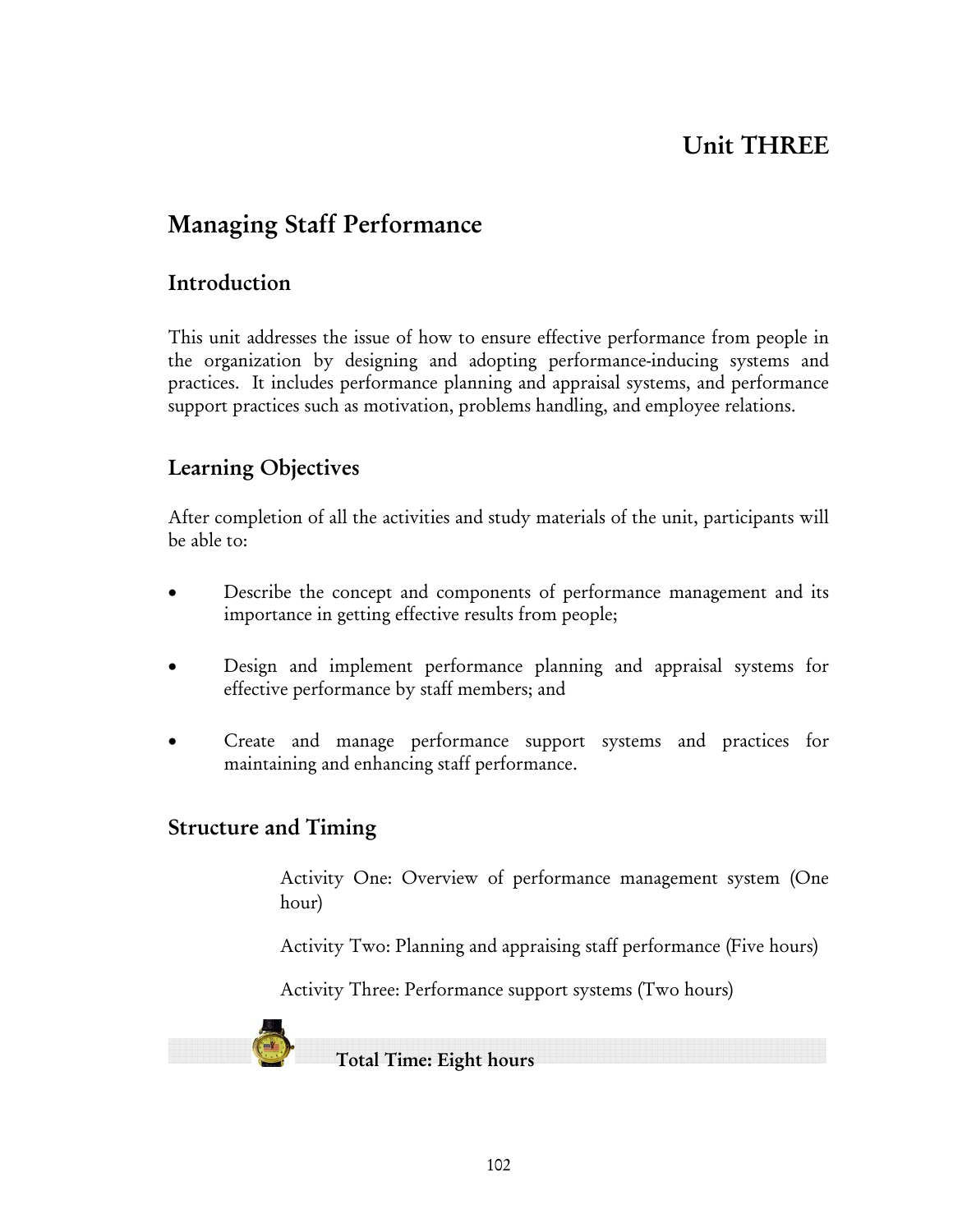# Unit THREE

## Managing Staff Performance

### Introduction

This unit addresses the issue of how to ensure effective performance from people in the organization by designing and adopting performance-inducing systems and practices. It includes performance planning and appraisal systems, and performance support practices such as motivation, problems handling, and employee relations.

### Learning Objectives

After completion of all the activities and study materials of the unit, participants will be able to:

- Describe the concept and components of performance management and its importance in getting effective results from people;
- Design and implement performance planning and appraisal systems for effective performance by staff members; and
- Create and manage performance support systems and practices for maintaining and enhancing staff performance.

### Structure and Timing

Activity One: Overview of performance management system (One hour)

Activity Two: Planning and appraising staff performance (Five hours)

Activity Three: Performance support systems (Two hours)

**Total Time: Eight hours**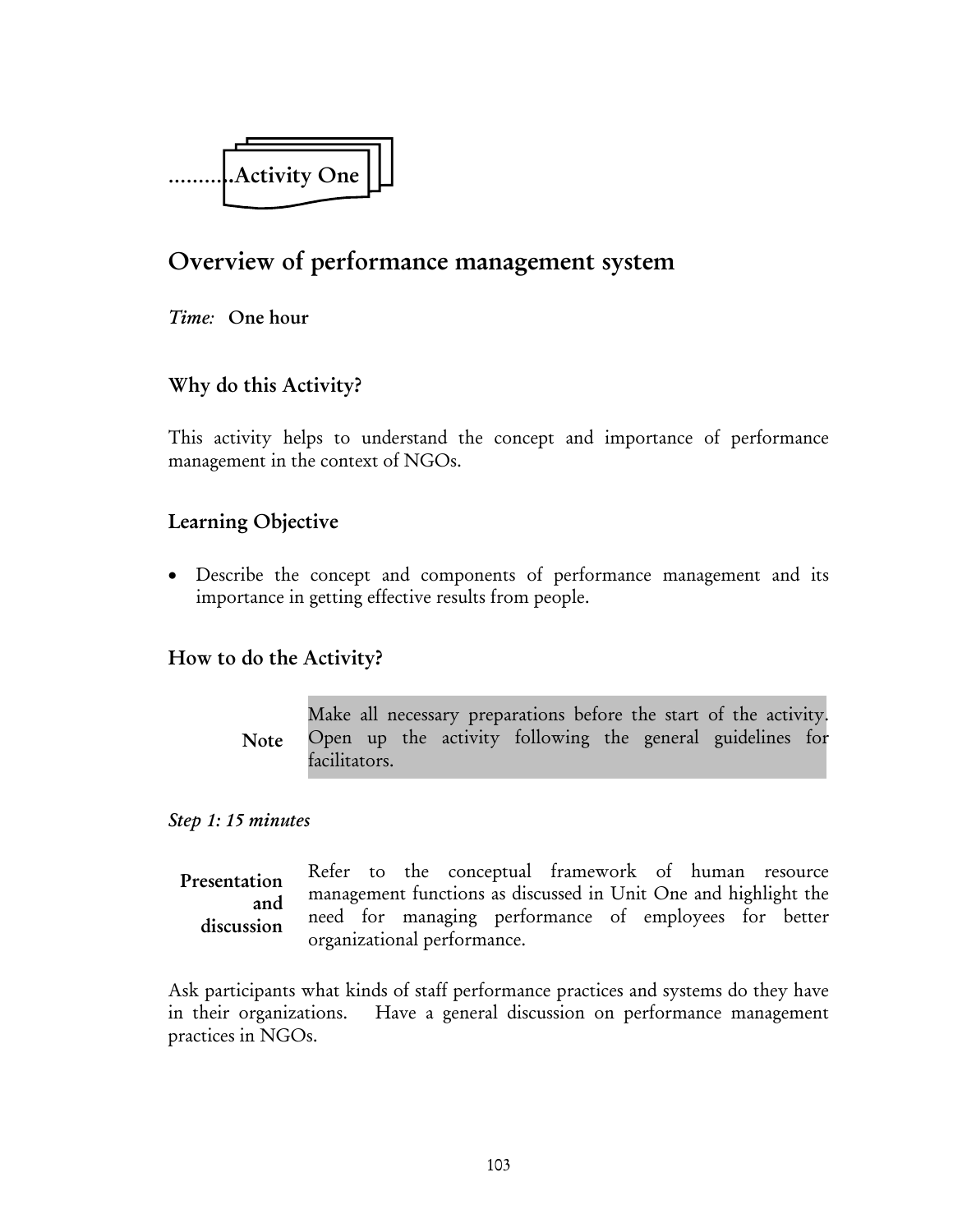..........Activity One

## Overview of performance management system

*Time:* **One hour**

### Why do this Activity?

This activity helps to understand the concept and importance of performance management in the context of NGOs.

### Learning Objective

- Describe the concept and components of performance management and its importance in getting effective results from people.

### How to do the Activity?

| **Note** | Make all necessary preparations before the start of the activity. Open up the activity following the general guidelines for facilitators. |
|---|---|

*Step 1: 15 minutes*

| **Presentation and discussion** | Refer to the conceptual framework of human resource management functions as discussed in Unit One and highlight the need for managing performance of employees for better organizational performance. |
|---|---|

Ask participants what kinds of staff performance practices and systems do they have in their organizations. Have a general discussion on performance management practices in NGOs.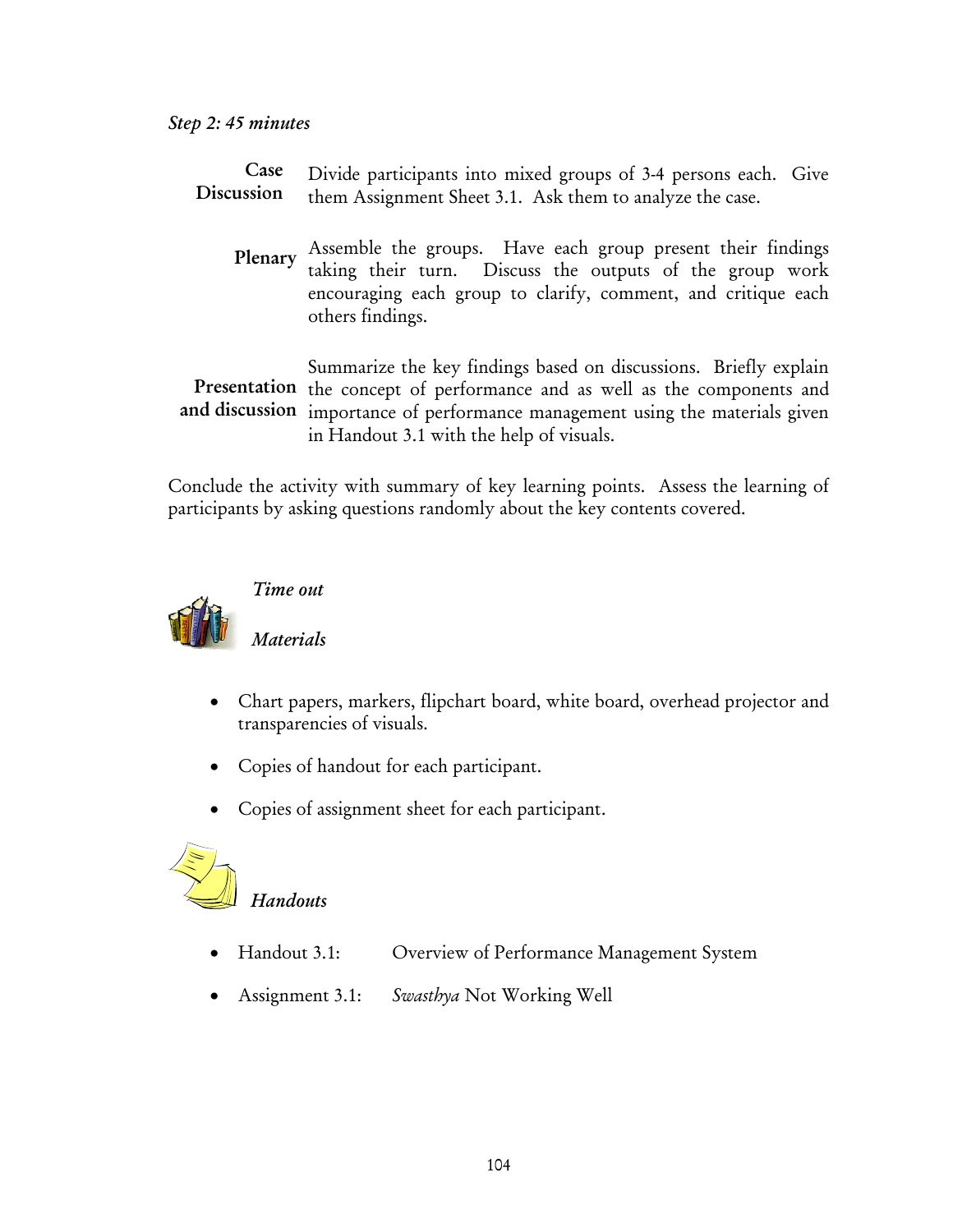*Step 2: 45 minutes*

**Case Discussion** Divide participants into mixed groups of 3-4 persons each. Give them Assignment Sheet 3.1. Ask them to analyze the case.

**Plenary** Assemble the groups. Have each group present their findings taking their turn. Discuss the outputs of the group work encouraging each group to clarify, comment, and critique each others findings.

**Presentation and discussion** Summarize the key findings based on discussions. Briefly explain the concept of performance and as well as the components and importance of performance management using the materials given in Handout 3.1 with the help of visuals.

Conclude the activity with summary of key learning points. Assess the learning of participants by asking questions randomly about the key contents covered.

*Time out*

*Materials*

- Chart papers, markers, flipchart board, white board, overhead projector and transparencies of visuals.
- Copies of handout for each participant.
- Copies of assignment sheet for each participant.

*Handouts*

- Handout 3.1: Overview of Performance Management System
- Assignment 3.1: *Swasthya* Not Working Well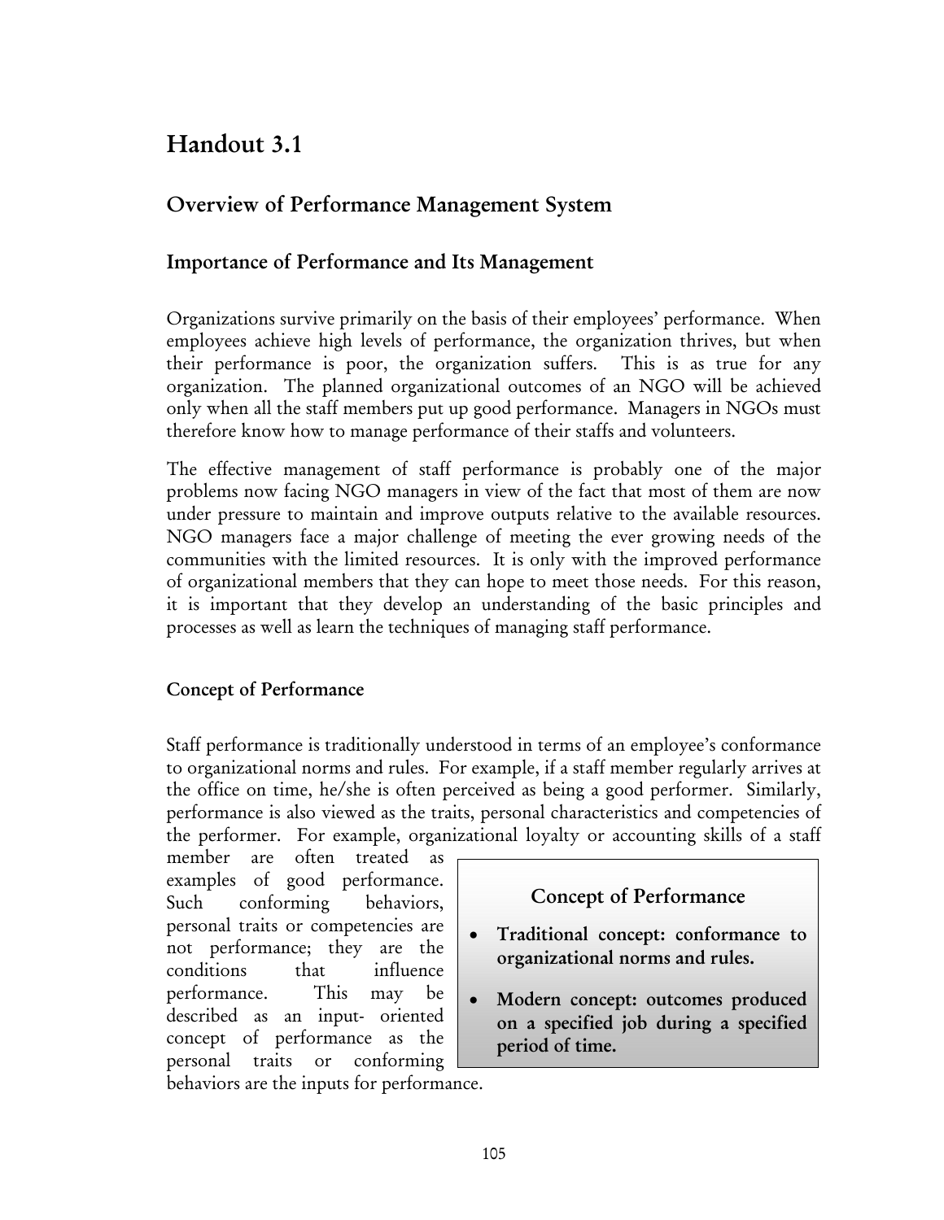# Handout 3.1

## Overview of Performance Management System

### Importance of Performance and Its Management

Organizations survive primarily on the basis of their employees' performance. When employees achieve high levels of performance, the organization thrives, but when their performance is poor, the organization suffers. This is as true for any organization. The planned organizational outcomes of an NGO will be achieved only when all the staff members put up good performance. Managers in NGOs must therefore know how to manage performance of their staffs and volunteers.

The effective management of staff performance is probably one of the major problems now facing NGO managers in view of the fact that most of them are now under pressure to maintain and improve outputs relative to the available resources. NGO managers face a major challenge of meeting the ever growing needs of the communities with the limited resources. It is only with the improved performance of organizational members that they can hope to meet those needs. For this reason, it is important that they develop an understanding of the basic principles and processes as well as learn the techniques of managing staff performance.

### Concept of Performance

Staff performance is traditionally understood in terms of an employee's conformance to organizational norms and rules. For example, if a staff member regularly arrives at the office on time, he/she is often perceived as being a good performer. Similarly, performance is also viewed as the traits, personal characteristics and competencies of the performer. For example, organizational loyalty or accounting skills of a staff member are often treated as examples of good performance. Such conforming behaviors, personal traits or competencies are not performance; they are the conditions that influence performance. This may be described as an input- oriented concept of performance as the personal traits or conforming behaviors are the inputs for performance.

> **Concept of Performance**
>
> - **Traditional concept: conformance to organizational norms and rules.**
> - **Modern concept: outcomes produced on a specified job during a specified period of time.**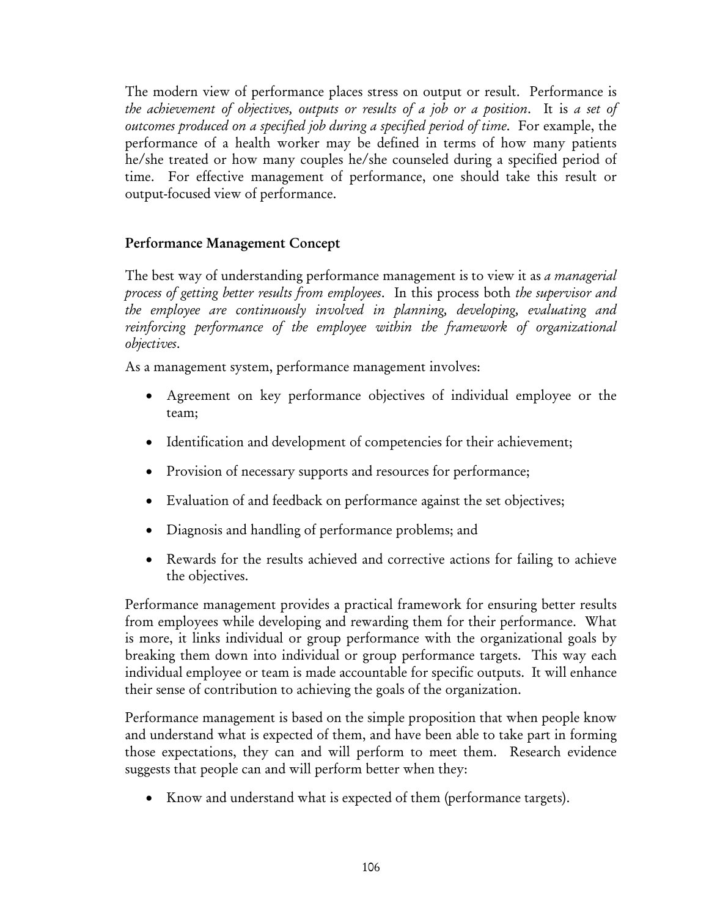The modern view of performance places stress on output or result. Performance is *the achievement of objectives, outputs or results of a job or a position*. It is *a set of outcomes produced on a specified job during a specified period of time*. For example, the performance of a health worker may be defined in terms of how many patients he/she treated or how many couples he/she counseled during a specified period of time. For effective management of performance, one should take this result or output-focused view of performance.

### Performance Management Concept

The best way of understanding performance management is to view it as *a managerial process of getting better results from employees*. In this process both *the supervisor and the employee are continuously involved in planning, developing, evaluating and reinforcing performance of the employee within the framework of organizational objectives*.

As a management system, performance management involves:

- Agreement on key performance objectives of individual employee or the team;
- Identification and development of competencies for their achievement;
- Provision of necessary supports and resources for performance;
- Evaluation of and feedback on performance against the set objectives;
- Diagnosis and handling of performance problems; and
- Rewards for the results achieved and corrective actions for failing to achieve the objectives.

Performance management provides a practical framework for ensuring better results from employees while developing and rewarding them for their performance. What is more, it links individual or group performance with the organizational goals by breaking them down into individual or group performance targets. This way each individual employee or team is made accountable for specific outputs. It will enhance their sense of contribution to achieving the goals of the organization.

Performance management is based on the simple proposition that when people know and understand what is expected of them, and have been able to take part in forming those expectations, they can and will perform to meet them. Research evidence suggests that people can and will perform better when they:

- Know and understand what is expected of them (performance targets).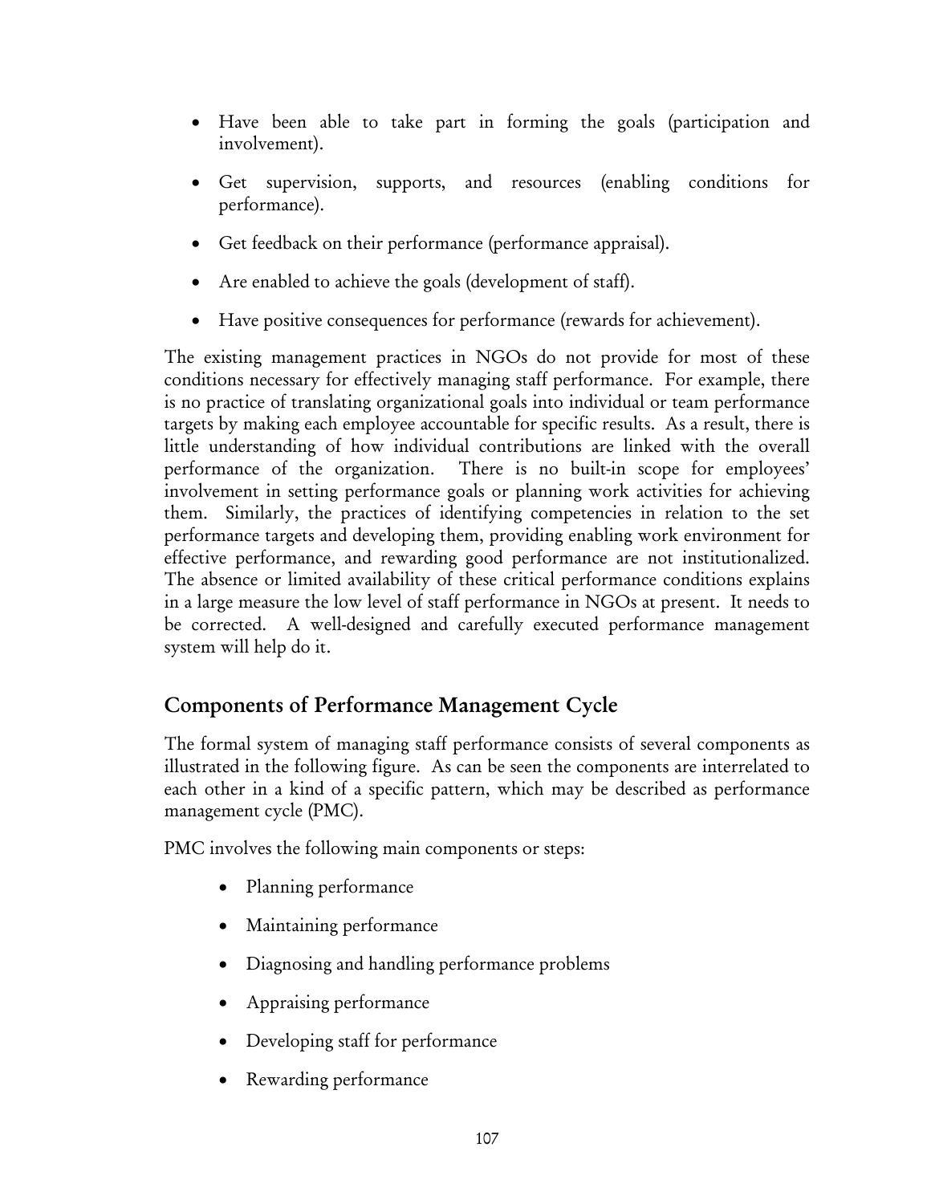- Have been able to take part in forming the goals (participation and involvement).
- Get supervision, supports, and resources (enabling conditions for performance).
- Get feedback on their performance (performance appraisal).
- Are enabled to achieve the goals (development of staff).
- Have positive consequences for performance (rewards for achievement).

The existing management practices in NGOs do not provide for most of these conditions necessary for effectively managing staff performance. For example, there is no practice of translating organizational goals into individual or team performance targets by making each employee accountable for specific results. As a result, there is little understanding of how individual contributions are linked with the overall performance of the organization. There is no built-in scope for employees' involvement in setting performance goals or planning work activities for achieving them. Similarly, the practices of identifying competencies in relation to the set performance targets and developing them, providing enabling work environment for effective performance, and rewarding good performance are not institutionalized. The absence or limited availability of these critical performance conditions explains in a large measure the low level of staff performance in NGOs at present. It needs to be corrected. A well-designed and carefully executed performance management system will help do it.

## Components of Performance Management Cycle

The formal system of managing staff performance consists of several components as illustrated in the following figure. As can be seen the components are interrelated to each other in a kind of a specific pattern, which may be described as performance management cycle (PMC).

PMC involves the following main components or steps:

- Planning performance
- Maintaining performance
- Diagnosing and handling performance problems
- Appraising performance
- Developing staff for performance
- Rewarding performance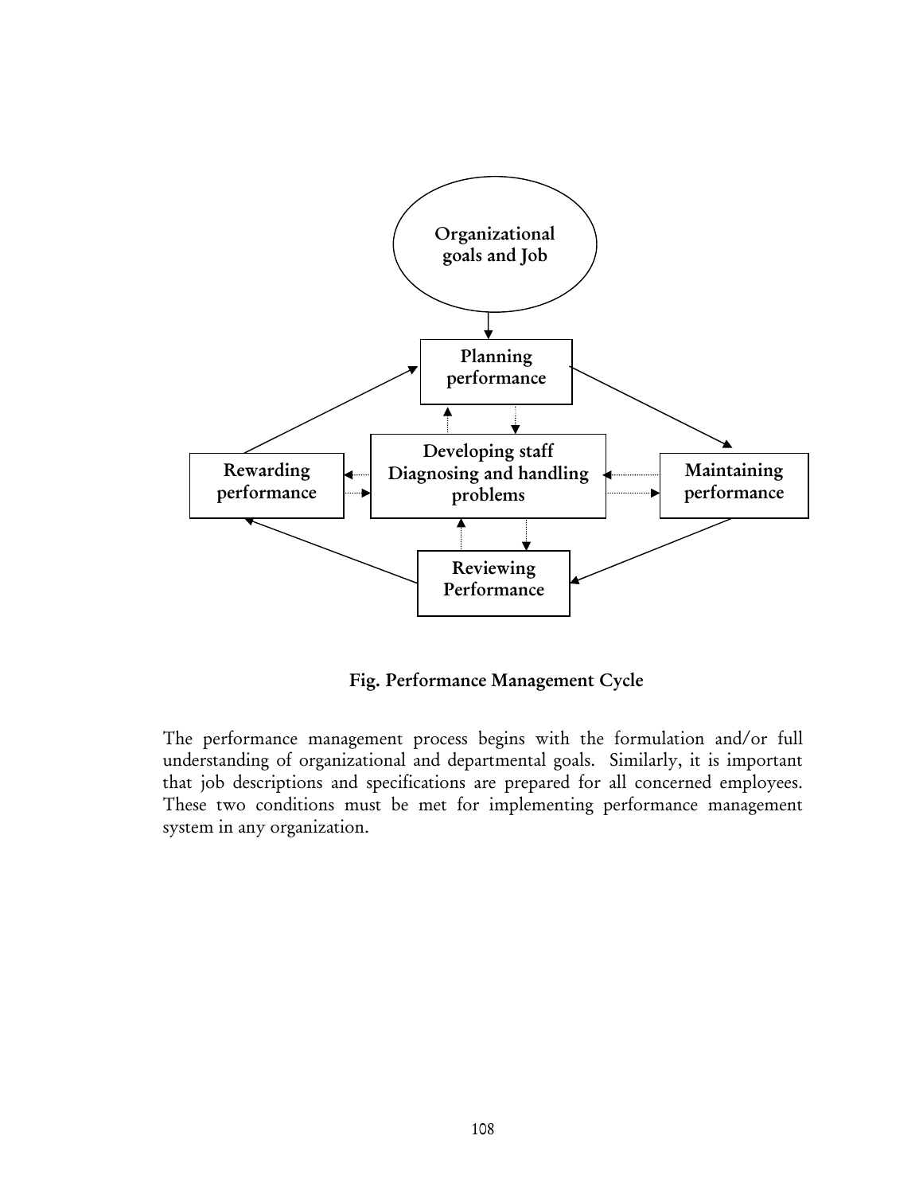Organizational goals and Job

Planning performance

Developing staff Diagnosing and handling problems

Rewarding performance

Maintaining performance

Reviewing Performance

**Fig. Performance Management Cycle**

The performance management process begins with the formulation and/or full understanding of organizational and departmental goals. Similarly, it is important that job descriptions and specifications are prepared for all concerned employees. These two conditions must be met for implementing performance management system in any organization.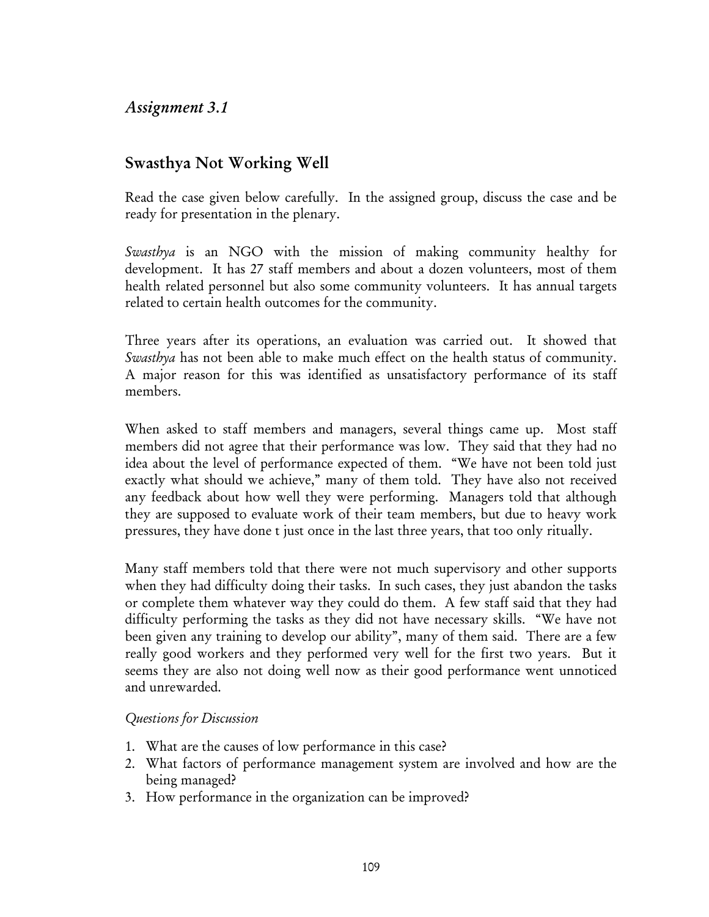## *Assignment 3.1*

## Swasthya Not Working Well

Read the case given below carefully. In the assigned group, discuss the case and be ready for presentation in the plenary.

*Swasthya* is an NGO with the mission of making community healthy for development. It has 27 staff members and about a dozen volunteers, most of them health related personnel but also some community volunteers. It has annual targets related to certain health outcomes for the community.

Three years after its operations, an evaluation was carried out. It showed that *Swasthya* has not been able to make much effect on the health status of community. A major reason for this was identified as unsatisfactory performance of its staff members.

When asked to staff members and managers, several things came up. Most staff members did not agree that their performance was low. They said that they had no idea about the level of performance expected of them. "We have not been told just exactly what should we achieve," many of them told. They have also not received any feedback about how well they were performing. Managers told that although they are supposed to evaluate work of their team members, but due to heavy work pressures, they have done t just once in the last three years, that too only ritually.

Many staff members told that there were not much supervisory and other supports when they had difficulty doing their tasks. In such cases, they just abandon the tasks or complete them whatever way they could do them. A few staff said that they had difficulty performing the tasks as they did not have necessary skills. "We have not been given any training to develop our ability", many of them said. There are a few really good workers and they performed very well for the first two years. But it seems they are also not doing well now as their good performance went unnoticed and unrewarded.

*Questions for Discussion*

1. What are the causes of low performance in this case?
2. What factors of performance management system are involved and how are the being managed?
3. How performance in the organization can be improved?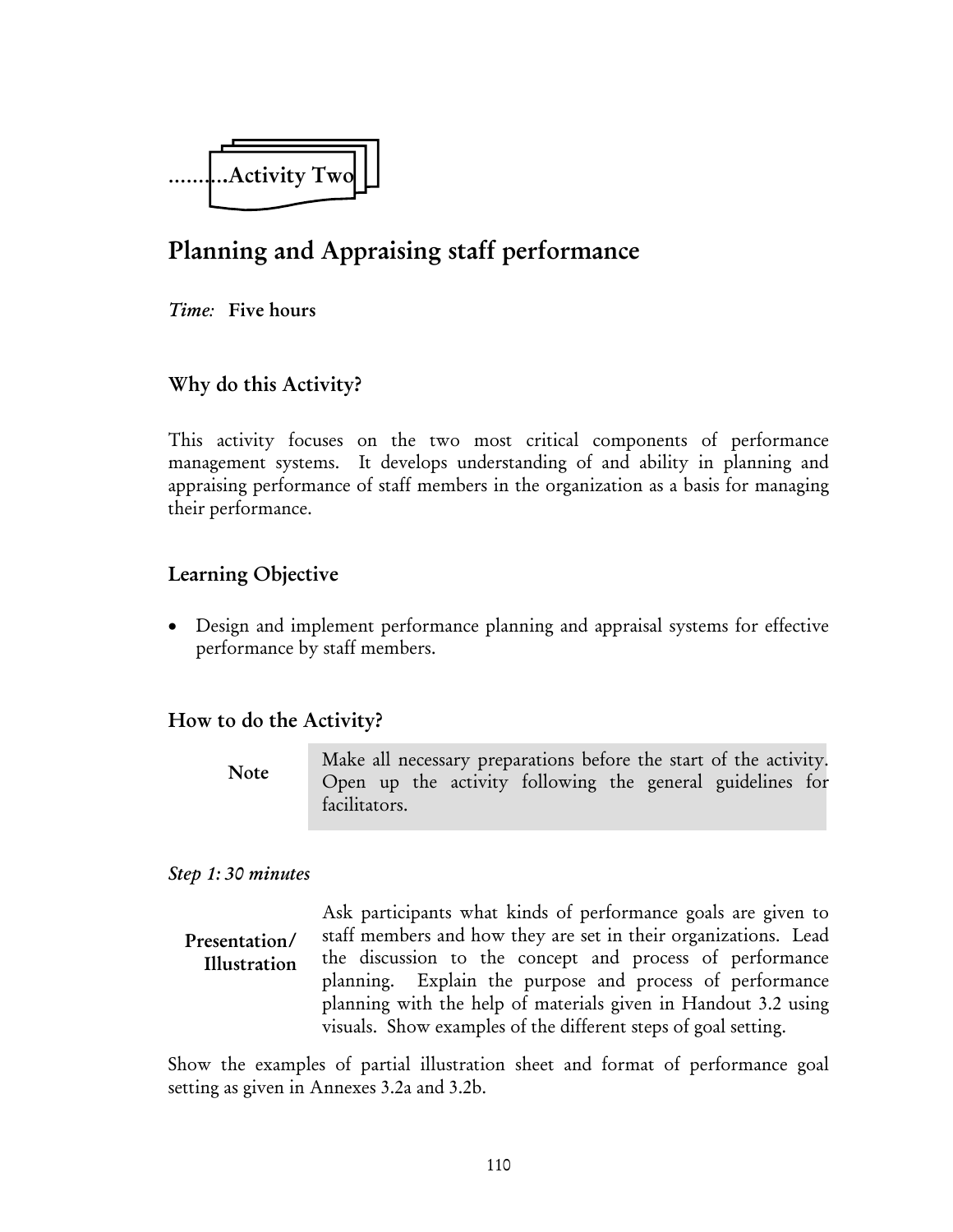..........Activity Two

# Planning and Appraising staff performance

*Time:* **Five hours**

## Why do this Activity?

This activity focuses on the two most critical components of performance management systems. It develops understanding of and ability in planning and appraising performance of staff members in the organization as a basis for managing their performance.

## Learning Objective

- Design and implement performance planning and appraisal systems for effective performance by staff members.

## How to do the Activity?

| **Note** | Make all necessary preparations before the start of the activity. Open up the activity following the general guidelines for facilitators. |
|---|---|

*Step 1: 30 minutes*

**Presentation/ Illustration**

Ask participants what kinds of performance goals are given to staff members and how they are set in their organizations. Lead the discussion to the concept and process of performance planning. Explain the purpose and process of performance planning with the help of materials given in Handout 3.2 using visuals. Show examples of the different steps of goal setting.

Show the examples of partial illustration sheet and format of performance goal setting as given in Annexes 3.2a and 3.2b.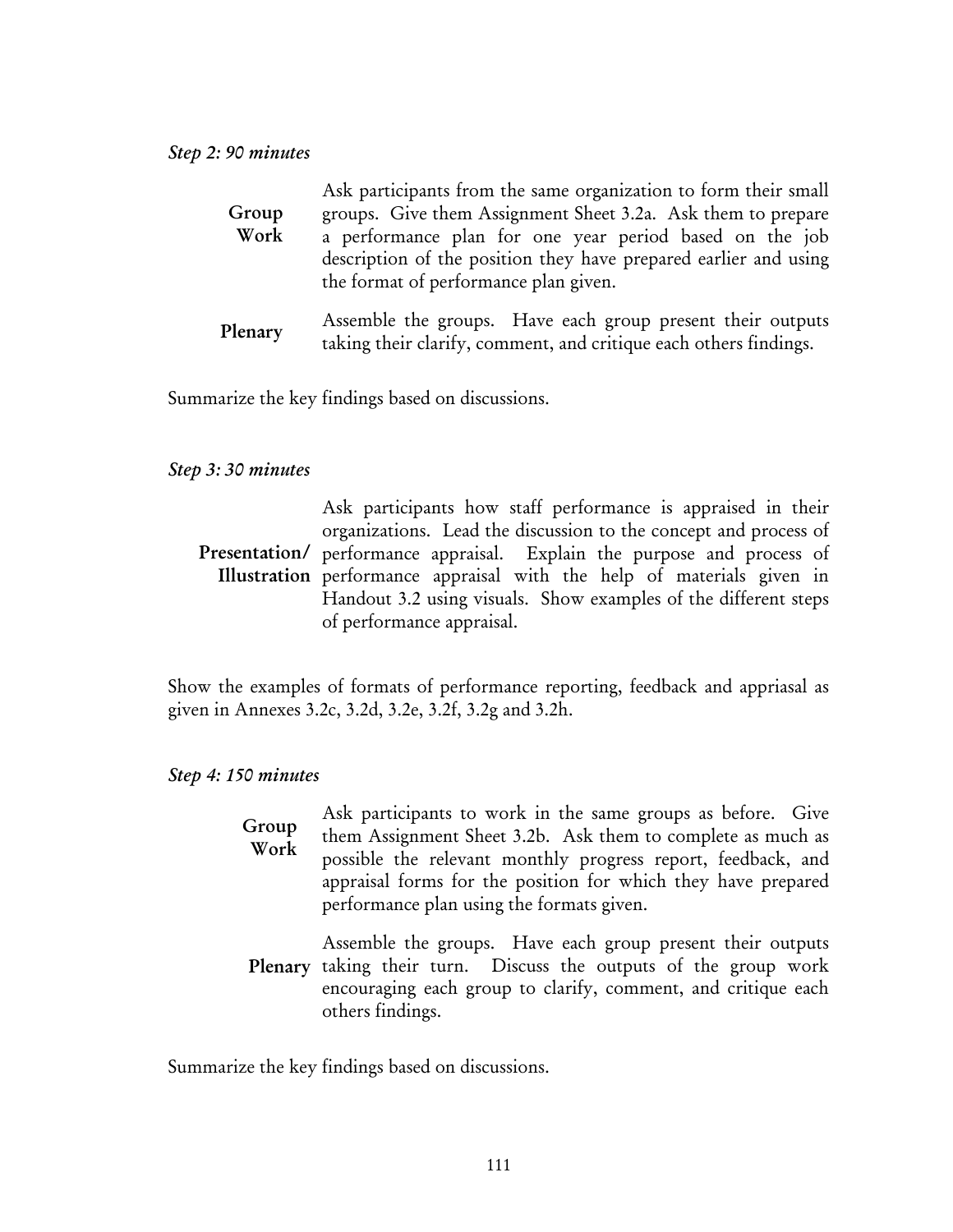*Step 2: 90 minutes*

**Group Work** Ask participants from the same organization to form their small groups. Give them Assignment Sheet 3.2a. Ask them to prepare a performance plan for one year period based on the job description of the position they have prepared earlier and using the format of performance plan given.

**Plenary** Assemble the groups. Have each group present their outputs taking their clarify, comment, and critique each others findings.

Summarize the key findings based on discussions.

*Step 3: 30 minutes*

**Presentation/ Illustration** Ask participants how staff performance is appraised in their organizations. Lead the discussion to the concept and process of performance appraisal. Explain the purpose and process of performance appraisal with the help of materials given in Handout 3.2 using visuals. Show examples of the different steps of performance appraisal.

Show the examples of formats of performance reporting, feedback and appriasal as given in Annexes 3.2c, 3.2d, 3.2e, 3.2f, 3.2g and 3.2h.

*Step 4: 150 minutes*

**Group Work** Ask participants to work in the same groups as before. Give them Assignment Sheet 3.2b. Ask them to complete as much as possible the relevant monthly progress report, feedback, and appraisal forms for the position for which they have prepared performance plan using the formats given.

**Plenary** Assemble the groups. Have each group present their outputs taking their turn. Discuss the outputs of the group work encouraging each group to clarify, comment, and critique each others findings.

Summarize the key findings based on discussions.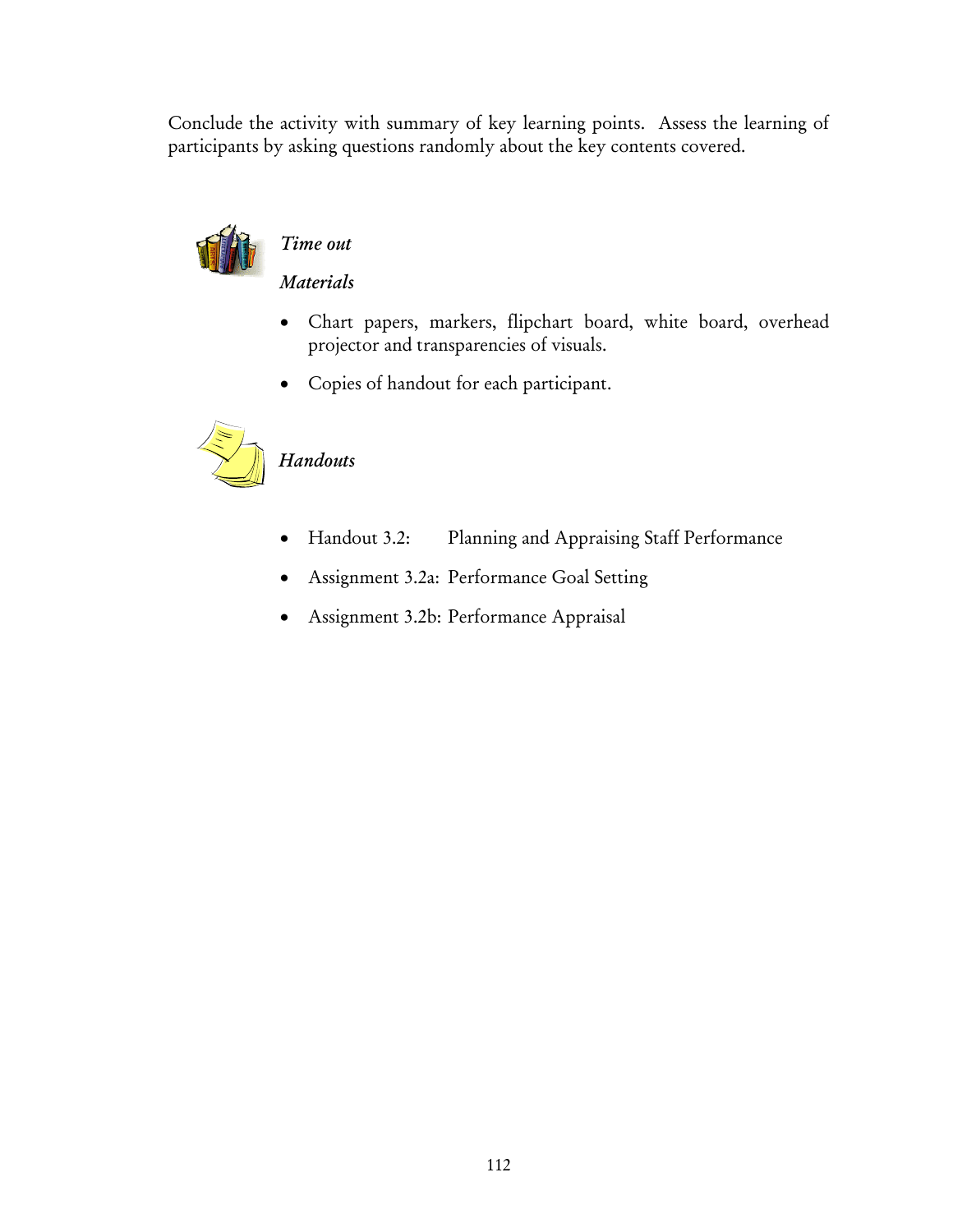Conclude the activity with summary of key learning points. Assess the learning of participants by asking questions randomly about the key contents covered.

*Time out*

*Materials*

- Chart papers, markers, flipchart board, white board, overhead projector and transparencies of visuals.
- Copies of handout for each participant.

*Handouts*

- Handout 3.2: Planning and Appraising Staff Performance
- Assignment 3.2a: Performance Goal Setting
- Assignment 3.2b: Performance Appraisal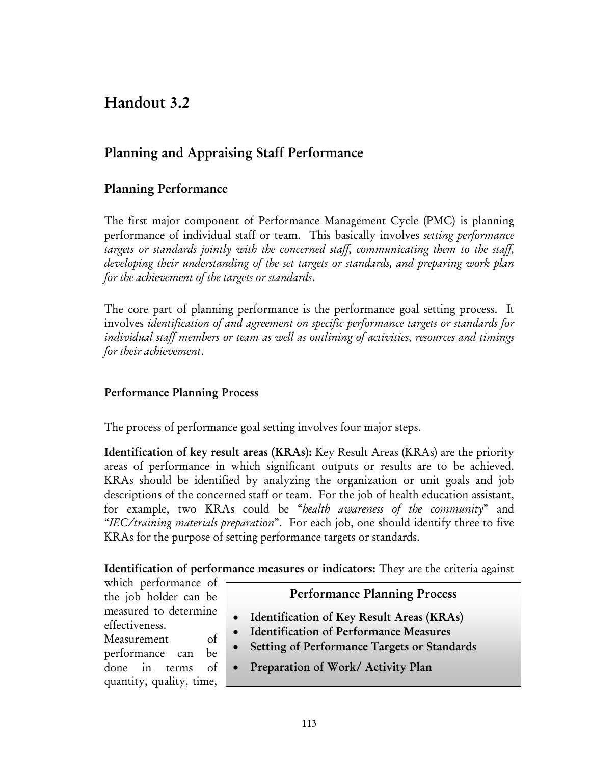# Handout 3.2

## Planning and Appraising Staff Performance

### Planning Performance

The first major component of Performance Management Cycle (PMC) is planning performance of individual staff or team. This basically involves *setting performance targets or standards jointly with the concerned staff, communicating them to the staff, developing their understanding of the set targets or standards, and preparing work plan for the achievement of the targets or standards*.

The core part of planning performance is the performance goal setting process. It involves *identification of and agreement on specific performance targets or standards for individual staff members or team as well as outlining of activities, resources and timings for their achievement*.

#### Performance Planning Process

The process of performance goal setting involves four major steps.

**Identification of key result areas (KRAs):** Key Result Areas (KRAs) are the priority areas of performance in which significant outputs or results are to be achieved. KRAs should be identified by analyzing the organization or unit goals and job descriptions of the concerned staff or team. For the job of health education assistant, for example, two KRAs could be "*health awareness of the community*" and "*IEC/training materials preparation*". For each job, one should identify three to five KRAs for the purpose of setting performance targets or standards.

> **Performance Planning Process**
>
> - **Identification of Key Result Areas (KRAs)**
> - **Identification of Performance Measures**
> - **Setting of Performance Targets or Standards**
> - **Preparation of Work/ Activity Plan**

**Identification of performance measures or indicators:** They are the criteria against which performance of the job holder can be measured to determine effectiveness. Measurement of performance can be done in terms of quantity, quality, time,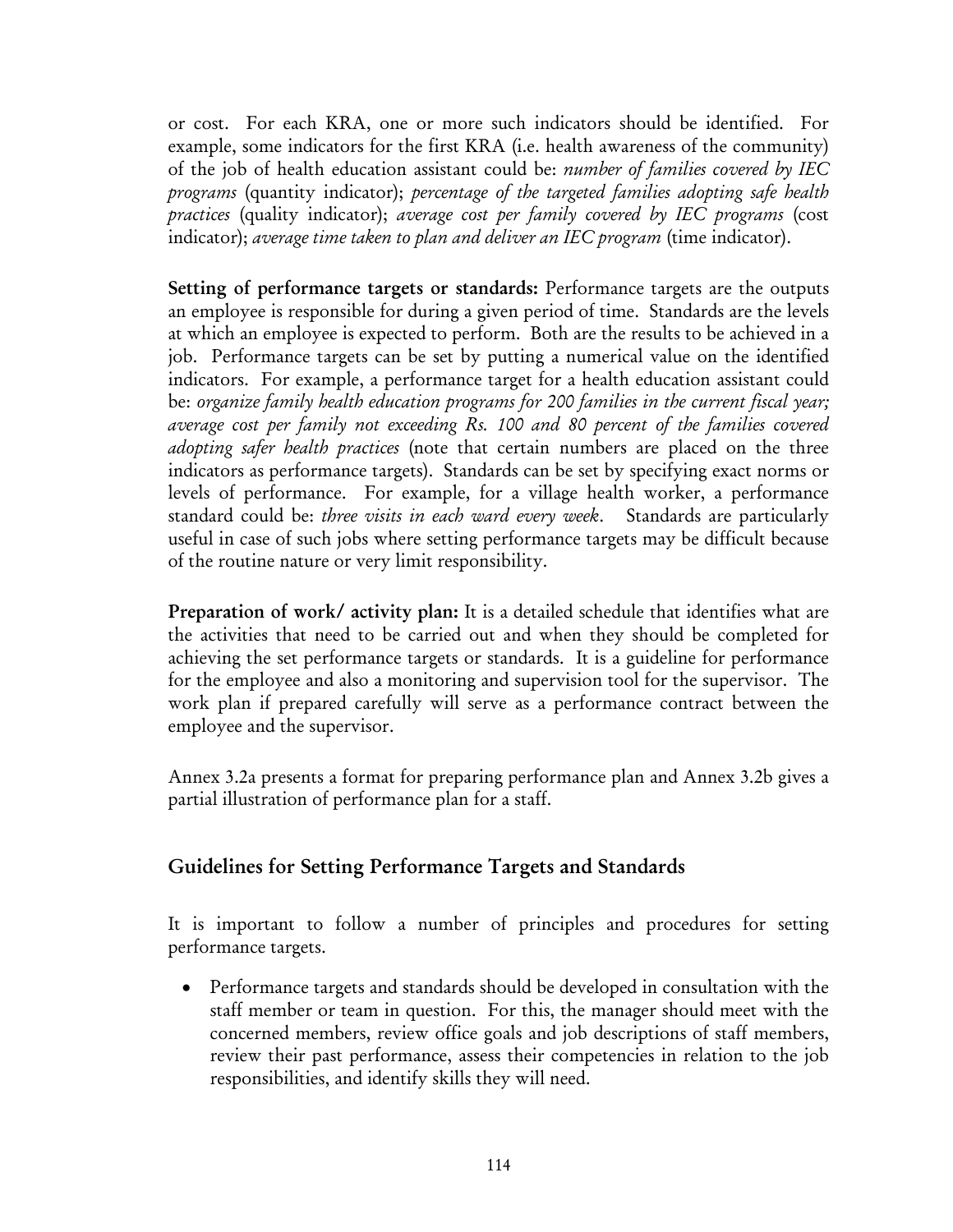or cost. For each KRA, one or more such indicators should be identified. For example, some indicators for the first KRA (i.e. health awareness of the community) of the job of health education assistant could be: *number of families covered by IEC programs* (quantity indicator); *percentage of the targeted families adopting safe health practices* (quality indicator); *average cost per family covered by IEC programs* (cost indicator); *average time taken to plan and deliver an IEC program* (time indicator).

**Setting of performance targets or standards:** Performance targets are the outputs an employee is responsible for during a given period of time. Standards are the levels at which an employee is expected to perform. Both are the results to be achieved in a job. Performance targets can be set by putting a numerical value on the identified indicators. For example, a performance target for a health education assistant could be: *organize family health education programs for 200 families in the current fiscal year; average cost per family not exceeding Rs. 100 and 80 percent of the families covered adopting safer health practices* (note that certain numbers are placed on the three indicators as performance targets). Standards can be set by specifying exact norms or levels of performance. For example, for a village health worker, a performance standard could be: *three visits in each ward every week*. Standards are particularly useful in case of such jobs where setting performance targets may be difficult because of the routine nature or very limit responsibility.

**Preparation of work/ activity plan:** It is a detailed schedule that identifies what are the activities that need to be carried out and when they should be completed for achieving the set performance targets or standards. It is a guideline for performance for the employee and also a monitoring and supervision tool for the supervisor. The work plan if prepared carefully will serve as a performance contract between the employee and the supervisor.

Annex 3.2a presents a format for preparing performance plan and Annex 3.2b gives a partial illustration of performance plan for a staff.

## Guidelines for Setting Performance Targets and Standards

It is important to follow a number of principles and procedures for setting performance targets.

- Performance targets and standards should be developed in consultation with the staff member or team in question. For this, the manager should meet with the concerned members, review office goals and job descriptions of staff members, review their past performance, assess their competencies in relation to the job responsibilities, and identify skills they will need.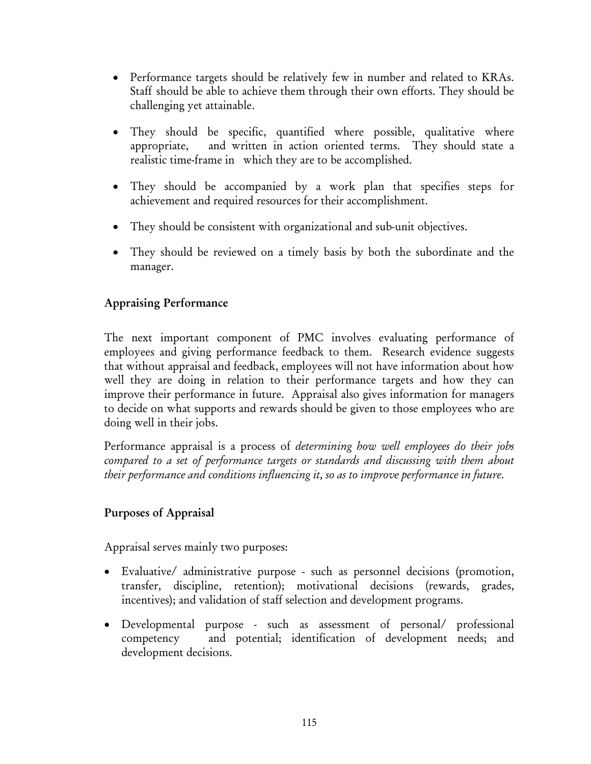- Performance targets should be relatively few in number and related to KRAs. Staff should be able to achieve them through their own efforts. They should be challenging yet attainable.
- They should be specific, quantified where possible, qualitative where appropriate, and written in action oriented terms. They should state a realistic time-frame in which they are to be accomplished.
- They should be accompanied by a work plan that specifies steps for achievement and required resources for their accomplishment.
- They should be consistent with organizational and sub-unit objectives.
- They should be reviewed on a timely basis by both the subordinate and the manager.

### Appraising Performance

The next important component of PMC involves evaluating performance of employees and giving performance feedback to them. Research evidence suggests that without appraisal and feedback, employees will not have information about how well they are doing in relation to their performance targets and how they can improve their performance in future. Appraisal also gives information for managers to decide on what supports and rewards should be given to those employees who are doing well in their jobs.

Performance appraisal is a process of *determining how well employees do their jobs compared to a set of performance targets or standards and discussing with them about their performance and conditions influencing it, so as to improve performance in future*.

### Purposes of Appraisal

Appraisal serves mainly two purposes:

- Evaluative/ administrative purpose - such as personnel decisions (promotion, transfer, discipline, retention); motivational decisions (rewards, grades, incentives); and validation of staff selection and development programs.
- Developmental purpose - such as assessment of personal/ professional competency and potential; identification of development needs; and development decisions.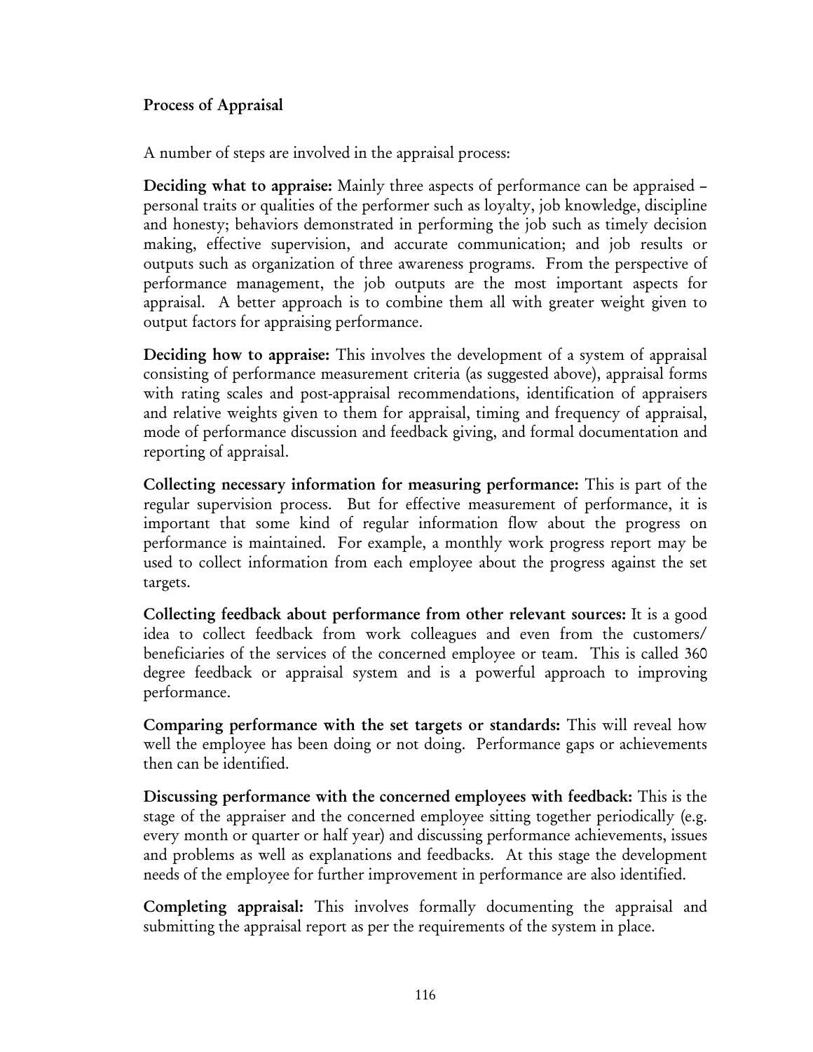**Process of Appraisal**

A number of steps are involved in the appraisal process:

**Deciding what to appraise:** Mainly three aspects of performance can be appraised – personal traits or qualities of the performer such as loyalty, job knowledge, discipline and honesty; behaviors demonstrated in performing the job such as timely decision making, effective supervision, and accurate communication; and job results or outputs such as organization of three awareness programs. From the perspective of performance management, the job outputs are the most important aspects for appraisal. A better approach is to combine them all with greater weight given to output factors for appraising performance.

**Deciding how to appraise:** This involves the development of a system of appraisal consisting of performance measurement criteria (as suggested above), appraisal forms with rating scales and post-appraisal recommendations, identification of appraisers and relative weights given to them for appraisal, timing and frequency of appraisal, mode of performance discussion and feedback giving, and formal documentation and reporting of appraisal.

**Collecting necessary information for measuring performance:** This is part of the regular supervision process. But for effective measurement of performance, it is important that some kind of regular information flow about the progress on performance is maintained. For example, a monthly work progress report may be used to collect information from each employee about the progress against the set targets.

**Collecting feedback about performance from other relevant sources:** It is a good idea to collect feedback from work colleagues and even from the customers/ beneficiaries of the services of the concerned employee or team. This is called 360 degree feedback or appraisal system and is a powerful approach to improving performance.

**Comparing performance with the set targets or standards:** This will reveal how well the employee has been doing or not doing. Performance gaps or achievements then can be identified.

**Discussing performance with the concerned employees with feedback:** This is the stage of the appraiser and the concerned employee sitting together periodically (e.g. every month or quarter or half year) and discussing performance achievements, issues and problems as well as explanations and feedbacks. At this stage the development needs of the employee for further improvement in performance are also identified.

**Completing appraisal:** This involves formally documenting the appraisal and submitting the appraisal report as per the requirements of the system in place.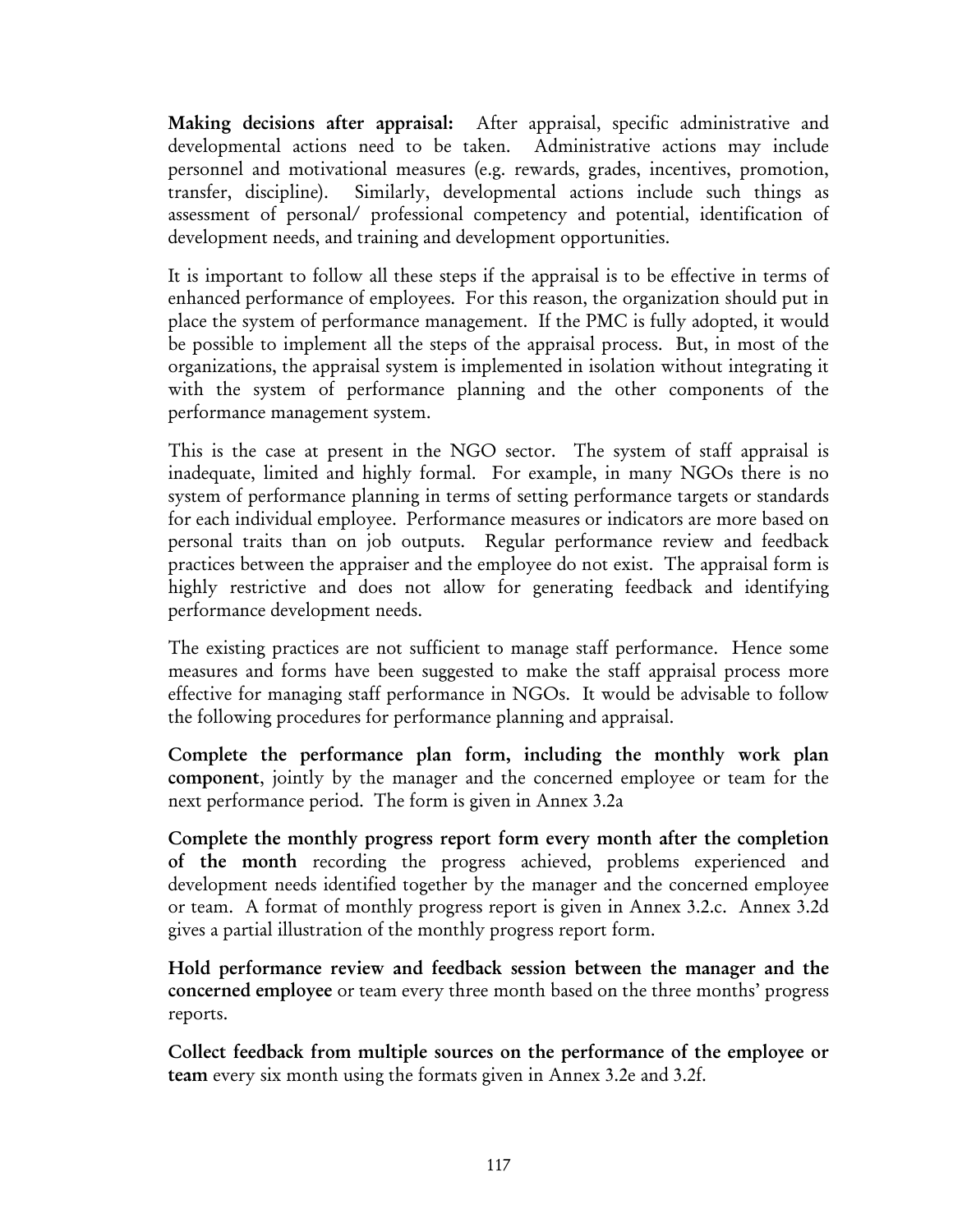**Making decisions after appraisal:** After appraisal, specific administrative and developmental actions need to be taken. Administrative actions may include personnel and motivational measures (e.g. rewards, grades, incentives, promotion, transfer, discipline). Similarly, developmental actions include such things as assessment of personal/ professional competency and potential, identification of development needs, and training and development opportunities.

It is important to follow all these steps if the appraisal is to be effective in terms of enhanced performance of employees. For this reason, the organization should put in place the system of performance management. If the PMC is fully adopted, it would be possible to implement all the steps of the appraisal process. But, in most of the organizations, the appraisal system is implemented in isolation without integrating it with the system of performance planning and the other components of the performance management system.

This is the case at present in the NGO sector. The system of staff appraisal is inadequate, limited and highly formal. For example, in many NGOs there is no system of performance planning in terms of setting performance targets or standards for each individual employee. Performance measures or indicators are more based on personal traits than on job outputs. Regular performance review and feedback practices between the appraiser and the employee do not exist. The appraisal form is highly restrictive and does not allow for generating feedback and identifying performance development needs.

The existing practices are not sufficient to manage staff performance. Hence some measures and forms have been suggested to make the staff appraisal process more effective for managing staff performance in NGOs. It would be advisable to follow the following procedures for performance planning and appraisal.

**Complete the performance plan form, including the monthly work plan component**, jointly by the manager and the concerned employee or team for the next performance period. The form is given in Annex 3.2a

**Complete the monthly progress report form every month after the completion of the month** recording the progress achieved, problems experienced and development needs identified together by the manager and the concerned employee or team. A format of monthly progress report is given in Annex 3.2.c. Annex 3.2d gives a partial illustration of the monthly progress report form.

**Hold performance review and feedback session between the manager and the concerned employee** or team every three month based on the three months' progress reports.

**Collect feedback from multiple sources on the performance of the employee or team** every six month using the formats given in Annex 3.2e and 3.2f.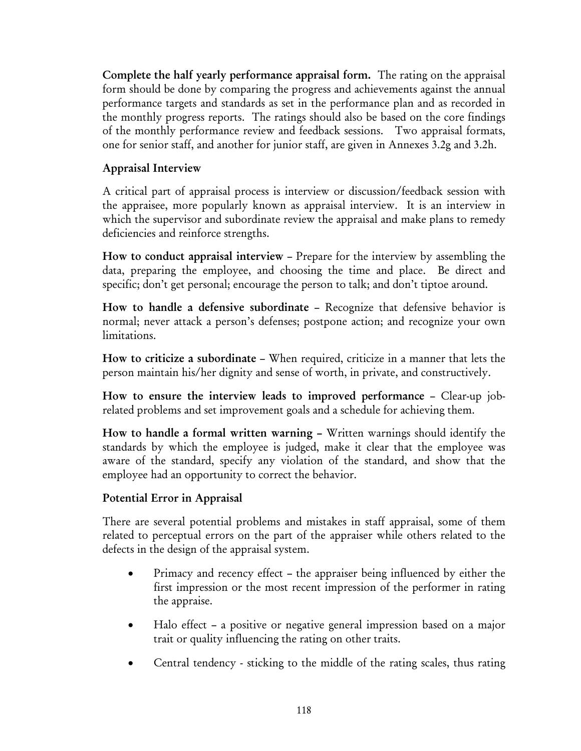**Complete the half yearly performance appraisal form.** The rating on the appraisal form should be done by comparing the progress and achievements against the annual performance targets and standards as set in the performance plan and as recorded in the monthly progress reports. The ratings should also be based on the core findings of the monthly performance review and feedback sessions. Two appraisal formats, one for senior staff, and another for junior staff, are given in Annexes 3.2g and 3.2h.

## Appraisal Interview

A critical part of appraisal process is interview or discussion/feedback session with the appraisee, more popularly known as appraisal interview. It is an interview in which the supervisor and subordinate review the appraisal and make plans to remedy deficiencies and reinforce strengths.

**How to conduct appraisal interview** – Prepare for the interview by assembling the data, preparing the employee, and choosing the time and place. Be direct and specific; don't get personal; encourage the person to talk; and don't tiptoe around.

**How to handle a defensive subordinate** – Recognize that defensive behavior is normal; never attack a person's defenses; postpone action; and recognize your own limitations.

**How to criticize a subordinate** – When required, criticize in a manner that lets the person maintain his/her dignity and sense of worth, in private, and constructively.

**How to ensure the interview leads to improved performance** – Clear-up job-related problems and set improvement goals and a schedule for achieving them.

**How to handle a formal written warning –** Written warnings should identify the standards by which the employee is judged, make it clear that the employee was aware of the standard, specify any violation of the standard, and show that the employee had an opportunity to correct the behavior.

## Potential Error in Appraisal

There are several potential problems and mistakes in staff appraisal, some of them related to perceptual errors on the part of the appraiser while others related to the defects in the design of the appraisal system.

- Primacy and recency effect – the appraiser being influenced by either the first impression or the most recent impression of the performer in rating the appraise.
- Halo effect – a positive or negative general impression based on a major trait or quality influencing the rating on other traits.
- Central tendency - sticking to the middle of the rating scales, thus rating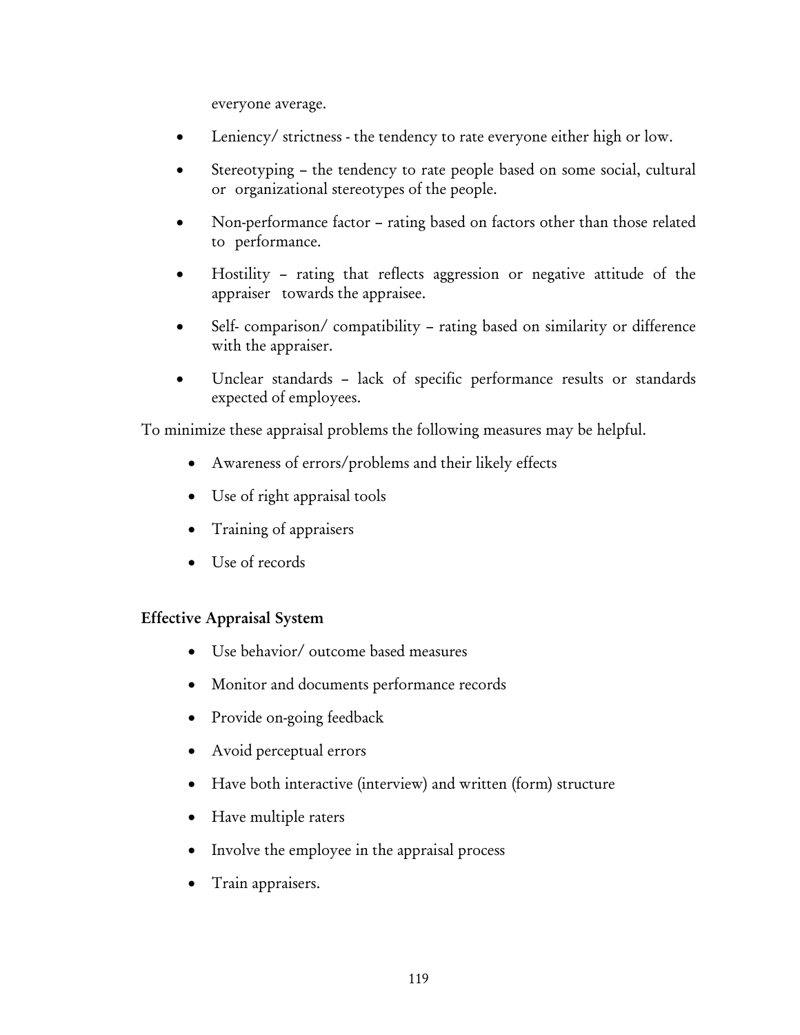everyone average.

- Leniency/ strictness - the tendency to rate everyone either high or low.
- Stereotyping – the tendency to rate people based on some social, cultural or organizational stereotypes of the people.
- Non-performance factor – rating based on factors other than those related to performance.
- Hostility – rating that reflects aggression or negative attitude of the appraiser towards the appraisee.
- Self- comparison/ compatibility – rating based on similarity or difference with the appraiser.
- Unclear standards – lack of specific performance results or standards expected of employees.

To minimize these appraisal problems the following measures may be helpful.

- Awareness of errors/problems and their likely effects
- Use of right appraisal tools
- Training of appraisers
- Use of records

**Effective Appraisal System**

- Use behavior/ outcome based measures
- Monitor and documents performance records
- Provide on-going feedback
- Avoid perceptual errors
- Have both interactive (interview) and written (form) structure
- Have multiple raters
- Involve the employee in the appraisal process
- Train appraisers.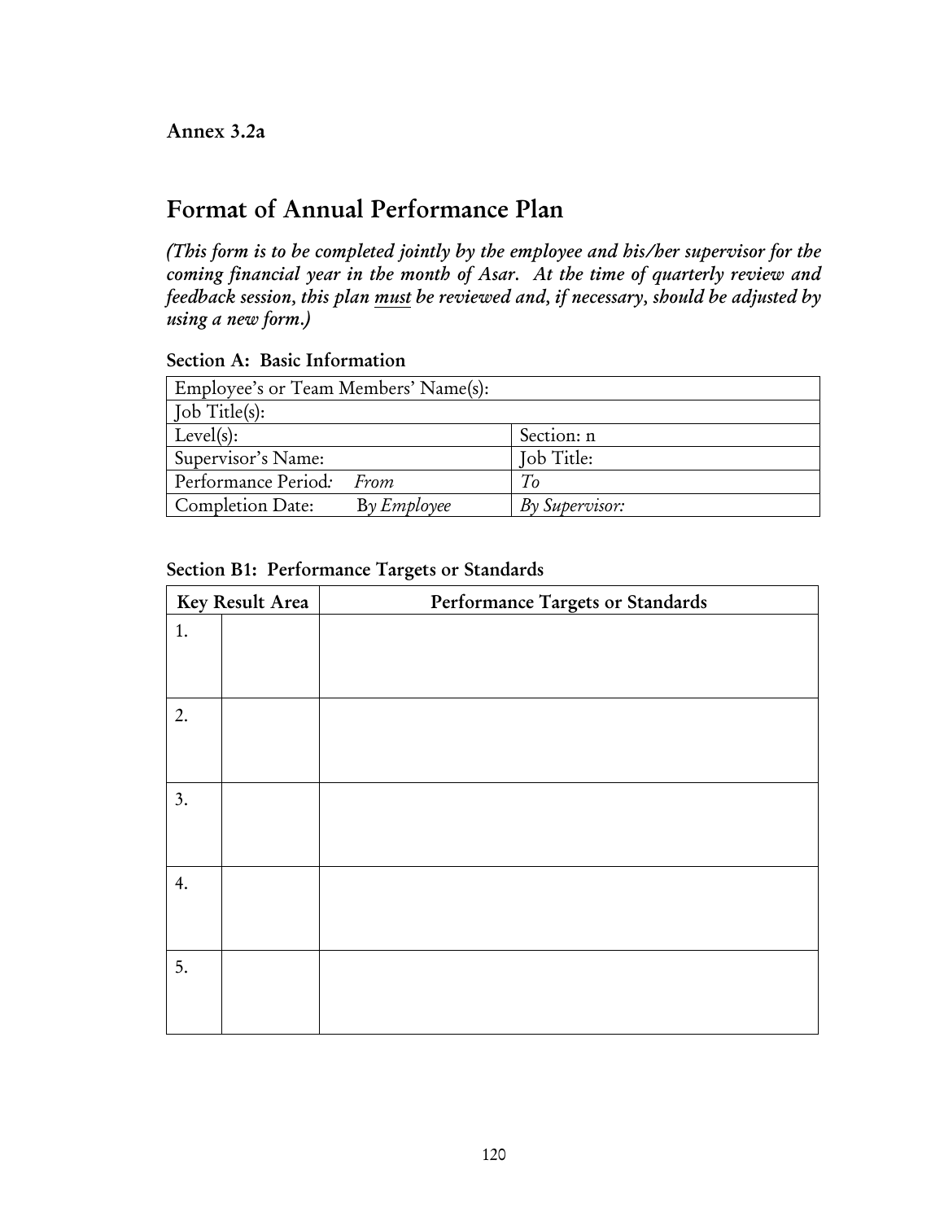**Annex 3.2a**

# Format of Annual Performance Plan

*(This form is to be completed jointly by the employee and his/her supervisor for the coming financial year in the month of Asar. At the time of quarterly review and feedback session, this plan must be reviewed and, if necessary, should be adjusted by using a new form.)*

**Section A: Basic Information**

| Employee's or Team Members' Name(s): | |
|---|---|
| Job Title(s): | |
| Level(s): | Section: n |
| Supervisor's Name: | Job Title: |
| Performance Period: *From* | *To* |
| Completion Date: B*y Employee* | *By Supervisor:* |

**Section B1: Performance Targets or Standards**

| Key Result Area | | Performance Targets or Standards |
|---|---|---|
| 1. | | |
| 2. | | |
| 3. | | |
| 4. | | |
| 5. | | |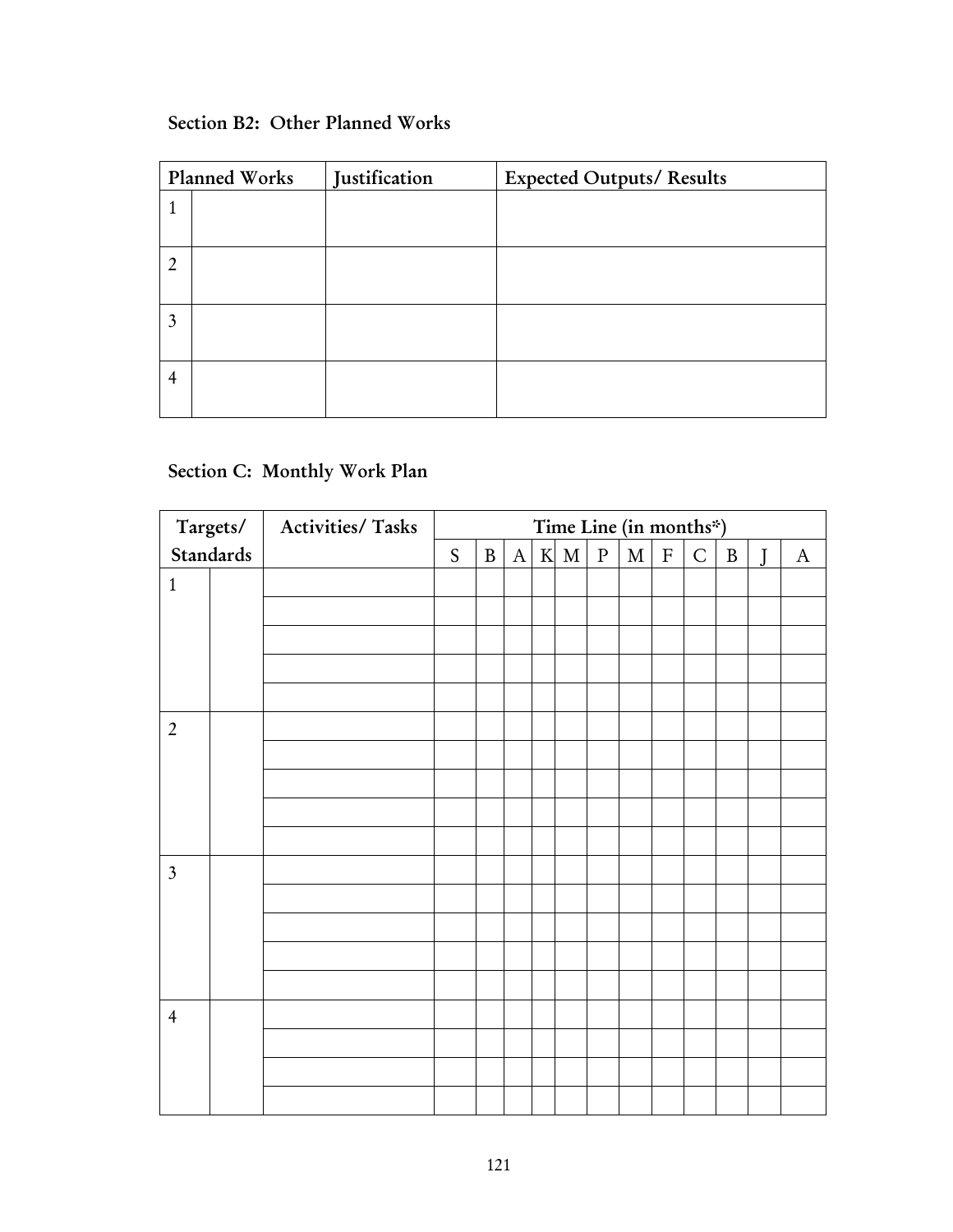### Section B2: Other Planned Works

| Planned Works | | Justification | Expected Outputs/ Results |
|---|---|---|---|
| 1 | | | |
| 2 | | | |
| 3 | | | |
| 4 | | | |

### Section C: Monthly Work Plan

| Targets/ Standards | | Activities/ Tasks | Time Line (in months*) | | | | | | | | | | | |
|---|---|---|---|---|---|---|---|---|---|---|---|---|---|---|
| | | | S | B | A | K | M | P | M | F | C | B | J | A |
| 1 | | | | | | | | | | | | | | |
| | | | | | | | | | | | | | | |
| | | | | | | | | | | | | | | |
| | | | | | | | | | | | | | | |
| | | | | | | | | | | | | | | |
| 2 | | | | | | | | | | | | | | |
| | | | | | | | | | | | | | | |
| | | | | | | | | | | | | | | |
| | | | | | | | | | | | | | | |
| | | | | | | | | | | | | | | |
| 3 | | | | | | | | | | | | | | |
| | | | | | | | | | | | | | | |
| | | | | | | | | | | | | | | |
| | | | | | | | | | | | | | | |
| | | | | | | | | | | | | | | |
| 4 | | | | | | | | | | | | | | |
| | | | | | | | | | | | | | | |
| | | | | | | | | | | | | | | |
| | | | | | | | | | | | | | | |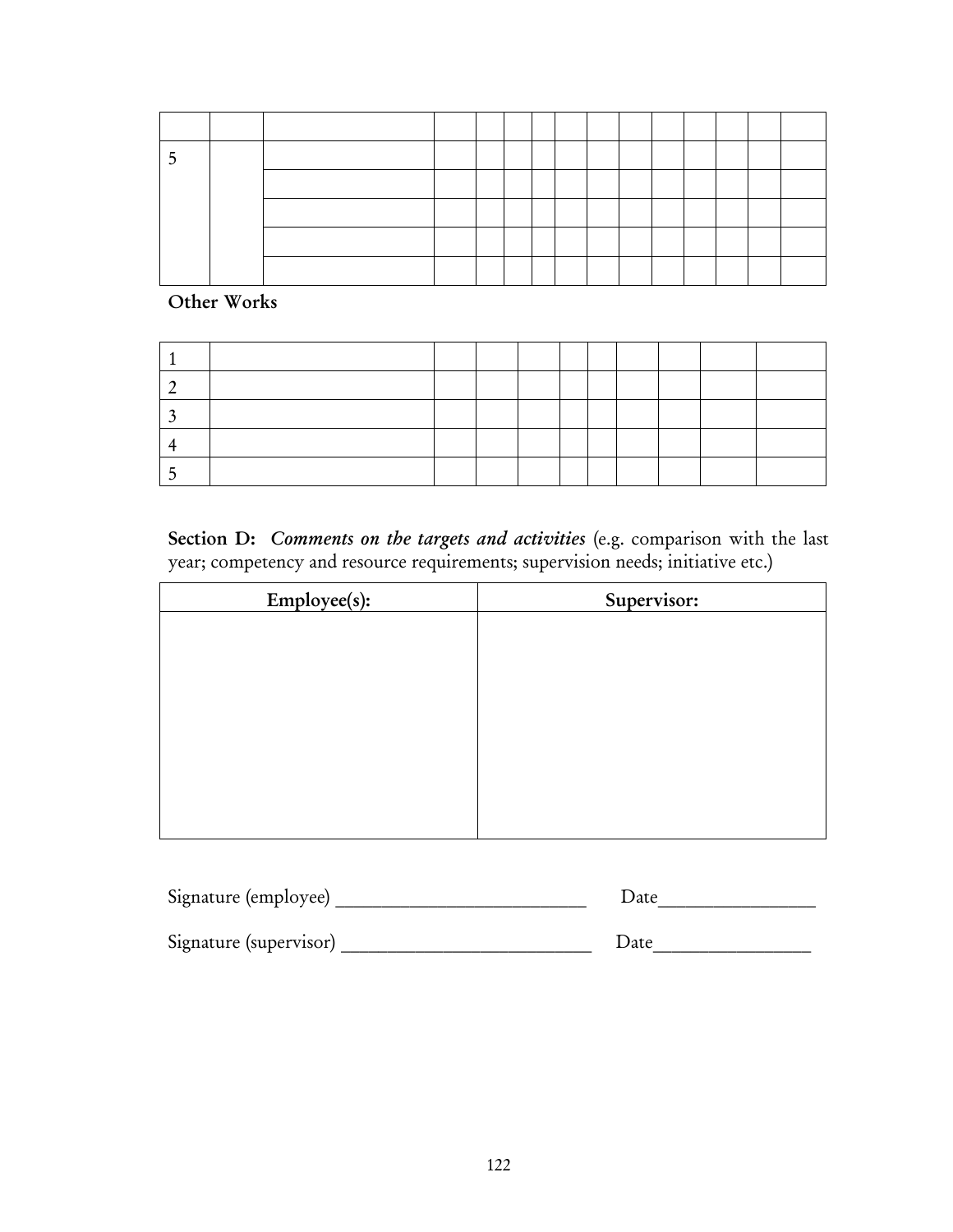| | | | | | | | | | | | | | | |
|---|---|---|---|---|---|---|---|---|---|---|---|---|---|---|
| 5 | | | | | | | | | | | | | | |
| | | | | | | | | | | | | | | |
| | | | | | | | | | | | | | | |
| | | | | | | | | | | | | | | |
| | | | | | | | | | | | | | | |

**Other Works**

| | | | | | | | | | | |
|---|---|---|---|---|---|---|---|---|---|---|
| 1 | | | | | | | | | | |
| 2 | | | | | | | | | | |
| 3 | | | | | | | | | | |
| 4 | | | | | | | | | | |
| 5 | | | | | | | | | | |

**Section D:** ***Comments on the targets and activities*** (e.g. comparison with the last year; competency and resource requirements; supervision needs; initiative etc.)

| **Employee(s):** | **Supervisor:** |
|---|---|
| | |

Signature (employee) ___________________________ Date_________________

Signature (supervisor) ___________________________ Date_________________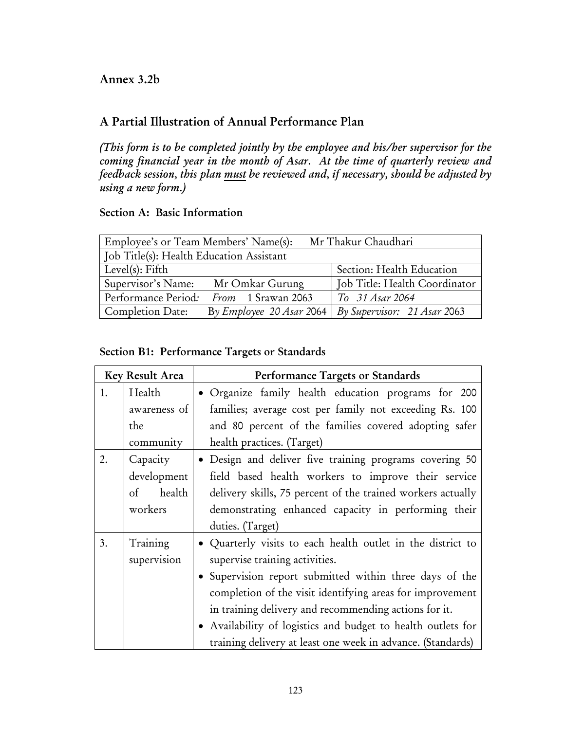## Annex 3.2b

## A Partial Illustration of Annual Performance Plan

*(This form is to be completed jointly by the employee and his/her supervisor for the coming financial year in the month of Asar. At the time of quarterly review and feedback session, this plan must be reviewed and, if necessary, should be adjusted by using a new form.)*

### Section A: Basic Information

| Employee's or Team Members' Name(s): Mr Thakur Chaudhari | |
|---|---|
| Job Title(s): Health Education Assistant | |
| Level(s): Fifth | Section: Health Education |
| Supervisor's Name: Mr Omkar Gurung | Job Title: Health Coordinator |
| Performance Period: *From* 1 Srawan 2063 | *To 31 Asar 2064* |
| Completion Date: By *Employee 20 Asar* 2064 | *By Supervisor: 21 Asar* 2063 |

### Section B1: Performance Targets or Standards

| Key Result Area | | Performance Targets or Standards |
|---|---|---|
| 1. | Health awareness of the community | • Organize family health education programs for 200 families; average cost per family not exceeding Rs. 100 and 80 percent of the families covered adopting safer health practices. (Target) |
| 2. | Capacity development of health workers | • Design and deliver five training programs covering 50 field based health workers to improve their service delivery skills, 75 percent of the trained workers actually demonstrating enhanced capacity in performing their duties. (Target) |
| 3. | Training supervision | • Quarterly visits to each health outlet in the district to supervise training activities.<br>• Supervision report submitted within three days of the completion of the visit identifying areas for improvement in training delivery and recommending actions for it.<br>• Availability of logistics and budget to health outlets for training delivery at least one week in advance. (Standards) |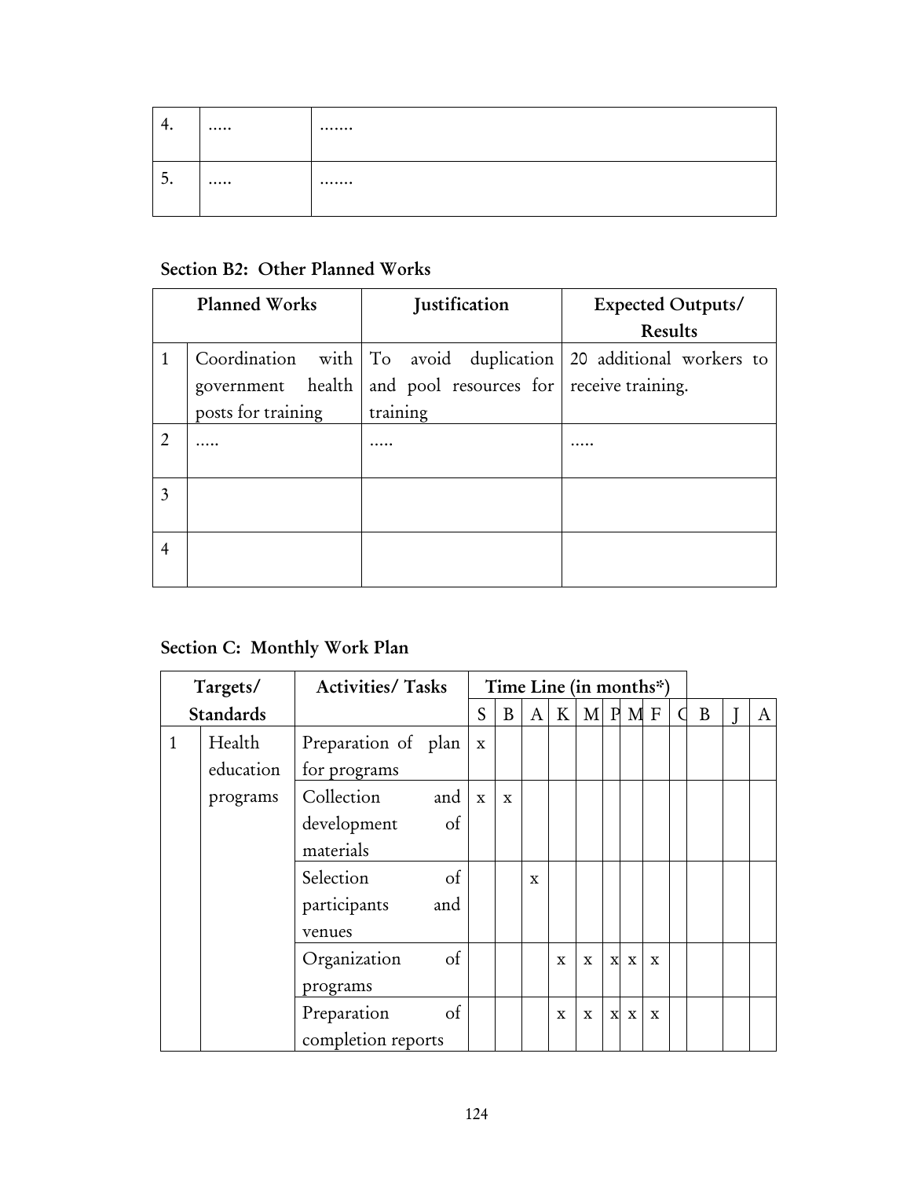| | | |
|---|---|---|
| 4. | ..... | ....... |
| 5. | ..... | ....... |

**Section B2: Other Planned Works**

| | Planned Works | Justification | Expected Outputs/ Results |
|---|---|---|---|
| 1 | Coordination with government health posts for training | To avoid duplication and pool resources for training | 20 additional workers to receive training. |
| 2 | ..... | ..... | ..... |
| 3 | | | |
| 4 | | | |

**Section C: Monthly Work Plan**

| Targets/ Standards | | Activities/ Tasks | Time Line (in months*) | | | | | | | | | | | |
|---|---|---|---|---|---|---|---|---|---|---|---|---|---|---|
| | | | S | B | A | K | M | P | M | F | C | B | J | A |
| 1 | Health education programs | Preparation of plan for programs | x | | | | | | | | | | | |
| | | Collection and development of materials | x | x | | | | | | | | | | |
| | | Selection of participants and venues | | | x | | | | | | | | | |
| | | Organization of programs | | | | x | x | x | x | x | | | | |
| | | Preparation of completion reports | | | | x | x | x | x | x | | | | |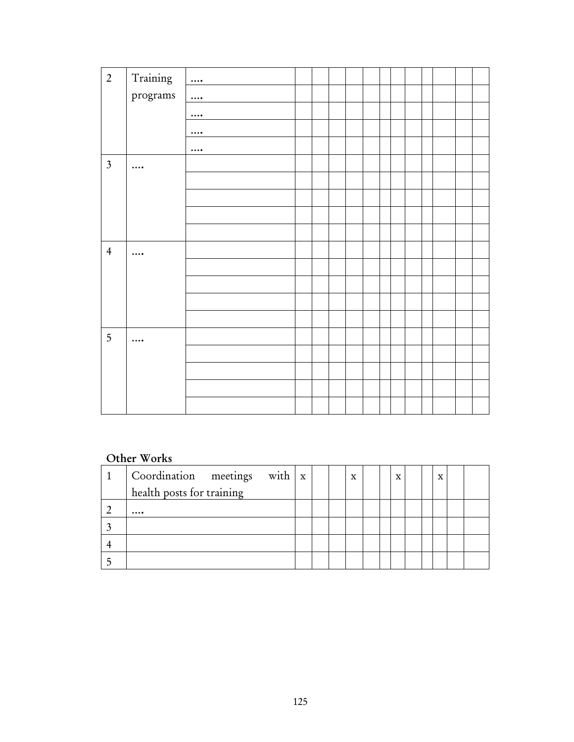| | | | | | | | | | | | | | | |
|---|---|---|---|---|---|---|---|---|---|---|---|---|---|---|
| 2 | Training programs | .... | | | | | | | | | | | | |
| | | .... | | | | | | | | | | | | |
| | | .... | | | | | | | | | | | | |
| | | .... | | | | | | | | | | | | |
| | | .... | | | | | | | | | | | | |
| 3 | .... | | | | | | | | | | | | | |
| | | | | | | | | | | | | | | |
| | | | | | | | | | | | | | | |
| | | | | | | | | | | | | | | |
| | | | | | | | | | | | | | | |
| 4 | .... | | | | | | | | | | | | | |
| | | | | | | | | | | | | | | |
| | | | | | | | | | | | | | | |
| | | | | | | | | | | | | | | |
| | | | | | | | | | | | | | | |
| 5 | .... | | | | | | | | | | | | | |
| | | | | | | | | | | | | | | |
| | | | | | | | | | | | | | | |
| | | | | | | | | | | | | | | |
| | | | | | | | | | | | | | | |

**Other Works**

| | | | | | | | | | | | | | |
|---|---|---|---|---|---|---|---|---|---|---|---|---|---|
| 1 | Coordination meetings with health posts for training | x | | | x | | | x | | | x | | |
| 2 | .... | | | | | | | | | | | | |
| 3 | | | | | | | | | | | | | |
| 4 | | | | | | | | | | | | | |
| 5 | | | | | | | | | | | | | |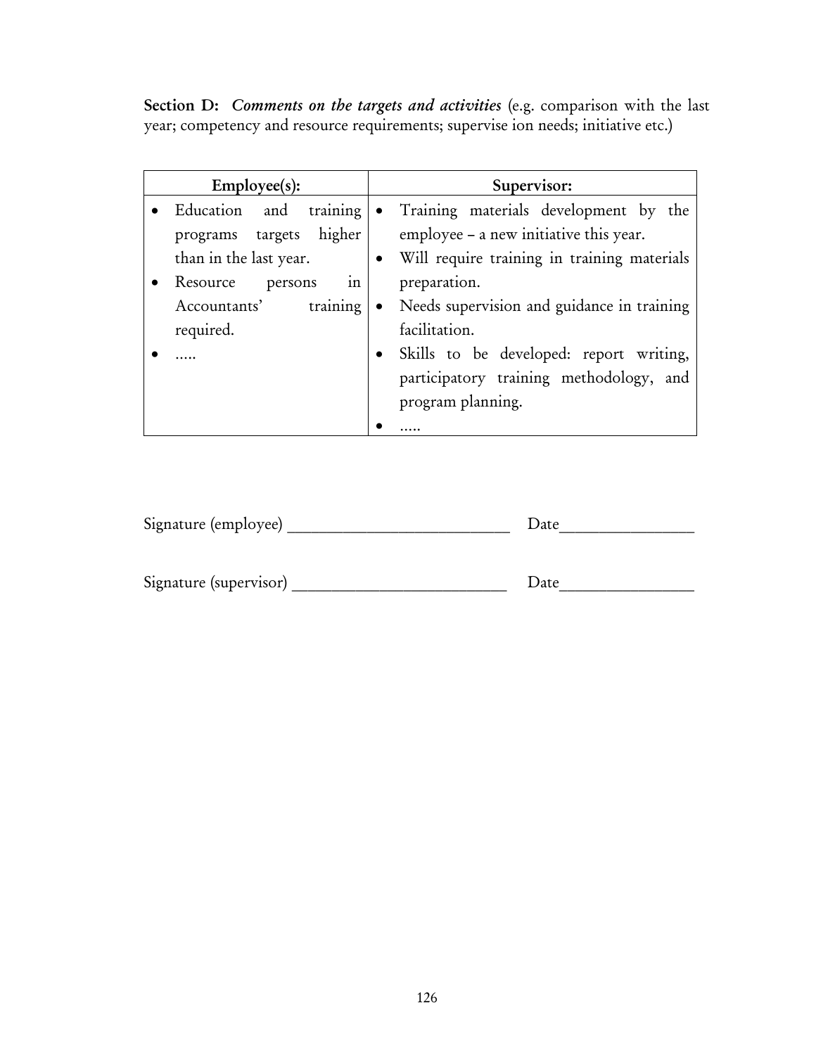**Section D:** ***Comments on the targets and activities*** (e.g. comparison with the last year; competency and resource requirements; supervise ion needs; initiative etc.)

| Employee(s): | Supervisor: |
|---|---|
| • Education and training programs targets higher than in the last year.<br>• Resource persons in Accountants' training required.<br>• ….. | • Training materials development by the employee – a new initiative this year.<br>• Will require training in training materials preparation.<br>• Needs supervision and guidance in training facilitation.<br>• Skills to be developed: report writing, participatory training methodology, and program planning.<br>• ….. |

Signature (employee) ___________________________ Date________________

Signature (supervisor) __________________________ Date________________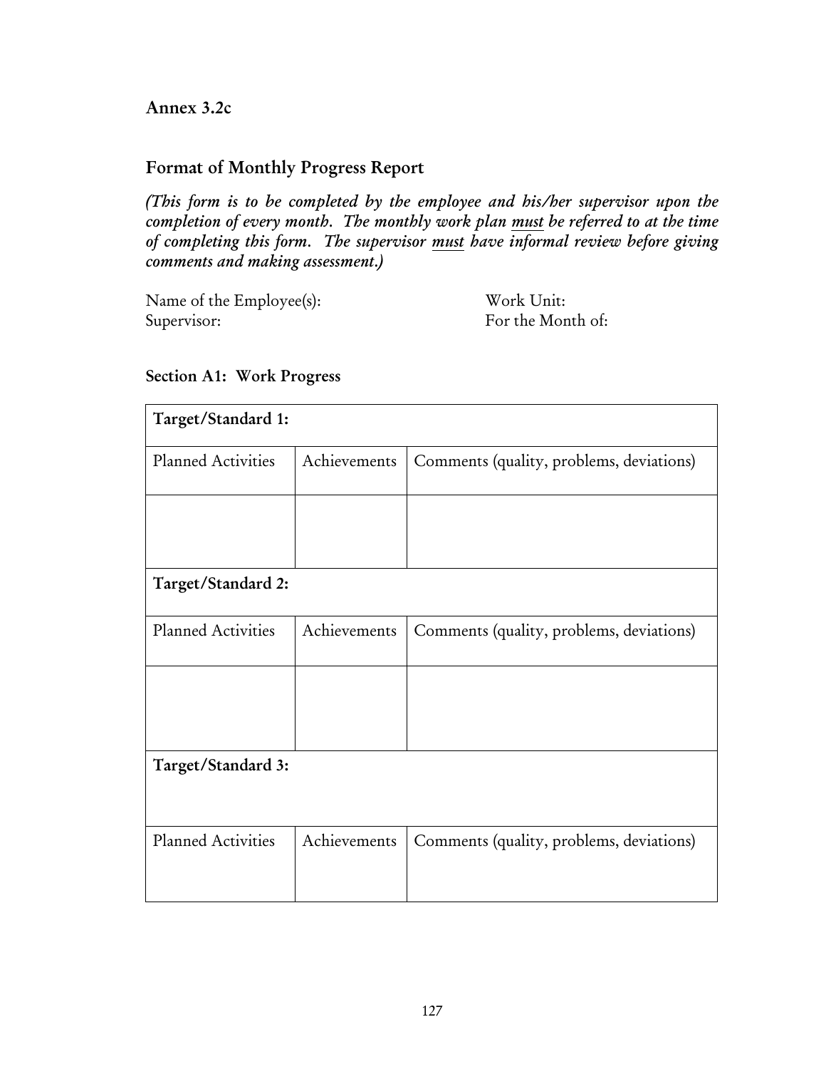**Annex 3.2c**

## Format of Monthly Progress Report

*(This form is to be completed by the employee and his/her supervisor upon the completion of every month. The monthly work plan must be referred to at the time of completing this form. The supervisor must have informal review before giving comments and making assessment.)*

Name of the Employee(s): Work Unit:
Supervisor: For the Month of:

### Section A1: Work Progress

| **Target/Standard 1:** | | |
|---|---|---|
| Planned Activities | Achievements | Comments (quality, problems, deviations) |
| | | |
| **Target/Standard 2:** | | |
| Planned Activities | Achievements | Comments (quality, problems, deviations) |
| | | |
| **Target/Standard 3:** | | |
| Planned Activities | Achievements | Comments (quality, problems, deviations) |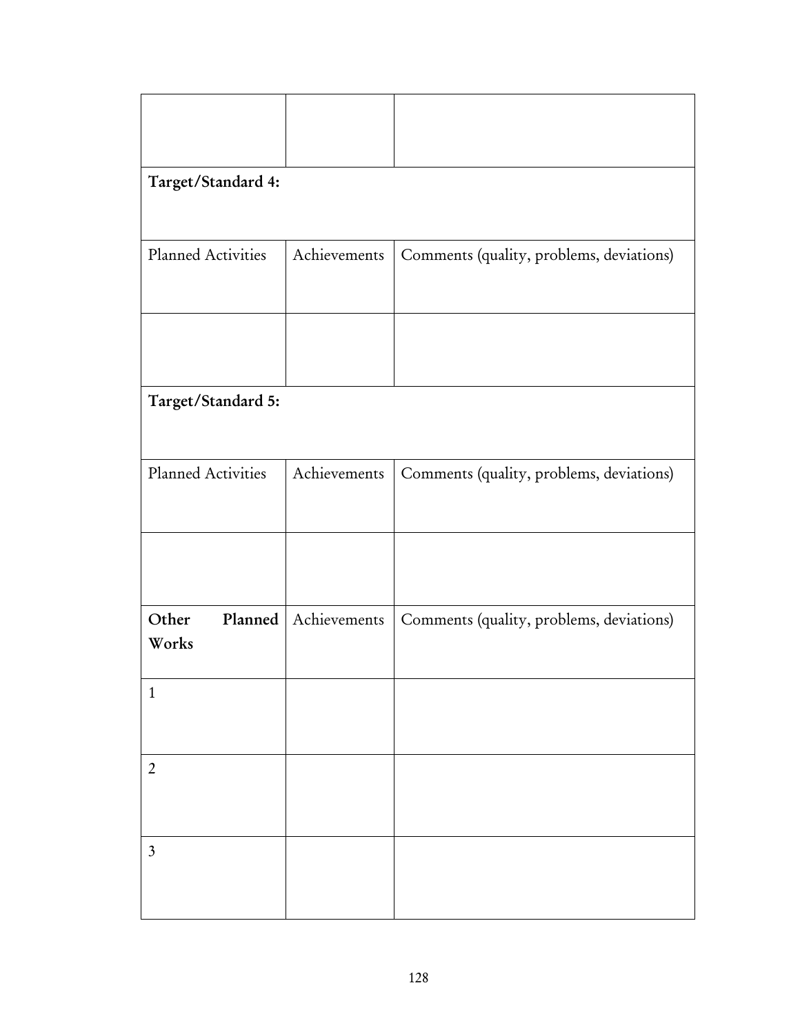| | | |
|---|---|---|
| | | |
| **Target/Standard 4:** | | |
| Planned Activities | Achievements | Comments (quality, problems, deviations) |
| | | |
| **Target/Standard 5:** | | |
| Planned Activities | Achievements | Comments (quality, problems, deviations) |
| | | |
| **Other Planned Works** | Achievements | Comments (quality, problems, deviations) |
| 1 | | |
| 2 | | |
| 3 | | |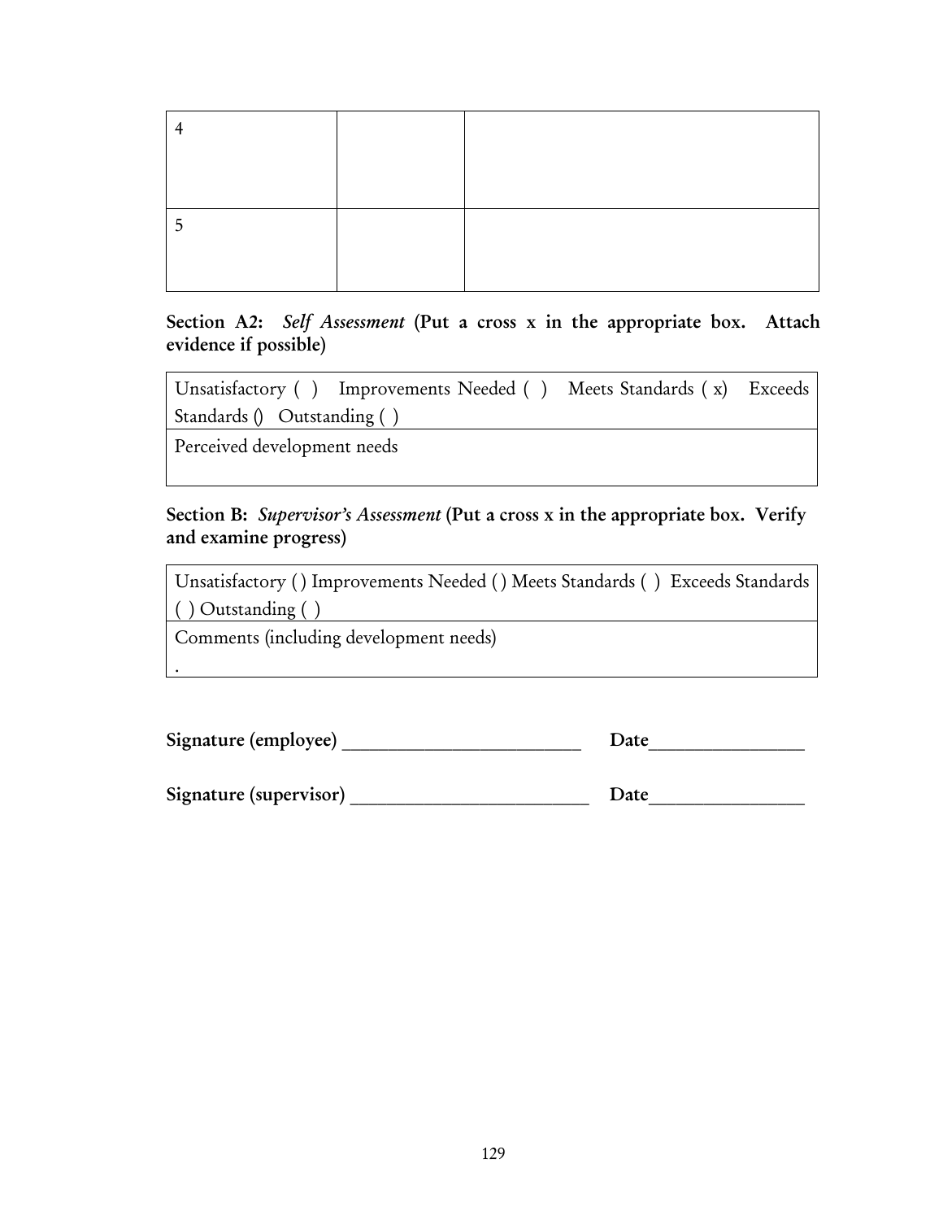| 4 | | |
|---|---|---|
| 5 | | |

**Section A2:** ***Self Assessment*** **(Put a cross x in the appropriate box. Attach evidence if possible)**

| Unsatisfactory ( ) Improvements Needed ( ) Meets Standards ( x) Exceeds Standards () Outstanding ( ) |
|---|
| Perceived development needs |

**Section B:** ***Supervisor's Assessment*** **(Put a cross x in the appropriate box. Verify and examine progress)**

| Unsatisfactory ( ) Improvements Needed ( ) Meets Standards ( ) Exceeds Standards ( ) Outstanding ( ) |
|---|
| Comments (including development needs) . |

**Signature (employee)** _________________________ **Date**________________

**Signature (supervisor)** _________________________ **Date**________________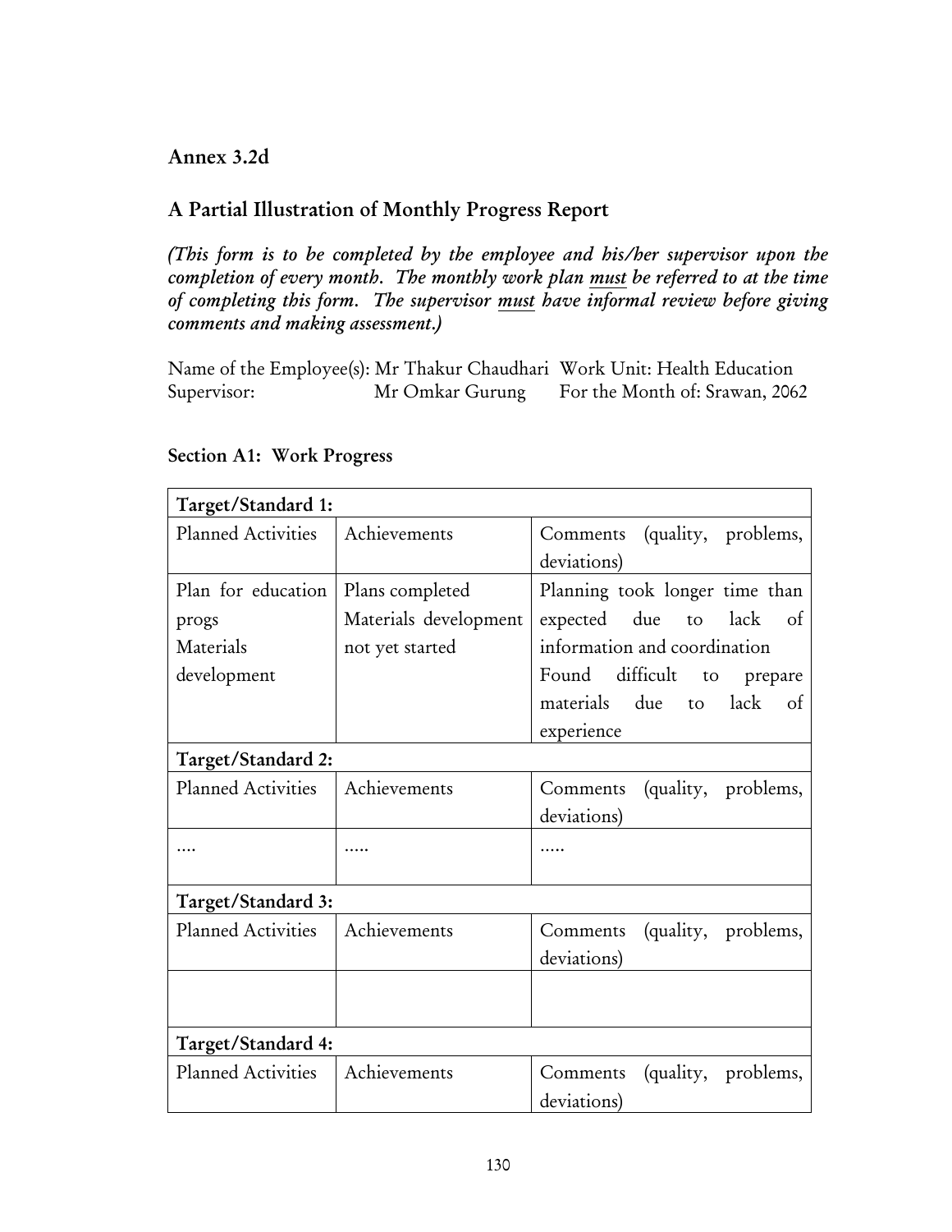## Annex 3.2d

## A Partial Illustration of Monthly Progress Report

*(This form is to be completed by the employee and his/her supervisor upon the completion of every month. The monthly work plan must be referred to at the time of completing this form. The supervisor must have informal review before giving comments and making assessment.)*

Name of the Employee(s): Mr Thakur Chaudhari Work Unit: Health Education
Supervisor: Mr Omkar Gurung For the Month of: Srawan, 2062

### Section A1: Work Progress

| **Target/Standard 1:** | | |
|---|---|---|
| Planned Activities | Achievements | Comments (quality, problems, deviations) |
| Plan for education progs<br>Materials development | Plans completed<br>Materials development not yet started | Planning took longer time than expected due to lack of information and coordination<br>Found difficult to prepare materials due to lack of experience |
| **Target/Standard 2:** | | |
| Planned Activities | Achievements | Comments (quality, problems, deviations) |
| .... | ..... | ..... |
| **Target/Standard 3:** | | |
| Planned Activities | Achievements | Comments (quality, problems, deviations) |
| | | |
| **Target/Standard 4:** | | |
| Planned Activities | Achievements | Comments (quality, problems, deviations) |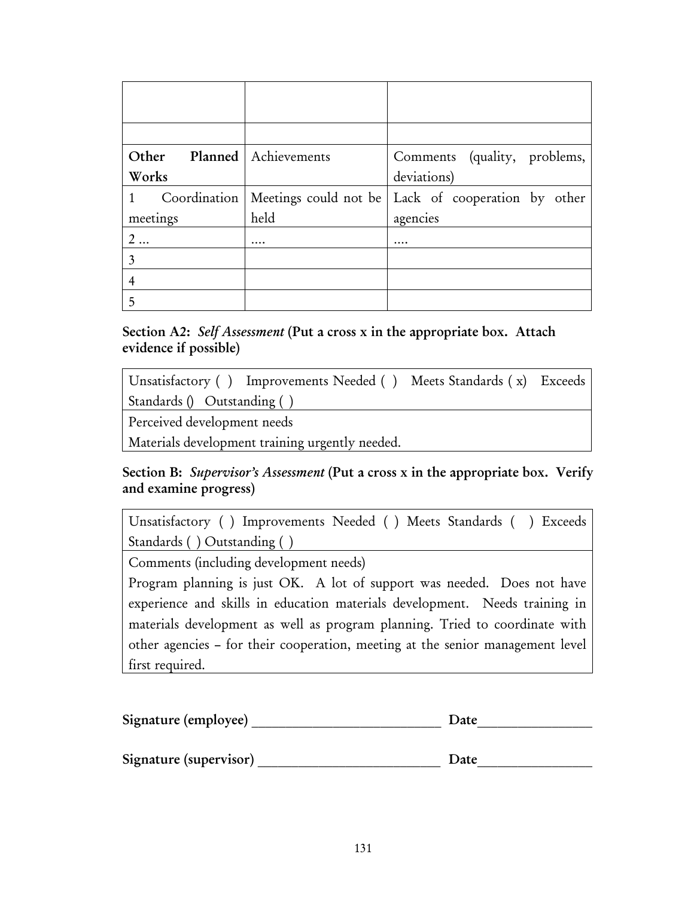| | | |
|---|---|---|
| | | |
| | | |
| **Other Planned Works** | Achievements | Comments (quality, problems, deviations) |
| 1 Coordination meetings | Meetings could not be held | Lack of cooperation by other agencies |
| 2 ... | .... | .... |
| 3 | | |
| 4 | | |
| 5 | | |

**Section A2:** ***Self Assessment*** **(Put a cross x in the appropriate box. Attach evidence if possible)**

| Unsatisfactory ( ) Improvements Needed ( ) Meets Standards ( x) Exceeds Standards () Outstanding ( ) |
|---|
| Perceived development needs<br>Materials development training urgently needed. |

**Section B:** ***Supervisor's Assessment*** **(Put a cross x in the appropriate box. Verify and examine progress)**

| Unsatisfactory ( ) Improvements Needed ( ) Meets Standards ( ) Exceeds Standards ( ) Outstanding ( ) |
|---|
| Comments (including development needs)<br>Program planning is just OK. A lot of support was needed. Does not have experience and skills in education materials development. Needs training in materials development as well as program planning. Tried to coordinate with other agencies – for their cooperation, meeting at the senior management level first required. |

**Signature (employee)** __________________________ **Date**_______________

**Signature (supervisor)** _________________________ **Date**_______________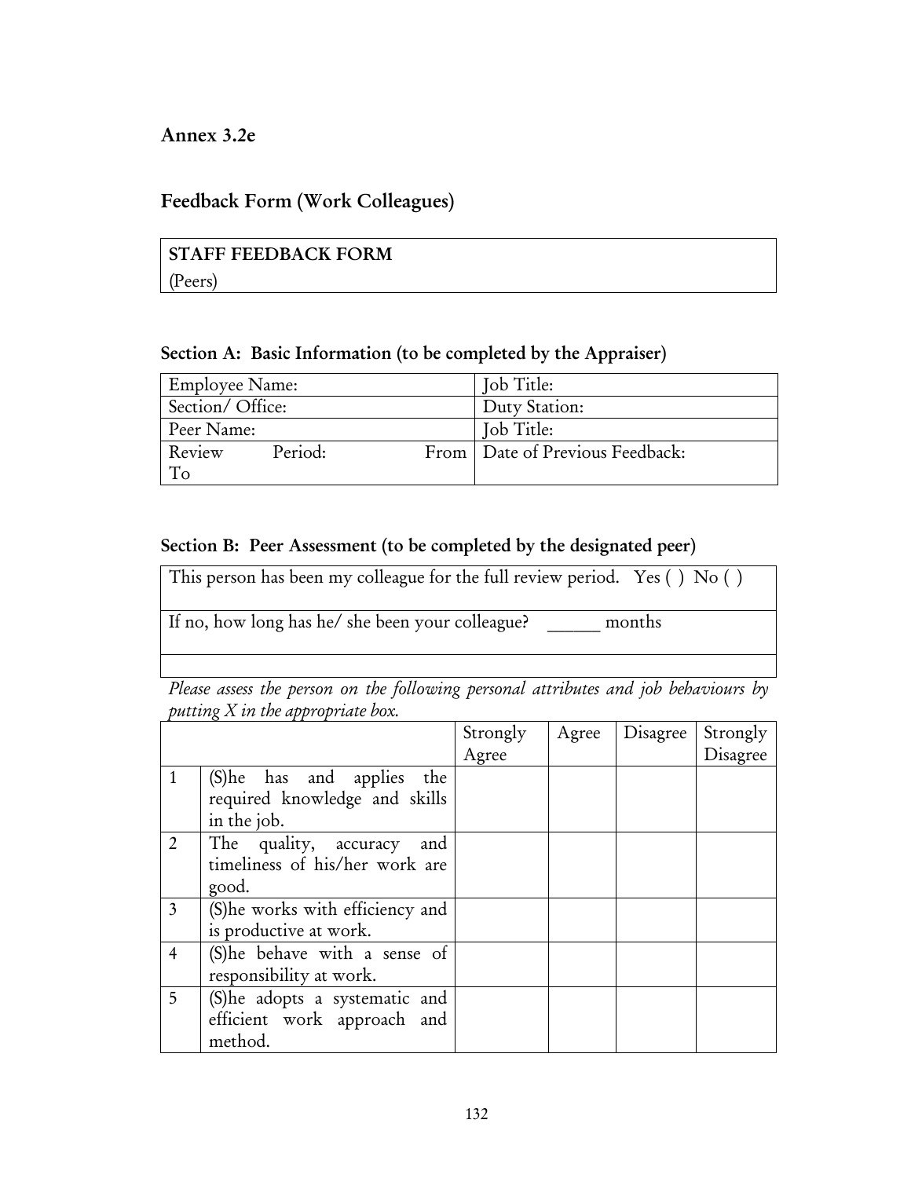## Annex 3.2e

## Feedback Form (Work Colleagues)

| **STAFF FEEDBACK FORM** |
|---|
| (Peers) |

### Section A: Basic Information (to be completed by the Appraiser)

| Employee Name: | Job Title: |
|---|---|
| Section/ Office: | Duty Station: |
| Peer Name: | Job Title: |
| Review Period: From To | Date of Previous Feedback: |

### Section B: Peer Assessment (to be completed by the designated peer)

| This person has been my colleague for the full review period. Yes ( ) No ( ) |
|---|
| If no, how long has he/ she been your colleague? ______ months |
| |

*Please assess the person on the following personal attributes and job behaviours by putting X in the appropriate box.*

| | | Strongly Agree | Agree | Disagree | Strongly Disagree |
|---|---|---|---|---|---|
| 1 | (S)he has and applies the required knowledge and skills in the job. | | | | |
| 2 | The quality, accuracy and timeliness of his/her work are good. | | | | |
| 3 | (S)he works with efficiency and is productive at work. | | | | |
| 4 | (S)he behave with a sense of responsibility at work. | | | | |
| 5 | (S)he adopts a systematic and efficient work approach and method. | | | | |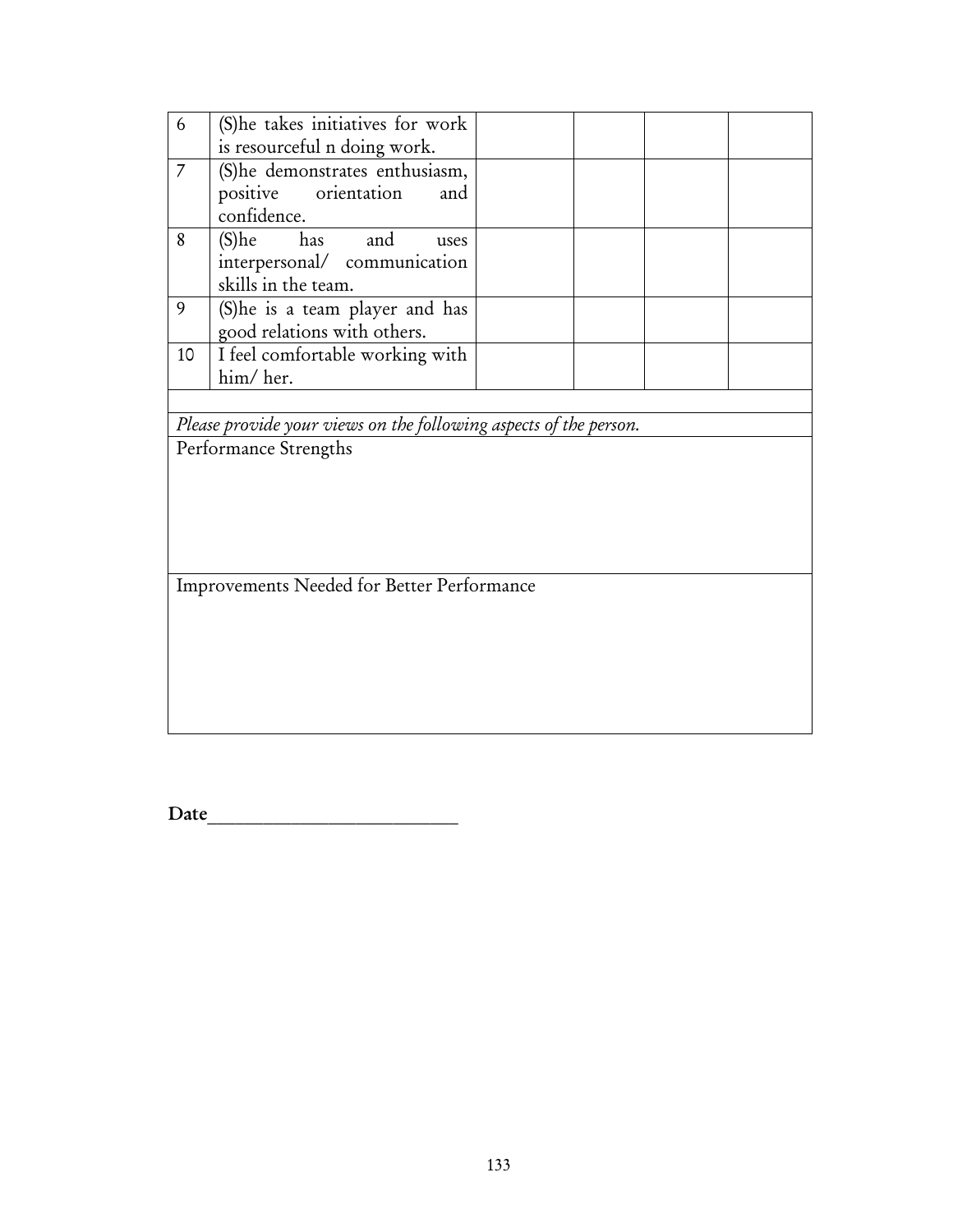| 6 | (S)he takes initiatives for work is resourceful n doing work. | | | | |
|---|---|---|---|---|---|
| 7 | (S)he demonstrates enthusiasm, positive orientation and confidence. | | | | |
| 8 | (S)he has and uses interpersonal/ communication skills in the team. | | | | |
| 9 | (S)he is a team player and has good relations with others. | | | | |
| 10 | I feel comfortable working with him/ her. | | | | |

*Please provide your views on the following aspects of the person.*

Performance Strengths

Improvements Needed for Better Performance

**Date**_________________________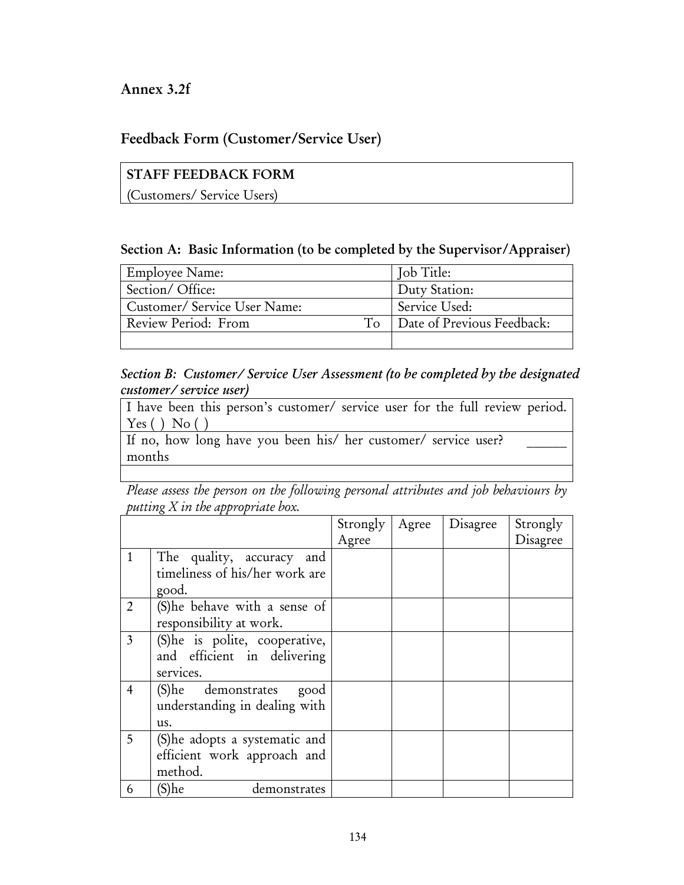## Annex 3.2f

## Feedback Form (Customer/Service User)

| **STAFF FEEDBACK FORM** |
|---|
| (Customers/ Service Users) |

### Section A: Basic Information (to be completed by the Supervisor/Appraiser)

| Employee Name: | Job Title: |
|---|---|
| Section/ Office: | Duty Station: |
| Customer/ Service User Name: | Service Used: |
| Review Period: From To | Date of Previous Feedback: |
| | |

### *Section B: Customer/ Service User Assessment (to be completed by the designated customer/ service user)*

| I have been this person's customer/ service user for the full review period. Yes ( ) No ( ) |
|---|
| If no, how long have you been his/ her customer/ service user? ______ months |
| |

*Please assess the person on the following personal attributes and job behaviours by putting X in the appropriate box.*

| | | Strongly Agree | Agree | Disagree | Strongly Disagree |
|---|---|---|---|---|---|
| 1 | The quality, accuracy and timeliness of his/her work are good. | | | | |
| 2 | (S)he behave with a sense of responsibility at work. | | | | |
| 3 | (S)he is polite, cooperative, and efficient in delivering services. | | | | |
| 4 | (S)he demonstrates good understanding in dealing with us. | | | | |
| 5 | (S)he adopts a systematic and efficient work approach and method. | | | | |
| 6 | (S)he demonstrates | | | | |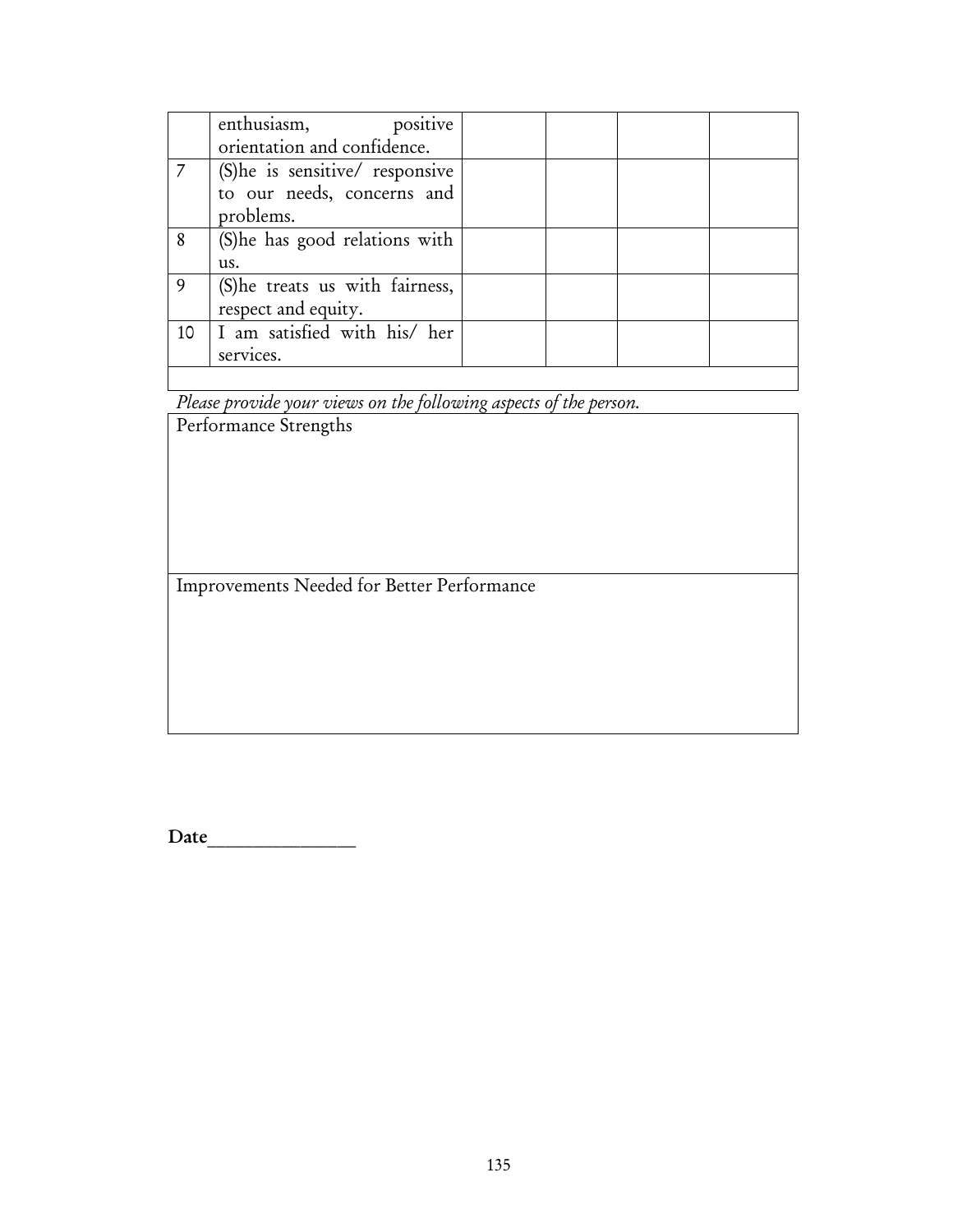|  | enthusiasm, positive orientation and confidence. |  |  |  |  |
|---|---|---|---|---|---|
| 7 | (S)he is sensitive/ responsive to our needs, concerns and problems. |  |  |  |  |
| 8 | (S)he has good relations with us. |  |  |  |  |
| 9 | (S)he treats us with fairness, respect and equity. |  |  |  |  |
| 10 | I am satisfied with his/ her services. |  |  |  |  |
|  |  |  |  |  |  |

*Please provide your views on the following aspects of the person.*

| Performance Strengths |
|---|
|  |
| Improvements Needed for Better Performance |
|  |

**Date**\_\_\_\_\_\_\_\_\_\_\_\_\_\_\_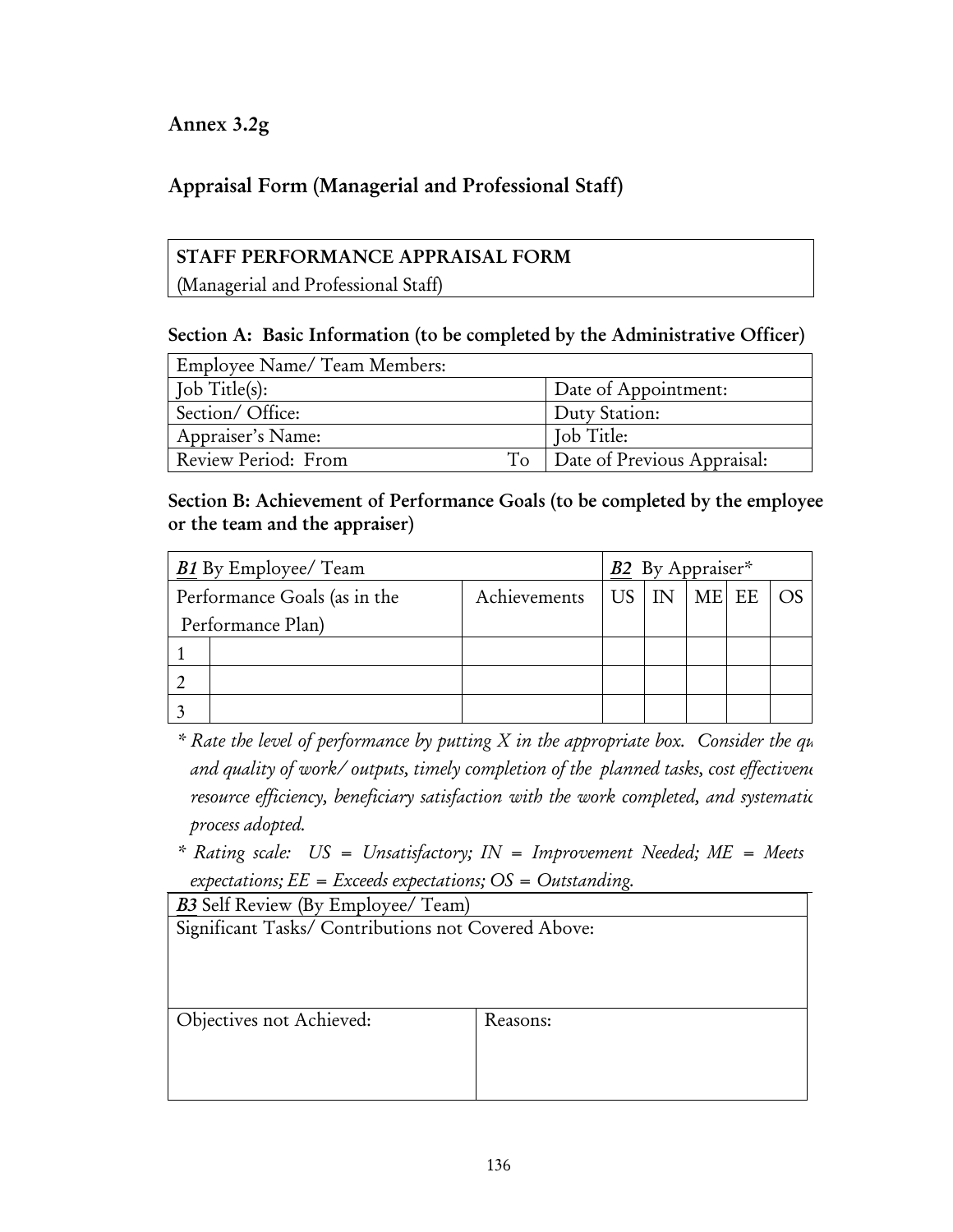## Annex 3.2g

## Appraisal Form (Managerial and Professional Staff)

| **STAFF PERFORMANCE APPRAISAL FORM**<br>(Managerial and Professional Staff) |
|---|

### Section A: Basic Information (to be completed by the Administrative Officer)

| Employee Name/ Team Members: | |
|---|---|
| Job Title(s): | Date of Appointment: |
| Section/ Office: | Duty Station: |
| Appraiser's Name: | Job Title: |
| Review Period: From To | Date of Previous Appraisal: |

### Section B: Achievement of Performance Goals (to be completed by the employee or the team and the appraiser)

| ***B1*** By Employee/ Team | | | ***B2*** By Appraiser* | | | | |
|---|---|---|---|---|---|---|---|
| Performance Goals (as in the Performance Plan) | | Achievements | US | IN | ME | EE | OS |
| 1 | | | | | | | |
| 2 | | | | | | | |
| 3 | | | | | | | |

*\* Rate the level of performance by putting X in the appropriate box. Consider the qu and quality of work/ outputs, timely completion of the planned tasks, cost effectivene resource efficiency, beneficiary satisfaction with the work completed, and systematic process adopted.*

*\* Rating scale: US = Unsatisfactory; IN = Improvement Needed; ME = Meets expectations; EE = Exceeds expectations; OS = Outstanding.*

| ***B3*** Self Review (By Employee/ Team) | |
|---|---|
| Significant Tasks/ Contributions not Covered Above: | |
| Objectives not Achieved: | Reasons: |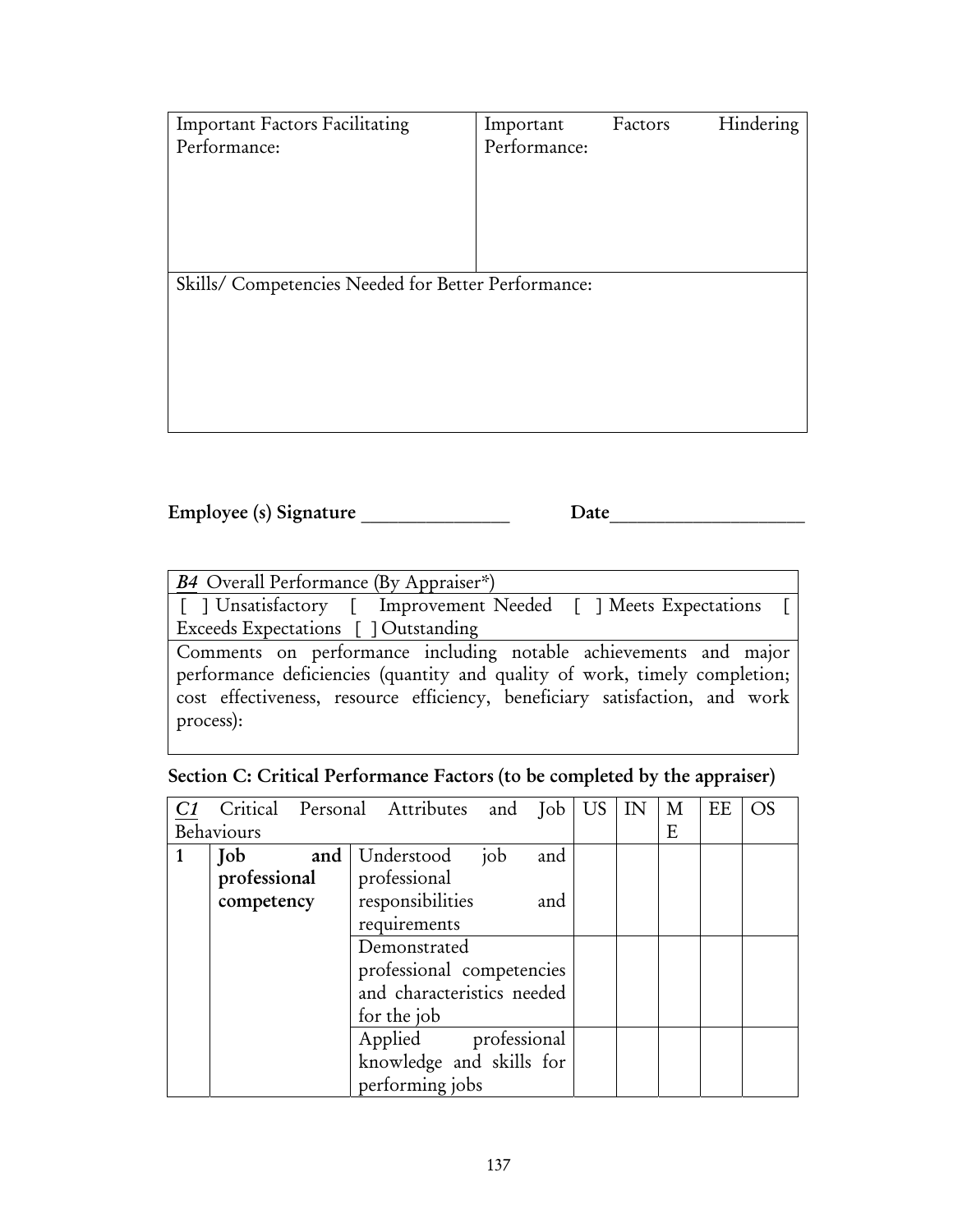| Important Factors Facilitating Performance: | Important Factors Hindering Performance: |
|---|---|
| | |
| Skills/ Competencies Needed for Better Performance: | |
| | |

**Employee (s) Signature** _______________ **Date**___________________

| ***B4*** Overall Performance (By Appraiser*) |
|---|
| [ ] Unsatisfactory [ Improvement Needed [ ] Meets Expectations [ Exceeds Expectations [ ] Outstanding |
| Comments on performance including notable achievements and major performance deficiencies (quantity and quality of work, timely completion; cost effectiveness, resource efficiency, beneficiary satisfaction, and work process): |

**Section C: Critical Performance Factors (to be completed by the appraiser)**

| *C1* Critical Personal Attributes and Job Behaviours | | | US | IN | ME | EE | OS |
|---|---|---|---|---|---|---|---|
| **1** | **Job and professional competency** | Understood job and professional responsibilities and requirements | | | | | |
| | | Demonstrated professional competencies and characteristics needed for the job | | | | | |
| | | Applied professional knowledge and skills for performing jobs | | | | | |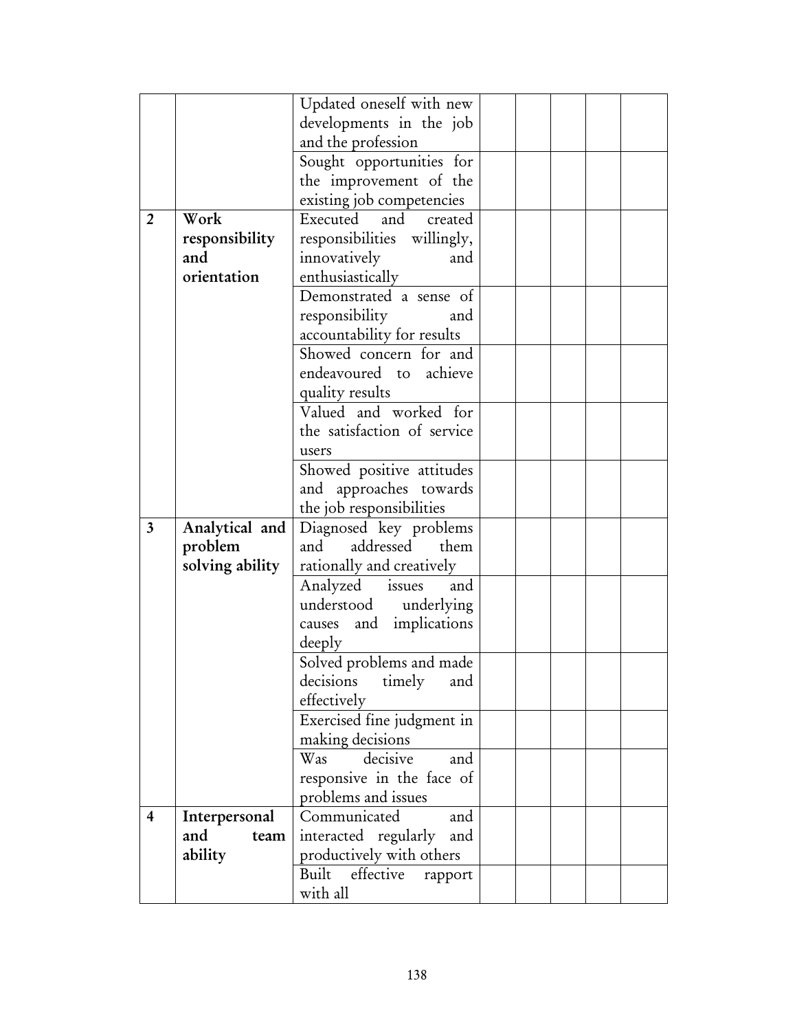| | | | | | | | |
|---|---|---|---|---|---|---|---|
| | | Updated oneself with new developments in the job and the profession | | | | | |
| | | Sought opportunities for the improvement of the existing job competencies | | | | | |
| **2** | **Work responsibility and orientation** | Executed and created responsibilities willingly, innovatively and enthusiastically | | | | | |
| | | Demonstrated a sense of responsibility and accountability for results | | | | | |
| | | Showed concern for and endeavoured to achieve quality results | | | | | |
| | | Valued and worked for the satisfaction of service users | | | | | |
| | | Showed positive attitudes and approaches towards the job responsibilities | | | | | |
| **3** | **Analytical and problem solving ability** | Diagnosed key problems and addressed them rationally and creatively | | | | | |
| | | Analyzed issues and understood underlying causes and implications deeply | | | | | |
| | | Solved problems and made decisions timely and effectively | | | | | |
| | | Exercised fine judgment in making decisions | | | | | |
| | | Was decisive and responsive in the face of problems and issues | | | | | |
| **4** | **Interpersonal and team ability** | Communicated and interacted regularly and productively with others | | | | | |
| | | Built effective rapport with all | | | | | |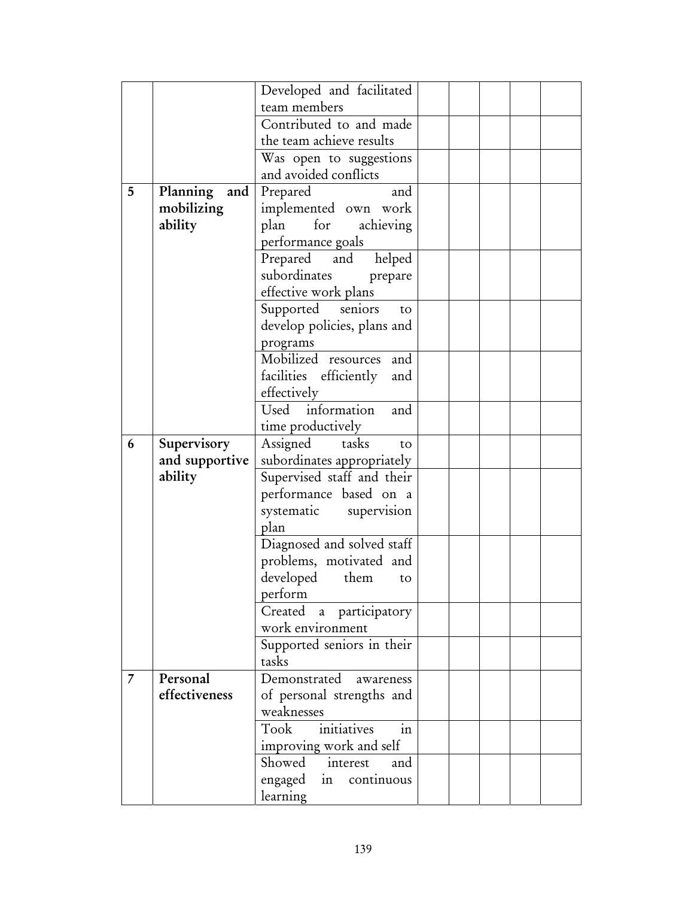| | | | | | | | |
|---|---|---|---|---|---|---|---|
| | | Developed and facilitated team members | | | | | |
| | | Contributed to and made the team achieve results | | | | | |
| | | Was open to suggestions and avoided conflicts | | | | | |
| **5** | **Planning and mobilizing ability** | Prepared and implemented own work plan for achieving performance goals | | | | | |
| | | Prepared and helped subordinates prepare effective work plans | | | | | |
| | | Supported seniors to develop policies, plans and programs | | | | | |
| | | Mobilized resources and facilities efficiently and effectively | | | | | |
| | | Used information and time productively | | | | | |
| **6** | **Supervisory and supportive ability** | Assigned tasks to subordinates appropriately | | | | | |
| | | Supervised staff and their performance based on a systematic supervision plan | | | | | |
| | | Diagnosed and solved staff problems, motivated and developed them to perform | | | | | |
| | | Created a participatory work environment | | | | | |
| | | Supported seniors in their tasks | | | | | |
| **7** | **Personal effectiveness** | Demonstrated awareness of personal strengths and weaknesses | | | | | |
| | | Took initiatives in improving work and self | | | | | |
| | | Showed interest and engaged in continuous learning | | | | | |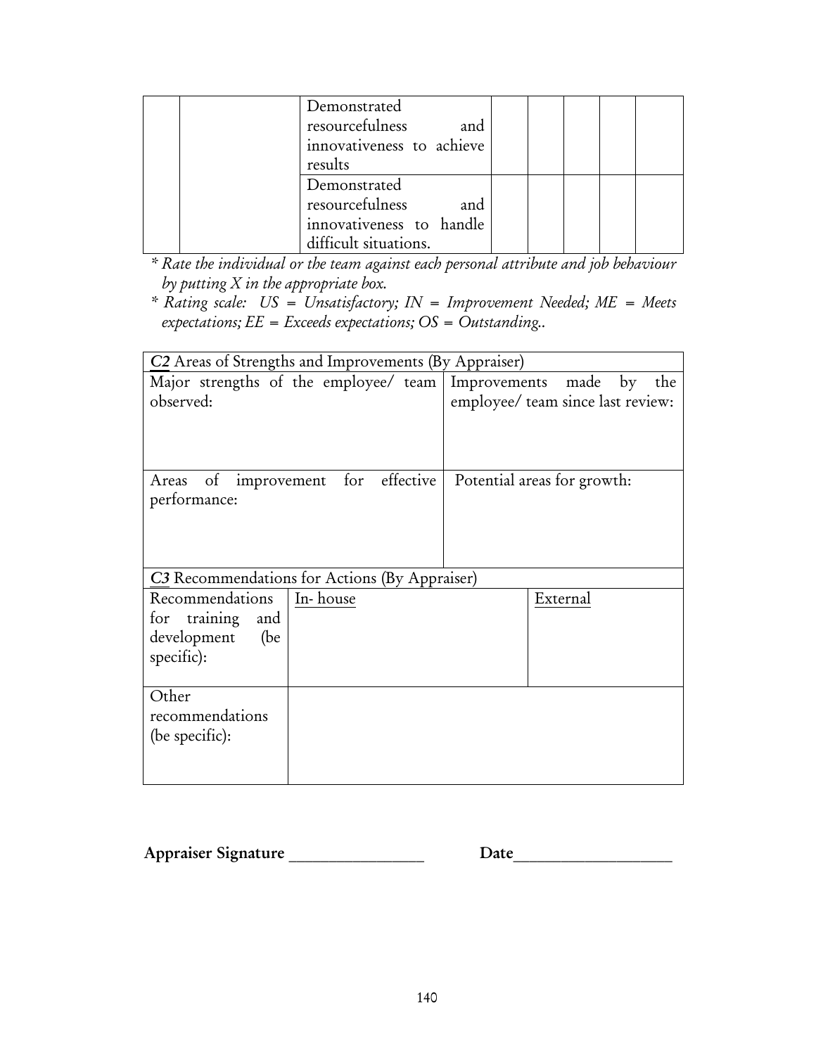| | | | | | | | |
|---|---|---|---|---|---|---|---|
| | | Demonstrated resourcefulness and innovativeness to achieve results | | | | | |
| | | Demonstrated resourcefulness and innovativeness to handle difficult situations. | | | | | |

*\* Rate the individual or the team against each personal attribute and job behaviour by putting X in the appropriate box.*

*\* Rating scale: US = Unsatisfactory; IN = Improvement Needed; ME = Meets expectations; EE = Exceeds expectations; OS = Outstanding..*

| ***C2*** Areas of Strengths and Improvements (By Appraiser) | |
|---|---|
| Major strengths of the employee/ team observed: | Improvements made by the employee/ team since last review: |
| Areas of improvement for effective performance: | Potential areas for growth: |

| ***C3*** Recommendations for Actions (By Appraiser) | | |
|---|---|---|
| Recommendations for training and development (be specific): | In- house | External |
| Other recommendations (be specific): | | |

**Appraiser Signature** _______________ **Date**_________________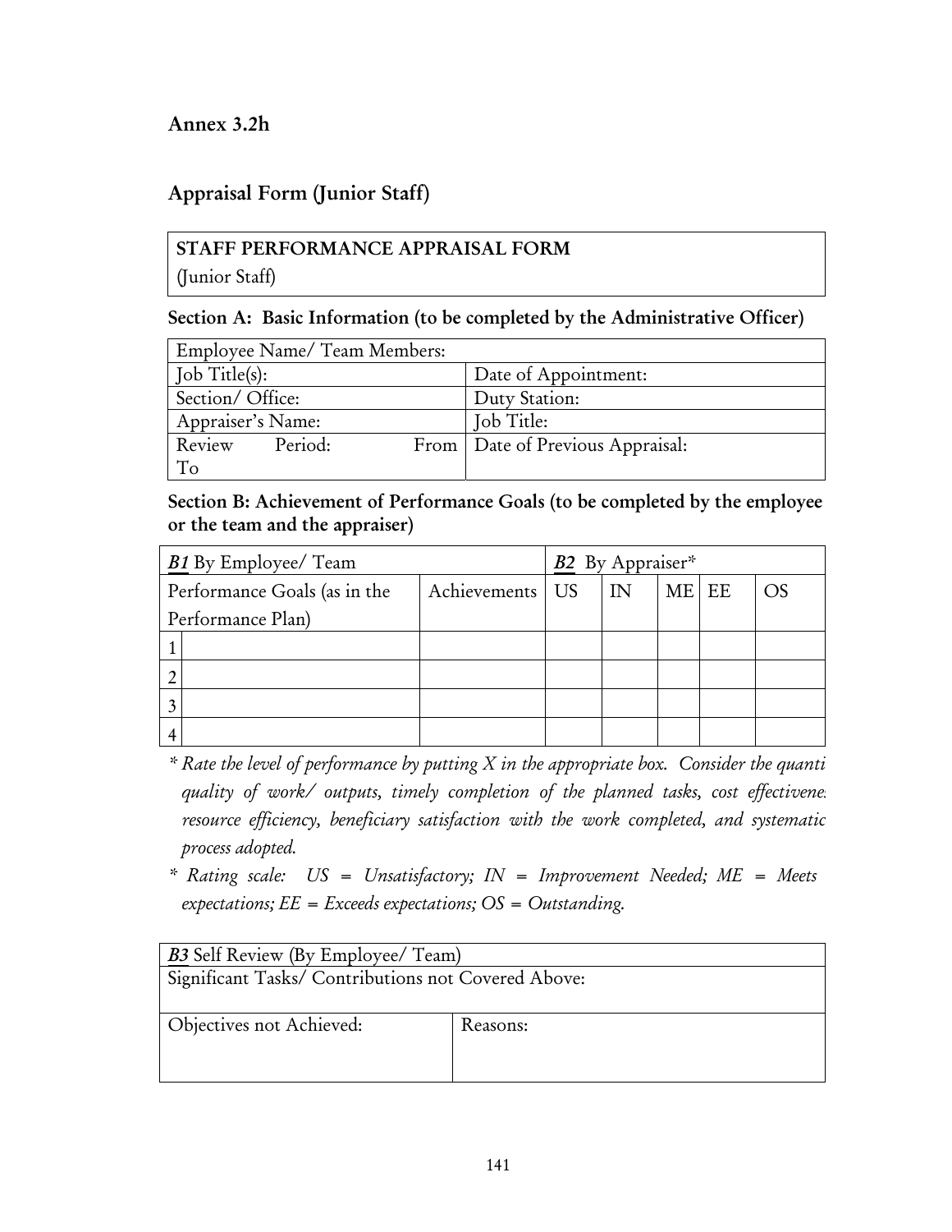## Annex 3.2h

## Appraisal Form (Junior Staff)

| **STAFF PERFORMANCE APPRAISAL FORM** (Junior Staff) |
|---|

### Section A: Basic Information (to be completed by the Administrative Officer)

| Employee Name/ Team Members: | |
|---|---|
| Job Title(s): | Date of Appointment: |
| Section/ Office: | Duty Station: |
| Appraiser's Name: | Job Title: |
| Review Period: From To | Date of Previous Appraisal: |

### Section B: Achievement of Performance Goals (to be completed by the employee or the team and the appraiser)

| ***B1*** By Employee/ Team | | | ***B2*** By Appraiser* | | | | |
|---|---|---|---|---|---|---|---|
| Performance Goals (as in the Performance Plan) | | Achievements | US | IN | ME | EE | OS |
| 1 | | | | | | | |
| 2 | | | | | | | |
| 3 | | | | | | | |
| 4 | | | | | | | |

*\* Rate the level of performance by putting X in the appropriate box. Consider the quanti quality of work/ outputs, timely completion of the planned tasks, cost effectivene resource efficiency, beneficiary satisfaction with the work completed, and systematic process adopted.*

*\* Rating scale: US = Unsatisfactory; IN = Improvement Needed; ME = Meets expectations; EE = Exceeds expectations; OS = Outstanding.*

| ***B3*** Self Review (By Employee/ Team) | |
|---|---|
| Significant Tasks/ Contributions not Covered Above: | |
| Objectives not Achieved: | Reasons: |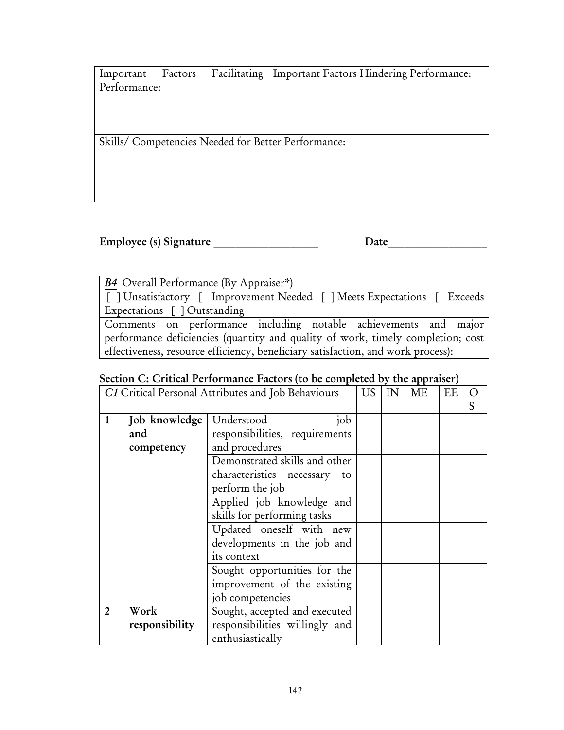| Important Factors Facilitating Performance: | Important Factors Hindering Performance: |
|---|---|
| Skills/ Competencies Needed for Better Performance: | |

**Employee (s) Signature** ________________ **Date**________________

| ***B4*** Overall Performance (By Appraiser*) |
|---|
| [ ] Unsatisfactory [ Improvement Needed [ ] Meets Expectations [ Exceeds Expectations [ ] Outstanding |
| Comments on performance including notable achievements and major performance deficiencies (quantity and quality of work, timely completion; cost effectiveness, resource efficiency, beneficiary satisfaction, and work process): |

**Section C: Critical Performance Factors (to be completed by the appraiser)**

| *C1* Critical Personal Attributes and Job Behaviours | | | US | IN | ME | EE | OS |
|---|---|---|---|---|---|---|---|
| **1** | **Job knowledge and competency** | Understood job responsibilities, requirements and procedures | | | | | |
| | | Demonstrated skills and other characteristics necessary to perform the job | | | | | |
| | | Applied job knowledge and skills for performing tasks | | | | | |
| | | Updated oneself with new developments in the job and its context | | | | | |
| | | Sought opportunities for the improvement of the existing job competencies | | | | | |
| **2** | **Work responsibility** | Sought, accepted and executed responsibilities willingly and enthusiastically | | | | | |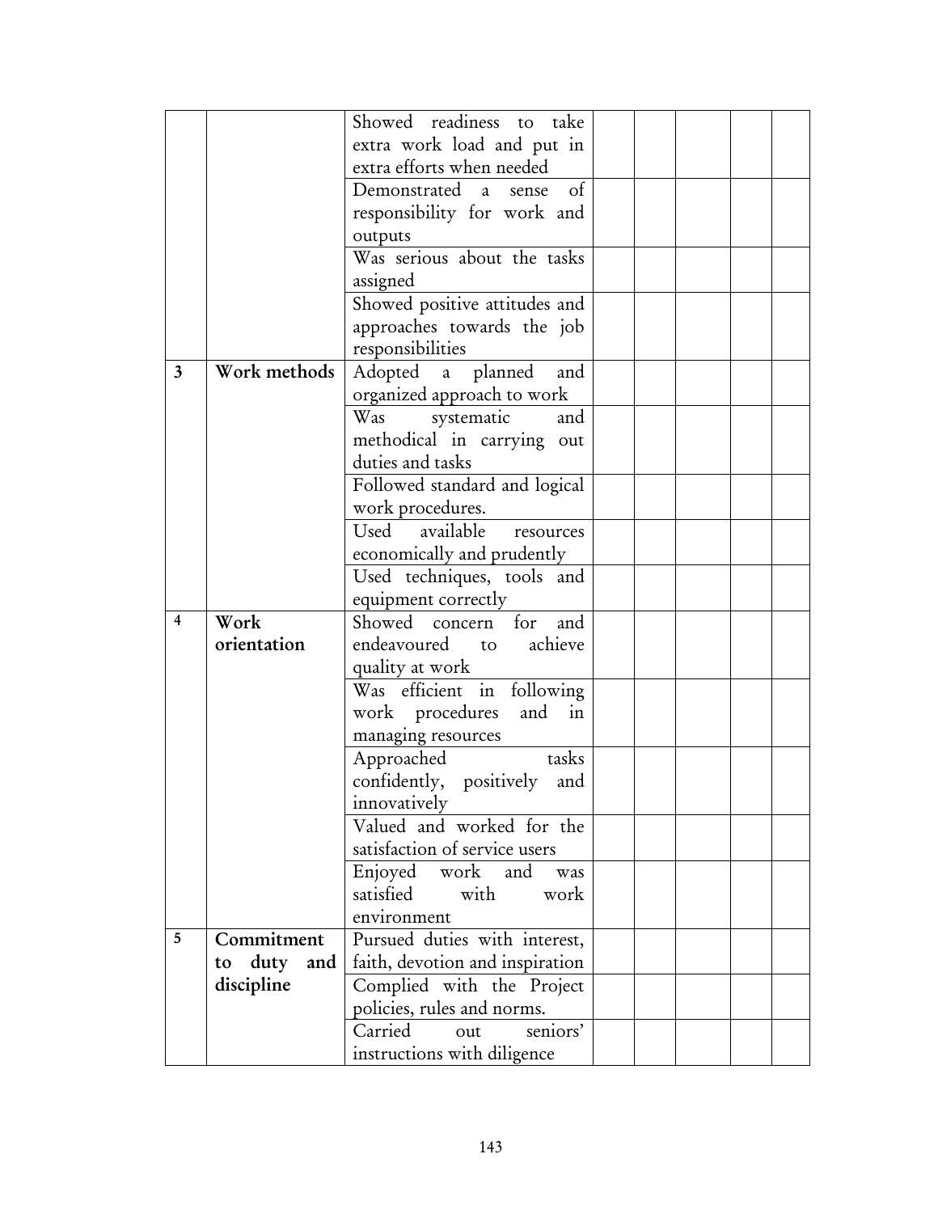| | | | | | | | |
|---|---|---|---|---|---|---|---|
| | | Showed readiness to take extra work load and put in extra efforts when needed | | | | | |
| | | Demonstrated a sense of responsibility for work and outputs | | | | | |
| | | Was serious about the tasks assigned | | | | | |
| | | Showed positive attitudes and approaches towards the job responsibilities | | | | | |
| 3 | **Work methods** | Adopted a planned and organized approach to work | | | | | |
| | | Was systematic and methodical in carrying out duties and tasks | | | | | |
| | | Followed standard and logical work procedures. | | | | | |
| | | Used available resources economically and prudently | | | | | |
| | | Used techniques, tools and equipment correctly | | | | | |
| 4 | **Work orientation** | Showed concern for and endeavoured to achieve quality at work | | | | | |
| | | Was efficient in following work procedures and in managing resources | | | | | |
| | | Approached tasks confidently, positively and innovatively | | | | | |
| | | Valued and worked for the satisfaction of service users | | | | | |
| | | Enjoyed work and was satisfied with work environment | | | | | |
| 5 | **Commitment to duty and discipline** | Pursued duties with interest, faith, devotion and inspiration | | | | | |
| | | Complied with the Project policies, rules and norms. | | | | | |
| | | Carried out seniors' instructions with diligence | | | | | |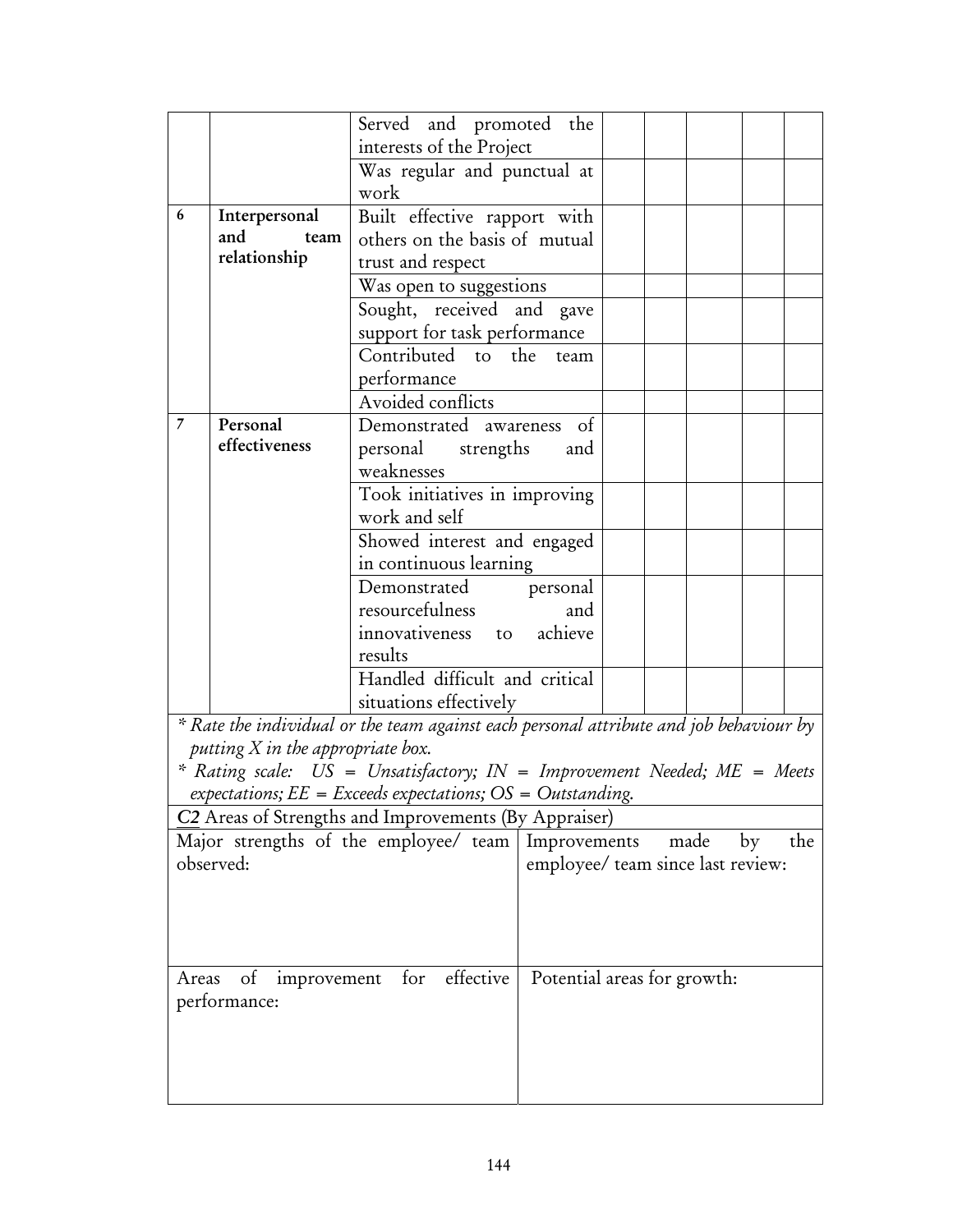| | | | | | | | |
|---|---|---|---|---|---|---|---|
| | | Served and promoted the interests of the Project | | | | | |
| | | Was regular and punctual at work | | | | | |
| 6 | **Interpersonal and team relationship** | Built effective rapport with others on the basis of mutual trust and respect | | | | | |
| | | Was open to suggestions | | | | | |
| | | Sought, received and gave support for task performance | | | | | |
| | | Contributed to the team performance | | | | | |
| | | Avoided conflicts | | | | | |
| 7 | **Personal effectiveness** | Demonstrated awareness of personal strengths and weaknesses | | | | | |
| | | Took initiatives in improving work and self | | | | | |
| | | Showed interest and engaged in continuous learning | | | | | |
| | | Demonstrated personal resourcefulness and innovativeness to achieve results | | | | | |
| | | Handled difficult and critical situations effectively | | | | | |

*\* Rate the individual or the team against each personal attribute and job behaviour by putting X in the appropriate box.*

*\* Rating scale: US = Unsatisfactory; IN = Improvement Needed; ME = Meets expectations; EE = Exceeds expectations; OS = Outstanding.*

***C2*** Areas of Strengths and Improvements (By Appraiser)

| Major strengths of the employee/ team observed: | Improvements made by the employee/ team since last review: |
|---|---|
| | |
| **Areas of improvement for effective performance:** | **Potential areas for growth:** |
| | |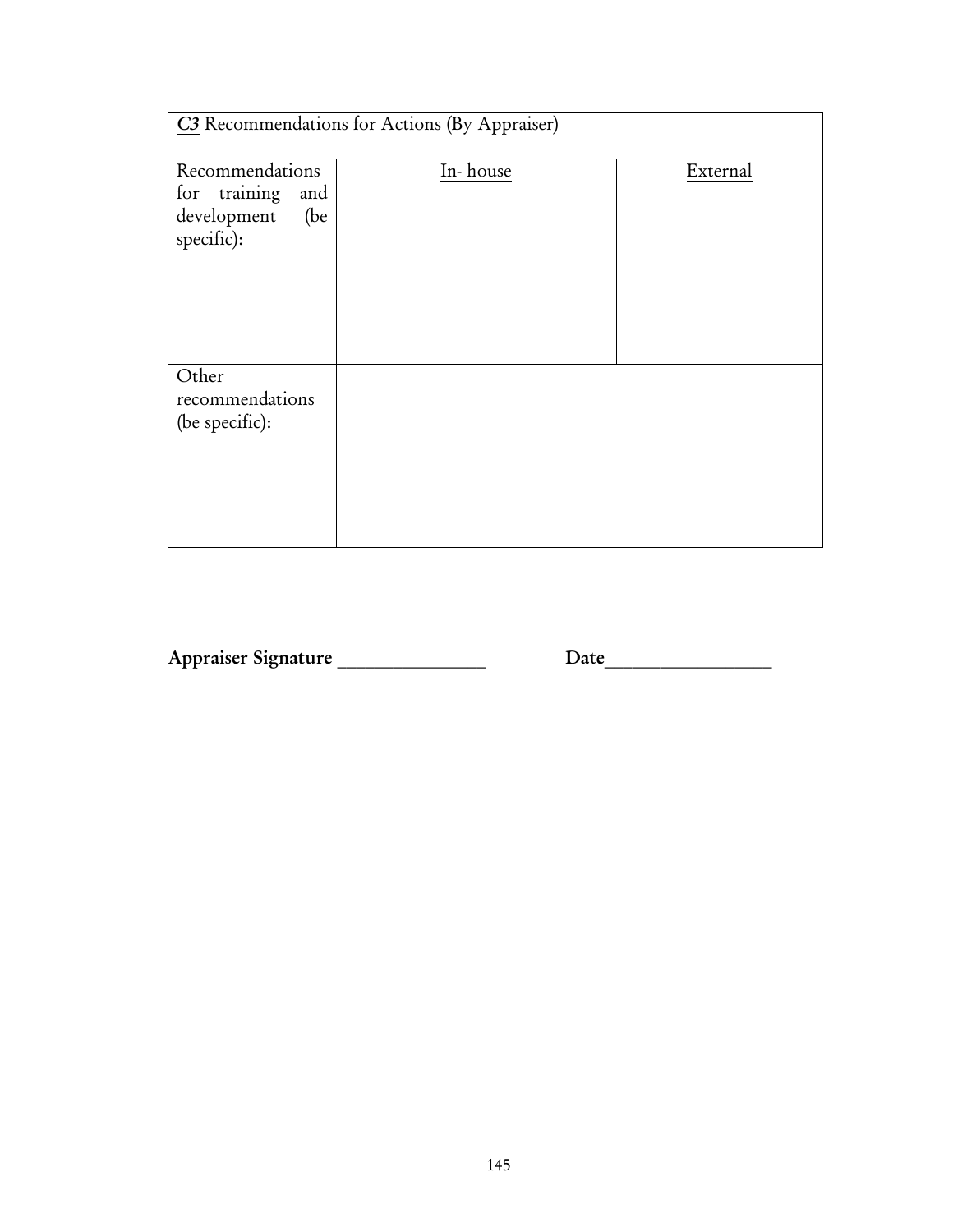| *C3* Recommendations for Actions (By Appraiser) | | |
|---|---|---|
| Recommendations for training and development (be specific): | In- house | External |
| Other recommendations (be specific): | | |

**Appraiser Signature** _______________ **Date**_________________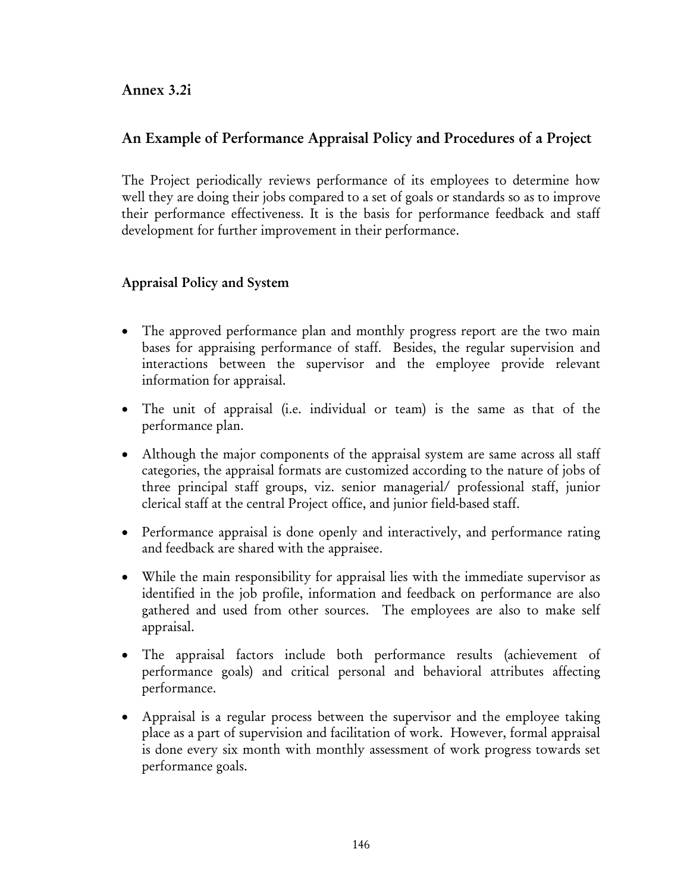## Annex 3.2i

## An Example of Performance Appraisal Policy and Procedures of a Project

The Project periodically reviews performance of its employees to determine how well they are doing their jobs compared to a set of goals or standards so as to improve their performance effectiveness. It is the basis for performance feedback and staff development for further improvement in their performance.

### Appraisal Policy and System

- The approved performance plan and monthly progress report are the two main bases for appraising performance of staff. Besides, the regular supervision and interactions between the supervisor and the employee provide relevant information for appraisal.
- The unit of appraisal (i.e. individual or team) is the same as that of the performance plan.
- Although the major components of the appraisal system are same across all staff categories, the appraisal formats are customized according to the nature of jobs of three principal staff groups, viz. senior managerial/ professional staff, junior clerical staff at the central Project office, and junior field-based staff.
- Performance appraisal is done openly and interactively, and performance rating and feedback are shared with the appraisee.
- While the main responsibility for appraisal lies with the immediate supervisor as identified in the job profile, information and feedback on performance are also gathered and used from other sources. The employees are also to make self appraisal.
- The appraisal factors include both performance results (achievement of performance goals) and critical personal and behavioral attributes affecting performance.
- Appraisal is a regular process between the supervisor and the employee taking place as a part of supervision and facilitation of work. However, formal appraisal is done every six month with monthly assessment of work progress towards set performance goals.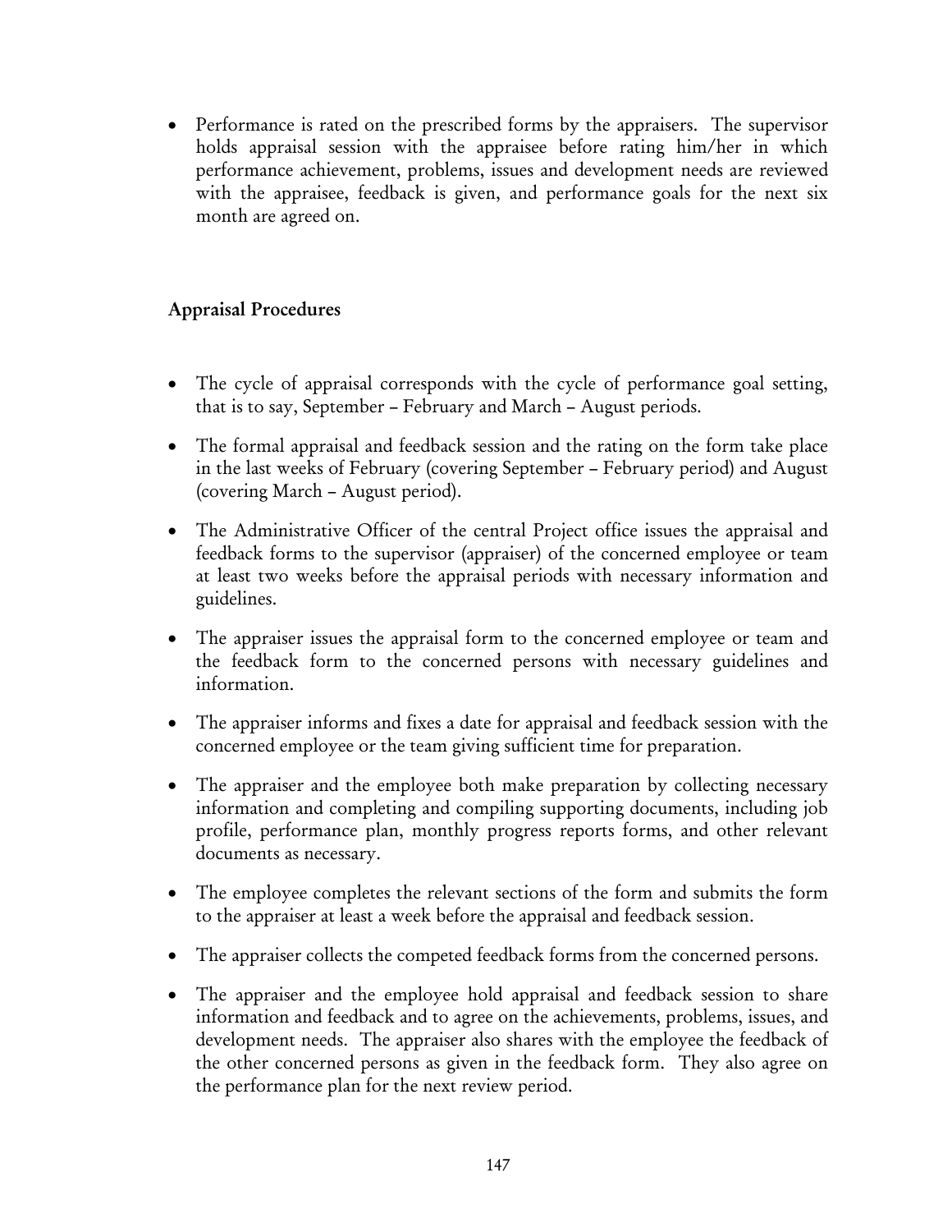- Performance is rated on the prescribed forms by the appraisers. The supervisor holds appraisal session with the appraisee before rating him/her in which performance achievement, problems, issues and development needs are reviewed with the appraisee, feedback is given, and performance goals for the next six month are agreed on.

### Appraisal Procedures

- The cycle of appraisal corresponds with the cycle of performance goal setting, that is to say, September – February and March – August periods.
- The formal appraisal and feedback session and the rating on the form take place in the last weeks of February (covering September – February period) and August (covering March – August period).
- The Administrative Officer of the central Project office issues the appraisal and feedback forms to the supervisor (appraiser) of the concerned employee or team at least two weeks before the appraisal periods with necessary information and guidelines.
- The appraiser issues the appraisal form to the concerned employee or team and the feedback form to the concerned persons with necessary guidelines and information.
- The appraiser informs and fixes a date for appraisal and feedback session with the concerned employee or the team giving sufficient time for preparation.
- The appraiser and the employee both make preparation by collecting necessary information and completing and compiling supporting documents, including job profile, performance plan, monthly progress reports forms, and other relevant documents as necessary.
- The employee completes the relevant sections of the form and submits the form to the appraiser at least a week before the appraisal and feedback session.
- The appraiser collects the competed feedback forms from the concerned persons.
- The appraiser and the employee hold appraisal and feedback session to share information and feedback and to agree on the achievements, problems, issues, and development needs. The appraiser also shares with the employee the feedback of the other concerned persons as given in the feedback form. They also agree on the performance plan for the next review period.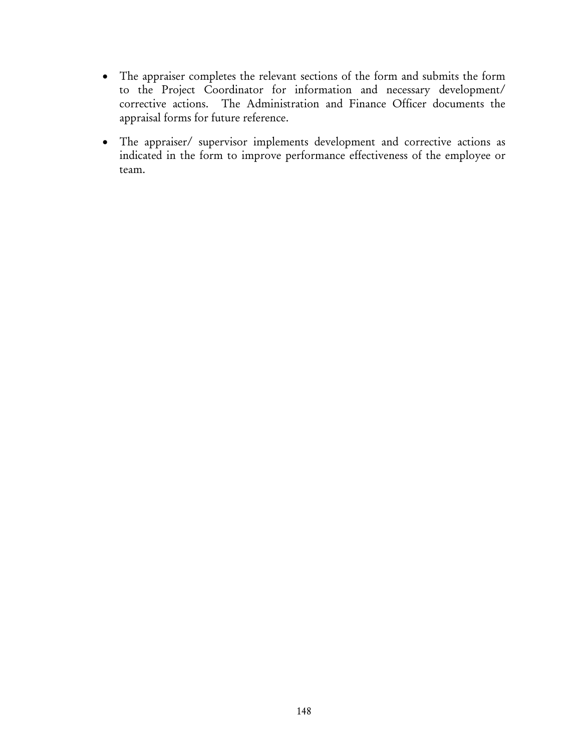- The appraiser completes the relevant sections of the form and submits the form to the Project Coordinator for information and necessary development/ corrective actions. The Administration and Finance Officer documents the appraisal forms for future reference.

- The appraiser/ supervisor implements development and corrective actions as indicated in the form to improve performance effectiveness of the employee or team.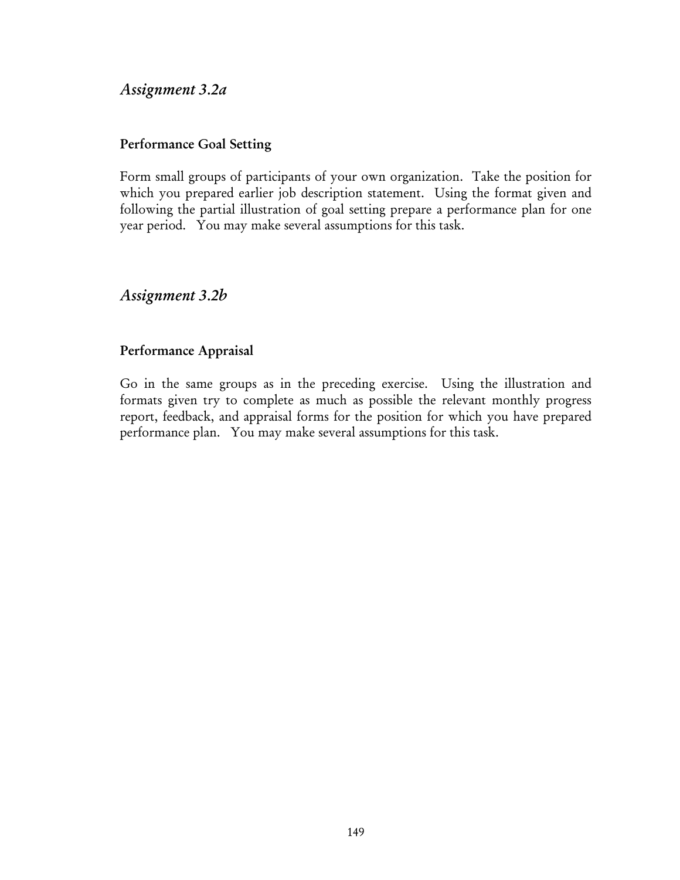## *Assignment 3.2a*

### Performance Goal Setting

Form small groups of participants of your own organization. Take the position for which you prepared earlier job description statement. Using the format given and following the partial illustration of goal setting prepare a performance plan for one year period. You may make several assumptions for this task.

## *Assignment 3.2b*

### Performance Appraisal

Go in the same groups as in the preceding exercise. Using the illustration and formats given try to complete as much as possible the relevant monthly progress report, feedback, and appraisal forms for the position for which you have prepared performance plan. You may make several assumptions for this task.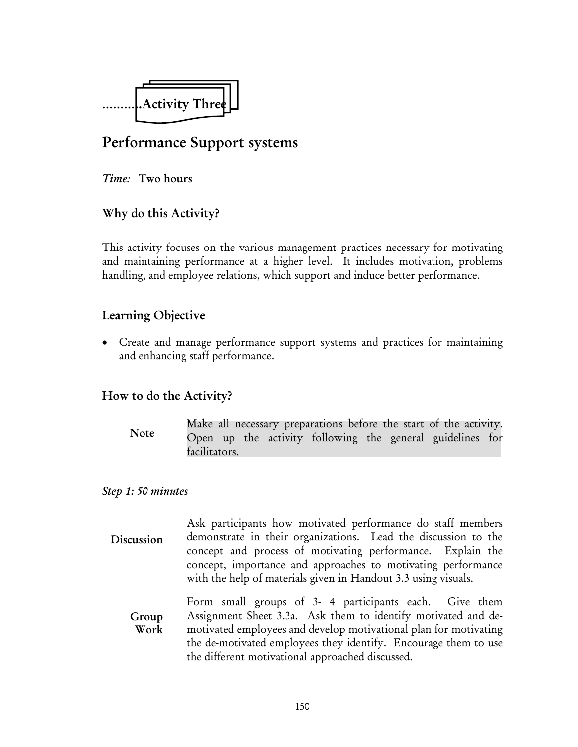..........Activity Three

# Performance Support systems

*Time:* **Two hours**

## Why do this Activity?

This activity focuses on the various management practices necessary for motivating and maintaining performance at a higher level. It includes motivation, problems handling, and employee relations, which support and induce better performance.

## Learning Objective

- Create and manage performance support systems and practices for maintaining and enhancing staff performance.

## How to do the Activity?

**Note** Make all necessary preparations before the start of the activity. Open up the activity following the general guidelines for facilitators.

*Step 1: 50 minutes*

**Discussion** Ask participants how motivated performance do staff members demonstrate in their organizations. Lead the discussion to the concept and process of motivating performance. Explain the concept, importance and approaches to motivating performance with the help of materials given in Handout 3.3 using visuals.

**Group Work** Form small groups of 3- 4 participants each. Give them Assignment Sheet 3.3a. Ask them to identify motivated and de-motivated employees and develop motivational plan for motivating the de-motivated employees they identify. Encourage them to use the different motivational approached discussed.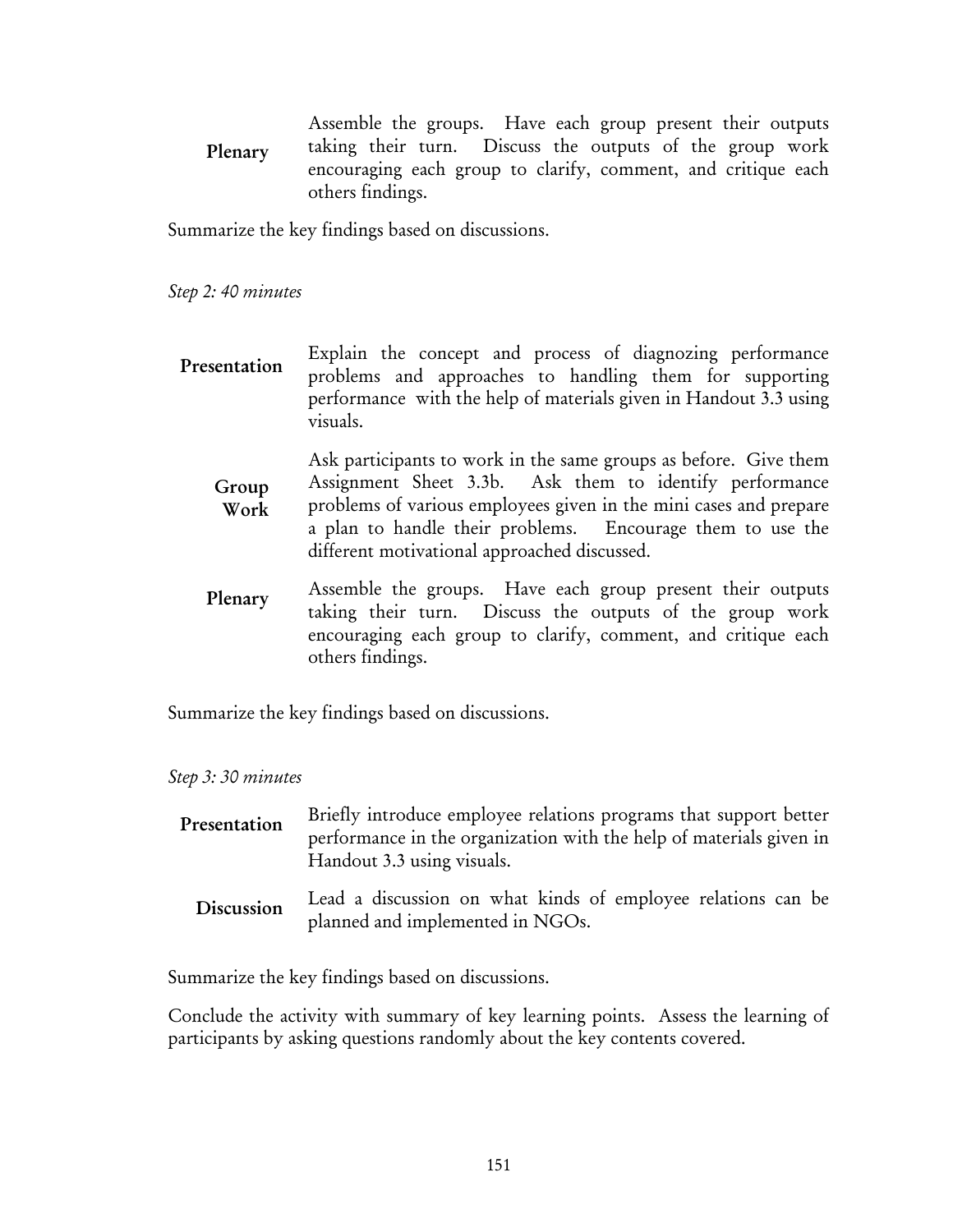**Plenary** Assemble the groups. Have each group present their outputs taking their turn. Discuss the outputs of the group work encouraging each group to clarify, comment, and critique each others findings.

Summarize the key findings based on discussions.

*Step 2: 40 minutes*

**Presentation** Explain the concept and process of diagnozing performance problems and approaches to handling them for supporting performance with the help of materials given in Handout 3.3 using visuals.

**Group Work** Ask participants to work in the same groups as before. Give them Assignment Sheet 3.3b. Ask them to identify performance problems of various employees given in the mini cases and prepare a plan to handle their problems. Encourage them to use the different motivational approached discussed.

**Plenary** Assemble the groups. Have each group present their outputs taking their turn. Discuss the outputs of the group work encouraging each group to clarify, comment, and critique each others findings.

Summarize the key findings based on discussions.

*Step 3: 30 minutes*

**Presentation** Briefly introduce employee relations programs that support better performance in the organization with the help of materials given in Handout 3.3 using visuals.

**Discussion** Lead a discussion on what kinds of employee relations can be planned and implemented in NGOs.

Summarize the key findings based on discussions.

Conclude the activity with summary of key learning points. Assess the learning of participants by asking questions randomly about the key contents covered.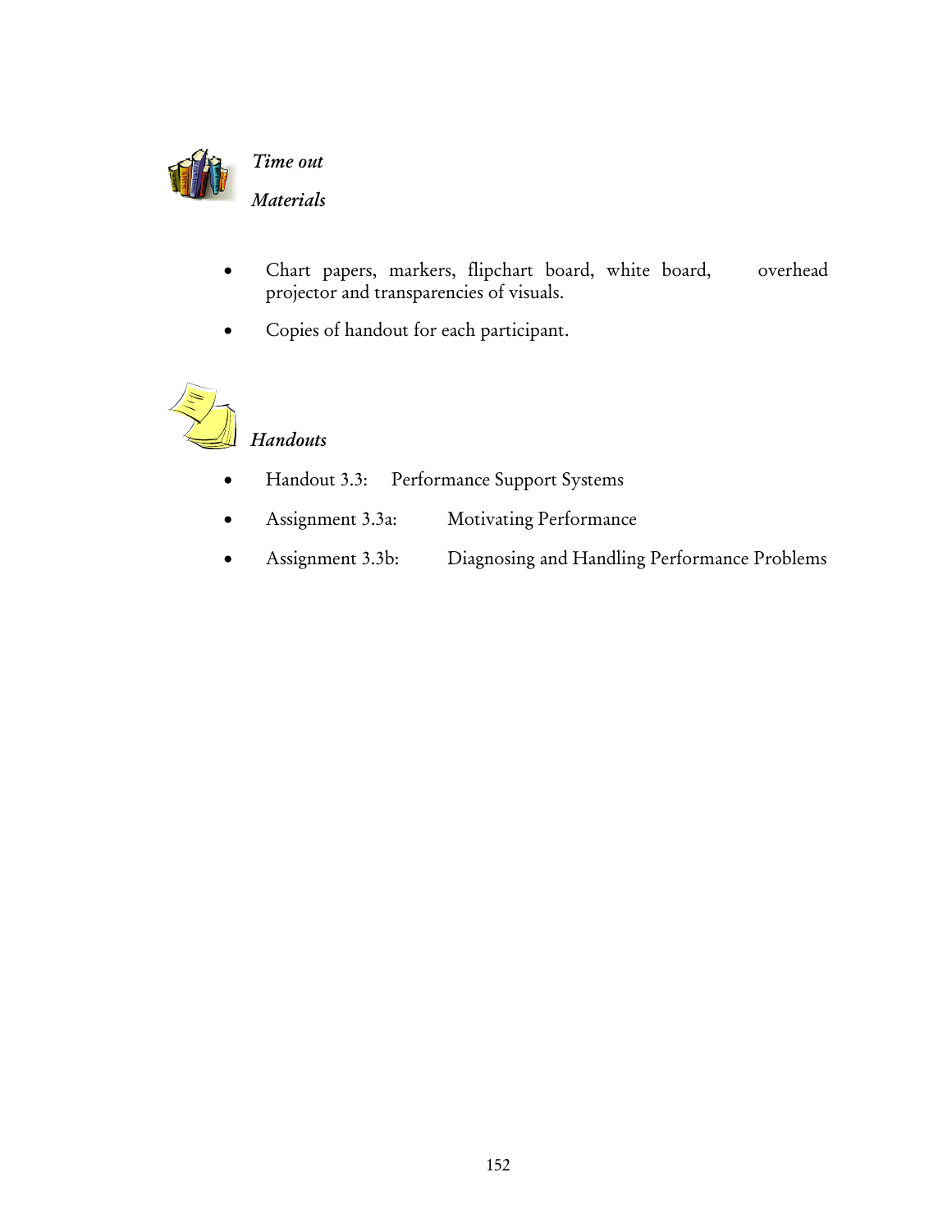*Time out*

*Materials*

- Chart papers, markers, flipchart board, white board, overhead projector and transparencies of visuals.
- Copies of handout for each participant.

*Handouts*

- Handout 3.3: Performance Support Systems
- Assignment 3.3a: Motivating Performance
- Assignment 3.3b: Diagnosing and Handling Performance Problems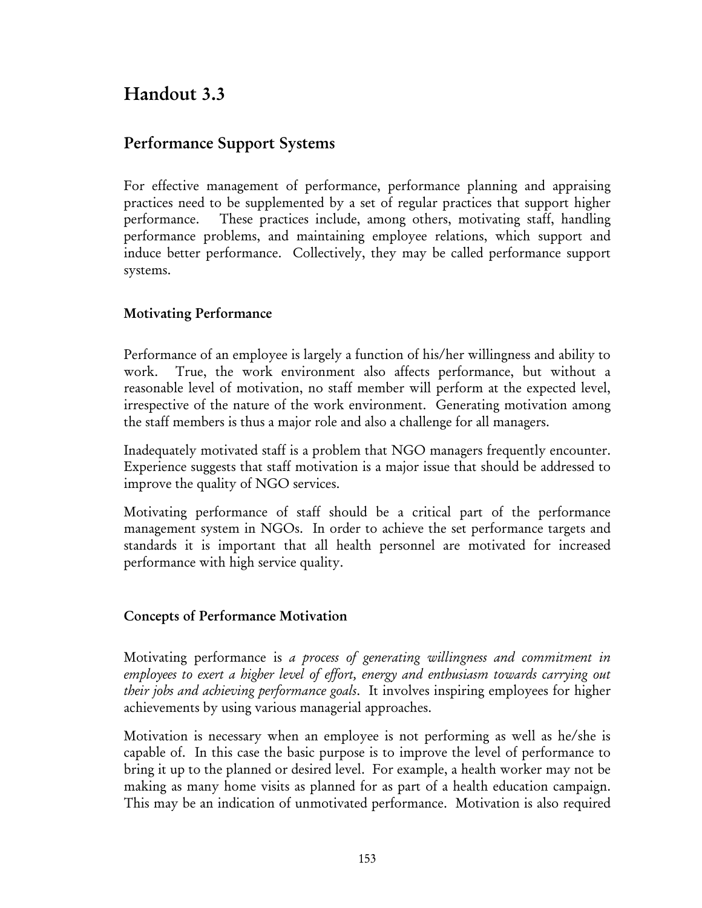# Handout 3.3

## Performance Support Systems

For effective management of performance, performance planning and appraising practices need to be supplemented by a set of regular practices that support higher performance. These practices include, among others, motivating staff, handling performance problems, and maintaining employee relations, which support and induce better performance. Collectively, they may be called performance support systems.

### Motivating Performance

Performance of an employee is largely a function of his/her willingness and ability to work. True, the work environment also affects performance, but without a reasonable level of motivation, no staff member will perform at the expected level, irrespective of the nature of the work environment. Generating motivation among the staff members is thus a major role and also a challenge for all managers.

Inadequately motivated staff is a problem that NGO managers frequently encounter. Experience suggests that staff motivation is a major issue that should be addressed to improve the quality of NGO services.

Motivating performance of staff should be a critical part of the performance management system in NGOs. In order to achieve the set performance targets and standards it is important that all health personnel are motivated for increased performance with high service quality.

### Concepts of Performance Motivation

Motivating performance is *a process of generating willingness and commitment in employees to exert a higher level of effort, energy and enthusiasm towards carrying out their jobs and achieving performance goals*. It involves inspiring employees for higher achievements by using various managerial approaches.

Motivation is necessary when an employee is not performing as well as he/she is capable of. In this case the basic purpose is to improve the level of performance to bring it up to the planned or desired level. For example, a health worker may not be making as many home visits as planned for as part of a health education campaign. This may be an indication of unmotivated performance. Motivation is also required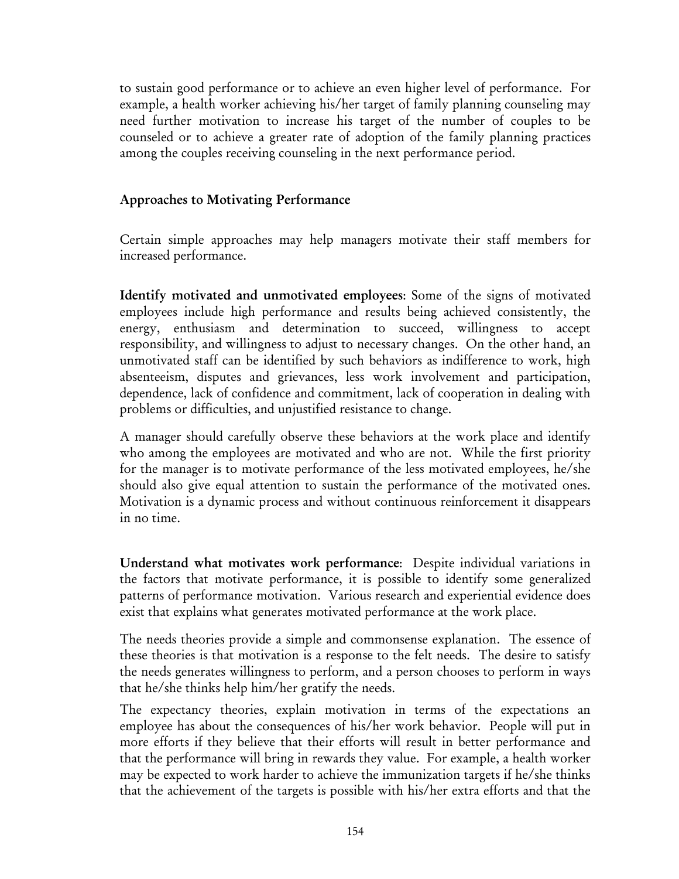to sustain good performance or to achieve an even higher level of performance. For example, a health worker achieving his/her target of family planning counseling may need further motivation to increase his target of the number of couples to be counseled or to achieve a greater rate of adoption of the family planning practices among the couples receiving counseling in the next performance period.

### Approaches to Motivating Performance

Certain simple approaches may help managers motivate their staff members for increased performance.

**Identify motivated and unmotivated employees**: Some of the signs of motivated employees include high performance and results being achieved consistently, the energy, enthusiasm and determination to succeed, willingness to accept responsibility, and willingness to adjust to necessary changes. On the other hand, an unmotivated staff can be identified by such behaviors as indifference to work, high absenteeism, disputes and grievances, less work involvement and participation, dependence, lack of confidence and commitment, lack of cooperation in dealing with problems or difficulties, and unjustified resistance to change.

A manager should carefully observe these behaviors at the work place and identify who among the employees are motivated and who are not. While the first priority for the manager is to motivate performance of the less motivated employees, he/she should also give equal attention to sustain the performance of the motivated ones. Motivation is a dynamic process and without continuous reinforcement it disappears in no time.

**Understand what motivates work performance**: Despite individual variations in the factors that motivate performance, it is possible to identify some generalized patterns of performance motivation. Various research and experiential evidence does exist that explains what generates motivated performance at the work place.

The needs theories provide a simple and commonsense explanation. The essence of these theories is that motivation is a response to the felt needs. The desire to satisfy the needs generates willingness to perform, and a person chooses to perform in ways that he/she thinks help him/her gratify the needs.

The expectancy theories, explain motivation in terms of the expectations an employee has about the consequences of his/her work behavior. People will put in more efforts if they believe that their efforts will result in better performance and that the performance will bring in rewards they value. For example, a health worker may be expected to work harder to achieve the immunization targets if he/she thinks that the achievement of the targets is possible with his/her extra efforts and that the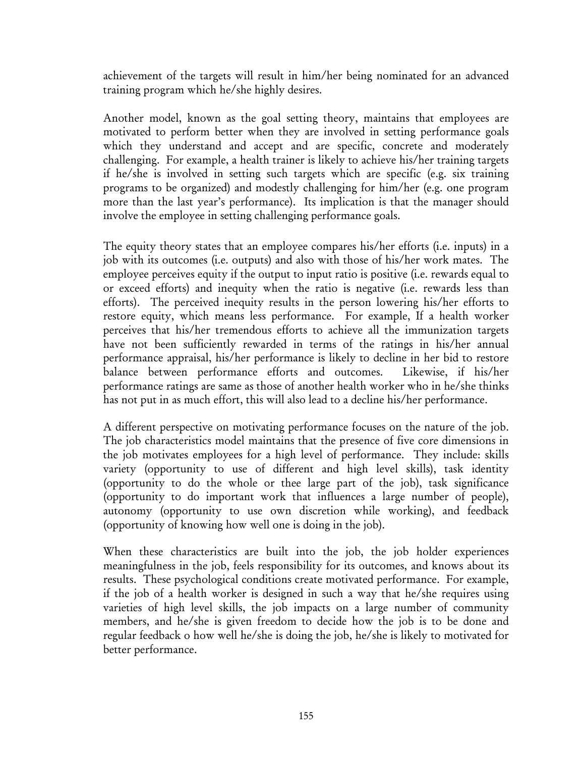achievement of the targets will result in him/her being nominated for an advanced training program which he/she highly desires.

Another model, known as the goal setting theory, maintains that employees are motivated to perform better when they are involved in setting performance goals which they understand and accept and are specific, concrete and moderately challenging. For example, a health trainer is likely to achieve his/her training targets if he/she is involved in setting such targets which are specific (e.g. six training programs to be organized) and modestly challenging for him/her (e.g. one program more than the last year's performance). Its implication is that the manager should involve the employee in setting challenging performance goals.

The equity theory states that an employee compares his/her efforts (i.e. inputs) in a job with its outcomes (i.e. outputs) and also with those of his/her work mates. The employee perceives equity if the output to input ratio is positive (i.e. rewards equal to or exceed efforts) and inequity when the ratio is negative (i.e. rewards less than efforts). The perceived inequity results in the person lowering his/her efforts to restore equity, which means less performance. For example, If a health worker perceives that his/her tremendous efforts to achieve all the immunization targets have not been sufficiently rewarded in terms of the ratings in his/her annual performance appraisal, his/her performance is likely to decline in her bid to restore balance between performance efforts and outcomes. Likewise, if his/her performance ratings are same as those of another health worker who in he/she thinks has not put in as much effort, this will also lead to a decline his/her performance.

A different perspective on motivating performance focuses on the nature of the job. The job characteristics model maintains that the presence of five core dimensions in the job motivates employees for a high level of performance. They include: skills variety (opportunity to use of different and high level skills), task identity (opportunity to do the whole or thee large part of the job), task significance (opportunity to do important work that influences a large number of people), autonomy (opportunity to use own discretion while working), and feedback (opportunity of knowing how well one is doing in the job).

When these characteristics are built into the job, the job holder experiences meaningfulness in the job, feels responsibility for its outcomes, and knows about its results. These psychological conditions create motivated performance. For example, if the job of a health worker is designed in such a way that he/she requires using varieties of high level skills, the job impacts on a large number of community members, and he/she is given freedom to decide how the job is to be done and regular feedback o how well he/she is doing the job, he/she is likely to motivated for better performance.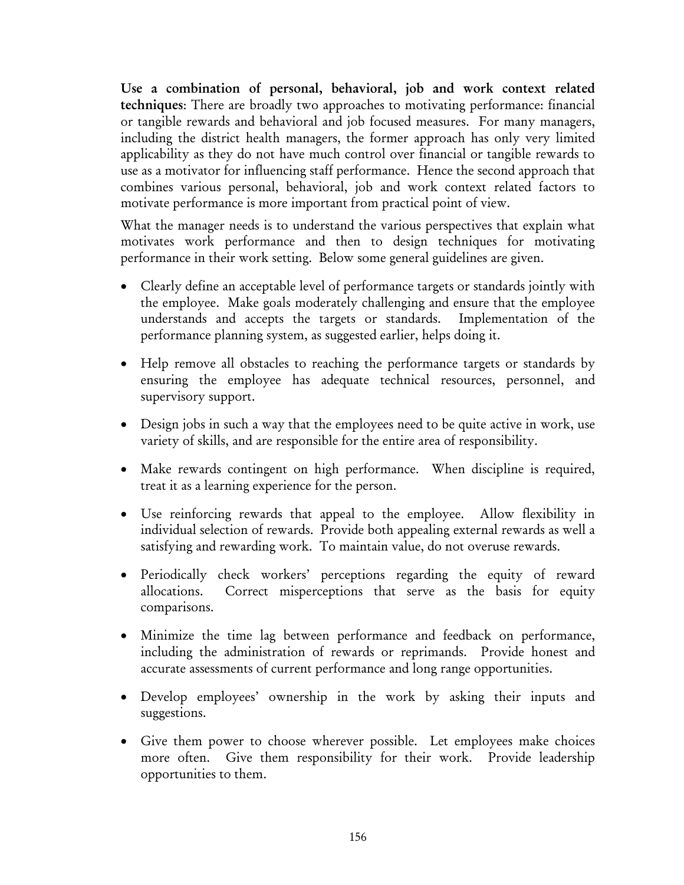**Use a combination of personal, behavioral, job and work context related techniques**: There are broadly two approaches to motivating performance: financial or tangible rewards and behavioral and job focused measures. For many managers, including the district health managers, the former approach has only very limited applicability as they do not have much control over financial or tangible rewards to use as a motivator for influencing staff performance. Hence the second approach that combines various personal, behavioral, job and work context related factors to motivate performance is more important from practical point of view.

What the manager needs is to understand the various perspectives that explain what motivates work performance and then to design techniques for motivating performance in their work setting. Below some general guidelines are given.

- Clearly define an acceptable level of performance targets or standards jointly with the employee. Make goals moderately challenging and ensure that the employee understands and accepts the targets or standards. Implementation of the performance planning system, as suggested earlier, helps doing it.
- Help remove all obstacles to reaching the performance targets or standards by ensuring the employee has adequate technical resources, personnel, and supervisory support.
- Design jobs in such a way that the employees need to be quite active in work, use variety of skills, and are responsible for the entire area of responsibility.
- Make rewards contingent on high performance. When discipline is required, treat it as a learning experience for the person.
- Use reinforcing rewards that appeal to the employee. Allow flexibility in individual selection of rewards. Provide both appealing external rewards as well a satisfying and rewarding work. To maintain value, do not overuse rewards.
- Periodically check workers' perceptions regarding the equity of reward allocations. Correct misperceptions that serve as the basis for equity comparisons.
- Minimize the time lag between performance and feedback on performance, including the administration of rewards or reprimands. Provide honest and accurate assessments of current performance and long range opportunities.
- Develop employees' ownership in the work by asking their inputs and suggestions.
- Give them power to choose wherever possible. Let employees make choices more often. Give them responsibility for their work. Provide leadership opportunities to them.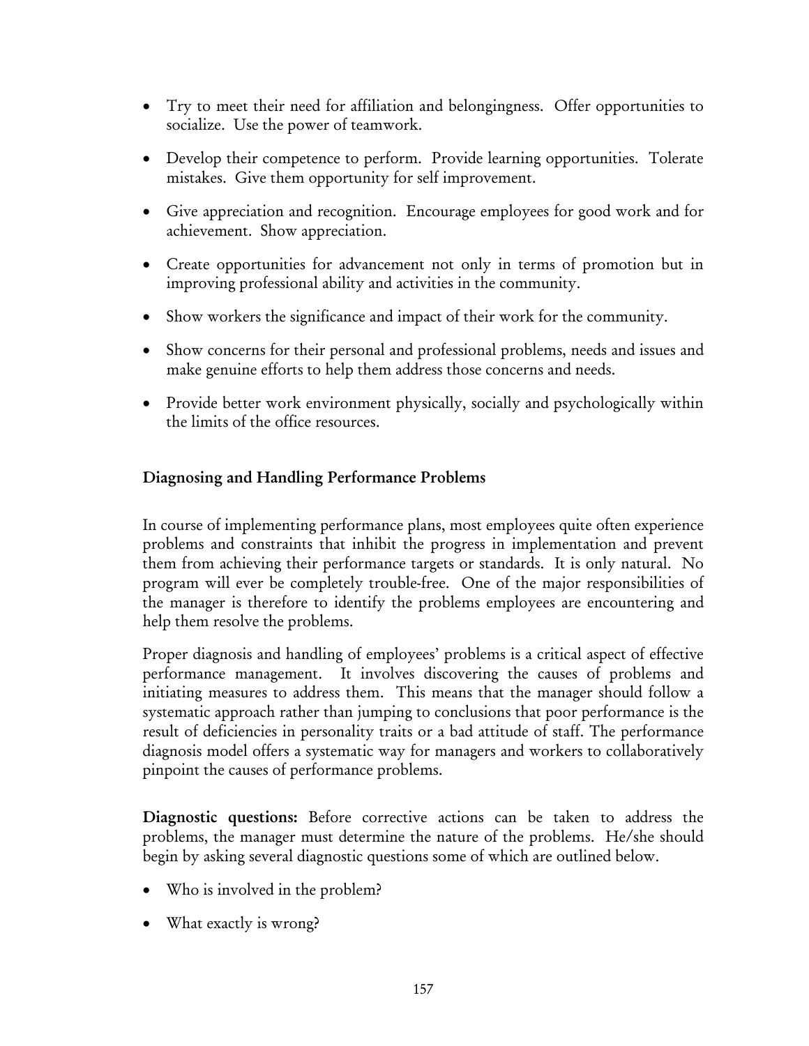- Try to meet their need for affiliation and belongingness. Offer opportunities to socialize. Use the power of teamwork.
- Develop their competence to perform. Provide learning opportunities. Tolerate mistakes. Give them opportunity for self improvement.
- Give appreciation and recognition. Encourage employees for good work and for achievement. Show appreciation.
- Create opportunities for advancement not only in terms of promotion but in improving professional ability and activities in the community.
- Show workers the significance and impact of their work for the community.
- Show concerns for their personal and professional problems, needs and issues and make genuine efforts to help them address those concerns and needs.
- Provide better work environment physically, socially and psychologically within the limits of the office resources.

### Diagnosing and Handling Performance Problems

In course of implementing performance plans, most employees quite often experience problems and constraints that inhibit the progress in implementation and prevent them from achieving their performance targets or standards. It is only natural. No program will ever be completely trouble-free. One of the major responsibilities of the manager is therefore to identify the problems employees are encountering and help them resolve the problems.

Proper diagnosis and handling of employees' problems is a critical aspect of effective performance management. It involves discovering the causes of problems and initiating measures to address them. This means that the manager should follow a systematic approach rather than jumping to conclusions that poor performance is the result of deficiencies in personality traits or a bad attitude of staff. The performance diagnosis model offers a systematic way for managers and workers to collaboratively pinpoint the causes of performance problems.

**Diagnostic questions:** Before corrective actions can be taken to address the problems, the manager must determine the nature of the problems. He/she should begin by asking several diagnostic questions some of which are outlined below.

- Who is involved in the problem?
- What exactly is wrong?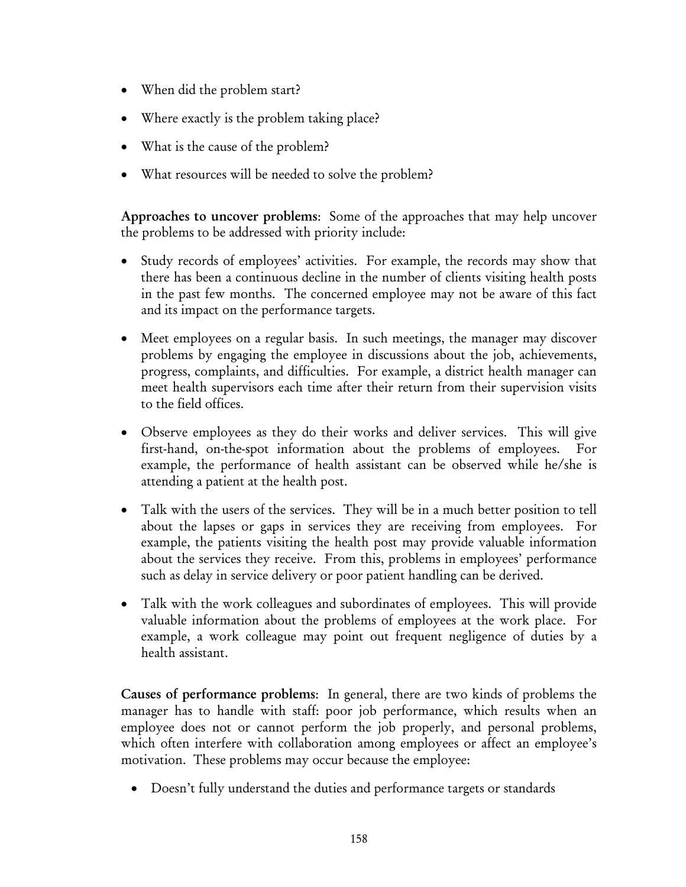- When did the problem start?
- Where exactly is the problem taking place?
- What is the cause of the problem?
- What resources will be needed to solve the problem?

**Approaches to uncover problems**: Some of the approaches that may help uncover the problems to be addressed with priority include:

- Study records of employees' activities. For example, the records may show that there has been a continuous decline in the number of clients visiting health posts in the past few months. The concerned employee may not be aware of this fact and its impact on the performance targets.
- Meet employees on a regular basis. In such meetings, the manager may discover problems by engaging the employee in discussions about the job, achievements, progress, complaints, and difficulties. For example, a district health manager can meet health supervisors each time after their return from their supervision visits to the field offices.
- Observe employees as they do their works and deliver services. This will give first-hand, on-the-spot information about the problems of employees. For example, the performance of health assistant can be observed while he/she is attending a patient at the health post.
- Talk with the users of the services. They will be in a much better position to tell about the lapses or gaps in services they are receiving from employees. For example, the patients visiting the health post may provide valuable information about the services they receive. From this, problems in employees' performance such as delay in service delivery or poor patient handling can be derived.
- Talk with the work colleagues and subordinates of employees. This will provide valuable information about the problems of employees at the work place. For example, a work colleague may point out frequent negligence of duties by a health assistant.

**Causes of performance problems**: In general, there are two kinds of problems the manager has to handle with staff: poor job performance, which results when an employee does not or cannot perform the job properly, and personal problems, which often interfere with collaboration among employees or affect an employee's motivation. These problems may occur because the employee:

- Doesn't fully understand the duties and performance targets or standards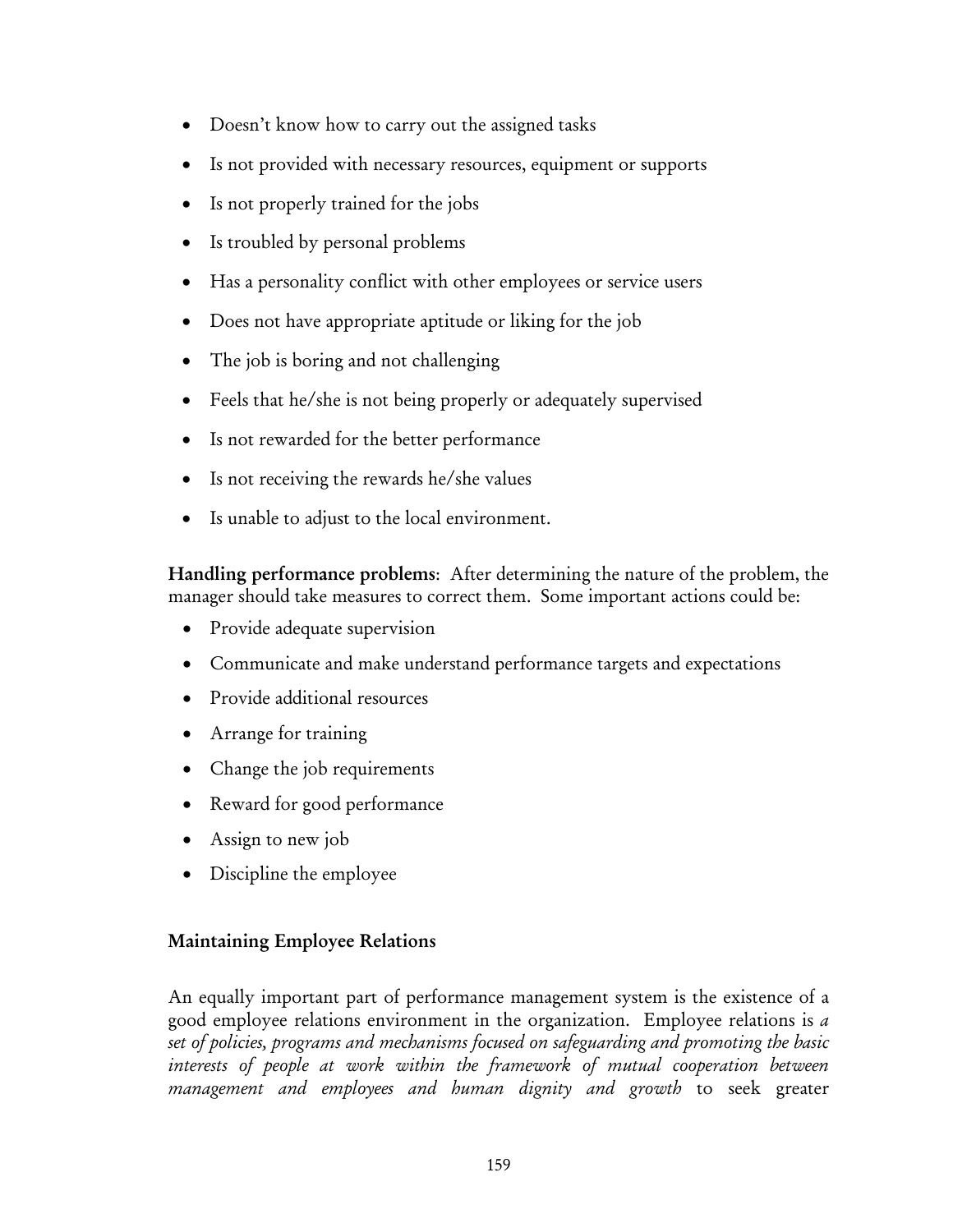- Doesn't know how to carry out the assigned tasks
- Is not provided with necessary resources, equipment or supports
- Is not properly trained for the jobs
- Is troubled by personal problems
- Has a personality conflict with other employees or service users
- Does not have appropriate aptitude or liking for the job
- The job is boring and not challenging
- Feels that he/she is not being properly or adequately supervised
- Is not rewarded for the better performance
- Is not receiving the rewards he/she values
- Is unable to adjust to the local environment.

**Handling performance problems**: After determining the nature of the problem, the manager should take measures to correct them. Some important actions could be:

- Provide adequate supervision
- Communicate and make understand performance targets and expectations
- Provide additional resources
- Arrange for training
- Change the job requirements
- Reward for good performance
- Assign to new job
- Discipline the employee

**Maintaining Employee Relations**

An equally important part of performance management system is the existence of a good employee relations environment in the organization. Employee relations is *a set of policies, programs and mechanisms focused on safeguarding and promoting the basic interests of people at work within the framework of mutual cooperation between management and employees and human dignity and growth* to seek greater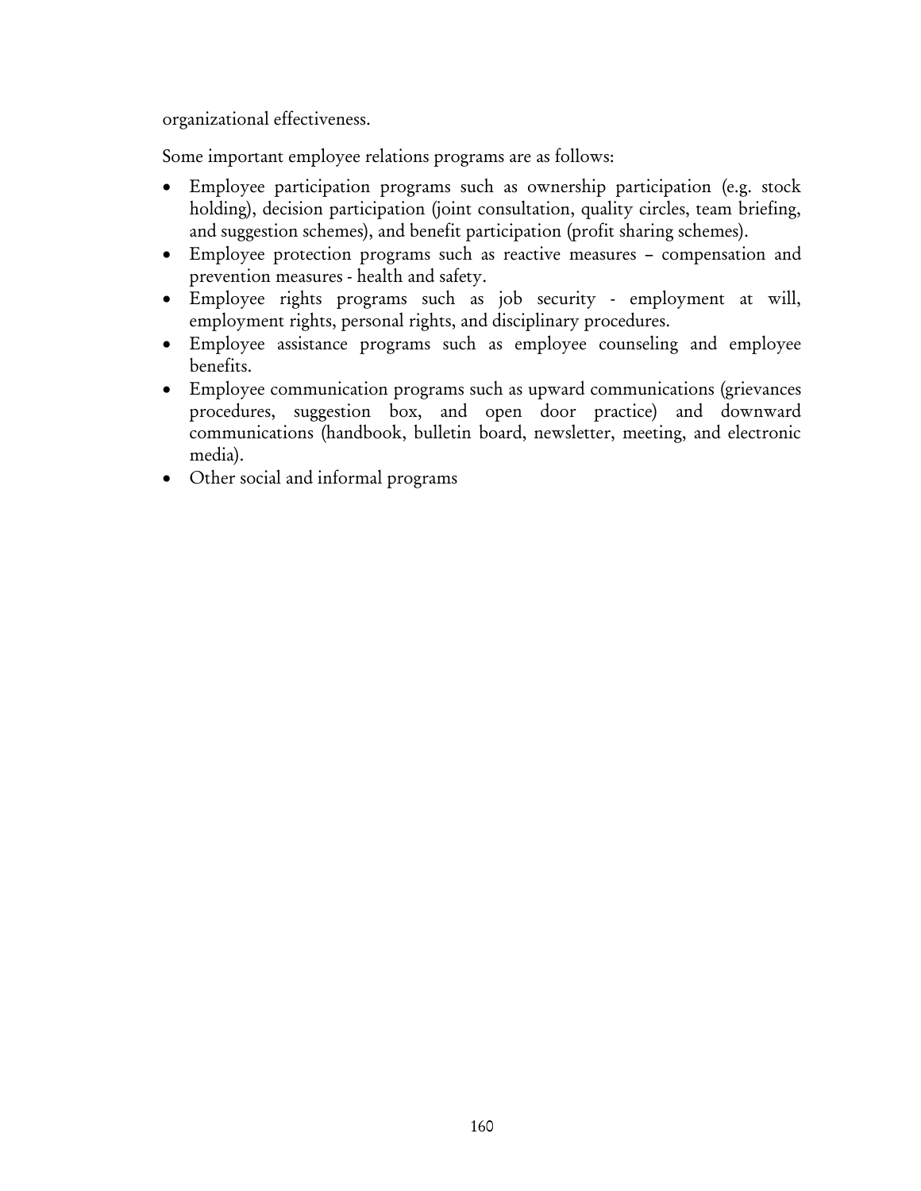organizational effectiveness.

Some important employee relations programs are as follows:

- Employee participation programs such as ownership participation (e.g. stock holding), decision participation (joint consultation, quality circles, team briefing, and suggestion schemes), and benefit participation (profit sharing schemes).
- Employee protection programs such as reactive measures – compensation and prevention measures - health and safety.
- Employee rights programs such as job security - employment at will, employment rights, personal rights, and disciplinary procedures.
- Employee assistance programs such as employee counseling and employee benefits.
- Employee communication programs such as upward communications (grievances procedures, suggestion box, and open door practice) and downward communications (handbook, bulletin board, newsletter, meeting, and electronic media).
- Other social and informal programs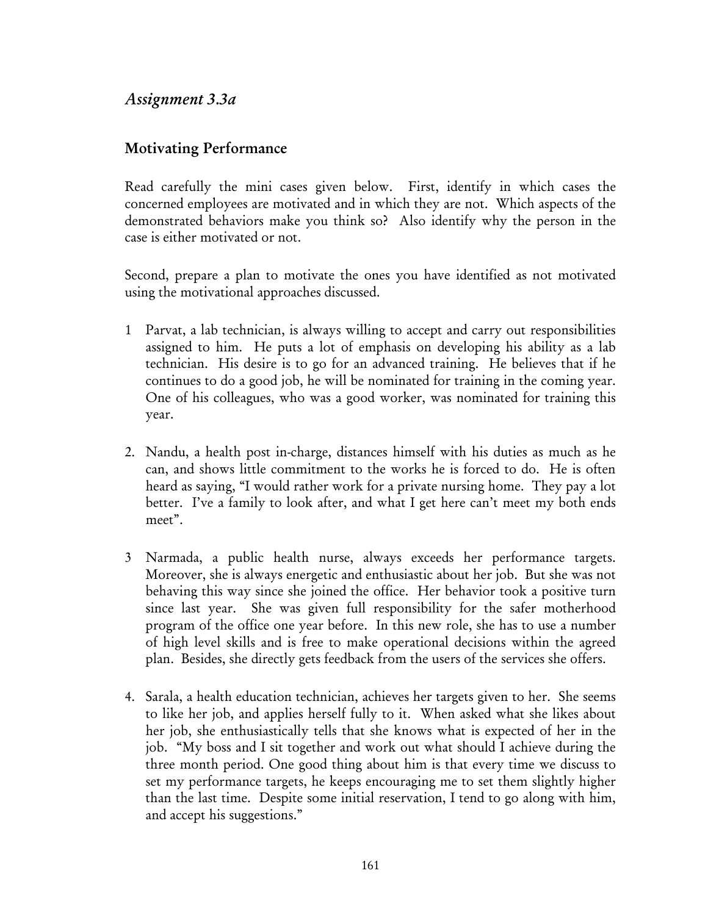## *Assignment 3.3a*

### Motivating Performance

Read carefully the mini cases given below. First, identify in which cases the concerned employees are motivated and in which they are not. Which aspects of the demonstrated behaviors make you think so? Also identify why the person in the case is either motivated or not.

Second, prepare a plan to motivate the ones you have identified as not motivated using the motivational approaches discussed.

1 Parvat, a lab technician, is always willing to accept and carry out responsibilities assigned to him. He puts a lot of emphasis on developing his ability as a lab technician. His desire is to go for an advanced training. He believes that if he continues to do a good job, he will be nominated for training in the coming year. One of his colleagues, who was a good worker, was nominated for training this year.

2. Nandu, a health post in-charge, distances himself with his duties as much as he can, and shows little commitment to the works he is forced to do. He is often heard as saying, "I would rather work for a private nursing home. They pay a lot better. I've a family to look after, and what I get here can't meet my both ends meet".

3 Narmada, a public health nurse, always exceeds her performance targets. Moreover, she is always energetic and enthusiastic about her job. But she was not behaving this way since she joined the office. Her behavior took a positive turn since last year. She was given full responsibility for the safer motherhood program of the office one year before. In this new role, she has to use a number of high level skills and is free to make operational decisions within the agreed plan. Besides, she directly gets feedback from the users of the services she offers.

4. Sarala, a health education technician, achieves her targets given to her. She seems to like her job, and applies herself fully to it. When asked what she likes about her job, she enthusiastically tells that she knows what is expected of her in the job. "My boss and I sit together and work out what should I achieve during the three month period. One good thing about him is that every time we discuss to set my performance targets, he keeps encouraging me to set them slightly higher than the last time. Despite some initial reservation, I tend to go along with him, and accept his suggestions."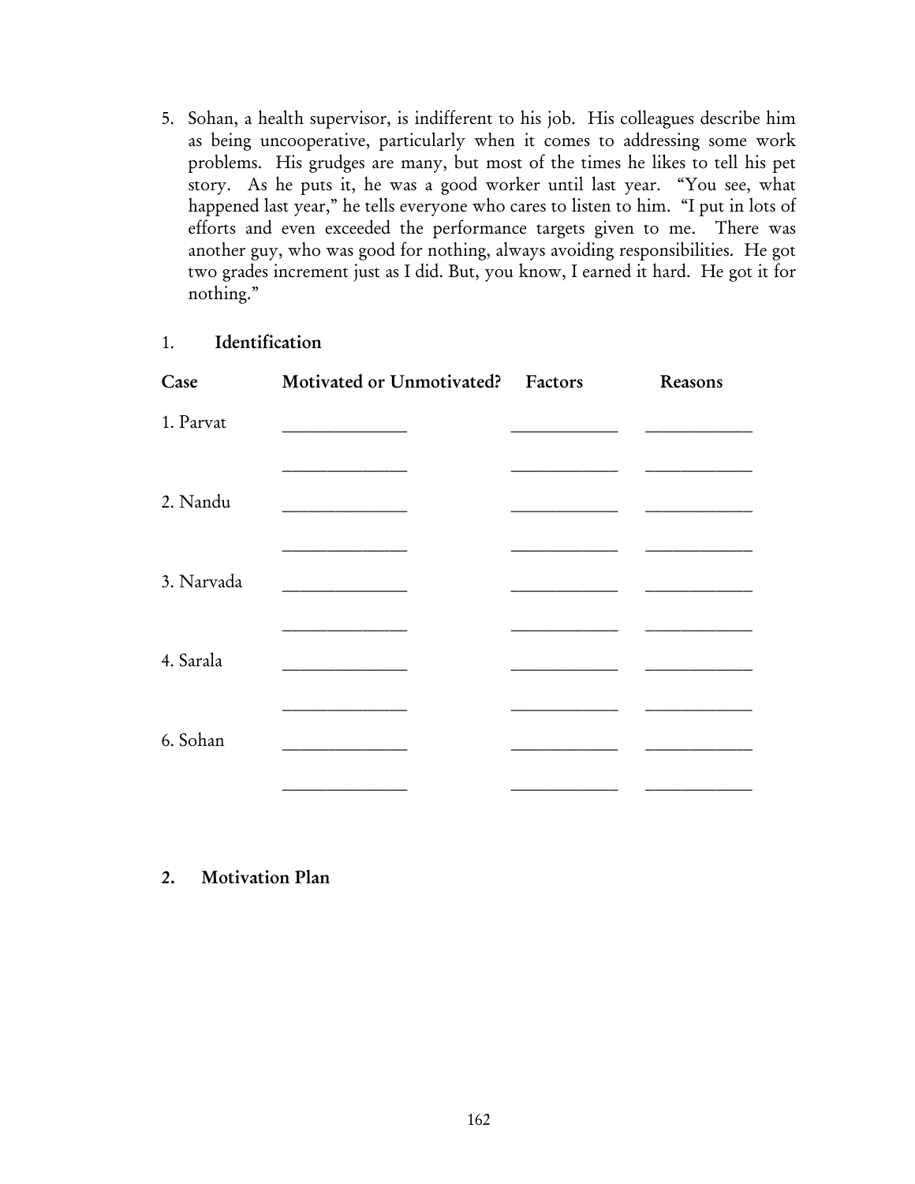5. Sohan, a health supervisor, is indifferent to his job. His colleagues describe him as being uncooperative, particularly when it comes to addressing some work problems. His grudges are many, but most of the times he likes to tell his pet story. As he puts it, he was a good worker until last year. "You see, what happened last year," he tells everyone who cares to listen to him. "I put in lots of efforts and even exceeded the performance targets given to me. There was another guy, who was good for nothing, always avoiding responsibilities. He got two grades increment just as I did. But, you know, I earned it hard. He got it for nothing."

1. **Identification**

| Case | Motivated or Unmotivated? | Factors | Reasons |
|---|---|---|---|
| 1. Parvat | ______________ | ____________ | ____________ |
| | ______________ | ____________ | ____________ |
| 2. Nandu | ______________ | ____________ | ____________ |
| | ______________ | ____________ | ____________ |
| 3. Narvada | ______________ | ____________ | ____________ |
| | ______________ | ____________ | ____________ |
| 4. Sarala | ______________ | ____________ | ____________ |
| | ______________ | ____________ | ____________ |
| 6. Sohan | ______________ | ____________ | ____________ |
| | ______________ | ____________ | ____________ |

2. **Motivation Plan**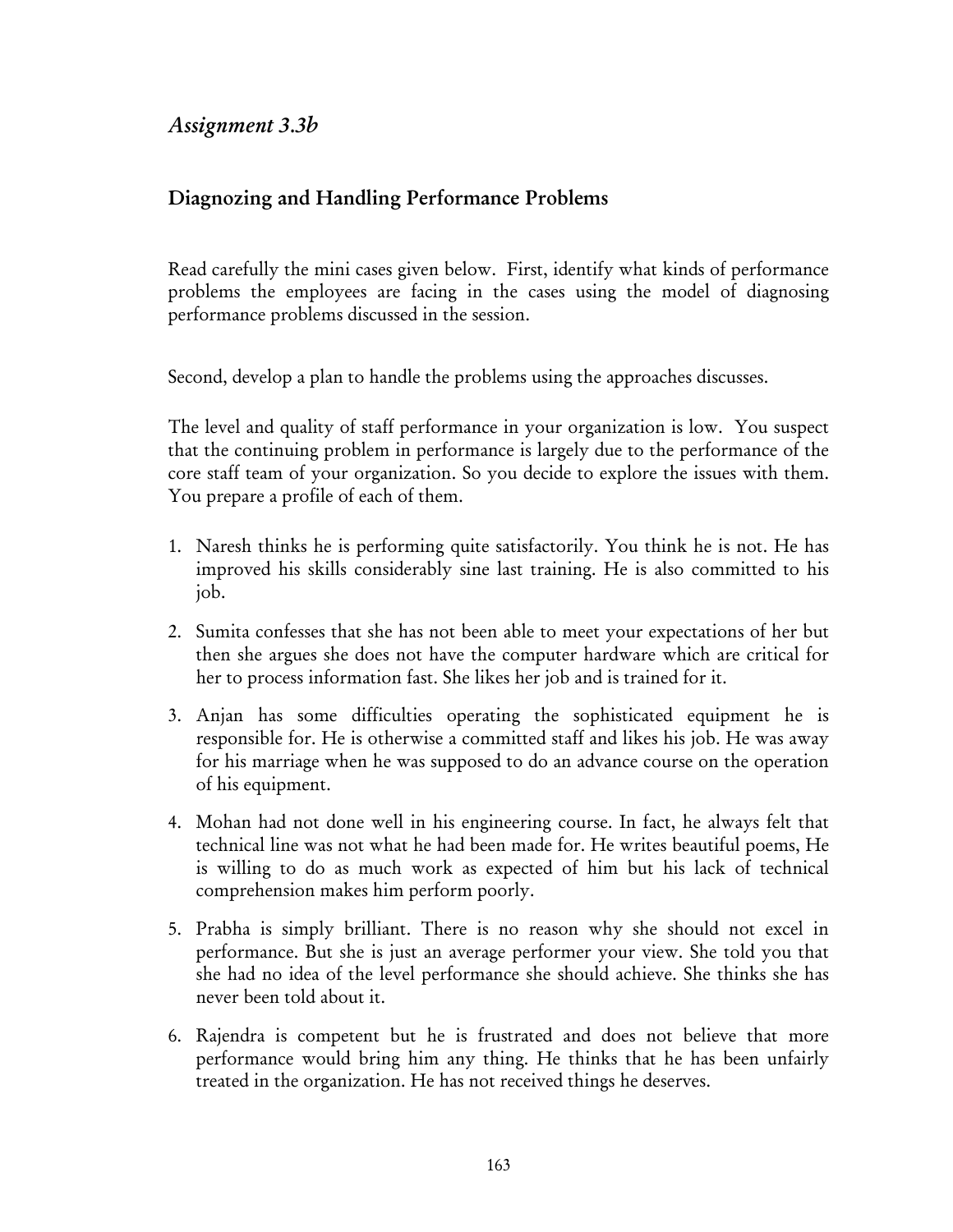## *Assignment 3.3b*

### Diagnozing and Handling Performance Problems

Read carefully the mini cases given below. First, identify what kinds of performance problems the employees are facing in the cases using the model of diagnosing performance problems discussed in the session.

Second, develop a plan to handle the problems using the approaches discusses.

The level and quality of staff performance in your organization is low. You suspect that the continuing problem in performance is largely due to the performance of the core staff team of your organization. So you decide to explore the issues with them. You prepare a profile of each of them.

1. Naresh thinks he is performing quite satisfactorily. You think he is not. He has improved his skills considerably sine last training. He is also committed to his job.
2. Sumita confesses that she has not been able to meet your expectations of her but then she argues she does not have the computer hardware which are critical for her to process information fast. She likes her job and is trained for it.
3. Anjan has some difficulties operating the sophisticated equipment he is responsible for. He is otherwise a committed staff and likes his job. He was away for his marriage when he was supposed to do an advance course on the operation of his equipment.
4. Mohan had not done well in his engineering course. In fact, he always felt that technical line was not what he had been made for. He writes beautiful poems, He is willing to do as much work as expected of him but his lack of technical comprehension makes him perform poorly.
5. Prabha is simply brilliant. There is no reason why she should not excel in performance. But she is just an average performer your view. She told you that she had no idea of the level performance she should achieve. She thinks she has never been told about it.
6. Rajendra is competent but he is frustrated and does not believe that more performance would bring him any thing. He thinks that he has been unfairly treated in the organization. He has not received things he deserves.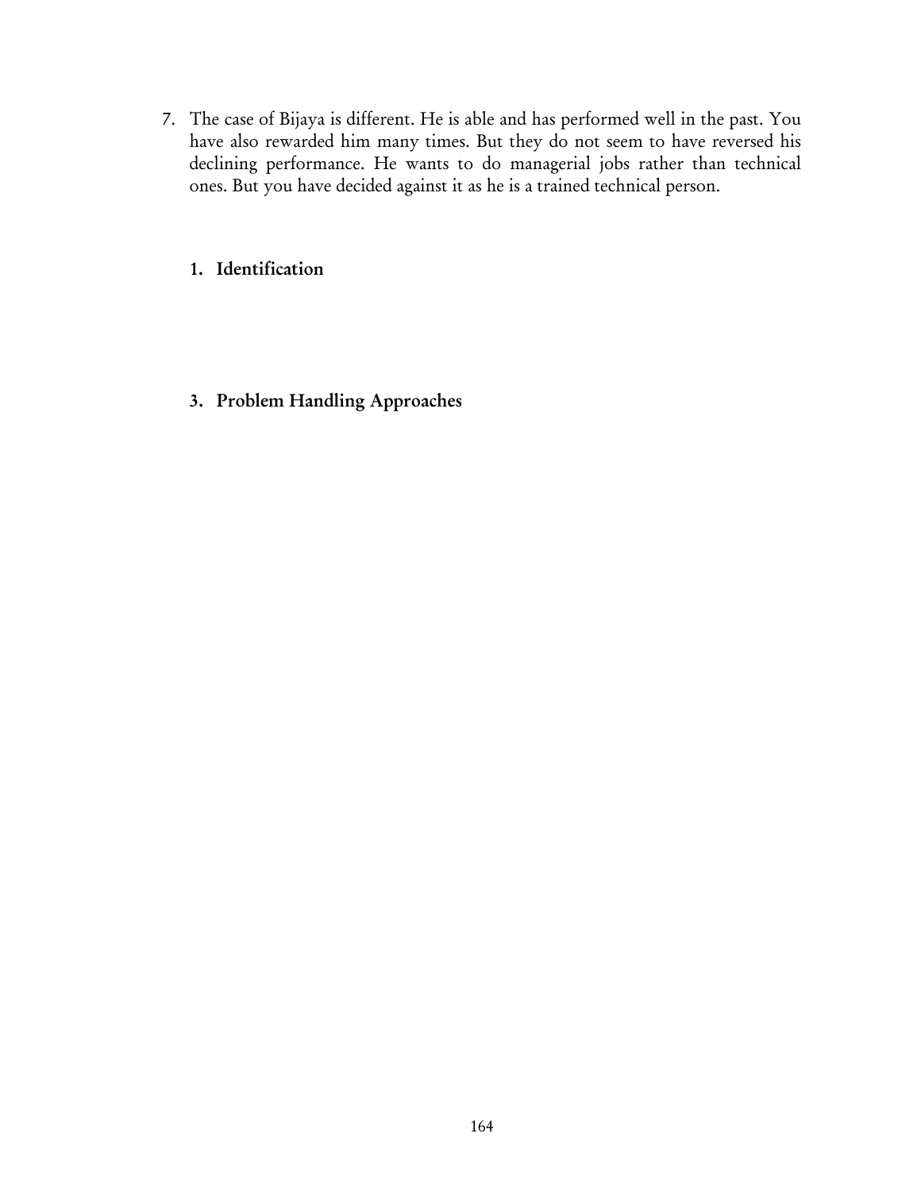7. The case of Bijaya is different. He is able and has performed well in the past. You have also rewarded him many times. But they do not seem to have reversed his declining performance. He wants to do managerial jobs rather than technical ones. But you have decided against it as he is a trained technical person.

   1. **Identification**

   3. **Problem Handling Approaches**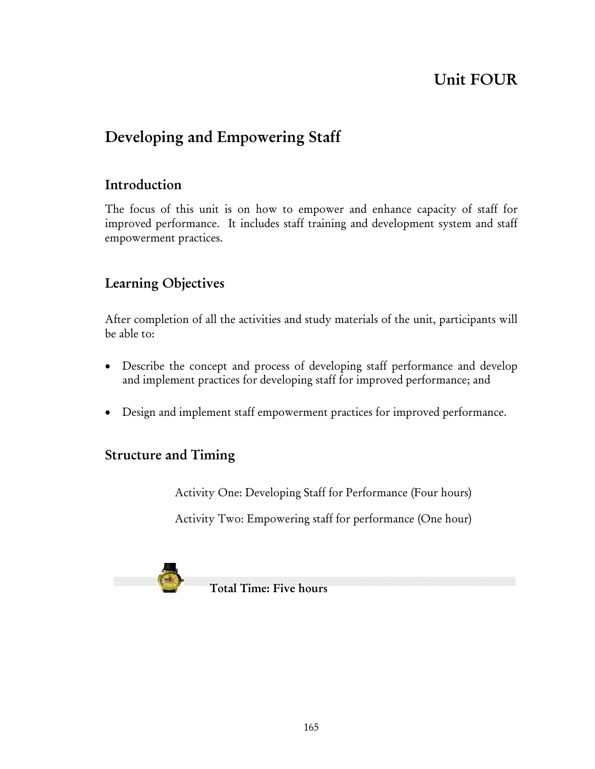# Unit FOUR

## Developing and Empowering Staff

### Introduction

The focus of this unit is on how to empower and enhance capacity of staff for improved performance. It includes staff training and development system and staff empowerment practices.

### Learning Objectives

After completion of all the activities and study materials of the unit, participants will be able to:

- Describe the concept and process of developing staff performance and develop and implement practices for developing staff for improved performance; and
- Design and implement staff empowerment practices for improved performance.

### Structure and Timing

Activity One: Developing Staff for Performance (Four hours)

Activity Two: Empowering staff for performance (One hour)

**Total Time: Five hours**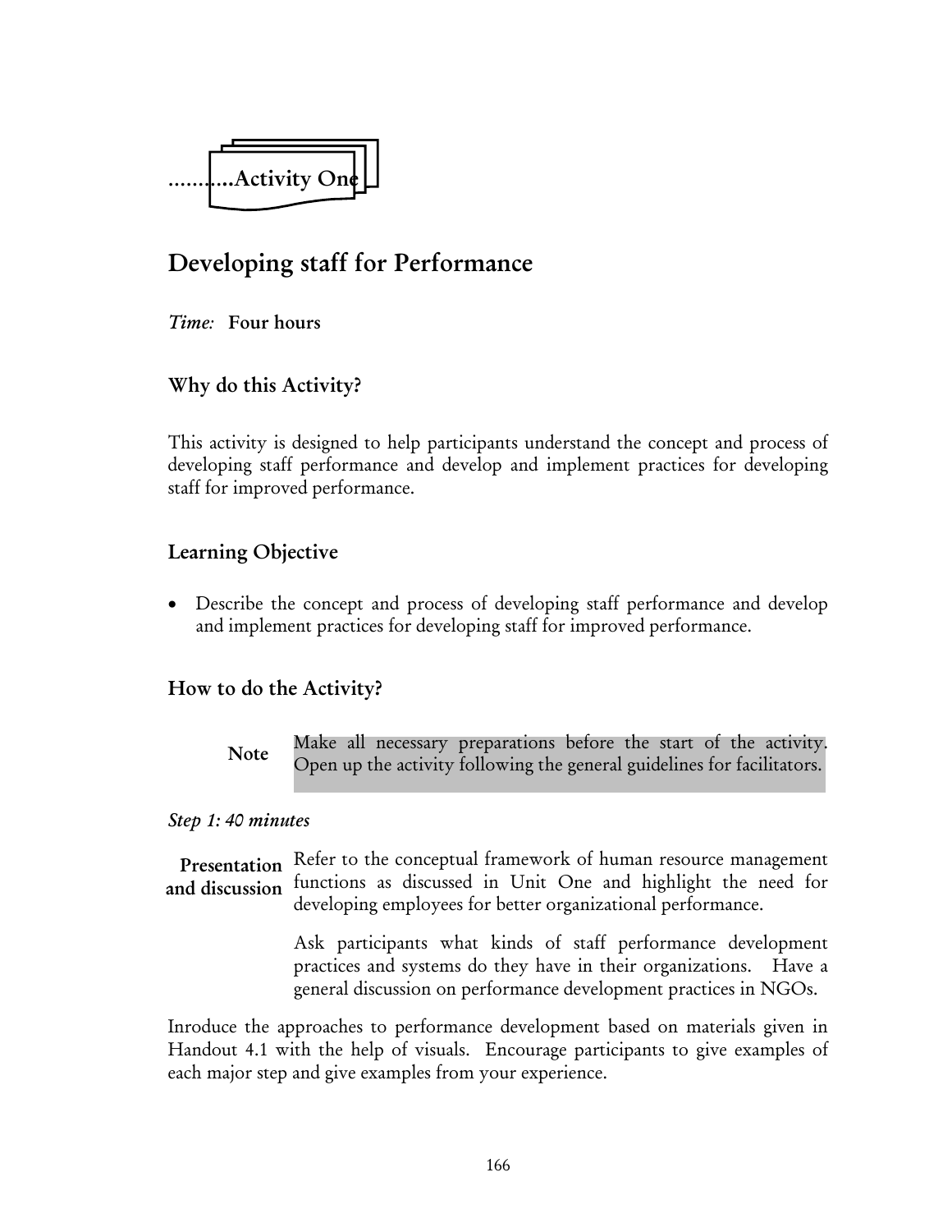...........Activity One

# Developing staff for Performance

*Time:* **Four hours**

## Why do this Activity?

This activity is designed to help participants understand the concept and process of developing staff performance and develop and implement practices for developing staff for improved performance.

## Learning Objective

- Describe the concept and process of developing staff performance and develop and implement practices for developing staff for improved performance.

## How to do the Activity?

**Note** Make all necessary preparations before the start of the activity. Open up the activity following the general guidelines for facilitators.

*Step 1: 40 minutes*

**Presentation and discussion** Refer to the conceptual framework of human resource management functions as discussed in Unit One and highlight the need for developing employees for better organizational performance.

Ask participants what kinds of staff performance development practices and systems do they have in their organizations. Have a general discussion on performance development practices in NGOs.

Inroduce the approaches to performance development based on materials given in Handout 4.1 with the help of visuals. Encourage participants to give examples of each major step and give examples from your experience.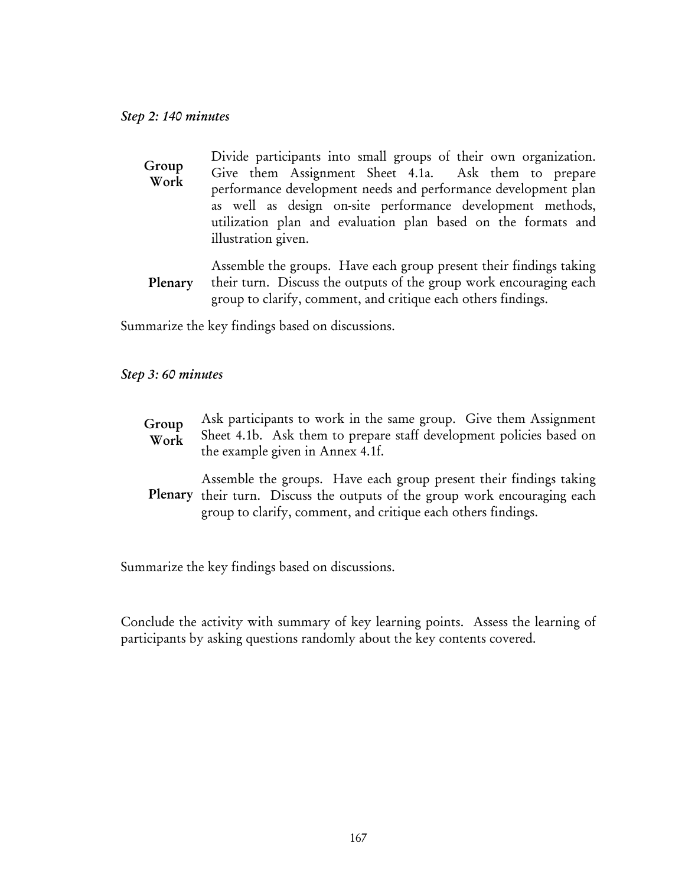*Step 2: 140 minutes*

**Group Work** Divide participants into small groups of their own organization. Give them Assignment Sheet 4.1a. Ask them to prepare performance development needs and performance development plan as well as design on-site performance development methods, utilization plan and evaluation plan based on the formats and illustration given.

**Plenary** Assemble the groups. Have each group present their findings taking their turn. Discuss the outputs of the group work encouraging each group to clarify, comment, and critique each others findings.

Summarize the key findings based on discussions.

*Step 3: 60 minutes*

**Group Work** Ask participants to work in the same group. Give them Assignment Sheet 4.1b. Ask them to prepare staff development policies based on the example given in Annex 4.1f.

**Plenary** Assemble the groups. Have each group present their findings taking their turn. Discuss the outputs of the group work encouraging each group to clarify, comment, and critique each others findings.

Summarize the key findings based on discussions.

Conclude the activity with summary of key learning points. Assess the learning of participants by asking questions randomly about the key contents covered.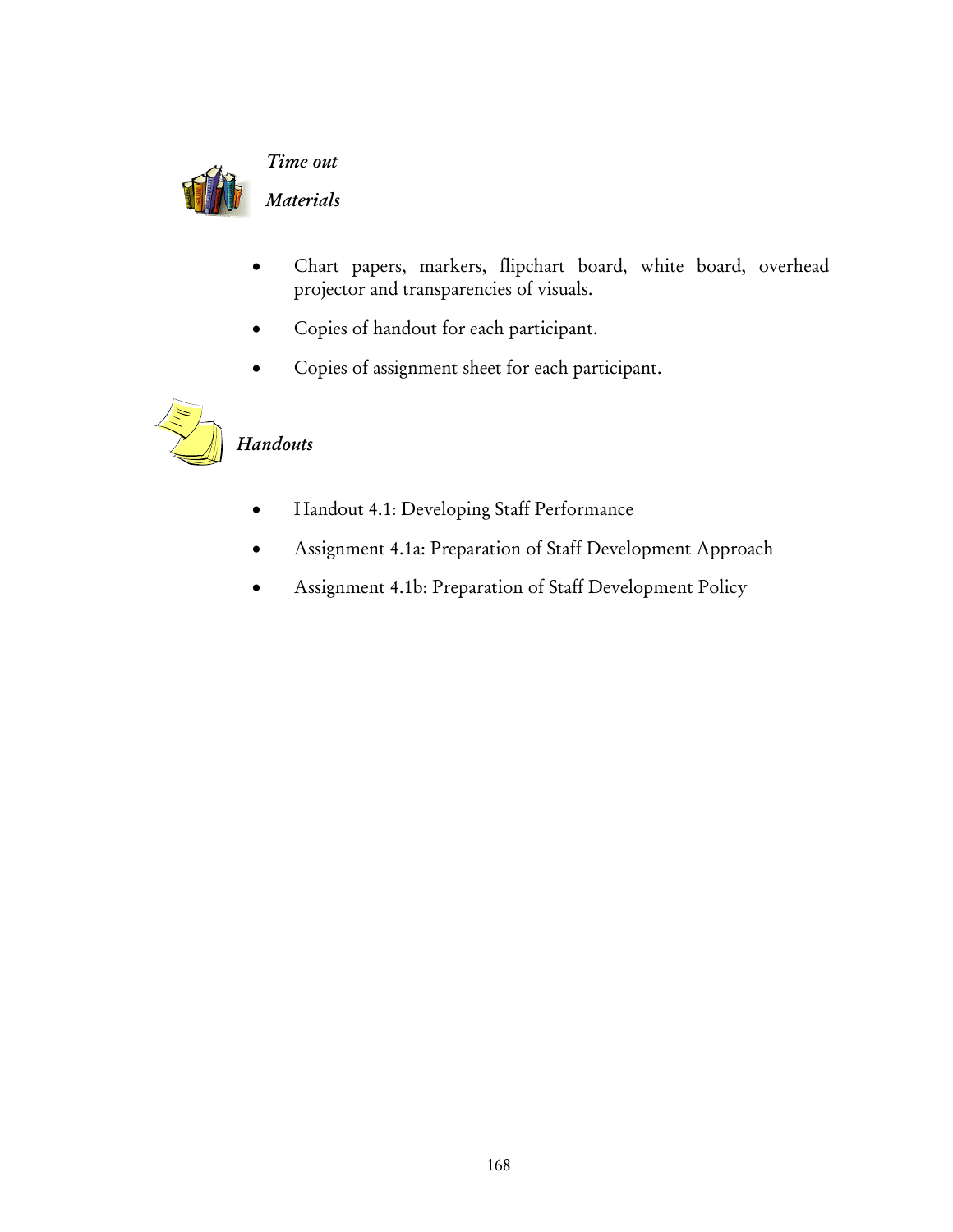*Time out*

*Materials*

- Chart papers, markers, flipchart board, white board, overhead projector and transparencies of visuals.
- Copies of handout for each participant.
- Copies of assignment sheet for each participant.

*Handouts*

- Handout 4.1: Developing Staff Performance
- Assignment 4.1a: Preparation of Staff Development Approach
- Assignment 4.1b: Preparation of Staff Development Policy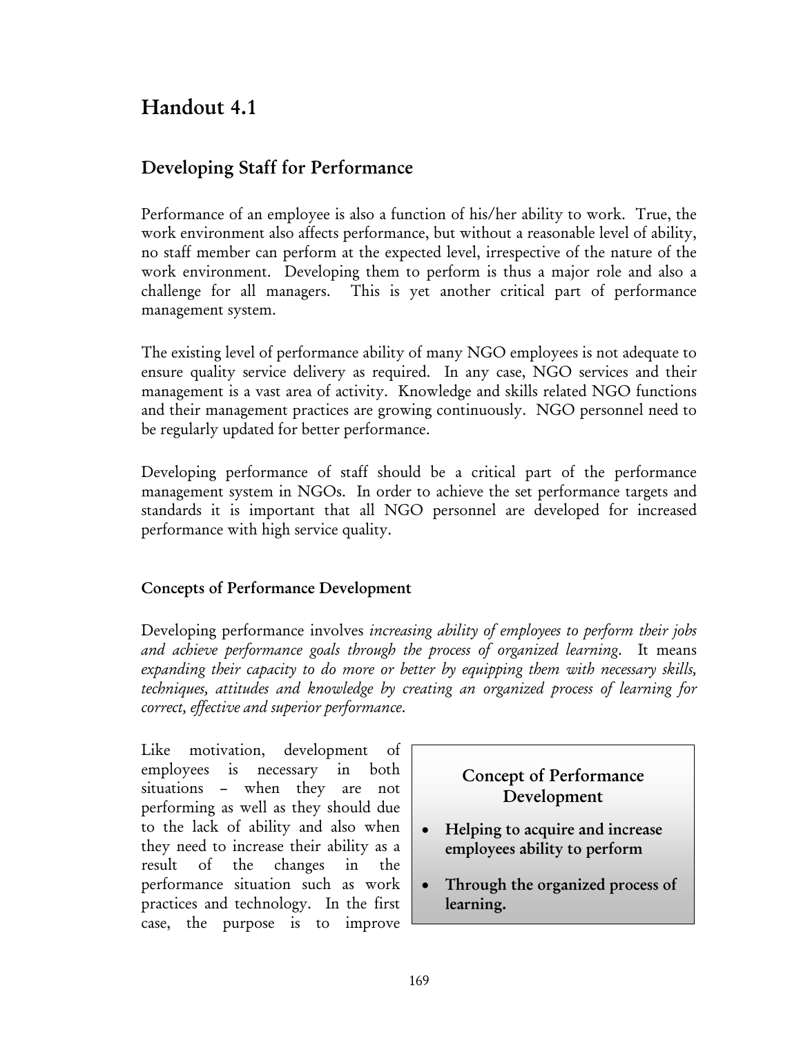# Handout 4.1

## Developing Staff for Performance

Performance of an employee is also a function of his/her ability to work. True, the work environment also affects performance, but without a reasonable level of ability, no staff member can perform at the expected level, irrespective of the nature of the work environment. Developing them to perform is thus a major role and also a challenge for all managers. This is yet another critical part of performance management system.

The existing level of performance ability of many NGO employees is not adequate to ensure quality service delivery as required. In any case, NGO services and their management is a vast area of activity. Knowledge and skills related NGO functions and their management practices are growing continuously. NGO personnel need to be regularly updated for better performance.

Developing performance of staff should be a critical part of the performance management system in NGOs. In order to achieve the set performance targets and standards it is important that all NGO personnel are developed for increased performance with high service quality.

### Concepts of Performance Development

Developing performance involves *increasing ability of employees to perform their jobs and achieve performance goals through the process of organized learning*. It means *expanding their capacity to do more or better by equipping them with necessary skills, techniques, attitudes and knowledge by creating an organized process of learning for correct, effective and superior performance*.

> **Concept of Performance Development**
>
> - **Helping to acquire and increase employees ability to perform**
> - **Through the organized process of learning.**

Like motivation, development of employees is necessary in both situations – when they are not performing as well as they should due to the lack of ability and also when they need to increase their ability as a result of the changes in the performance situation such as work practices and technology. In the first case, the purpose is to improve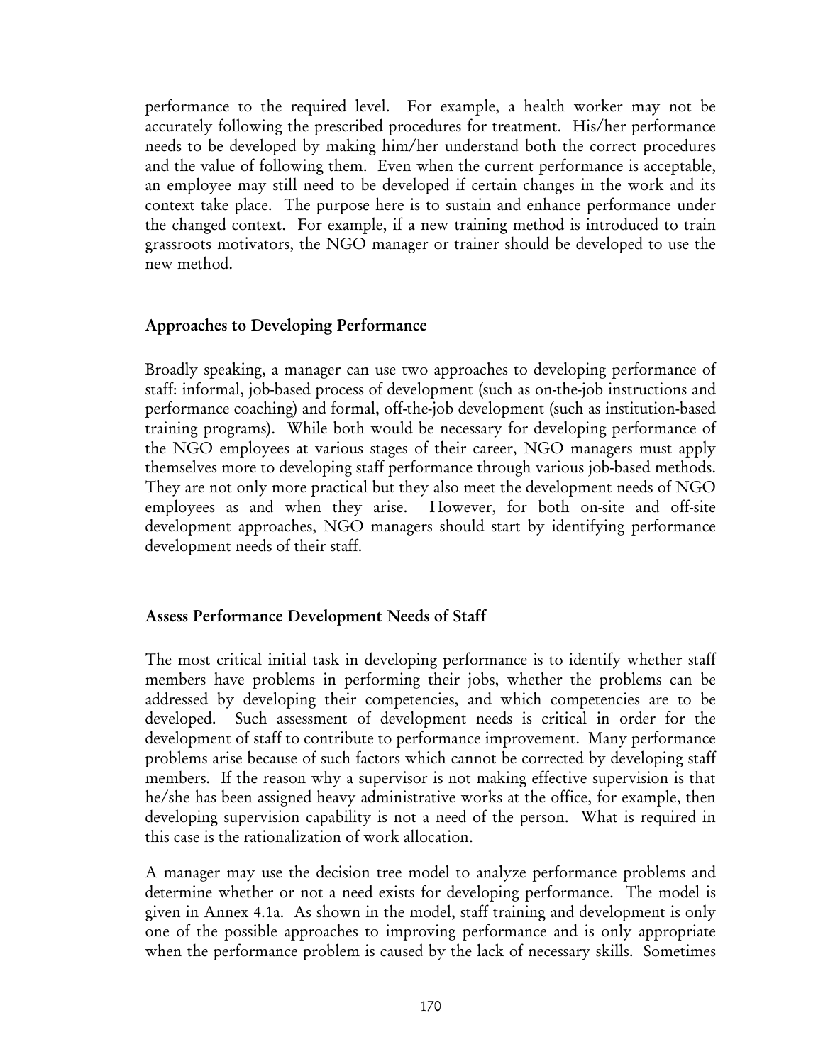performance to the required level. For example, a health worker may not be accurately following the prescribed procedures for treatment. His/her performance needs to be developed by making him/her understand both the correct procedures and the value of following them. Even when the current performance is acceptable, an employee may still need to be developed if certain changes in the work and its context take place. The purpose here is to sustain and enhance performance under the changed context. For example, if a new training method is introduced to train grassroots motivators, the NGO manager or trainer should be developed to use the new method.

### Approaches to Developing Performance

Broadly speaking, a manager can use two approaches to developing performance of staff: informal, job-based process of development (such as on-the-job instructions and performance coaching) and formal, off-the-job development (such as institution-based training programs). While both would be necessary for developing performance of the NGO employees at various stages of their career, NGO managers must apply themselves more to developing staff performance through various job-based methods. They are not only more practical but they also meet the development needs of NGO employees as and when they arise. However, for both on-site and off-site development approaches, NGO managers should start by identifying performance development needs of their staff.

### Assess Performance Development Needs of Staff

The most critical initial task in developing performance is to identify whether staff members have problems in performing their jobs, whether the problems can be addressed by developing their competencies, and which competencies are to be developed. Such assessment of development needs is critical in order for the development of staff to contribute to performance improvement. Many performance problems arise because of such factors which cannot be corrected by developing staff members. If the reason why a supervisor is not making effective supervision is that he/she has been assigned heavy administrative works at the office, for example, then developing supervision capability is not a need of the person. What is required in this case is the rationalization of work allocation.

A manager may use the decision tree model to analyze performance problems and determine whether or not a need exists for developing performance. The model is given in Annex 4.1a. As shown in the model, staff training and development is only one of the possible approaches to improving performance and is only appropriate when the performance problem is caused by the lack of necessary skills. Sometimes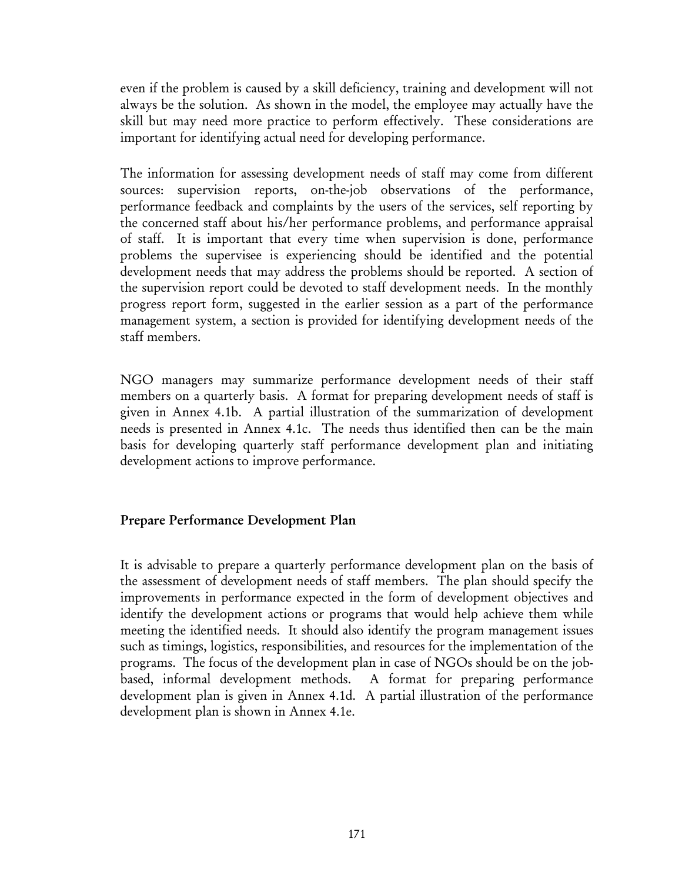even if the problem is caused by a skill deficiency, training and development will not always be the solution. As shown in the model, the employee may actually have the skill but may need more practice to perform effectively. These considerations are important for identifying actual need for developing performance.

The information for assessing development needs of staff may come from different sources: supervision reports, on-the-job observations of the performance, performance feedback and complaints by the users of the services, self reporting by the concerned staff about his/her performance problems, and performance appraisal of staff. It is important that every time when supervision is done, performance problems the supervisee is experiencing should be identified and the potential development needs that may address the problems should be reported. A section of the supervision report could be devoted to staff development needs. In the monthly progress report form, suggested in the earlier session as a part of the performance management system, a section is provided for identifying development needs of the staff members.

NGO managers may summarize performance development needs of their staff members on a quarterly basis. A format for preparing development needs of staff is given in Annex 4.1b. A partial illustration of the summarization of development needs is presented in Annex 4.1c. The needs thus identified then can be the main basis for developing quarterly staff performance development plan and initiating development actions to improve performance.

## Prepare Performance Development Plan

It is advisable to prepare a quarterly performance development plan on the basis of the assessment of development needs of staff members. The plan should specify the improvements in performance expected in the form of development objectives and identify the development actions or programs that would help achieve them while meeting the identified needs. It should also identify the program management issues such as timings, logistics, responsibilities, and resources for the implementation of the programs. The focus of the development plan in case of NGOs should be on the job-based, informal development methods. A format for preparing performance development plan is given in Annex 4.1d. A partial illustration of the performance development plan is shown in Annex 4.1e.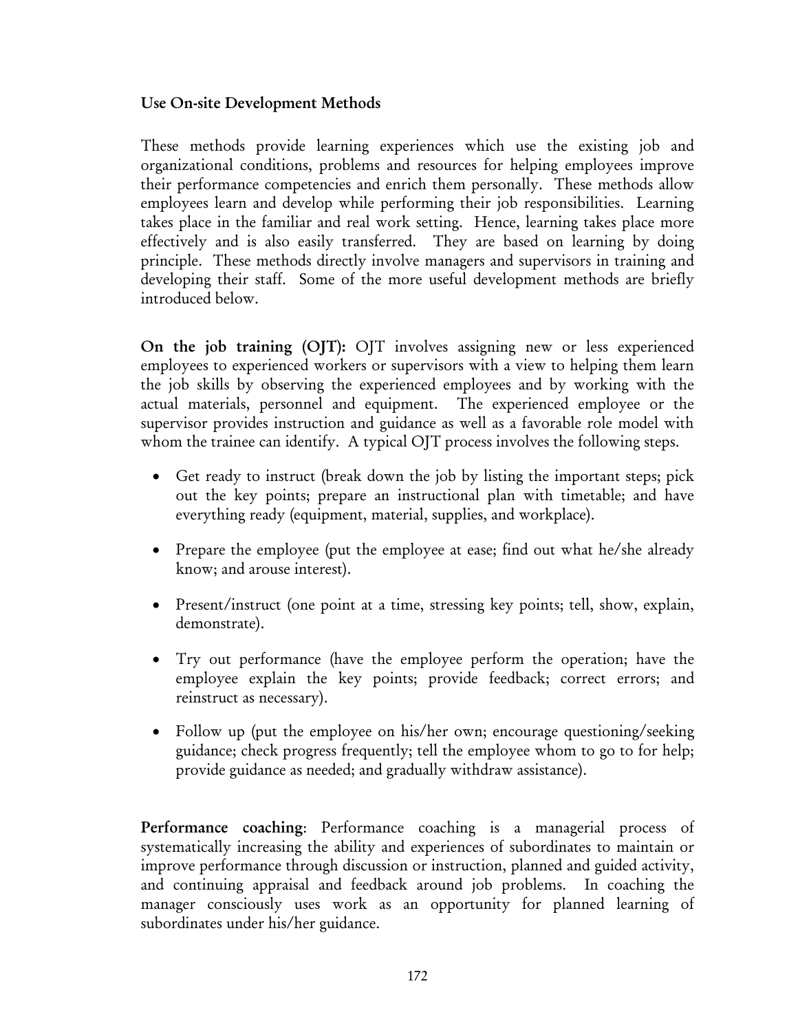### Use On-site Development Methods

These methods provide learning experiences which use the existing job and organizational conditions, problems and resources for helping employees improve their performance competencies and enrich them personally. These methods allow employees learn and develop while performing their job responsibilities. Learning takes place in the familiar and real work setting. Hence, learning takes place more effectively and is also easily transferred. They are based on learning by doing principle. These methods directly involve managers and supervisors in training and developing their staff. Some of the more useful development methods are briefly introduced below.

**On the job training (OJT):** OJT involves assigning new or less experienced employees to experienced workers or supervisors with a view to helping them learn the job skills by observing the experienced employees and by working with the actual materials, personnel and equipment. The experienced employee or the supervisor provides instruction and guidance as well as a favorable role model with whom the trainee can identify. A typical OJT process involves the following steps.

- Get ready to instruct (break down the job by listing the important steps; pick out the key points; prepare an instructional plan with timetable; and have everything ready (equipment, material, supplies, and workplace).
- Prepare the employee (put the employee at ease; find out what he/she already know; and arouse interest).
- Present/instruct (one point at a time, stressing key points; tell, show, explain, demonstrate).
- Try out performance (have the employee perform the operation; have the employee explain the key points; provide feedback; correct errors; and reinstruct as necessary).
- Follow up (put the employee on his/her own; encourage questioning/seeking guidance; check progress frequently; tell the employee whom to go to for help; provide guidance as needed; and gradually withdraw assistance).

**Performance coaching**: Performance coaching is a managerial process of systematically increasing the ability and experiences of subordinates to maintain or improve performance through discussion or instruction, planned and guided activity, and continuing appraisal and feedback around job problems. In coaching the manager consciously uses work as an opportunity for planned learning of subordinates under his/her guidance.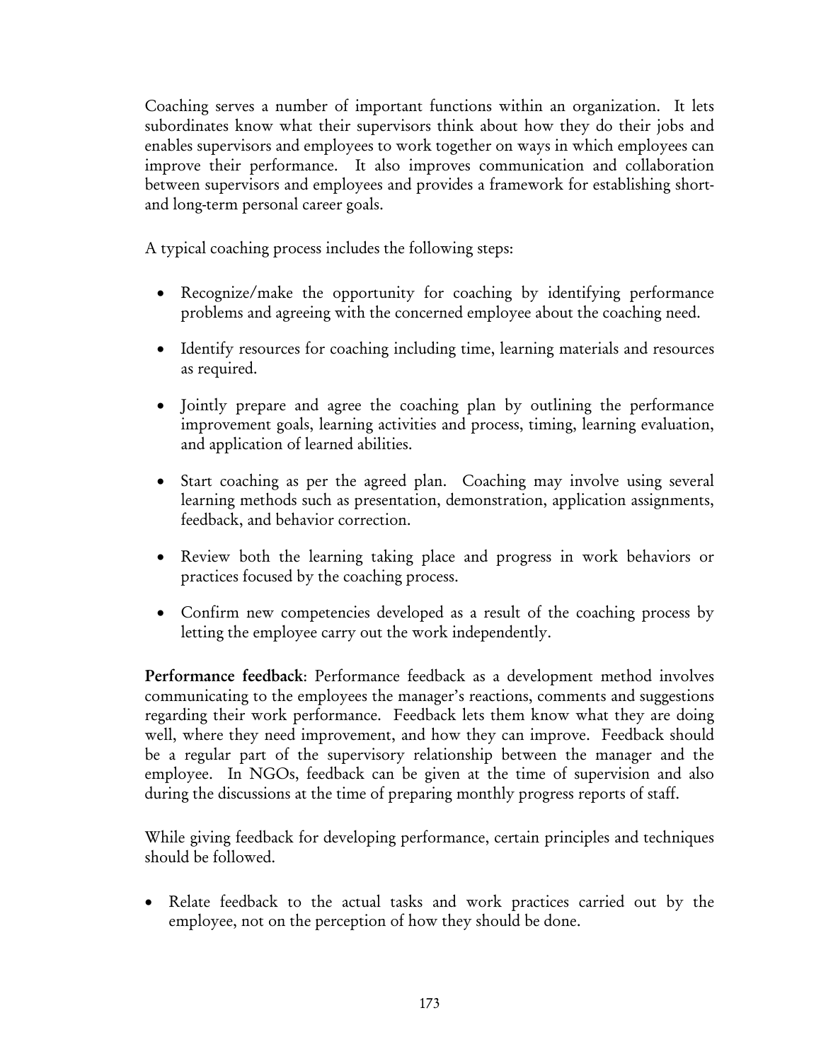Coaching serves a number of important functions within an organization. It lets subordinates know what their supervisors think about how they do their jobs and enables supervisors and employees to work together on ways in which employees can improve their performance. It also improves communication and collaboration between supervisors and employees and provides a framework for establishing short- and long-term personal career goals.

A typical coaching process includes the following steps:

- Recognize/make the opportunity for coaching by identifying performance problems and agreeing with the concerned employee about the coaching need.
- Identify resources for coaching including time, learning materials and resources as required.
- Jointly prepare and agree the coaching plan by outlining the performance improvement goals, learning activities and process, timing, learning evaluation, and application of learned abilities.
- Start coaching as per the agreed plan. Coaching may involve using several learning methods such as presentation, demonstration, application assignments, feedback, and behavior correction.
- Review both the learning taking place and progress in work behaviors or practices focused by the coaching process.
- Confirm new competencies developed as a result of the coaching process by letting the employee carry out the work independently.

**Performance feedback**: Performance feedback as a development method involves communicating to the employees the manager's reactions, comments and suggestions regarding their work performance. Feedback lets them know what they are doing well, where they need improvement, and how they can improve. Feedback should be a regular part of the supervisory relationship between the manager and the employee. In NGOs, feedback can be given at the time of supervision and also during the discussions at the time of preparing monthly progress reports of staff.

While giving feedback for developing performance, certain principles and techniques should be followed.

- Relate feedback to the actual tasks and work practices carried out by the employee, not on the perception of how they should be done.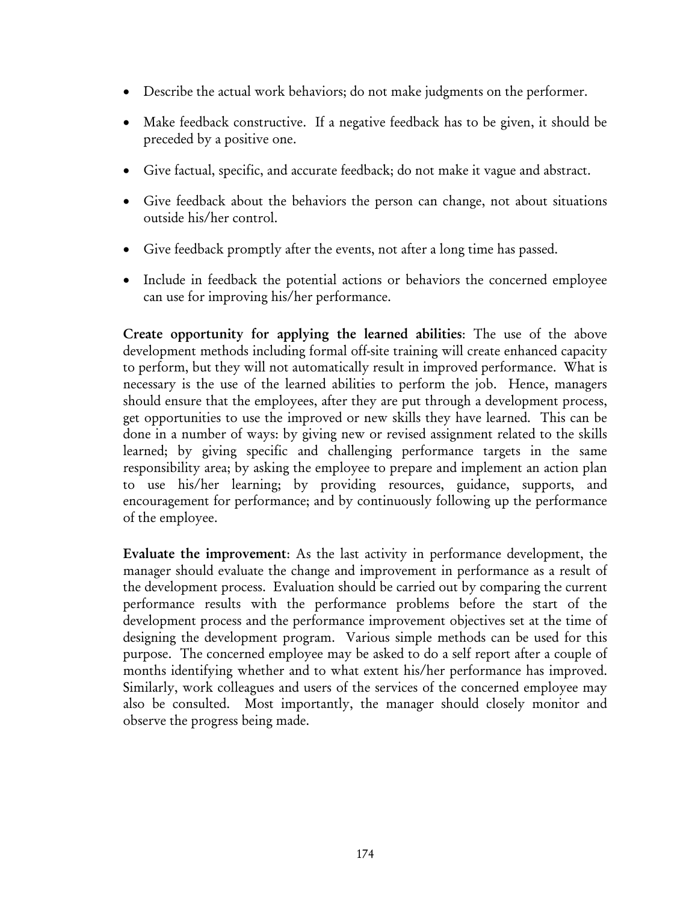- Describe the actual work behaviors; do not make judgments on the performer.
- Make feedback constructive. If a negative feedback has to be given, it should be preceded by a positive one.
- Give factual, specific, and accurate feedback; do not make it vague and abstract.
- Give feedback about the behaviors the person can change, not about situations outside his/her control.
- Give feedback promptly after the events, not after a long time has passed.
- Include in feedback the potential actions or behaviors the concerned employee can use for improving his/her performance.

**Create opportunity for applying the learned abilities**: The use of the above development methods including formal off-site training will create enhanced capacity to perform, but they will not automatically result in improved performance. What is necessary is the use of the learned abilities to perform the job. Hence, managers should ensure that the employees, after they are put through a development process, get opportunities to use the improved or new skills they have learned. This can be done in a number of ways: by giving new or revised assignment related to the skills learned; by giving specific and challenging performance targets in the same responsibility area; by asking the employee to prepare and implement an action plan to use his/her learning; by providing resources, guidance, supports, and encouragement for performance; and by continuously following up the performance of the employee.

**Evaluate the improvement**: As the last activity in performance development, the manager should evaluate the change and improvement in performance as a result of the development process. Evaluation should be carried out by comparing the current performance results with the performance problems before the start of the development process and the performance improvement objectives set at the time of designing the development program. Various simple methods can be used for this purpose. The concerned employee may be asked to do a self report after a couple of months identifying whether and to what extent his/her performance has improved. Similarly, work colleagues and users of the services of the concerned employee may also be consulted. Most importantly, the manager should closely monitor and observe the progress being made.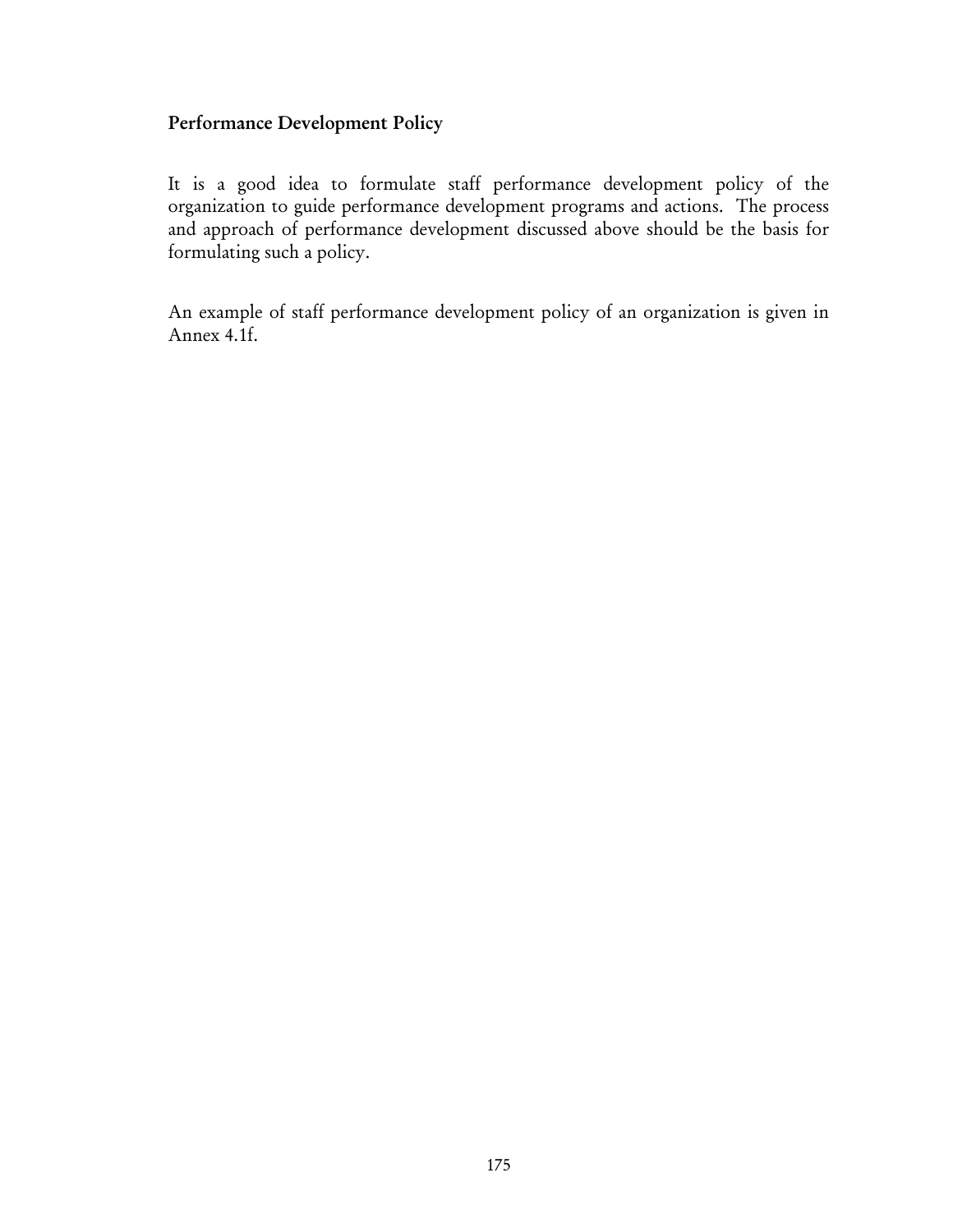**Performance Development Policy**

It is a good idea to formulate staff performance development policy of the organization to guide performance development programs and actions. The process and approach of performance development discussed above should be the basis for formulating such a policy.

An example of staff performance development policy of an organization is given in Annex 4.1f.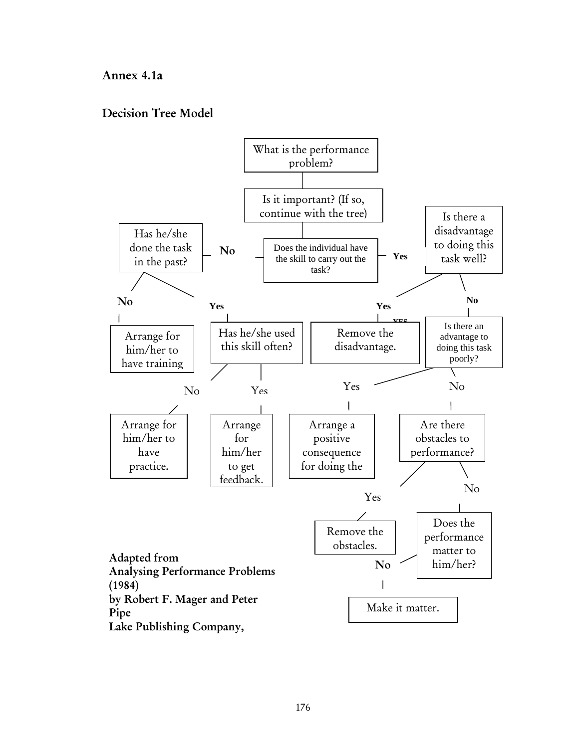## Annex 4.1a

## Decision Tree Model

What is the performance problem?

Is it important? (If so, continue with the tree)

Does the individual have the skill to carry out the task?

- **No** → Has he/she done the task in the past?
  - **No** → Arrange for him/her to have training
  - **Yes** → Has he/she used this skill often?
    - No → Arrange for him/her to have practice.
    - Yes → Arrange for him/her to get feedback.
- **Yes** → Is there a disadvantage to doing this task well?
  - **Yes** → Remove the disadvantage.
  - **No** → Is there an advantage to doing this task poorly?
    - Yes → Arrange a positive consequence for doing the
    - No → Are there obstacles to performance?
      - Yes → Remove the obstacles.
      - No → Does the performance matter to him/her?
        - **No** → Make it matter.

**Adapted from Analysing Performance Problems (1984) by Robert F. Mager and Peter Pipe Lake Publishing Company,**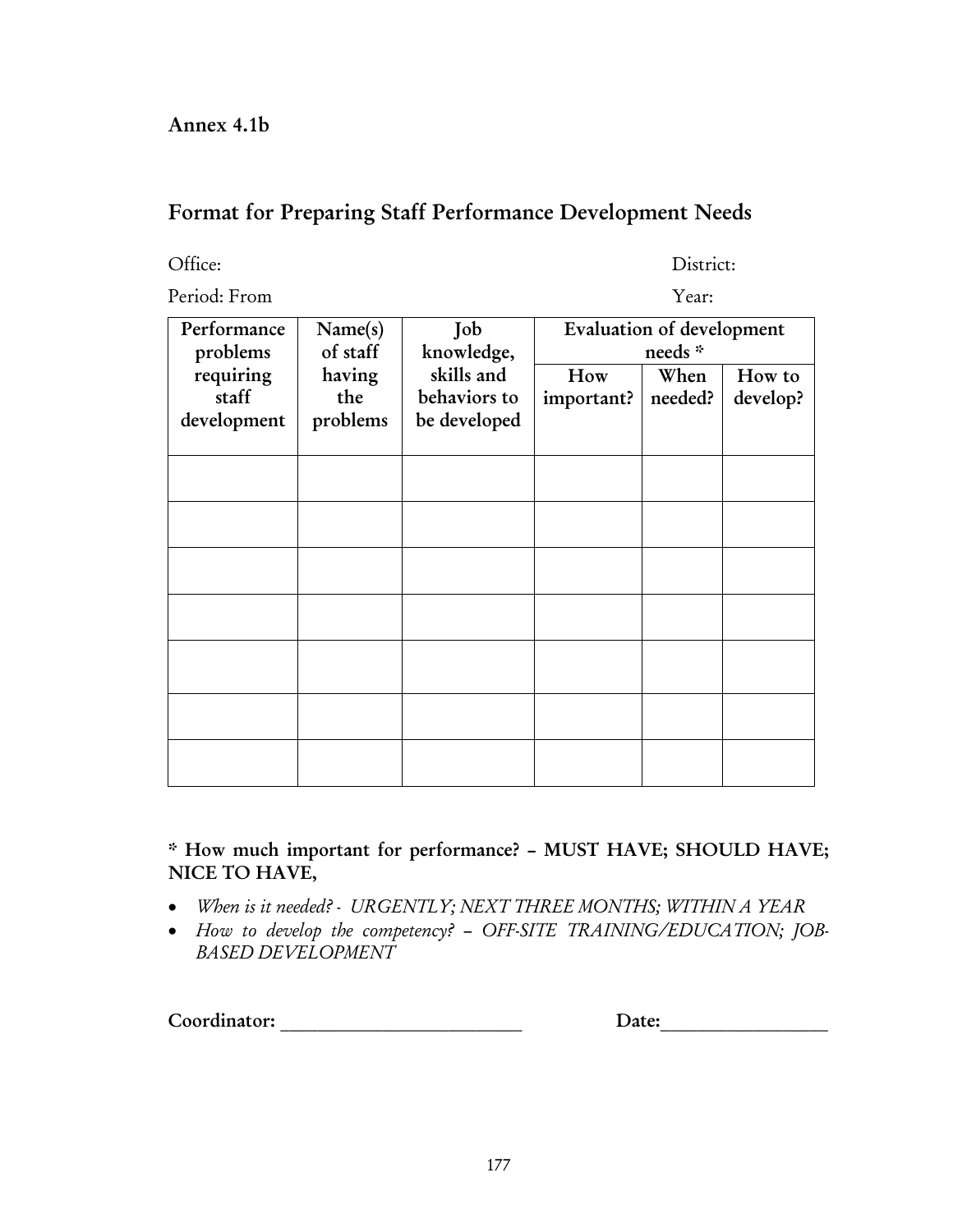Annex 4.1b

## Format for Preparing Staff Performance Development Needs

Office: District:

Period: From Year:

| Performance problems requiring staff development | Name(s) of staff having the problems | Job knowledge, skills and behaviors to be developed | Evaluation of development needs * | | |
|---|---|---|---|---|---|
| | | | How important? | When needed? | How to develop? |
| | | | | | |
| | | | | | |
| | | | | | |
| | | | | | |
| | | | | | |
| | | | | | |
| | | | | | |

**\* How much important for performance? – MUST HAVE; SHOULD HAVE; NICE TO HAVE,**

- *When is it needed? - URGENTLY; NEXT THREE MONTHS; WITHIN A YEAR*
- *How to develop the competency? – OFF-SITE TRAINING/EDUCATION; JOB-BASED DEVELOPMENT*

**Coordinator:** ___________________________ **Date:**__________________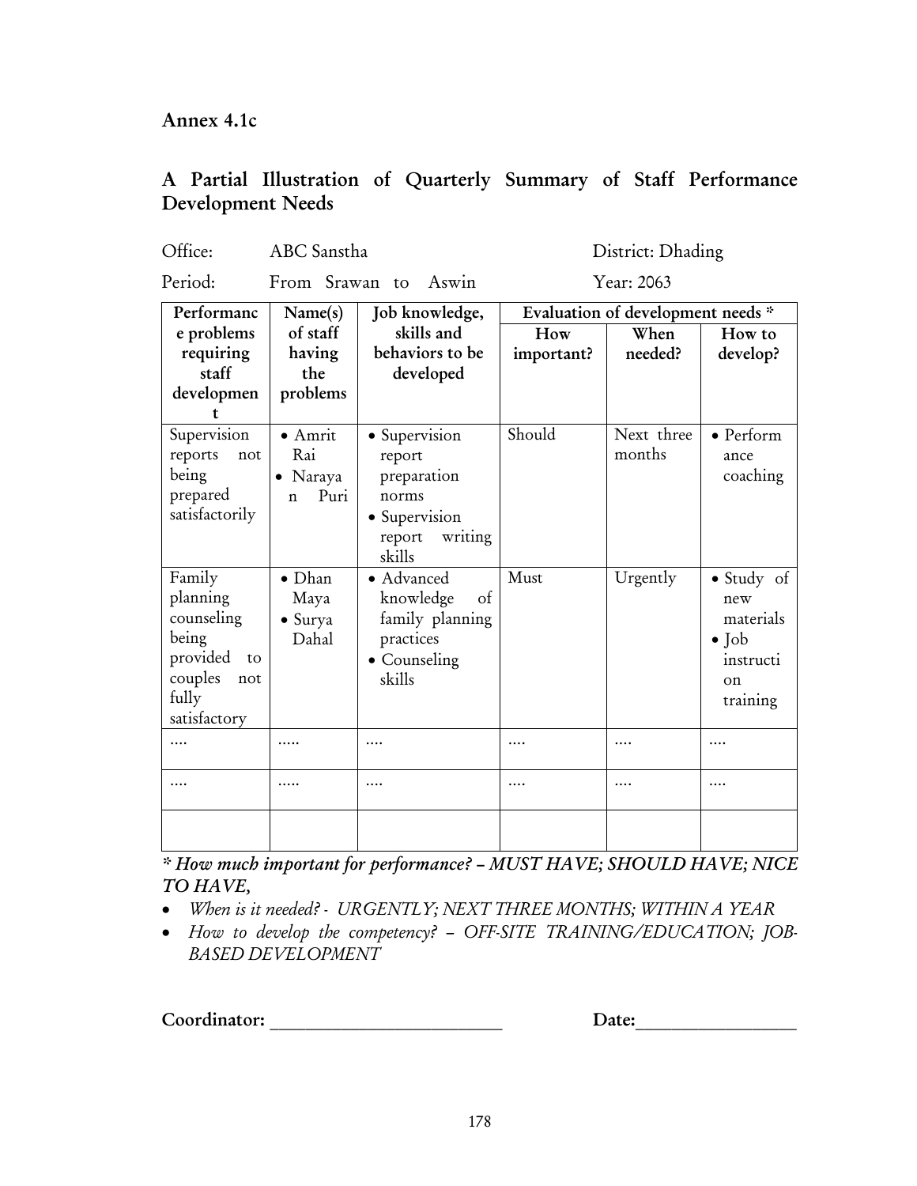**Annex 4.1c**

## A Partial Illustration of Quarterly Summary of Staff Performance Development Needs

Office: ABC Sanstha District: Dhading

Period: From Srawan to Aswin Year: 2063

| Performance problems requiring staff development | Name(s) of staff having the problems | Job knowledge, skills and behaviors to be developed | Evaluation of development needs * | | |
|---|---|---|---|---|---|
| | | | How important? | When needed? | How to develop? |
| Supervision reports not being prepared satisfactorily | • Amrit Rai<br>• Narayan Puri | • Supervision report preparation norms<br>• Supervision report writing skills | Should | Next three months | • Performance coaching |
| Family planning counseling being provided to couples not fully satisfactory | • Dhan Maya<br>• Surya Dahal | • Advanced knowledge of family planning practices<br>• Counseling skills | Must | Urgently | • Study of new materials<br>• Job instruction training |
| …. | ….. | …. | …. | …. | …. |
| …. | ….. | …. | …. | …. | …. |
| | | | | | |

*\* How much important for performance? – MUST HAVE; SHOULD HAVE; NICE TO HAVE,*

- *When is it needed? - URGENTLY; NEXT THREE MONTHS; WITHIN A YEAR*
- *How to develop the competency? – OFF-SITE TRAINING/EDUCATION; JOB-BASED DEVELOPMENT*

**Coordinator:** _________________________ **Date:**_________________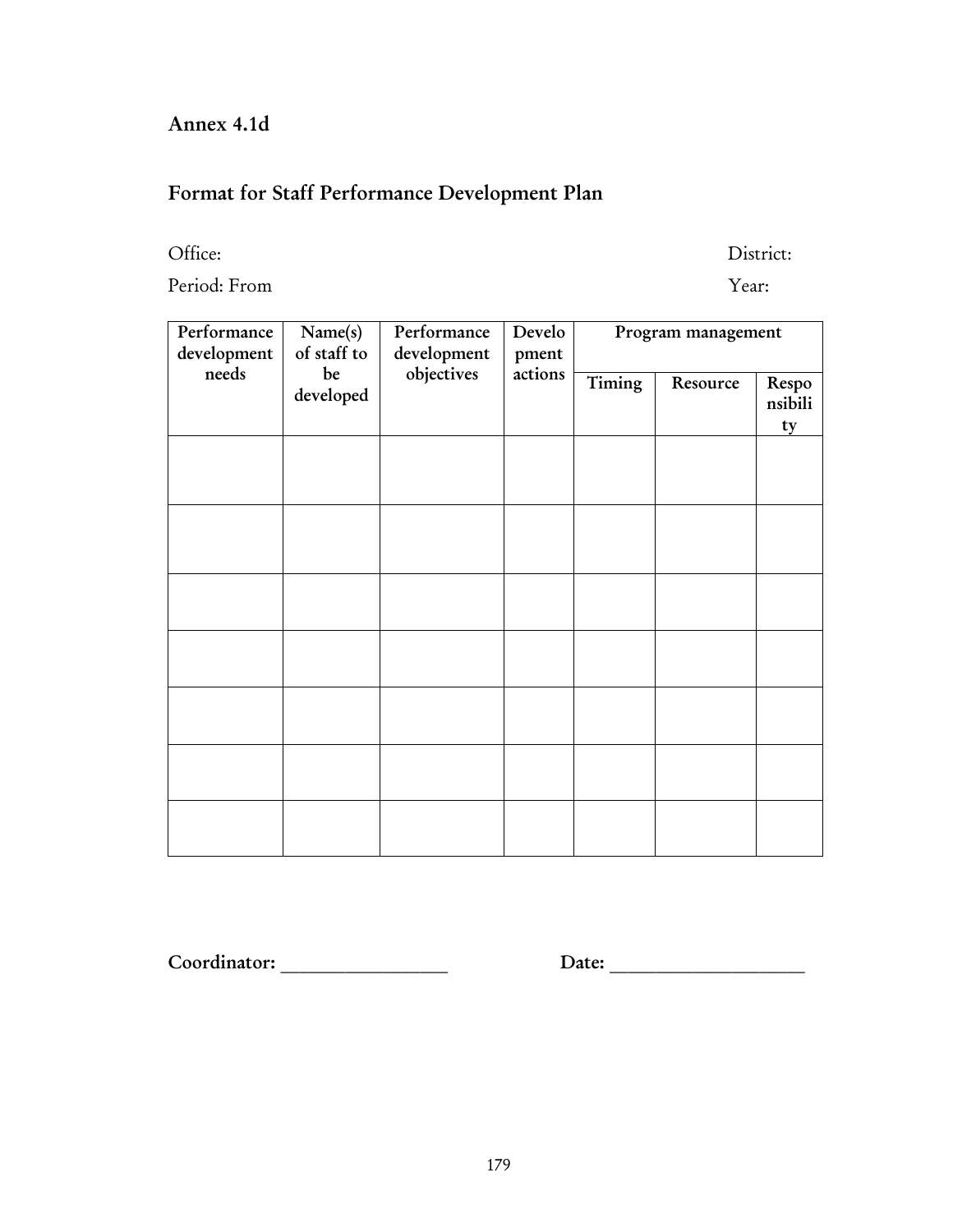## Annex 4.1d

## Format for Staff Performance Development Plan

Office: District:

Period: From Year:

| Performance development needs | Name(s) of staff to be developed | Performance development objectives | Development actions | Program management | | |
|---|---|---|---|---|---|---|
| | | | | Timing | Resource | Responsibility |
| | | | | | | |
| | | | | | | |
| | | | | | | |
| | | | | | | |
| | | | | | | |
| | | | | | | |
| | | | | | | |

**Coordinator:** ________________ **Date:** ___________________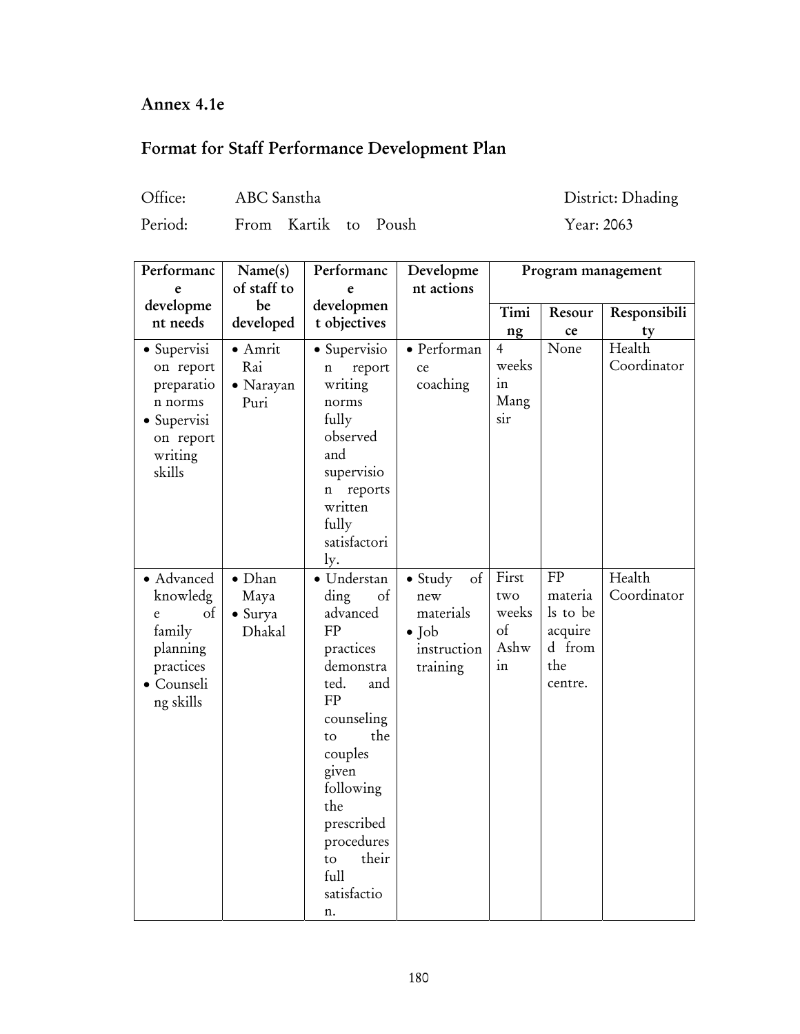## Annex 4.1e

## Format for Staff Performance Development Plan

Office: ABC Sanstha District: Dhading

Period: From Kartik to Poush Year: 2063

| Performance development needs | Name(s) of staff to be developed | Performance development objectives | Development actions | Program management | | |
|---|---|---|---|---|---|---|
| | | | | Timing | Resource | Responsibility |
| • Supervision report preparation norms<br>• Supervision report writing skills | • Amrit Rai<br>• Narayan Puri | • Supervision report writing norms fully observed and supervision reports written fully satisfactorily. | • Performance coaching | 4 weeks in Mangsir | None | Health Coordinator |
| • Advanced knowledge of family planning practices<br>• Counseling skills | • Dhan Maya<br>• Surya Dhakal | • Understanding of advanced FP practices demonstrated. and FP counseling to the couples given following the prescribed procedures to their full satisfaction. | • Study of new materials<br>• Job instruction training | First two weeks of Ashwin | FP materials to be acquired from the centre. | Health Coordinator |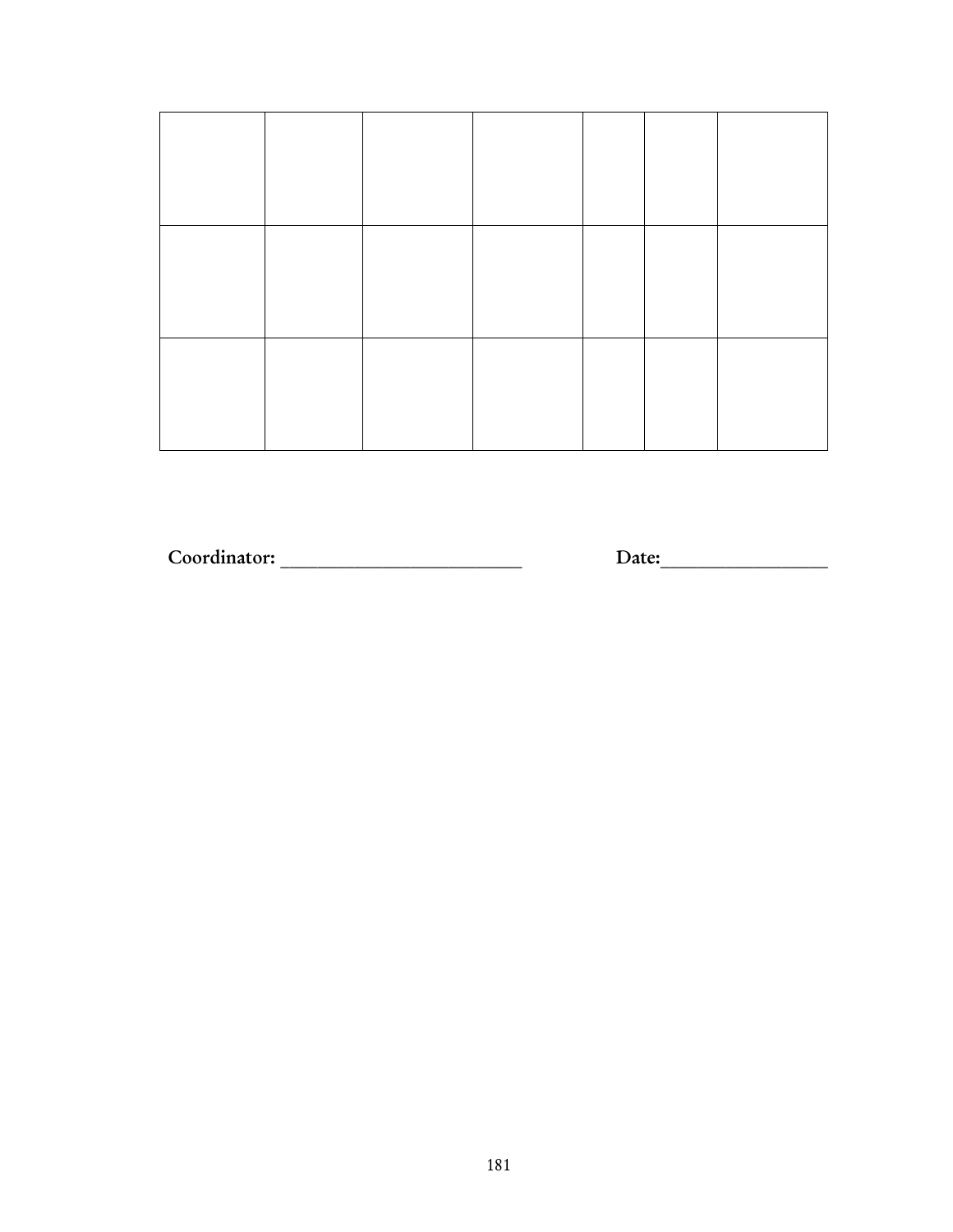| | | | | | | |
|---|---|---|---|---|---|---|
| | | | | | | |
| | | | | | | |
| | | | | | | |

**Coordinator:** ________________________ **Date:**________________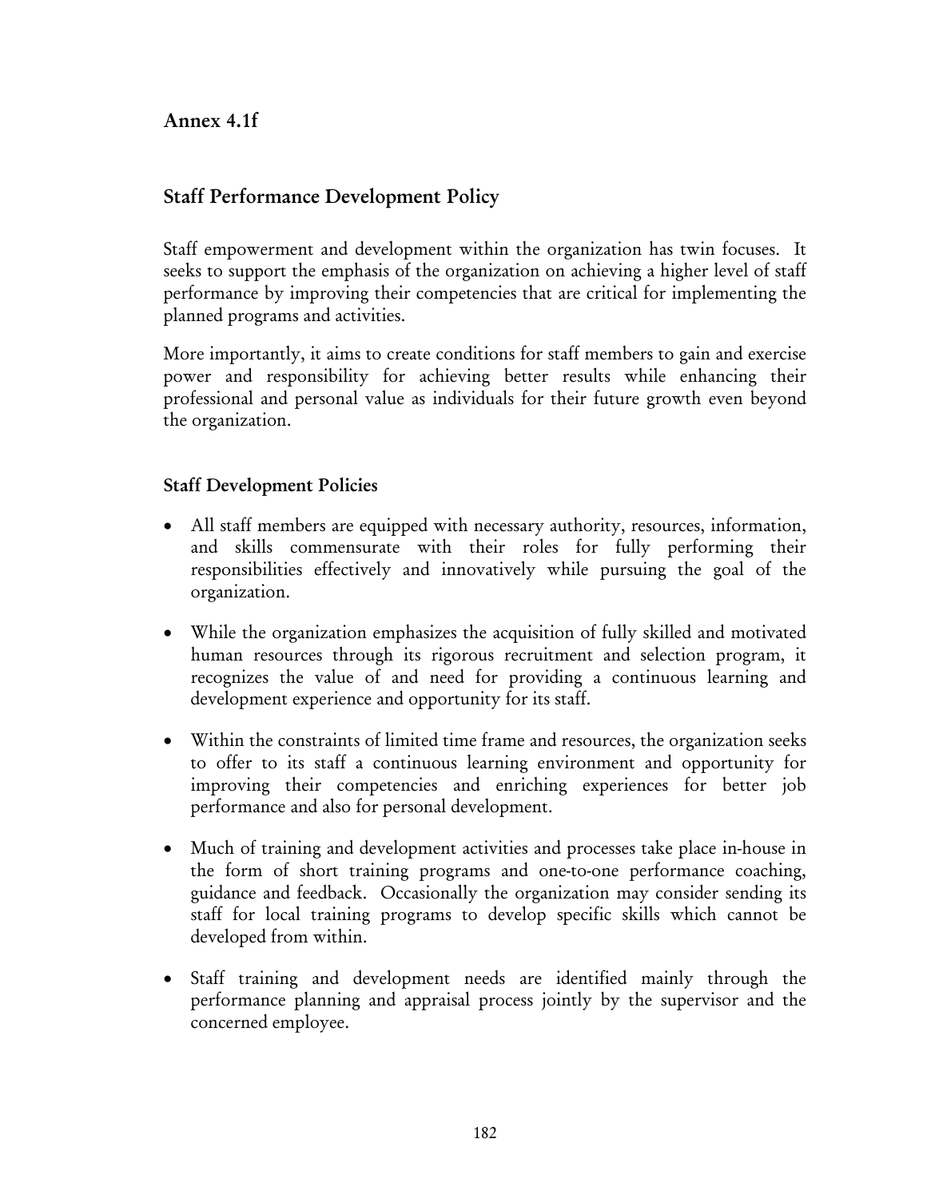## Annex 4.1f

### Staff Performance Development Policy

Staff empowerment and development within the organization has twin focuses. It seeks to support the emphasis of the organization on achieving a higher level of staff performance by improving their competencies that are critical for implementing the planned programs and activities.

More importantly, it aims to create conditions for staff members to gain and exercise power and responsibility for achieving better results while enhancing their professional and personal value as individuals for their future growth even beyond the organization.

### Staff Development Policies

- All staff members are equipped with necessary authority, resources, information, and skills commensurate with their roles for fully performing their responsibilities effectively and innovatively while pursuing the goal of the organization.
- While the organization emphasizes the acquisition of fully skilled and motivated human resources through its rigorous recruitment and selection program, it recognizes the value of and need for providing a continuous learning and development experience and opportunity for its staff.
- Within the constraints of limited time frame and resources, the organization seeks to offer to its staff a continuous learning environment and opportunity for improving their competencies and enriching experiences for better job performance and also for personal development.
- Much of training and development activities and processes take place in-house in the form of short training programs and one-to-one performance coaching, guidance and feedback. Occasionally the organization may consider sending its staff for local training programs to develop specific skills which cannot be developed from within.
- Staff training and development needs are identified mainly through the performance planning and appraisal process jointly by the supervisor and the concerned employee.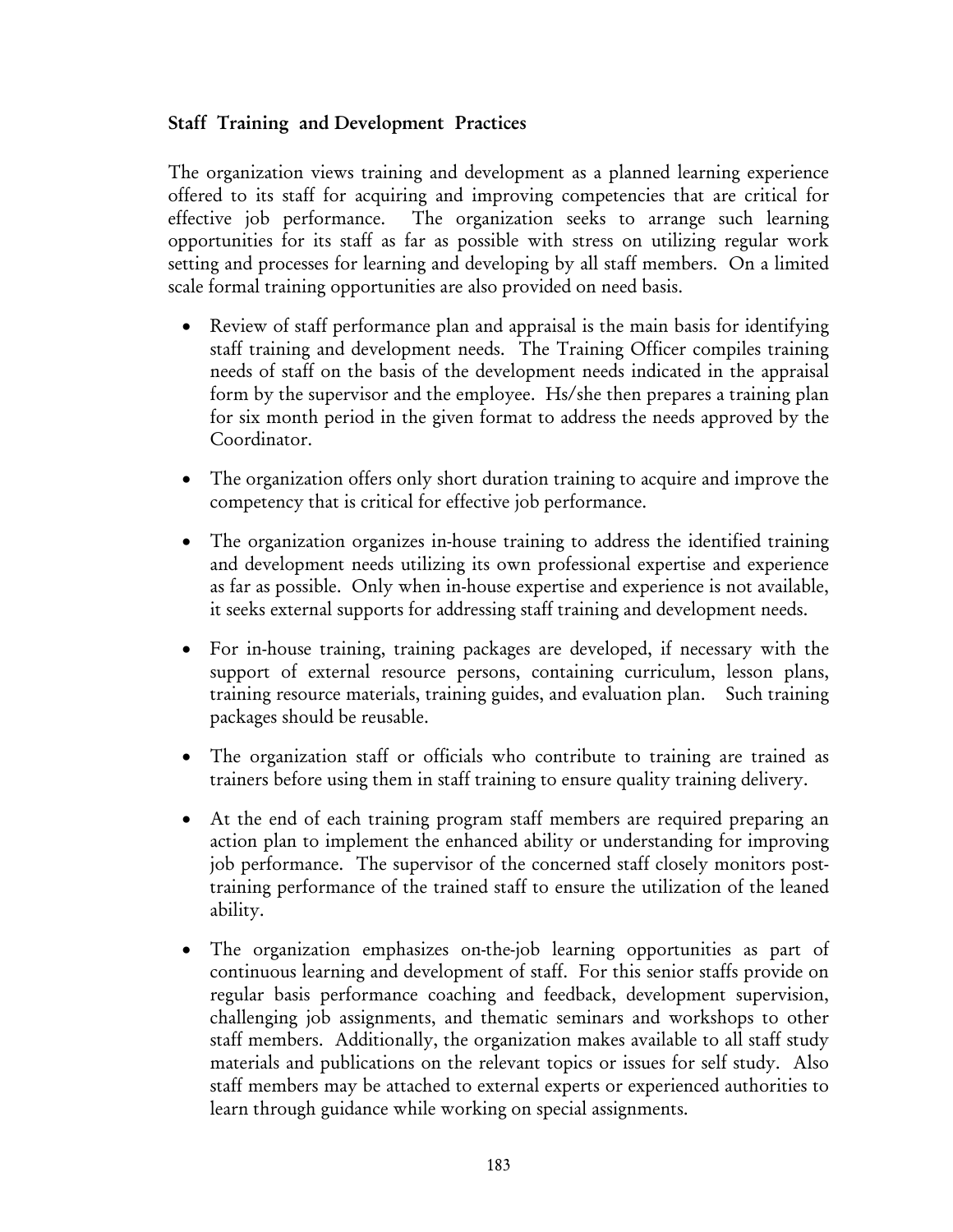### Staff Training and Development Practices

The organization views training and development as a planned learning experience offered to its staff for acquiring and improving competencies that are critical for effective job performance. The organization seeks to arrange such learning opportunities for its staff as far as possible with stress on utilizing regular work setting and processes for learning and developing by all staff members. On a limited scale formal training opportunities are also provided on need basis.

- Review of staff performance plan and appraisal is the main basis for identifying staff training and development needs. The Training Officer compiles training needs of staff on the basis of the development needs indicated in the appraisal form by the supervisor and the employee. Hs/she then prepares a training plan for six month period in the given format to address the needs approved by the Coordinator.

- The organization offers only short duration training to acquire and improve the competency that is critical for effective job performance.

- The organization organizes in-house training to address the identified training and development needs utilizing its own professional expertise and experience as far as possible. Only when in-house expertise and experience is not available, it seeks external supports for addressing staff training and development needs.

- For in-house training, training packages are developed, if necessary with the support of external resource persons, containing curriculum, lesson plans, training resource materials, training guides, and evaluation plan. Such training packages should be reusable.

- The organization staff or officials who contribute to training are trained as trainers before using them in staff training to ensure quality training delivery.

- At the end of each training program staff members are required preparing an action plan to implement the enhanced ability or understanding for improving job performance. The supervisor of the concerned staff closely monitors post-training performance of the trained staff to ensure the utilization of the leaned ability.

- The organization emphasizes on-the-job learning opportunities as part of continuous learning and development of staff. For this senior staffs provide on regular basis performance coaching and feedback, development supervision, challenging job assignments, and thematic seminars and workshops to other staff members. Additionally, the organization makes available to all staff study materials and publications on the relevant topics or issues for self study. Also staff members may be attached to external experts or experienced authorities to learn through guidance while working on special assignments.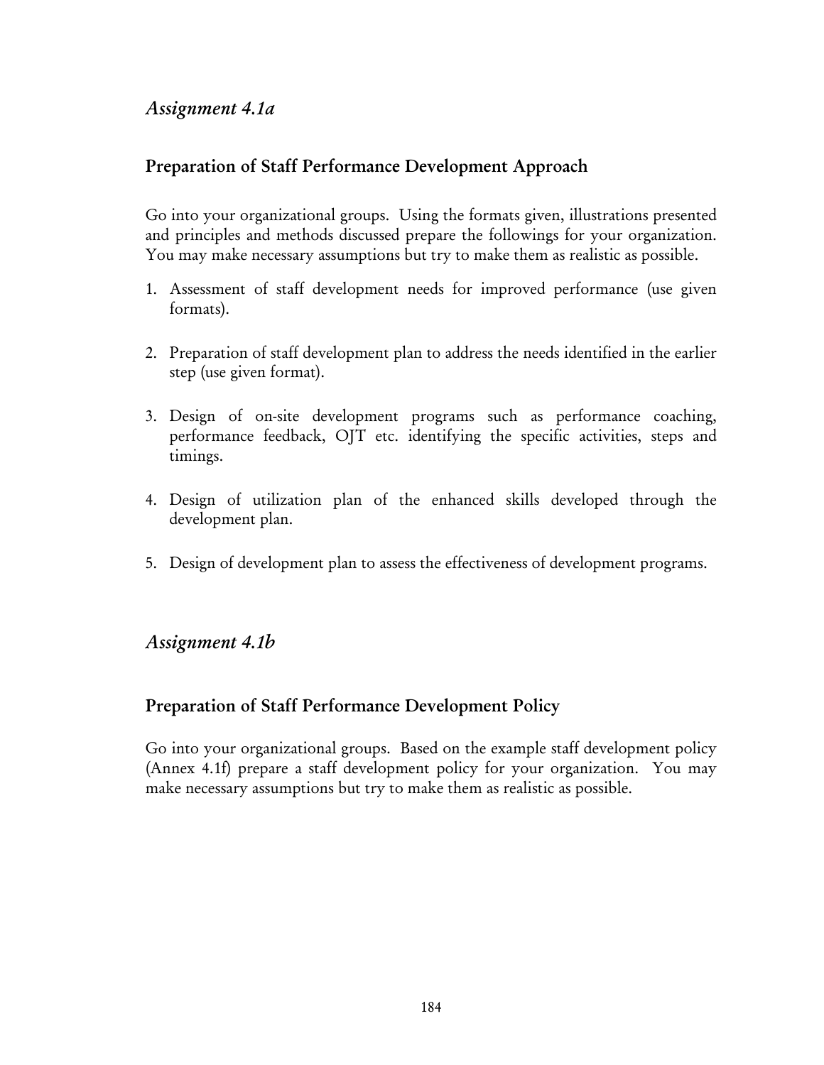## *Assignment 4.1a*

### Preparation of Staff Performance Development Approach

Go into your organizational groups. Using the formats given, illustrations presented and principles and methods discussed prepare the followings for your organization. You may make necessary assumptions but try to make them as realistic as possible.

1. Assessment of staff development needs for improved performance (use given formats).

2. Preparation of staff development plan to address the needs identified in the earlier step (use given format).

3. Design of on-site development programs such as performance coaching, performance feedback, OJT etc. identifying the specific activities, steps and timings.

4. Design of utilization plan of the enhanced skills developed through the development plan.

5. Design of development plan to assess the effectiveness of development programs.

## *Assignment 4.1b*

### Preparation of Staff Performance Development Policy

Go into your organizational groups. Based on the example staff development policy (Annex 4.1f) prepare a staff development policy for your organization. You may make necessary assumptions but try to make them as realistic as possible.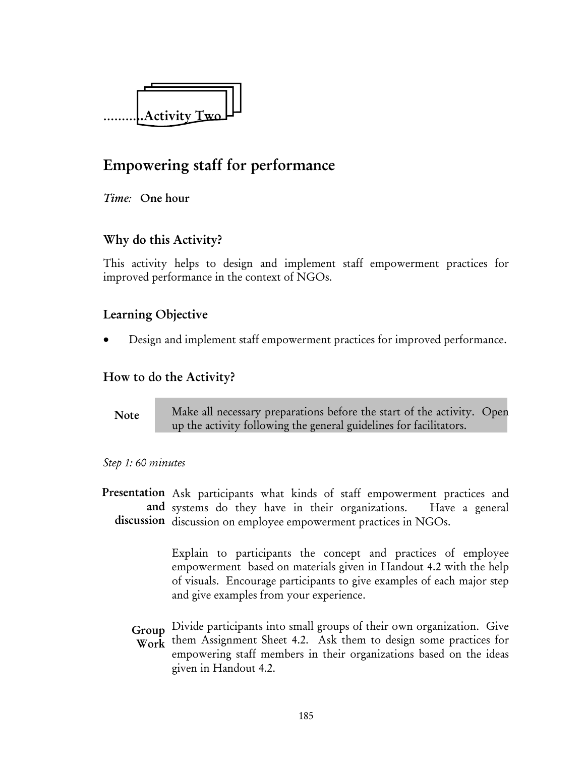..........Activity Two

# Empowering staff for performance

*Time:* **One hour**

## Why do this Activity?

This activity helps to design and implement staff empowerment practices for improved performance in the context of NGOs.

## Learning Objective

- Design and implement staff empowerment practices for improved performance.

## How to do the Activity?

| **Note** | Make all necessary preparations before the start of the activity. Open up the activity following the general guidelines for facilitators. |
|---|---|

*Step 1: 60 minutes*

**Presentation and discussion** Ask participants what kinds of staff empowerment practices and systems do they have in their organizations. Have a general discussion on employee empowerment practices in NGOs.

Explain to participants the concept and practices of employee empowerment based on materials given in Handout 4.2 with the help of visuals. Encourage participants to give examples of each major step and give examples from your experience.

**Group Work** Divide participants into small groups of their own organization. Give them Assignment Sheet 4.2. Ask them to design some practices for empowering staff members in their organizations based on the ideas given in Handout 4.2.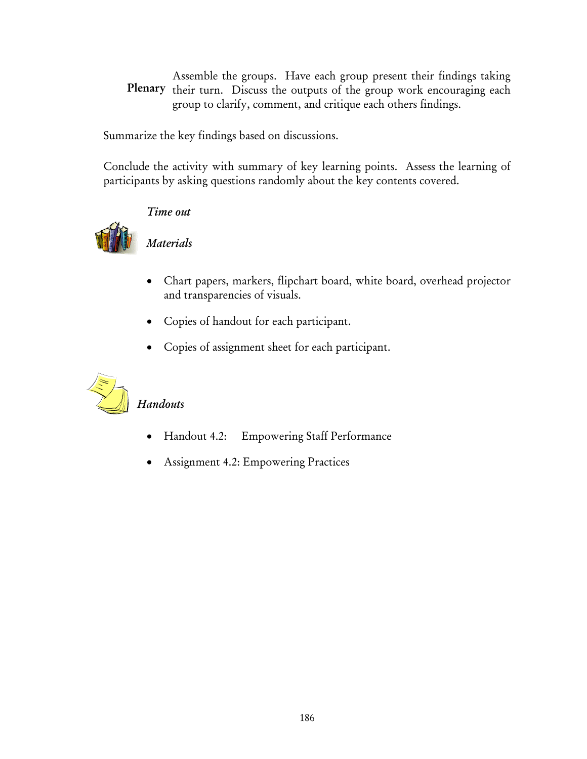**Plenary** Assemble the groups. Have each group present their findings taking their turn. Discuss the outputs of the group work encouraging each group to clarify, comment, and critique each others findings.

Summarize the key findings based on discussions.

Conclude the activity with summary of key learning points. Assess the learning of participants by asking questions randomly about the key contents covered.

*Time out*

*Materials*

- Chart papers, markers, flipchart board, white board, overhead projector and transparencies of visuals.
- Copies of handout for each participant.
- Copies of assignment sheet for each participant.

*Handouts*

- Handout 4.2: Empowering Staff Performance
- Assignment 4.2: Empowering Practices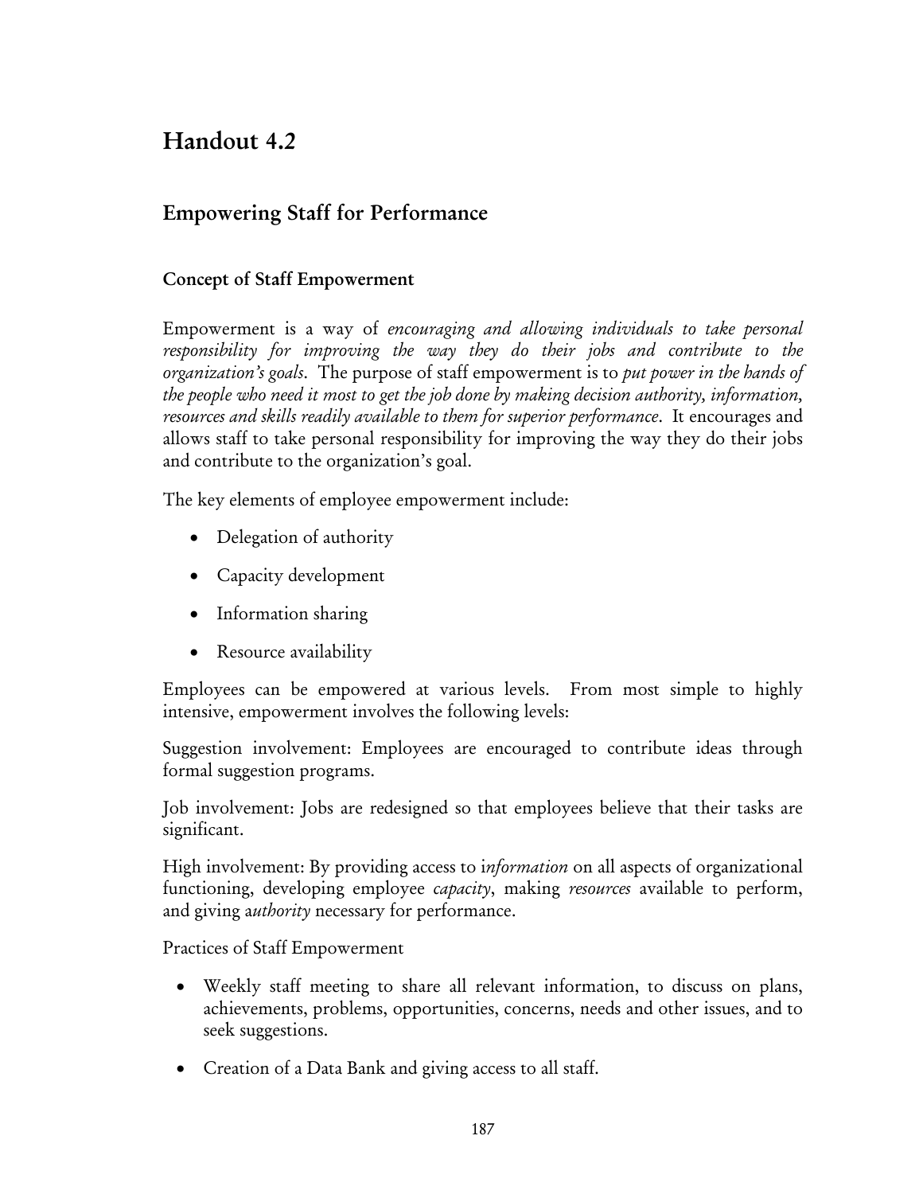# Handout 4.2

## Empowering Staff for Performance

### Concept of Staff Empowerment

Empowerment is a way of *encouraging and allowing individuals to take personal responsibility for improving the way they do their jobs and contribute to the organization's goals*. The purpose of staff empowerment is to *put power in the hands of the people who need it most to get the job done by making decision authority, information, resources and skills readily available to them for superior performance*. It encourages and allows staff to take personal responsibility for improving the way they do their jobs and contribute to the organization's goal.

The key elements of employee empowerment include:

- Delegation of authority
- Capacity development
- Information sharing
- Resource availability

Employees can be empowered at various levels. From most simple to highly intensive, empowerment involves the following levels:

Suggestion involvement: Employees are encouraged to contribute ideas through formal suggestion programs.

Job involvement: Jobs are redesigned so that employees believe that their tasks are significant.

High involvement: By providing access to i*nformation* on all aspects of organizational functioning, developing employee *capacity*, making *resources* available to perform, and giving a*uthority* necessary for performance.

Practices of Staff Empowerment

- Weekly staff meeting to share all relevant information, to discuss on plans, achievements, problems, opportunities, concerns, needs and other issues, and to seek suggestions.
- Creation of a Data Bank and giving access to all staff.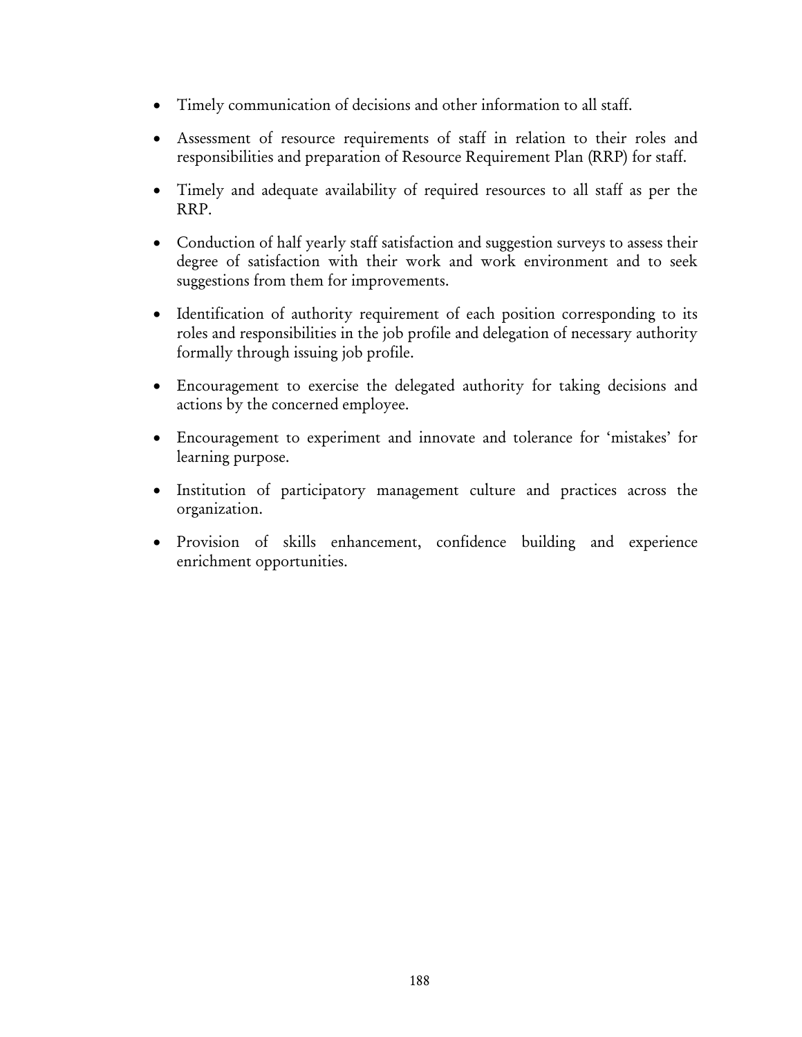- Timely communication of decisions and other information to all staff.
- Assessment of resource requirements of staff in relation to their roles and responsibilities and preparation of Resource Requirement Plan (RRP) for staff.
- Timely and adequate availability of required resources to all staff as per the RRP.
- Conduction of half yearly staff satisfaction and suggestion surveys to assess their degree of satisfaction with their work and work environment and to seek suggestions from them for improvements.
- Identification of authority requirement of each position corresponding to its roles and responsibilities in the job profile and delegation of necessary authority formally through issuing job profile.
- Encouragement to exercise the delegated authority for taking decisions and actions by the concerned employee.
- Encouragement to experiment and innovate and tolerance for 'mistakes' for learning purpose.
- Institution of participatory management culture and practices across the organization.
- Provision of skills enhancement, confidence building and experience enrichment opportunities.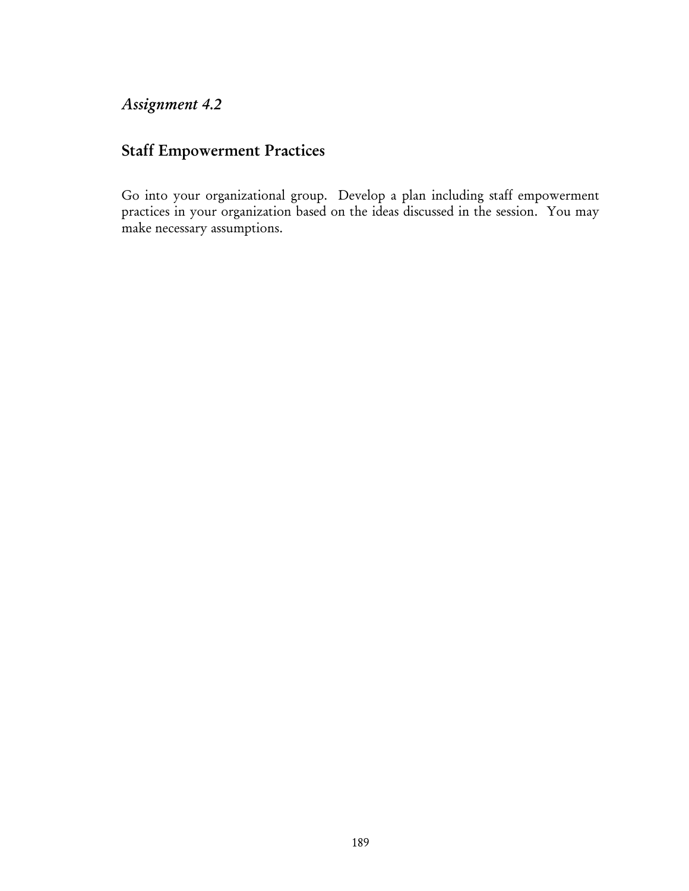*Assignment 4.2*

## Staff Empowerment Practices

Go into your organizational group. Develop a plan including staff empowerment practices in your organization based on the ideas discussed in the session. You may make necessary assumptions.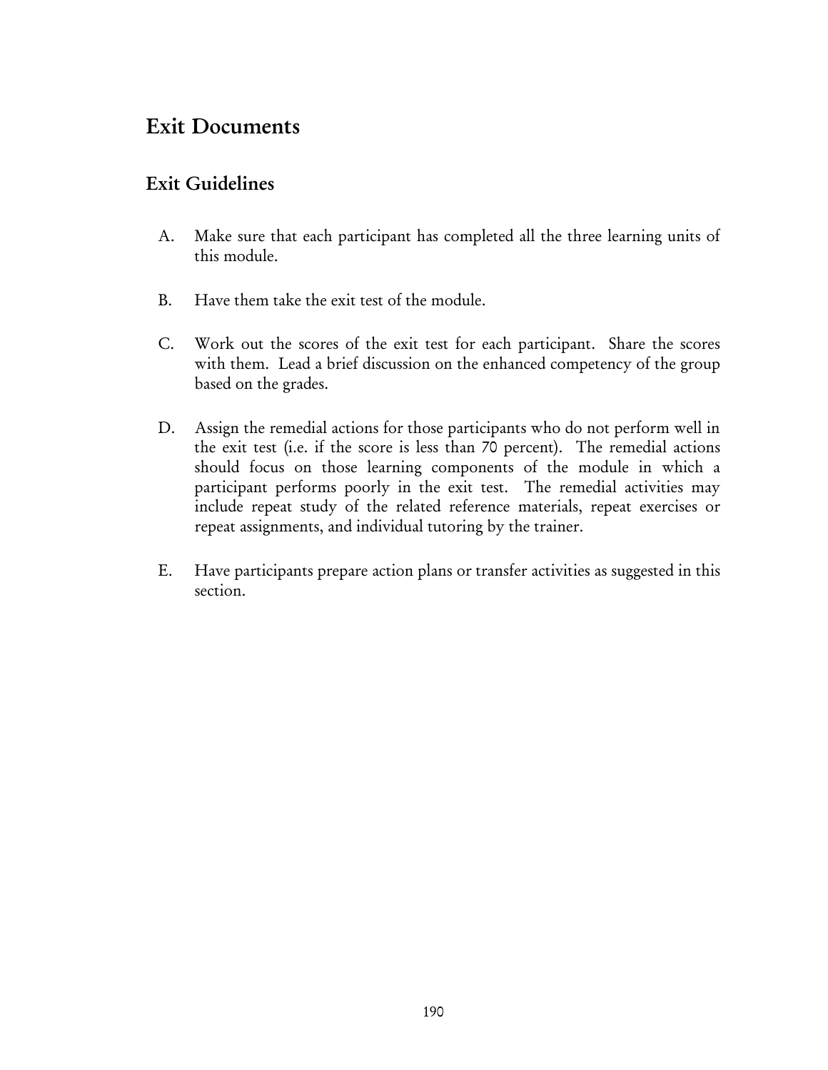# Exit Documents

## Exit Guidelines

A. Make sure that each participant has completed all the three learning units of this module.

B. Have them take the exit test of the module.

C. Work out the scores of the exit test for each participant. Share the scores with them. Lead a brief discussion on the enhanced competency of the group based on the grades.

D. Assign the remedial actions for those participants who do not perform well in the exit test (i.e. if the score is less than 70 percent). The remedial actions should focus on those learning components of the module in which a participant performs poorly in the exit test. The remedial activities may include repeat study of the related reference materials, repeat exercises or repeat assignments, and individual tutoring by the trainer.

E. Have participants prepare action plans or transfer activities as suggested in this section.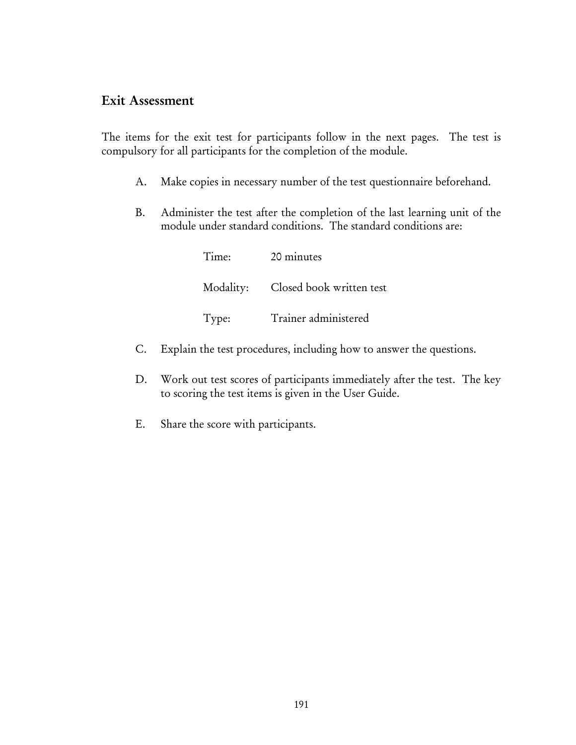## Exit Assessment

The items for the exit test for participants follow in the next pages. The test is compulsory for all participants for the completion of the module.

A. Make copies in necessary number of the test questionnaire beforehand.

B. Administer the test after the completion of the last learning unit of the module under standard conditions. The standard conditions are:

| | |
|---|---|
| Time: | 20 minutes |
| Modality: | Closed book written test |
| Type: | Trainer administered |

C. Explain the test procedures, including how to answer the questions.

D. Work out test scores of participants immediately after the test. The key to scoring the test items is given in the User Guide.

E. Share the score with participants.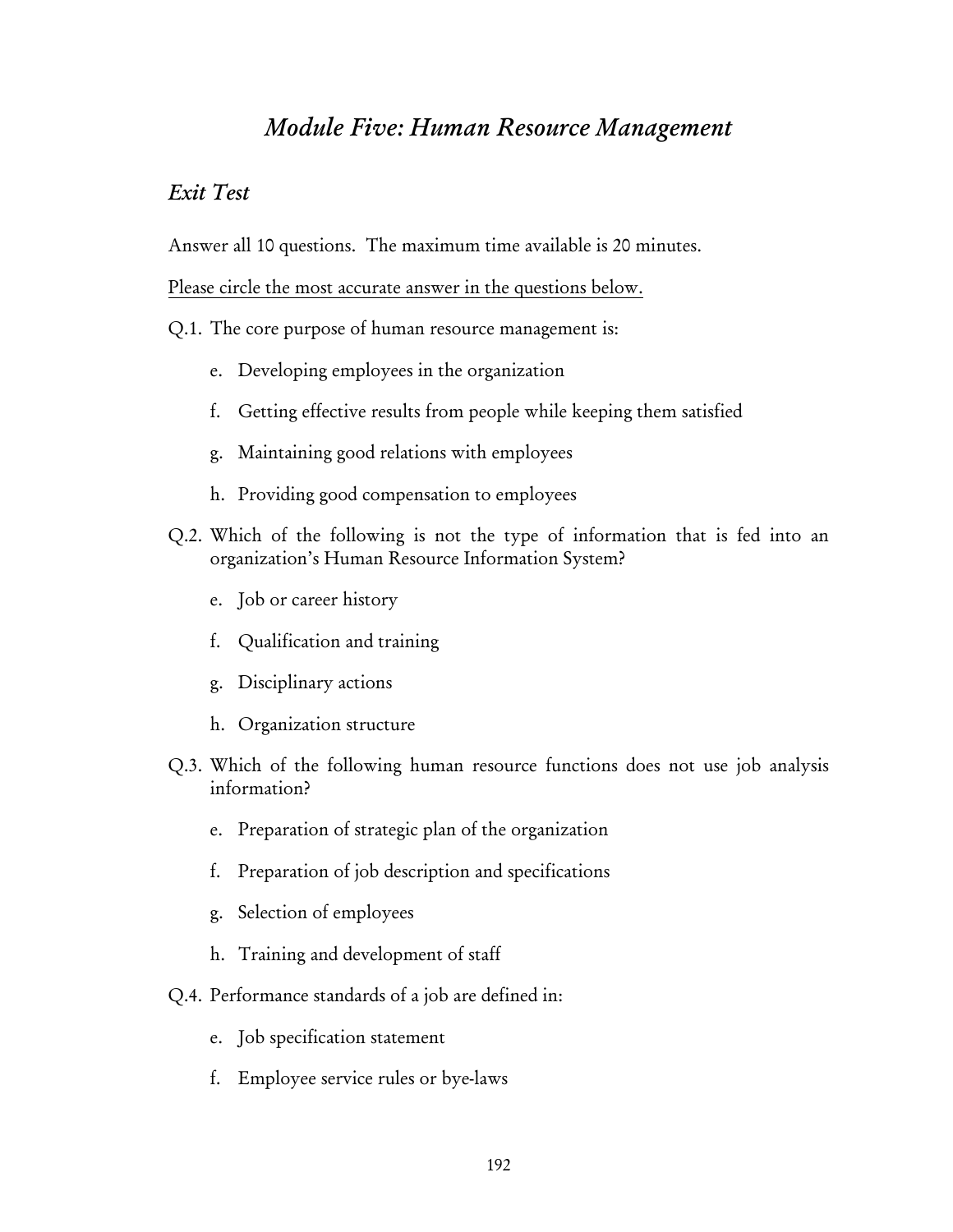# Module Five: Human Resource Management

## Exit Test

Answer all 10 questions. The maximum time available is 20 minutes.

Please circle the most accurate answer in the questions below.

Q.1. The core purpose of human resource management is:

e. Developing employees in the organization

f. Getting effective results from people while keeping them satisfied

g. Maintaining good relations with employees

h. Providing good compensation to employees

Q.2. Which of the following is not the type of information that is fed into an organization's Human Resource Information System?

e. Job or career history

f. Qualification and training

g. Disciplinary actions

h. Organization structure

Q.3. Which of the following human resource functions does not use job analysis information?

e. Preparation of strategic plan of the organization

f. Preparation of job description and specifications

g. Selection of employees

h. Training and development of staff

Q.4. Performance standards of a job are defined in:

e. Job specification statement

f. Employee service rules or bye-laws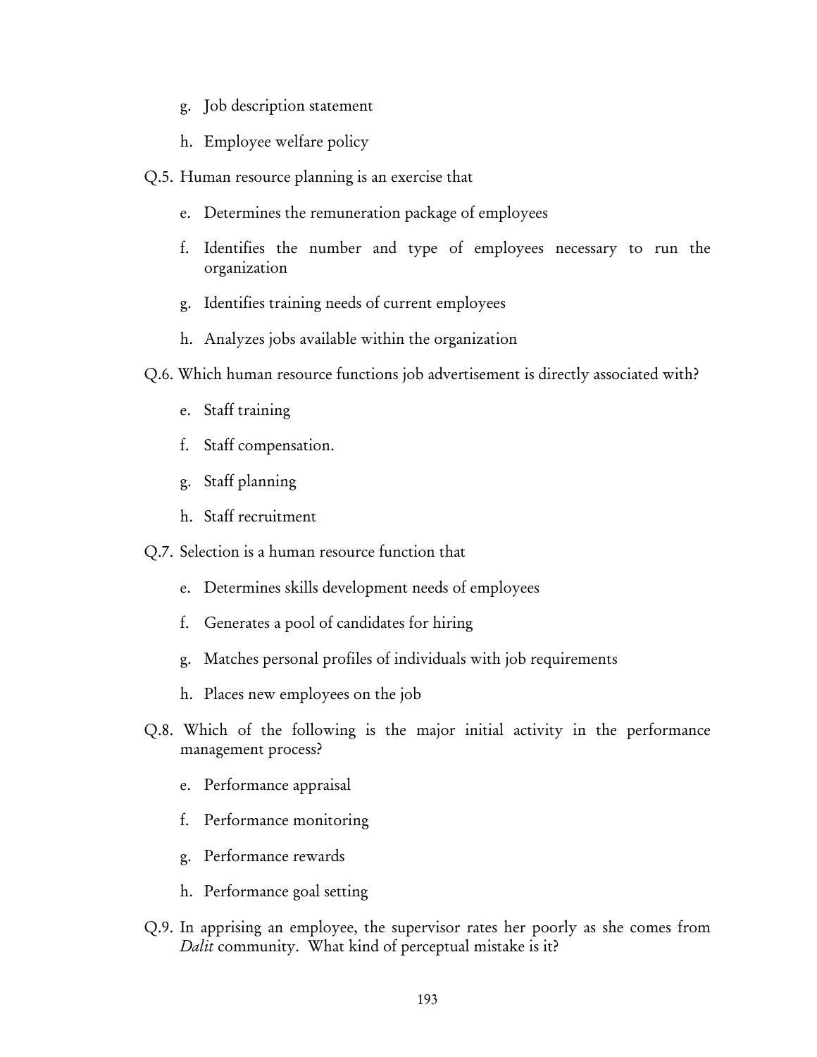g. Job description statement

h. Employee welfare policy

Q.5. Human resource planning is an exercise that

e. Determines the remuneration package of employees

f. Identifies the number and type of employees necessary to run the organization

g. Identifies training needs of current employees

h. Analyzes jobs available within the organization

Q.6. Which human resource functions job advertisement is directly associated with?

e. Staff training

f. Staff compensation.

g. Staff planning

h. Staff recruitment

Q.7. Selection is a human resource function that

e. Determines skills development needs of employees

f. Generates a pool of candidates for hiring

g. Matches personal profiles of individuals with job requirements

h. Places new employees on the job

Q.8. Which of the following is the major initial activity in the performance management process?

e. Performance appraisal

f. Performance monitoring

g. Performance rewards

h. Performance goal setting

Q.9. In apprising an employee, the supervisor rates her poorly as she comes from *Dalit* community. What kind of perceptual mistake is it?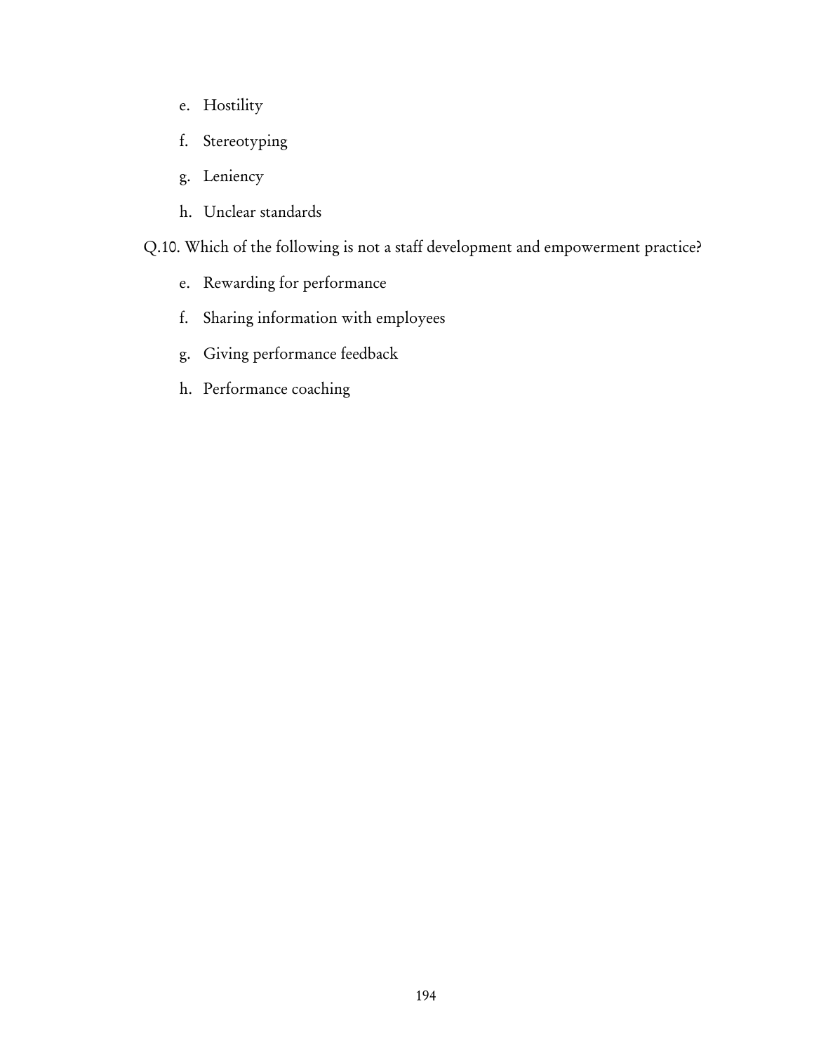e. Hostility

f. Stereotyping

g. Leniency

h. Unclear standards

Q.10. Which of the following is not a staff development and empowerment practice?

e. Rewarding for performance

f. Sharing information with employees

g. Giving performance feedback

h. Performance coaching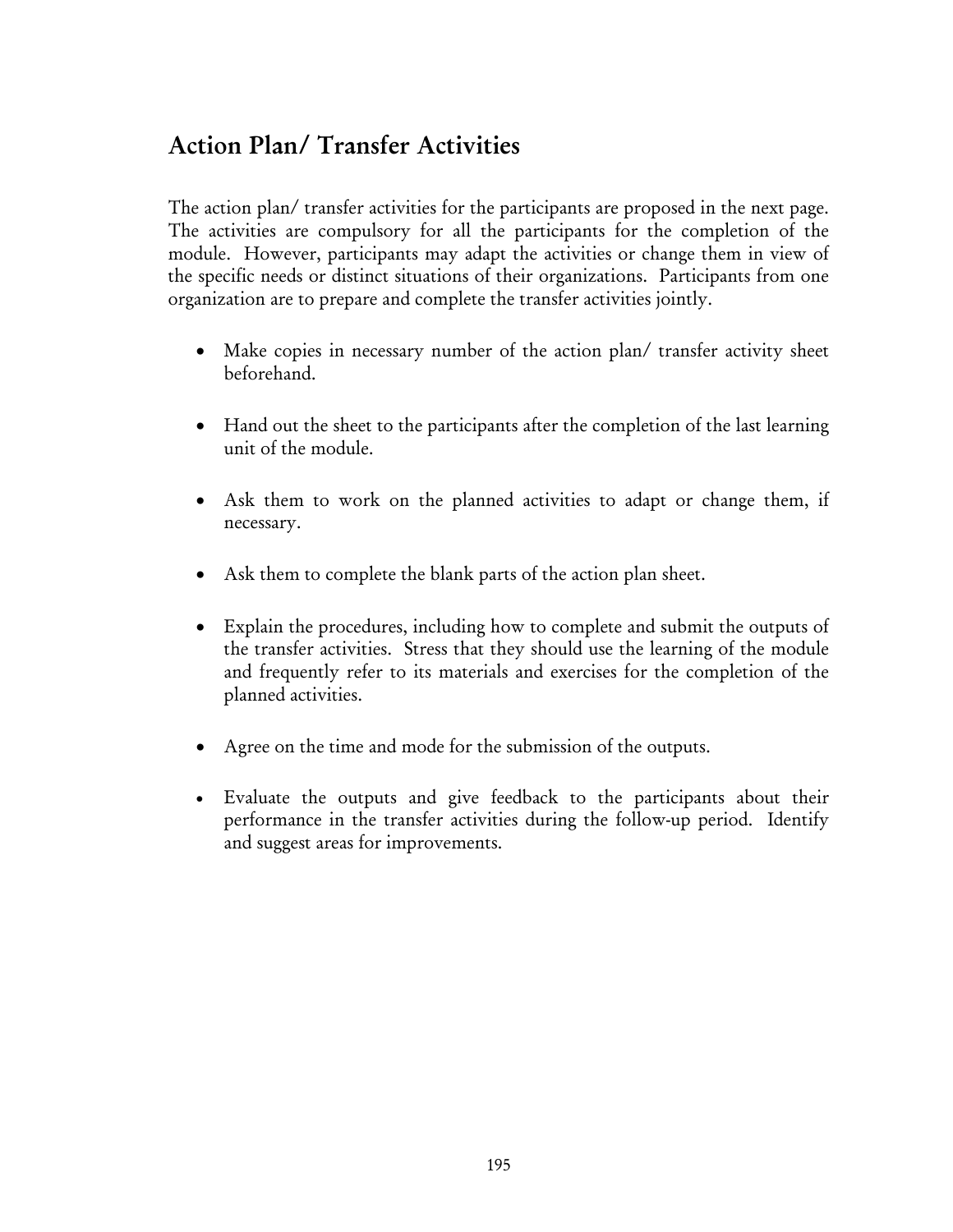## Action Plan/ Transfer Activities

The action plan/ transfer activities for the participants are proposed in the next page. The activities are compulsory for all the participants for the completion of the module. However, participants may adapt the activities or change them in view of the specific needs or distinct situations of their organizations. Participants from one organization are to prepare and complete the transfer activities jointly.

- Make copies in necessary number of the action plan/ transfer activity sheet beforehand.
- Hand out the sheet to the participants after the completion of the last learning unit of the module.
- Ask them to work on the planned activities to adapt or change them, if necessary.
- Ask them to complete the blank parts of the action plan sheet.
- Explain the procedures, including how to complete and submit the outputs of the transfer activities. Stress that they should use the learning of the module and frequently refer to its materials and exercises for the completion of the planned activities.
- Agree on the time and mode for the submission of the outputs.
- Evaluate the outputs and give feedback to the participants about their performance in the transfer activities during the follow-up period. Identify and suggest areas for improvements.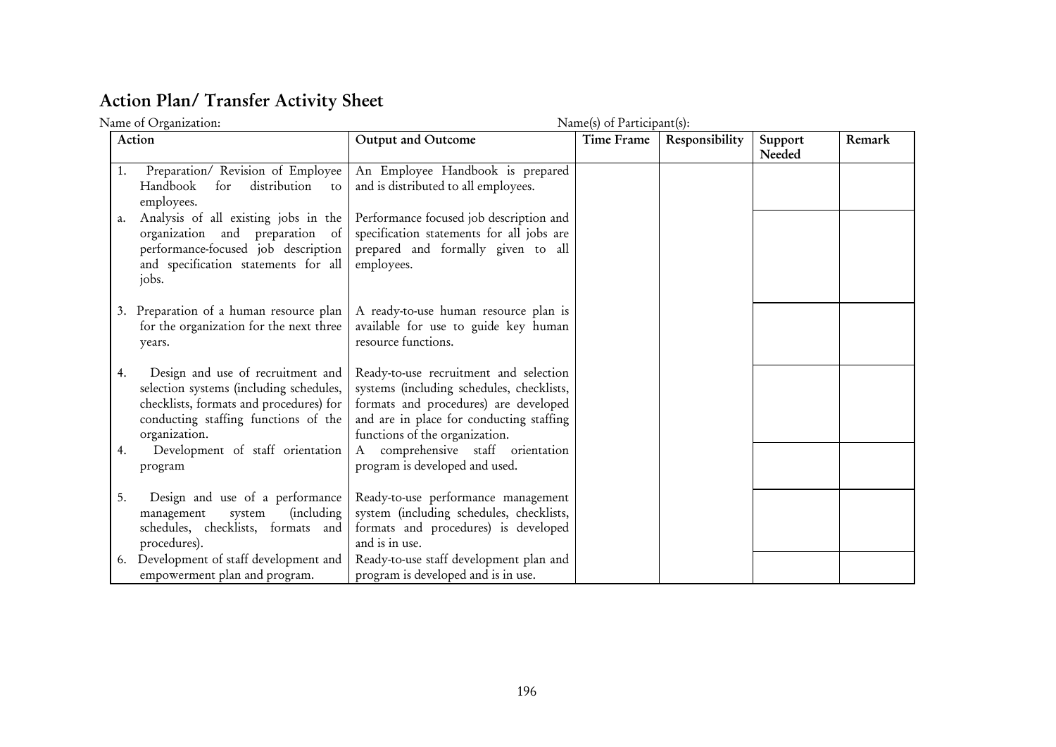# Action Plan/ Transfer Activity Sheet

Name of Organization: Name(s) of Participant(s):

| Action | Output and Outcome | Time Frame | Responsibility | Support Needed | Remark |
|---|---|---|---|---|---|
| 1. Preparation/ Revision of Employee Handbook for distribution to employees. | An Employee Handbook is prepared and is distributed to all employees. | | | | |
| a. Analysis of all existing jobs in the organization and preparation of performance-focused job description and specification statements for all jobs. | Performance focused job description and specification statements for all jobs are prepared and formally given to all employees. | | | | |
| 3. Preparation of a human resource plan for the organization for the next three years. | A ready-to-use human resource plan is available for use to guide key human resource functions. | | | | |
| 4. Design and use of recruitment and selection systems (including schedules, checklists, formats and procedures) for conducting staffing functions of the organization. | Ready-to-use recruitment and selection systems (including schedules, checklists, formats and procedures) are developed and are in place for conducting staffing functions of the organization. | | | | |
| 4. Development of staff orientation program | A comprehensive staff orientation program is developed and used. | | | | |
| 5. Design and use of a performance management system (including schedules, checklists, formats and procedures). | Ready-to-use performance management system (including schedules, checklists, formats and procedures) is developed and is in use. | | | | |
| 6. Development of staff development and empowerment plan and program. | Ready-to-use staff development plan and program is developed and is in use. | | | | |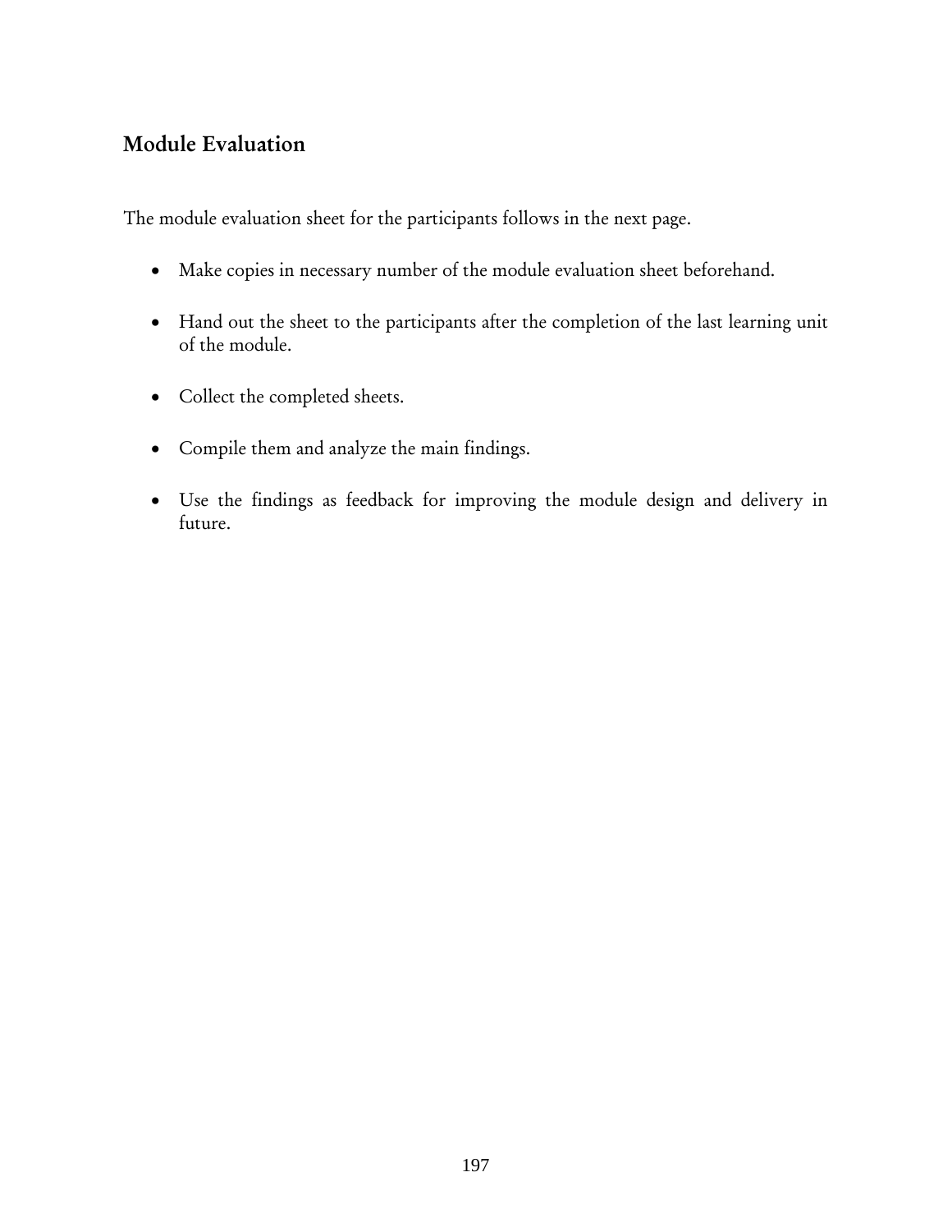## Module Evaluation

The module evaluation sheet for the participants follows in the next page.

- Make copies in necessary number of the module evaluation sheet beforehand.
- Hand out the sheet to the participants after the completion of the last learning unit of the module.
- Collect the completed sheets.
- Compile them and analyze the main findings.
- Use the findings as feedback for improving the module design and delivery in future.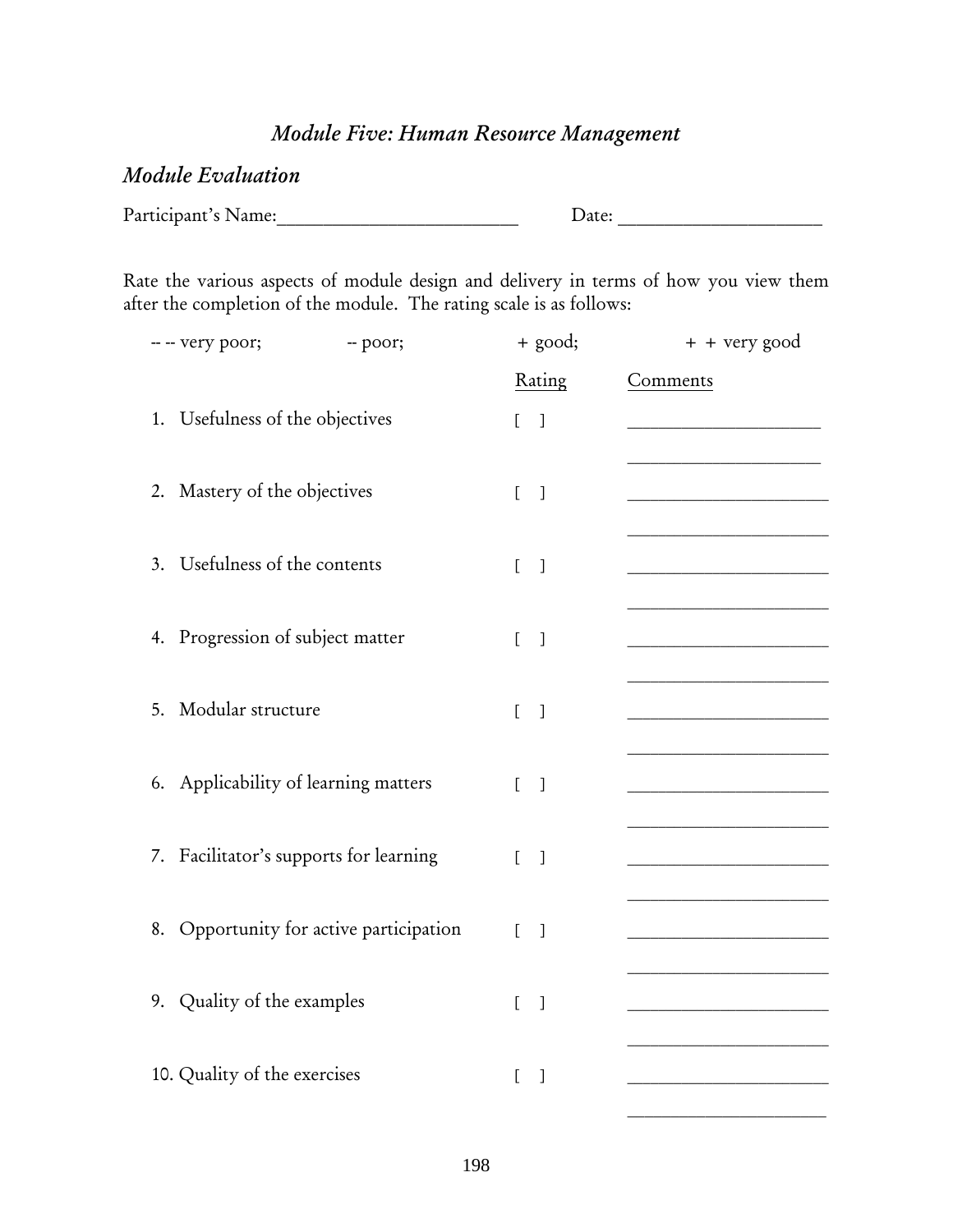# *Module Five: Human Resource Management*

## *Module Evaluation*

Participant's Name:_________________________ Date: _____________________

Rate the various aspects of module design and delivery in terms of how you view them after the completion of the module. The rating scale is as follows:

-- -- very poor; -- poor; + good; + + very good

| | Rating | Comments |
|---|---|---|
| 1. Usefulness of the objectives | [ ] | _____________________ |
| 2. Mastery of the objectives | [ ] | _____________________ |
| 3. Usefulness of the contents | [ ] | _____________________ |
| 4. Progression of subject matter | [ ] | _____________________ |
| 5. Modular structure | [ ] | _____________________ |
| 6. Applicability of learning matters | [ ] | _____________________ |
| 7. Facilitator's supports for learning | [ ] | _____________________ |
| 8. Opportunity for active participation | [ ] | _____________________ |
| 9. Quality of the examples | [ ] | _____________________ |
| 10. Quality of the exercises | [ ] | _____________________ |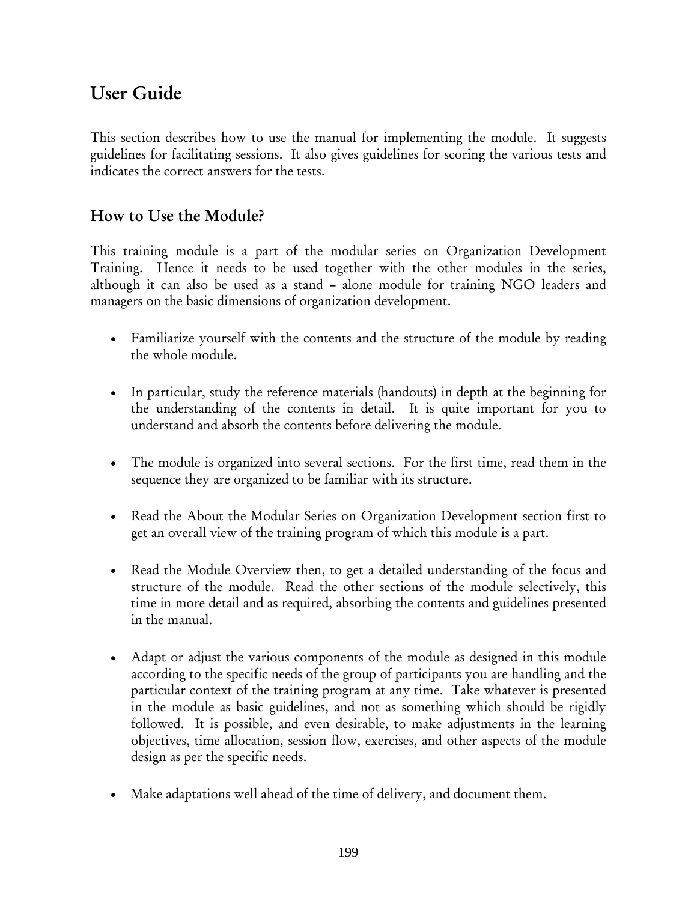# User Guide

This section describes how to use the manual for implementing the module. It suggests guidelines for facilitating sessions. It also gives guidelines for scoring the various tests and indicates the correct answers for the tests.

## How to Use the Module?

This training module is a part of the modular series on Organization Development Training. Hence it needs to be used together with the other modules in the series, although it can also be used as a stand – alone module for training NGO leaders and managers on the basic dimensions of organization development.

- Familiarize yourself with the contents and the structure of the module by reading the whole module.

- In particular, study the reference materials (handouts) in depth at the beginning for the understanding of the contents in detail. It is quite important for you to understand and absorb the contents before delivering the module.

- The module is organized into several sections. For the first time, read them in the sequence they are organized to be familiar with its structure.

- Read the About the Modular Series on Organization Development section first to get an overall view of the training program of which this module is a part.

- Read the Module Overview then, to get a detailed understanding of the focus and structure of the module. Read the other sections of the module selectively, this time in more detail and as required, absorbing the contents and guidelines presented in the manual.

- Adapt or adjust the various components of the module as designed in this module according to the specific needs of the group of participants you are handling and the particular context of the training program at any time. Take whatever is presented in the module as basic guidelines, and not as something which should be rigidly followed. It is possible, and even desirable, to make adjustments in the learning objectives, time allocation, session flow, exercises, and other aspects of the module design as per the specific needs.

- Make adaptations well ahead of the time of delivery, and document them.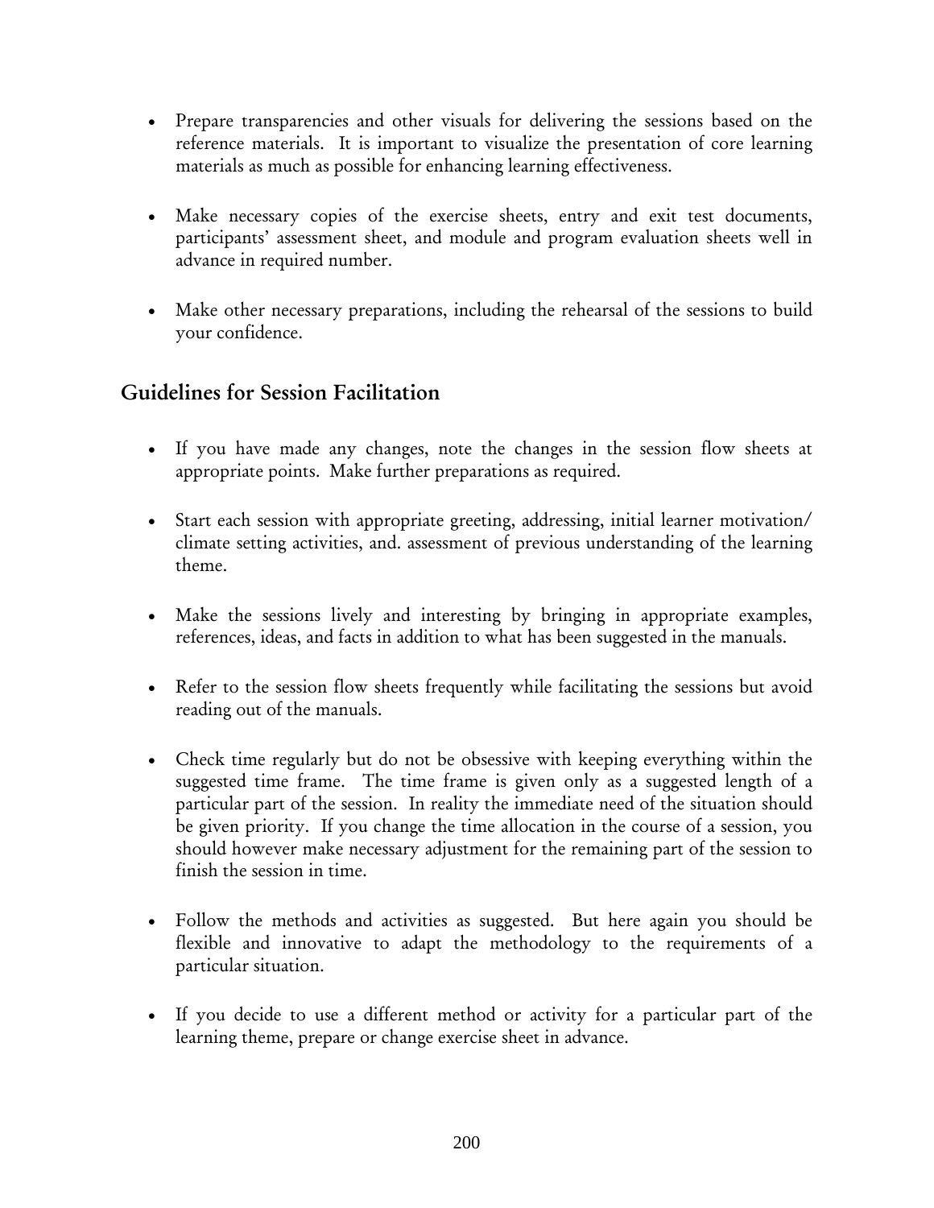- Prepare transparencies and other visuals for delivering the sessions based on the reference materials. It is important to visualize the presentation of core learning materials as much as possible for enhancing learning effectiveness.

- Make necessary copies of the exercise sheets, entry and exit test documents, participants' assessment sheet, and module and program evaluation sheets well in advance in required number.

- Make other necessary preparations, including the rehearsal of the sessions to build your confidence.

## Guidelines for Session Facilitation

- If you have made any changes, note the changes in the session flow sheets at appropriate points. Make further preparations as required.

- Start each session with appropriate greeting, addressing, initial learner motivation/ climate setting activities, and. assessment of previous understanding of the learning theme.

- Make the sessions lively and interesting by bringing in appropriate examples, references, ideas, and facts in addition to what has been suggested in the manuals.

- Refer to the session flow sheets frequently while facilitating the sessions but avoid reading out of the manuals.

- Check time regularly but do not be obsessive with keeping everything within the suggested time frame. The time frame is given only as a suggested length of a particular part of the session. In reality the immediate need of the situation should be given priority. If you change the time allocation in the course of a session, you should however make necessary adjustment for the remaining part of the session to finish the session in time.

- Follow the methods and activities as suggested. But here again you should be flexible and innovative to adapt the methodology to the requirements of a particular situation.

- If you decide to use a different method or activity for a particular part of the learning theme, prepare or change exercise sheet in advance.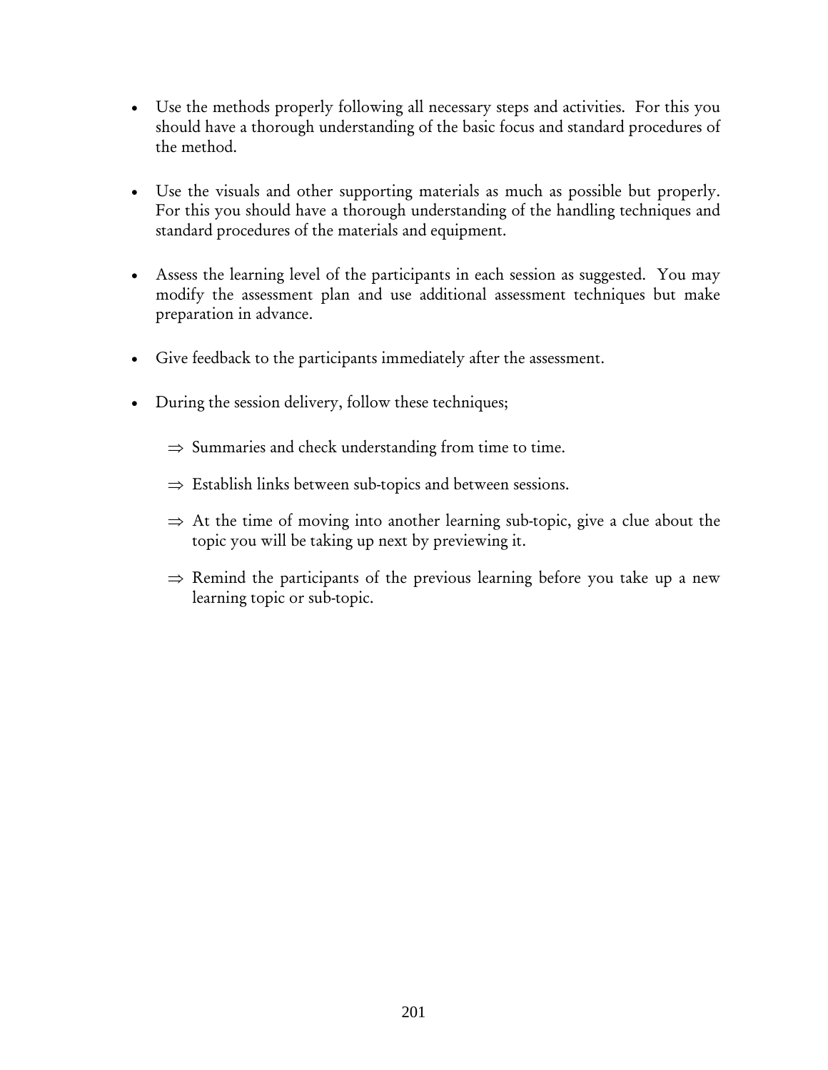- Use the methods properly following all necessary steps and activities. For this you should have a thorough understanding of the basic focus and standard procedures of the method.

- Use the visuals and other supporting materials as much as possible but properly. For this you should have a thorough understanding of the handling techniques and standard procedures of the materials and equipment.

- Assess the learning level of the participants in each session as suggested. You may modify the assessment plan and use additional assessment techniques but make preparation in advance.

- Give feedback to the participants immediately after the assessment.

- During the session delivery, follow these techniques;

  ⇒ Summaries and check understanding from time to time.

  ⇒ Establish links between sub-topics and between sessions.

  ⇒ At the time of moving into another learning sub-topic, give a clue about the topic you will be taking up next by previewing it.

  ⇒ Remind the participants of the previous learning before you take up a new learning topic or sub-topic.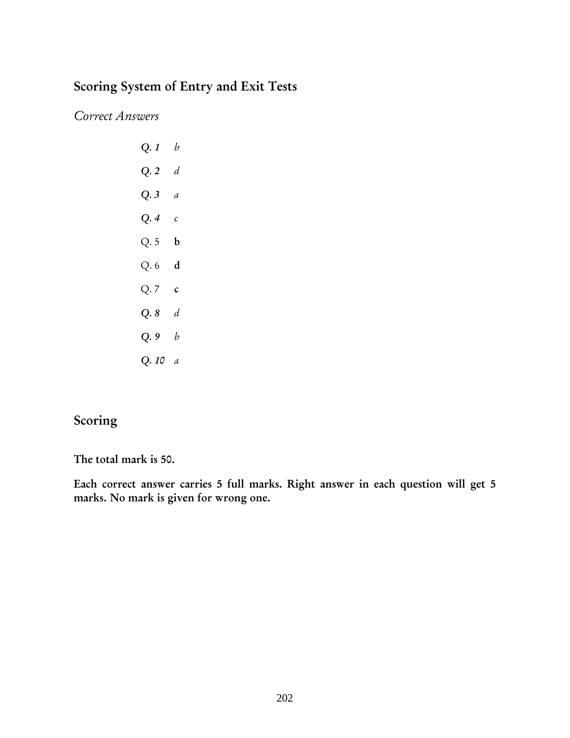## Scoring System of Entry and Exit Tests

*Correct Answers*

***Q. 1*** *b*

***Q. 2*** *d*

***Q. 3*** *a*

***Q. 4*** *c*

Q. 5 **b**

Q. 6 **d**

Q. 7 **c**

***Q. 8*** *d*

***Q. 9*** *b*

***Q. 10*** *a*

## Scoring

**The total mark is 50.**

**Each correct answer carries 5 full marks. Right answer in each question will get 5 marks. No mark is given for wrong one.**